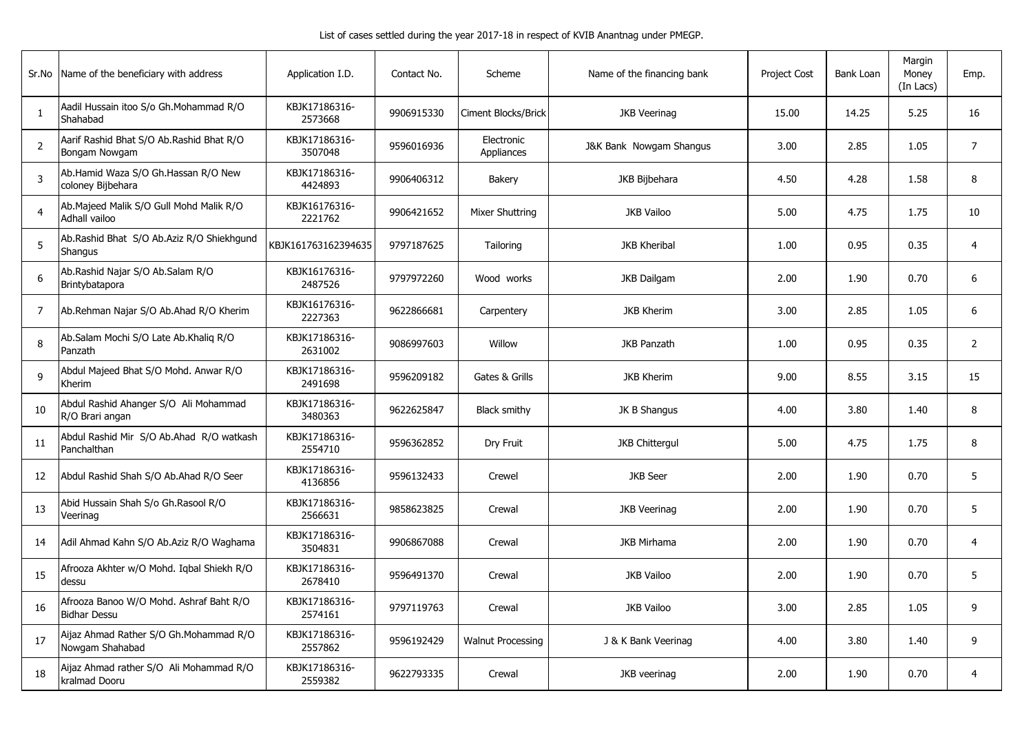List of cases settled during the year 2017-18 in respect of KVIB Anantnag under PMEGP.

| Sr.No | Name of the beneficiary with address | Application I.D. | Contact No. | Scheme | Name of the financing bank | Project Cost | Bank Loan | Margin Money (In Lacs) | Emp. |
|---|---|---|---|---|---|---|---|---|---|
| 1 | Aadil Hussain itoo S/o Gh.Mohammad R/O Shahabad | KBJK17186316-2573668 | 9906915330 | Ciment Blocks/Brick | JKB Veerinag | 15.00 | 14.25 | 5.25 | 16 |
| 2 | Aarif Rashid Bhat S/O Ab.Rashid Bhat R/O Bongam Nowgam | KBJK17186316-3507048 | 9596016936 | Electronic Appliances | J&K Bank Nowgam Shangus | 3.00 | 2.85 | 1.05 | 7 |
| 3 | Ab.Hamid Waza S/O Gh.Hassan R/O New coloney Bijbehara | KBJK17186316-4424893 | 9906406312 | Bakery | JKB Bijbehara | 4.50 | 4.28 | 1.58 | 8 |
| 4 | Ab.Majeed Malik S/O Gull Mohd Malik R/O Adhall vailoo | KBJK16176316-2221762 | 9906421652 | Mixer Shuttring | JKB Vailoo | 5.00 | 4.75 | 1.75 | 10 |
| 5 | Ab.Rashid Bhat S/O Ab.Aziz R/O Shiekhgund Shangus | KBJK161763162394635 | 9797187625 | Tailoring | JKB Kheribal | 1.00 | 0.95 | 0.35 | 4 |
| 6 | Ab.Rashid Najar S/O Ab.Salam R/O Brintybatapora | KBJK16176316-2487526 | 9797972260 | Wood works | JKB Dailgam | 2.00 | 1.90 | 0.70 | 6 |
| 7 | Ab.Rehman Najar S/O Ab.Ahad R/O Kherim | KBJK16176316-2227363 | 9622866681 | Carpentery | JKB Kherim | 3.00 | 2.85 | 1.05 | 6 |
| 8 | Ab.Salam Mochi S/O Late Ab.Khaliq R/O Panzath | KBJK17186316-2631002 | 9086997603 | Willow | JKB Panzath | 1.00 | 0.95 | 0.35 | 2 |
| 9 | Abdul Majeed Bhat S/O Mohd. Anwar R/O Kherim | KBJK17186316-2491698 | 9596209182 | Gates & Grills | JKB Kherim | 9.00 | 8.55 | 3.15 | 15 |
| 10 | Abdul Rashid Ahanger S/O Ali Mohammad R/O Brari angan | KBJK17186316-3480363 | 9622625847 | Black smithy | JK B Shangus | 4.00 | 3.80 | 1.40 | 8 |
| 11 | Abdul Rashid Mir S/O Ab.Ahad R/O watkash Panchalthan | KBJK17186316-2554710 | 9596362852 | Dry Fruit | JKB Chittergul | 5.00 | 4.75 | 1.75 | 8 |
| 12 | Abdul Rashid Shah S/O Ab.Ahad R/O Seer | KBJK17186316-4136856 | 9596132433 | Crewel | JKB Seer | 2.00 | 1.90 | 0.70 | 5 |
| 13 | Abid Hussain Shah S/o Gh.Rasool R/O Veerinag | KBJK17186316-2566631 | 9858623825 | Crewal | JKB Veerinag | 2.00 | 1.90 | 0.70 | 5 |
| 14 | Adil Ahmad Kahn S/O Ab.Aziz R/O Waghama | KBJK17186316-3504831 | 9906867088 | Crewal | JKB Mirhama | 2.00 | 1.90 | 0.70 | 4 |
| 15 | Afrooza Akhter w/O Mohd. Iqbal Shiekh R/O dessu | KBJK17186316-2678410 | 9596491370 | Crewal | JKB Vailoo | 2.00 | 1.90 | 0.70 | 5 |
| 16 | Afrooza Banoo W/O Mohd. Ashraf Baht R/O Bidhar Dessu | KBJK17186316-2574161 | 9797119763 | Crewal | JKB Vailoo | 3.00 | 2.85 | 1.05 | 9 |
| 17 | Aijaz Ahmad Rather S/O Gh.Mohammad R/O Nowgam Shahabad | KBJK17186316-2557862 | 9596192429 | Walnut Processing | J & K Bank Veerinag | 4.00 | 3.80 | 1.40 | 9 |
| 18 | Aijaz Ahmad rather S/O Ali Mohammad R/O kralmad Dooru | KBJK17186316-2559382 | 9622793335 | Crewal | JKB veerinag | 2.00 | 1.90 | 0.70 | 4 |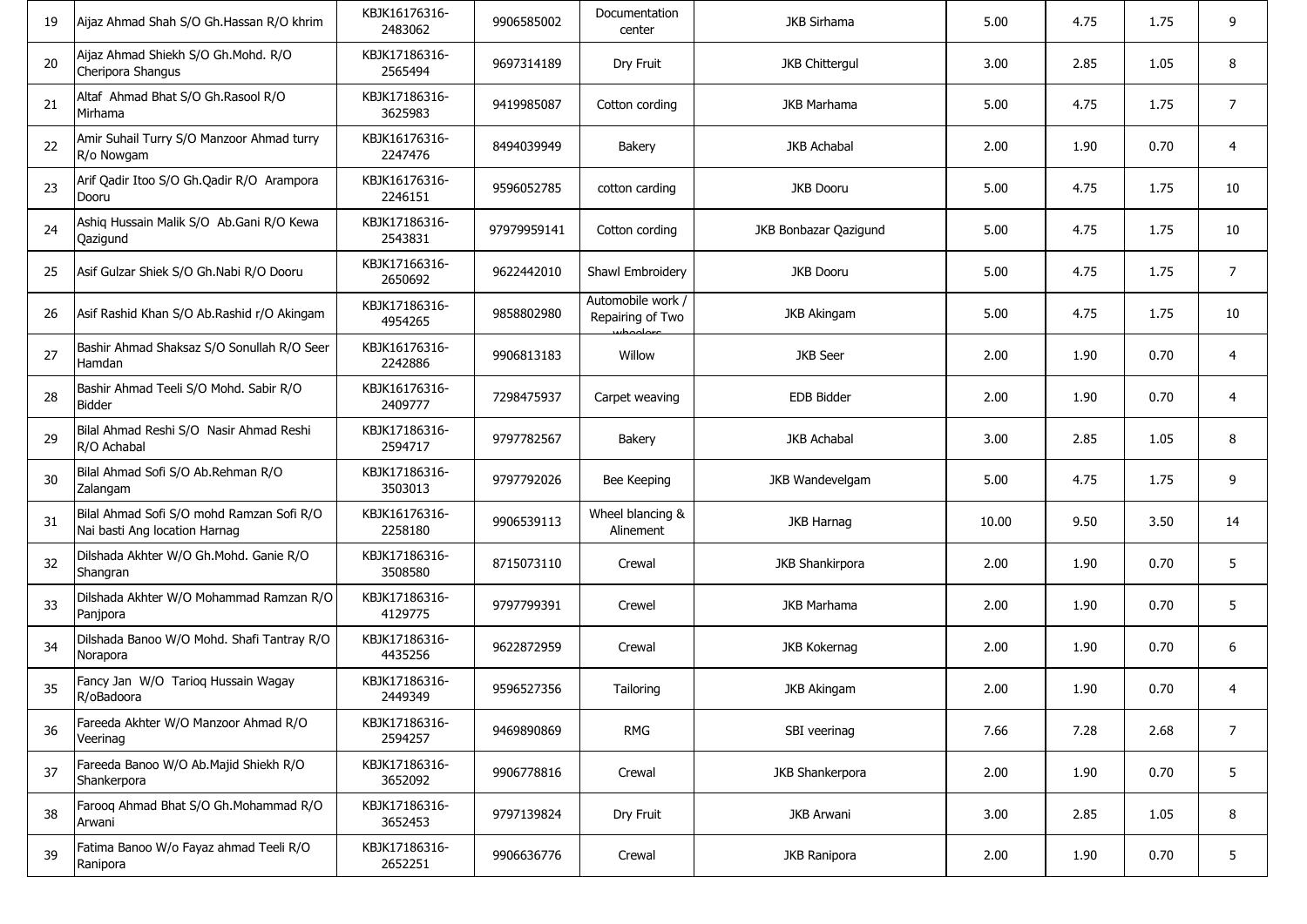| | | | | | | | | | |
|---|---|---|---|---|---|---|---|---|---|
| 19 | Aijaz Ahmad Shah S/O Gh.Hassan R/O khrim | KBJK16176316-2483062 | 9906585002 | Documentation center | JKB Sirhama | 5.00 | 4.75 | 1.75 | 9 |
| 20 | Aijaz Ahmad Shiekh S/O Gh.Mohd. R/O Cheripora Shangus | KBJK17186316-2565494 | 9697314189 | Dry Fruit | JKB Chittergul | 3.00 | 2.85 | 1.05 | 8 |
| 21 | Altaf Ahmad Bhat S/O Gh.Rasool R/O Mirhama | KBJK17186316-3625983 | 9419985087 | Cotton cording | JKB Marhama | 5.00 | 4.75 | 1.75 | 7 |
| 22 | Amir Suhail Turry S/O Manzoor Ahmad turry R/o Nowgam | KBJK16176316-2247476 | 8494039949 | Bakery | JKB Achabal | 2.00 | 1.90 | 0.70 | 4 |
| 23 | Arif Qadir Itoo S/O Gh.Qadir R/O Arampora Dooru | KBJK16176316-2246151 | 9596052785 | cotton carding | JKB Dooru | 5.00 | 4.75 | 1.75 | 10 |
| 24 | Ashiq Hussain Malik S/O Ab.Gani R/O Kewa Qazigund | KBJK17186316-2543831 | 97979959141 | Cotton cording | JKB Bonbazar Qazigund | 5.00 | 4.75 | 1.75 | 10 |
| 25 | Asif Gulzar Shiek S/O Gh.Nabi R/O Dooru | KBJK17166316-2650692 | 9622442010 | Shawl Embroidery | JKB Dooru | 5.00 | 4.75 | 1.75 | 7 |
| 26 | Asif Rashid Khan S/O Ab.Rashid r/O Akingam | KBJK17186316-4954265 | 9858802980 | Automobile work / Repairing of Two wheelers | JKB Akingam | 5.00 | 4.75 | 1.75 | 10 |
| 27 | Bashir Ahmad Shaksaz S/O Sonullah R/O Seer Hamdan | KBJK16176316-2242886 | 9906813183 | Willow | JKB Seer | 2.00 | 1.90 | 0.70 | 4 |
| 28 | Bashir Ahmad Teeli S/O Mohd. Sabir R/O Bidder | KBJK16176316-2409777 | 7298475937 | Carpet weaving | EDB Bidder | 2.00 | 1.90 | 0.70 | 4 |
| 29 | Bilal Ahmad Reshi S/O Nasir Ahmad Reshi R/O Achabal | KBJK17186316-2594717 | 9797782567 | Bakery | JKB Achabal | 3.00 | 2.85 | 1.05 | 8 |
| 30 | Bilal Ahmad Sofi S/O Ab.Rehman R/O Zalangam | KBJK17186316-3503013 | 9797792026 | Bee Keeping | JKB Wandevelgam | 5.00 | 4.75 | 1.75 | 9 |
| 31 | Bilal Ahmad Sofi S/O mohd Ramzan Sofi R/O Nai basti Ang location Harnag | KBJK16176316-2258180 | 9906539113 | Wheel blancing & Alinement | JKB Harnag | 10.00 | 9.50 | 3.50 | 14 |
| 32 | Dilshada Akhter W/O Gh.Mohd. Ganie R/O Shangran | KBJK17186316-3508580 | 8715073110 | Crewal | JKB Shankirpora | 2.00 | 1.90 | 0.70 | 5 |
| 33 | Dilshada Akhter W/O Mohammad Ramzan R/O Panjpora | KBJK17186316-4129775 | 9797799391 | Crewel | JKB Marhama | 2.00 | 1.90 | 0.70 | 5 |
| 34 | Dilshada Banoo W/O Mohd. Shafi Tantray R/O Norapora | KBJK17186316-4435256 | 9622872959 | Crewal | JKB Kokernag | 2.00 | 1.90 | 0.70 | 6 |
| 35 | Fancy Jan W/O Tarioq Hussain Wagay R/oBadoora | KBJK17186316-2449349 | 9596527356 | Tailoring | JKB Akingam | 2.00 | 1.90 | 0.70 | 4 |
| 36 | Fareeda Akhter W/O Manzoor Ahmad R/O Veerinag | KBJK17186316-2594257 | 9469890869 | RMG | SBI veerinag | 7.66 | 7.28 | 2.68 | 7 |
| 37 | Fareeda Banoo W/O Ab.Majid Shiekh R/O Shankerpora | KBJK17186316-3652092 | 9906778816 | Crewal | JKB Shankerpora | 2.00 | 1.90 | 0.70 | 5 |
| 38 | Farooq Ahmad Bhat S/O Gh.Mohammad R/O Arwani | KBJK17186316-3652453 | 9797139824 | Dry Fruit | JKB Arwani | 3.00 | 2.85 | 1.05 | 8 |
| 39 | Fatima Banoo W/o Fayaz ahmad Teeli R/O Ranipora | KBJK17186316-2652251 | 9906636776 | Crewal | JKB Ranipora | 2.00 | 1.90 | 0.70 | 5 |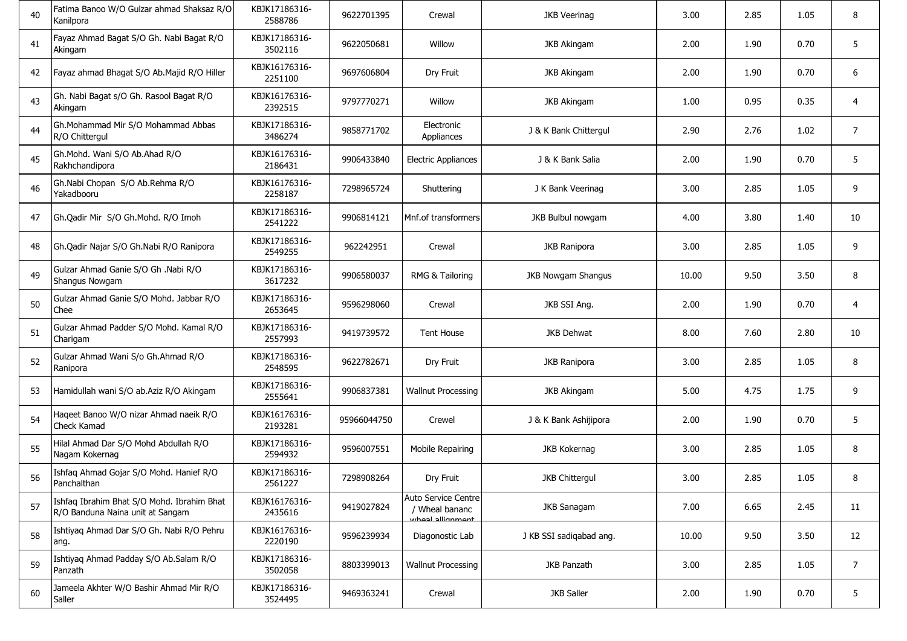| | | | | | | | | | |
|---|---|---|---|---|---|---|---|---|---|
| 40 | Fatima Banoo W/O Gulzar ahmad Shaksaz R/O Kanilpora | KBJK17186316-2588786 | 9622701395 | Crewal | JKB Veerinag | 3.00 | 2.85 | 1.05 | 8 |
| 41 | Fayaz Ahmad Bagat S/O Gh. Nabi Bagat R/O Akingam | KBJK17186316-3502116 | 9622050681 | Willow | JKB Akingam | 2.00 | 1.90 | 0.70 | 5 |
| 42 | Fayaz ahmad Bhagat S/O Ab.Majid R/O Hiller | KBJK16176316-2251100 | 9697606804 | Dry Fruit | JKB Akingam | 2.00 | 1.90 | 0.70 | 6 |
| 43 | Gh. Nabi Bagat s/O Gh. Rasool Bagat R/O Akingam | KBJK16176316-2392515 | 9797770271 | Willow | JKB Akingam | 1.00 | 0.95 | 0.35 | 4 |
| 44 | Gh.Mohammad Mir S/O Mohammad Abbas R/O Chittergul | KBJK17186316-3486274 | 9858771702 | Electronic Appliances | J & K Bank Chittergul | 2.90 | 2.76 | 1.02 | 7 |
| 45 | Gh.Mohd. Wani S/O Ab.Ahad R/O Rakhchandipora | KBJK16176316-2186431 | 9906433840 | Electric Appliances | J & K Bank Salia | 2.00 | 1.90 | 0.70 | 5 |
| 46 | Gh.Nabi Chopan S/O Ab.Rehma R/O Yakadbooru | KBJK16176316-2258187 | 7298965724 | Shuttering | J K Bank Veerinag | 3.00 | 2.85 | 1.05 | 9 |
| 47 | Gh.Qadir Mir S/O Gh.Mohd. R/O Imoh | KBJK17186316-2541222 | 9906814121 | Mnf.of transformers | JKB Bulbul nowgam | 4.00 | 3.80 | 1.40 | 10 |
| 48 | Gh.Qadir Najar S/O Gh.Nabi R/O Ranipora | KBJK17186316-2549255 | 962242951 | Crewal | JKB Ranipora | 3.00 | 2.85 | 1.05 | 9 |
| 49 | Gulzar Ahmad Ganie S/O Gh .Nabi R/O Shangus Nowgam | KBJK17186316-3617232 | 9906580037 | RMG & Tailoring | JKB Nowgam Shangus | 10.00 | 9.50 | 3.50 | 8 |
| 50 | Gulzar Ahmad Ganie S/O Mohd. Jabbar R/O Chee | KBJK17186316-2653645 | 9596298060 | Crewal | JKB SSI Ang. | 2.00 | 1.90 | 0.70 | 4 |
| 51 | Gulzar Ahmad Padder S/O Mohd. Kamal R/O Charigam | KBJK17186316-2557993 | 9419739572 | Tent House | JKB Dehwat | 8.00 | 7.60 | 2.80 | 10 |
| 52 | Gulzar Ahmad Wani S/o Gh.Ahmad R/O Ranipora | KBJK17186316-2548595 | 9622782671 | Dry Fruit | JKB Ranipora | 3.00 | 2.85 | 1.05 | 8 |
| 53 | Hamidullah wani S/O ab.Aziz R/O Akingam | KBJK17186316-2555641 | 9906837381 | Wallnut Processing | JKB Akingam | 5.00 | 4.75 | 1.75 | 9 |
| 54 | Haqeet Banoo W/O nizar Ahmad naeik R/O Check Kamad | KBJK16176316-2193281 | 95966044750 | Crewel | J & K Bank Ashijipora | 2.00 | 1.90 | 0.70 | 5 |
| 55 | Hilal Ahmad Dar S/O Mohd Abdullah R/O Nagam Kokernag | KBJK17186316-2594932 | 9596007551 | Mobile Repairing | JKB Kokernag | 3.00 | 2.85 | 1.05 | 8 |
| 56 | Ishfaq Ahmad Gojar S/O Mohd. Hanief R/O Panchalthan | KBJK17186316-2561227 | 7298908264 | Dry Fruit | JKB Chittergul | 3.00 | 2.85 | 1.05 | 8 |
| 57 | Ishfaq Ibrahim Bhat S/O Mohd. Ibrahim Bhat R/O Banduna Naina unit at Sangam | KBJK16176316-2435616 | 9419027824 | Auto Service Centre / Wheal bananc wheal allignment | JKB Sanagam | 7.00 | 6.65 | 2.45 | 11 |
| 58 | Ishtiyaq Ahmad Dar S/O Gh. Nabi R/O Pehru ang. | KBJK16176316-2220190 | 9596239934 | Diagonostic Lab | J KB SSI sadiqabad ang. | 10.00 | 9.50 | 3.50 | 12 |
| 59 | Ishtiyaq Ahmad Padday S/O Ab.Salam R/O Panzath | KBJK17186316-3502058 | 8803399013 | Wallnut Processing | JKB Panzath | 3.00 | 2.85 | 1.05 | 7 |
| 60 | Jameela Akhter W/O Bashir Ahmad Mir R/O Saller | KBJK17186316-3524495 | 9469363241 | Crewal | JKB Saller | 2.00 | 1.90 | 0.70 | 5 |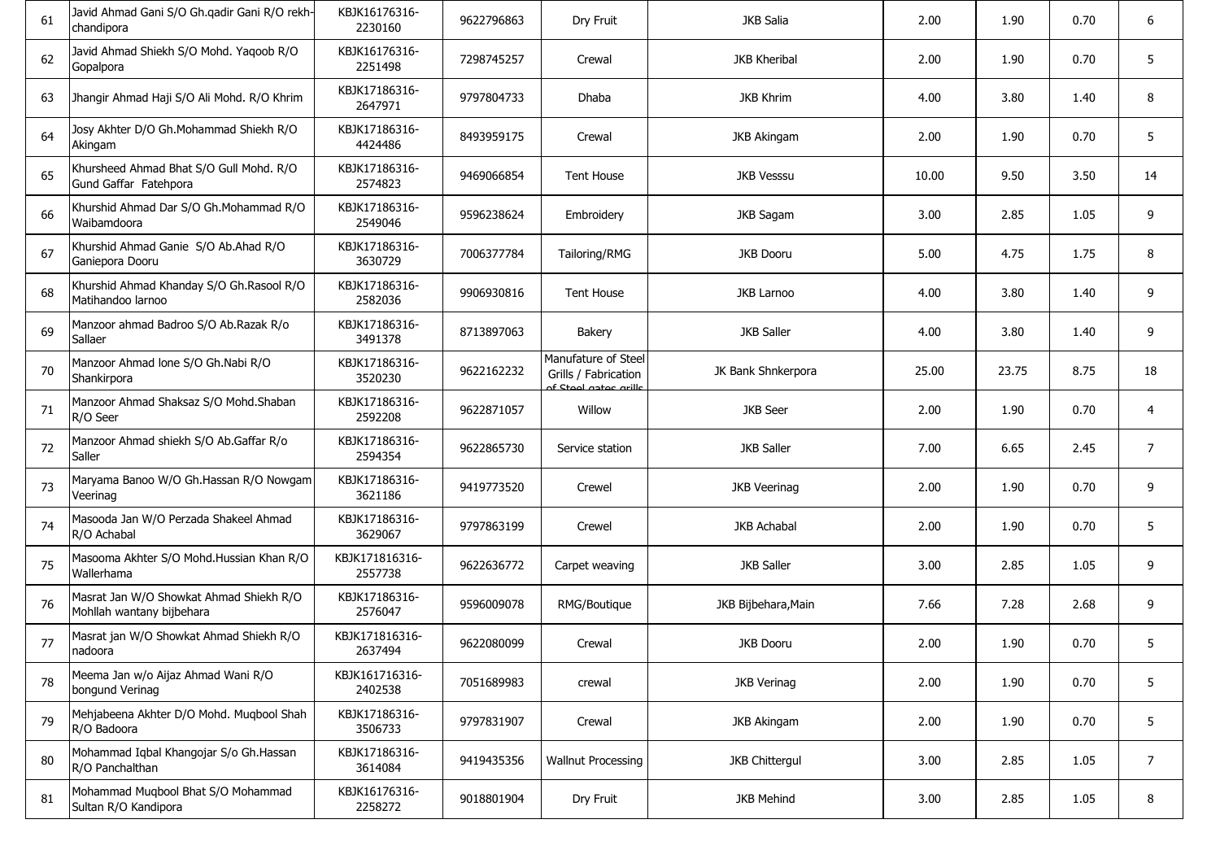| | | | | | | | | |
|---|---|---|---|---|---|---|---|---|
| 61 | Javid Ahmad Gani S/O Gh.qadir Gani R/O rekh-chandipora | KBJK16176316-2230160 | 9622796863 | Dry Fruit | JKB Salia | 2.00 | 1.90 | 0.70 | 6 |
| 62 | Javid Ahmad Shiekh S/O Mohd. Yaqoob R/O Gopalpora | KBJK16176316-2251498 | 7298745257 | Crewal | JKB Kheribal | 2.00 | 1.90 | 0.70 | 5 |
| 63 | Jhangir Ahmad Haji S/O Ali Mohd. R/O Khrim | KBJK17186316-2647971 | 9797804733 | Dhaba | JKB Khrim | 4.00 | 3.80 | 1.40 | 8 |
| 64 | Josy Akhter D/O Gh.Mohammad Shiekh R/O Akingam | KBJK17186316-4424486 | 8493959175 | Crewal | JKB Akingam | 2.00 | 1.90 | 0.70 | 5 |
| 65 | Khursheed Ahmad Bhat S/O Gull Mohd. R/O Gund Gaffar Fatehpora | KBJK17186316-2574823 | 9469066854 | Tent House | JKB Vesssu | 10.00 | 9.50 | 3.50 | 14 |
| 66 | Khurshid Ahmad Dar S/O Gh.Mohammad R/O Waibamdoora | KBJK17186316-2549046 | 9596238624 | Embroidery | JKB Sagam | 3.00 | 2.85 | 1.05 | 9 |
| 67 | Khurshid Ahmad Ganie S/O Ab.Ahad R/O Ganiepora Dooru | KBJK17186316-3630729 | 7006377784 | Tailoring/RMG | JKB Dooru | 5.00 | 4.75 | 1.75 | 8 |
| 68 | Khurshid Ahmad Khanday S/O Gh.Rasool R/O Matihandoo larnoo | KBJK17186316-2582036 | 9906930816 | Tent House | JKB Larnoo | 4.00 | 3.80 | 1.40 | 9 |
| 69 | Manzoor ahmad Badroo S/O Ab.Razak R/o Sallaer | KBJK17186316-3491378 | 8713897063 | Bakery | JKB Saller | 4.00 | 3.80 | 1.40 | 9 |
| 70 | Manzoor Ahmad lone S/O Gh.Nabi R/O Shankirpora | KBJK17186316-3520230 | 9622162232 | Manufature of Steel Grills / Fabrication of Steel gates grills | JK Bank Shnkerpora | 25.00 | 23.75 | 8.75 | 18 |
| 71 | Manzoor Ahmad Shaksaz S/O Mohd.Shaban R/O Seer | KBJK17186316-2592208 | 9622871057 | Willow | JKB Seer | 2.00 | 1.90 | 0.70 | 4 |
| 72 | Manzoor Ahmad shiekh S/O Ab.Gaffar R/o Saller | KBJK17186316-2594354 | 9622865730 | Service station | JKB Saller | 7.00 | 6.65 | 2.45 | 7 |
| 73 | Maryama Banoo W/O Gh.Hassan R/O Nowgam Veerinag | KBJK17186316-3621186 | 9419773520 | Crewel | JKB Veerinag | 2.00 | 1.90 | 0.70 | 9 |
| 74 | Masooda Jan W/O Perzada Shakeel Ahmad R/O Achabal | KBJK17186316-3629067 | 9797863199 | Crewel | JKB Achabal | 2.00 | 1.90 | 0.70 | 5 |
| 75 | Masooma Akhter S/O Mohd.Hussian Khan R/O Wallerhama | KBJK171816316-2557738 | 9622636772 | Carpet weaving | JKB Saller | 3.00 | 2.85 | 1.05 | 9 |
| 76 | Masrat Jan W/O Showkat Ahmad Shiekh R/O Mohllah wantany bijbehara | KBJK17186316-2576047 | 9596009078 | RMG/Boutique | JKB Bijbehara,Main | 7.66 | 7.28 | 2.68 | 9 |
| 77 | Masrat jan W/O Showkat Ahmad Shiekh R/O nadoora | KBJK171816316-2637494 | 9622080099 | Crewal | JKB Dooru | 2.00 | 1.90 | 0.70 | 5 |
| 78 | Meema Jan w/o Aijaz Ahmad Wani R/O bongund Verinag | KBJK161716316-2402538 | 7051689983 | crewal | JKB Verinag | 2.00 | 1.90 | 0.70 | 5 |
| 79 | Mehjabeena Akhter D/O Mohd. Muqbool Shah R/O Badoora | KBJK17186316-3506733 | 9797831907 | Crewal | JKB Akingam | 2.00 | 1.90 | 0.70 | 5 |
| 80 | Mohammad Iqbal Khangojar S/o Gh.Hassan R/O Panchalthan | KBJK17186316-3614084 | 9419435356 | Wallnut Processing | JKB Chittergul | 3.00 | 2.85 | 1.05 | 7 |
| 81 | Mohammad Muqbool Bhat S/O Mohammad Sultan R/O Kandipora | KBJK16176316-2258272 | 9018801904 | Dry Fruit | JKB Mehind | 3.00 | 2.85 | 1.05 | 8 |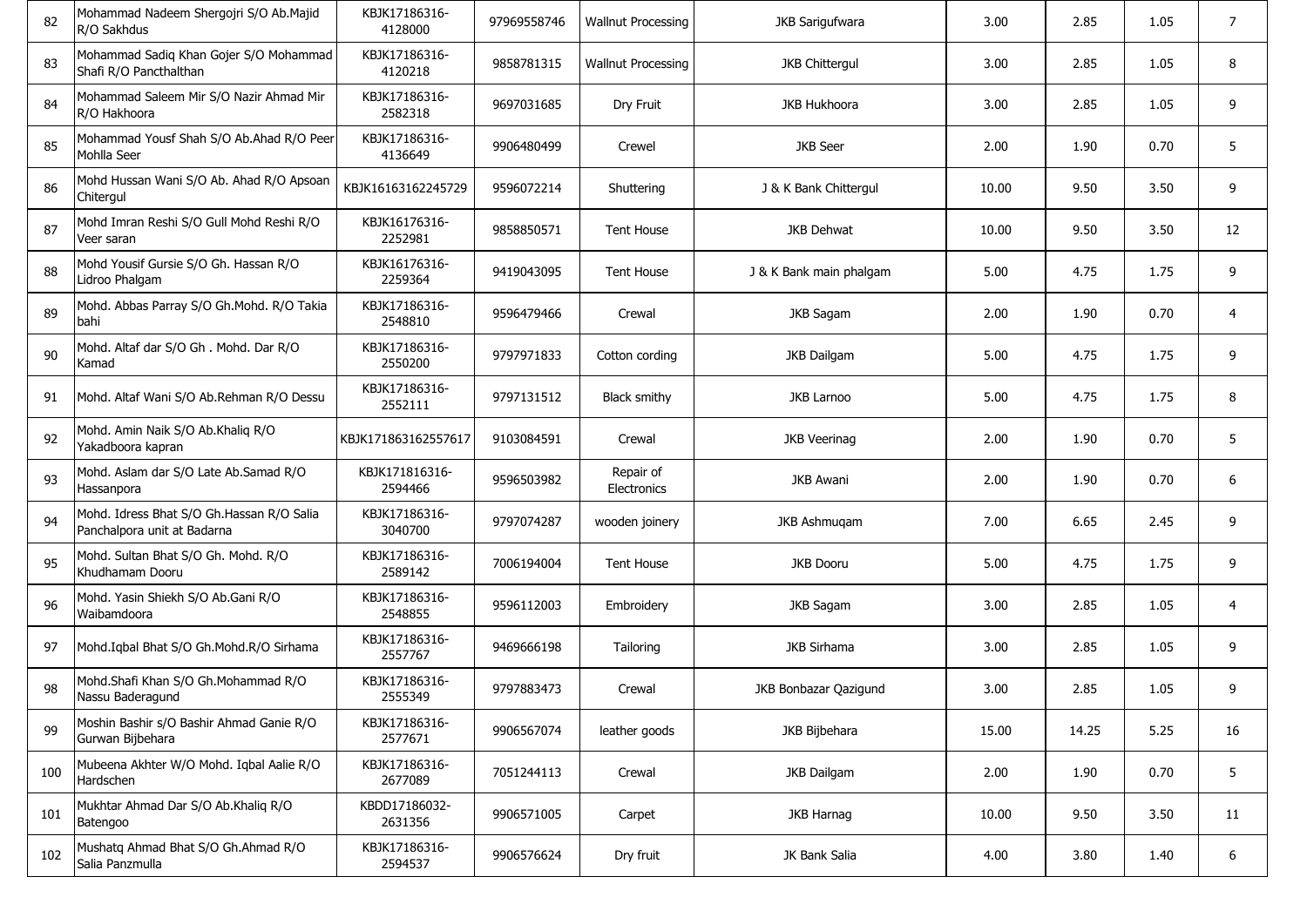| 82 | Mohammad Nadeem Shergojri S/O Ab.Majid R/O Sakhdus | KBJK17186316-4128000 | 97969558746 | Wallnut Processing | JKB Sarigufwara | 3.00 | 2.85 | 1.05 | 7 |
|---|---|---|---|---|---|---|---|---|---|
| 83 | Mohammad Sadiq Khan Gojer S/O Mohammad Shafi R/O Pancthalthan | KBJK17186316-4120218 | 9858781315 | Wallnut Processing | JKB Chittergul | 3.00 | 2.85 | 1.05 | 8 |
| 84 | Mohammad Saleem Mir S/O Nazir Ahmad Mir R/O Hakhoora | KBJK17186316-2582318 | 9697031685 | Dry Fruit | JKB Hukhoora | 3.00 | 2.85 | 1.05 | 9 |
| 85 | Mohammad Yousf Shah S/O Ab.Ahad R/O Peer Mohlla Seer | KBJK17186316-4136649 | 9906480499 | Crewel | JKB Seer | 2.00 | 1.90 | 0.70 | 5 |
| 86 | Mohd Hussan Wani S/O Ab. Ahad R/O Apsoan Chitergul | KBJK16163162245729 | 9596072214 | Shuttering | J & K Bank Chittergul | 10.00 | 9.50 | 3.50 | 9 |
| 87 | Mohd Imran Reshi S/O Gull Mohd Reshi R/O Veer saran | KBJK16176316-2252981 | 9858850571 | Tent House | JKB Dehwat | 10.00 | 9.50 | 3.50 | 12 |
| 88 | Mohd Yousif Gursie S/O Gh. Hassan R/O Lidroo Phalgam | KBJK16176316-2259364 | 9419043095 | Tent House | J & K Bank main phalgam | 5.00 | 4.75 | 1.75 | 9 |
| 89 | Mohd. Abbas Parray S/O Gh.Mohd. R/O Takia bahi | KBJK17186316-2548810 | 9596479466 | Crewal | JKB Sagam | 2.00 | 1.90 | 0.70 | 4 |
| 90 | Mohd. Altaf dar S/O Gh . Mohd. Dar R/O Kamad | KBJK17186316-2550200 | 9797971833 | Cotton cording | JKB Dailgam | 5.00 | 4.75 | 1.75 | 9 |
| 91 | Mohd. Altaf Wani S/O Ab.Rehman R/O Dessu | KBJK17186316-2552111 | 9797131512 | Black smithy | JKB Larnoo | 5.00 | 4.75 | 1.75 | 8 |
| 92 | Mohd. Amin Naik S/O Ab.Khaliq R/O Yakadboora kapran | KBJK171863162557617 | 9103084591 | Crewal | JKB Veerinag | 2.00 | 1.90 | 0.70 | 5 |
| 93 | Mohd. Aslam dar S/O Late Ab.Samad R/O Hassanpora | KBJK171816316-2594466 | 9596503982 | Repair of Electronics | JKB Awani | 2.00 | 1.90 | 0.70 | 6 |
| 94 | Mohd. Idress Bhat S/O Gh.Hassan R/O Salia Panchalpora unit at Badarna | KBJK17186316-3040700 | 9797074287 | wooden joinery | JKB Ashmuqam | 7.00 | 6.65 | 2.45 | 9 |
| 95 | Mohd. Sultan Bhat S/O Gh. Mohd. R/O Khudhamam Dooru | KBJK17186316-2589142 | 7006194004 | Tent House | JKB Dooru | 5.00 | 4.75 | 1.75 | 9 |
| 96 | Mohd. Yasin Shiekh S/O Ab.Gani R/O Waibamdoora | KBJK17186316-2548855 | 9596112003 | Embroidery | JKB Sagam | 3.00 | 2.85 | 1.05 | 4 |
| 97 | Mohd.Iqbal Bhat S/O Gh.Mohd.R/O Sirhama | KBJK17186316-2557767 | 9469666198 | Tailoring | JKB Sirhama | 3.00 | 2.85 | 1.05 | 9 |
| 98 | Mohd.Shafi Khan S/O Gh.Mohammad R/O Nassu Baderagund | KBJK17186316-2555349 | 9797883473 | Crewal | JKB Bonbazar Qazigund | 3.00 | 2.85 | 1.05 | 9 |
| 99 | Moshin Bashir s/O Bashir Ahmad Ganie R/O Gurwan Bijbehara | KBJK17186316-2577671 | 9906567074 | leather goods | JKB Bijbehara | 15.00 | 14.25 | 5.25 | 16 |
| 100 | Mubeena Akhter W/O Mohd. Iqbal Aalie R/O Hardschen | KBJK17186316-2677089 | 7051244113 | Crewal | JKB Dailgam | 2.00 | 1.90 | 0.70 | 5 |
| 101 | Mukhtar Ahmad Dar S/O Ab.Khaliq R/O Batengoo | KBDD17186032-2631356 | 9906571005 | Carpet | JKB Harnag | 10.00 | 9.50 | 3.50 | 11 |
| 102 | Mushatq Ahmad Bhat S/O Gh.Ahmad R/O Salia Panzmulla | KBJK17186316-2594537 | 9906576624 | Dry fruit | JK Bank Salia | 4.00 | 3.80 | 1.40 | 6 |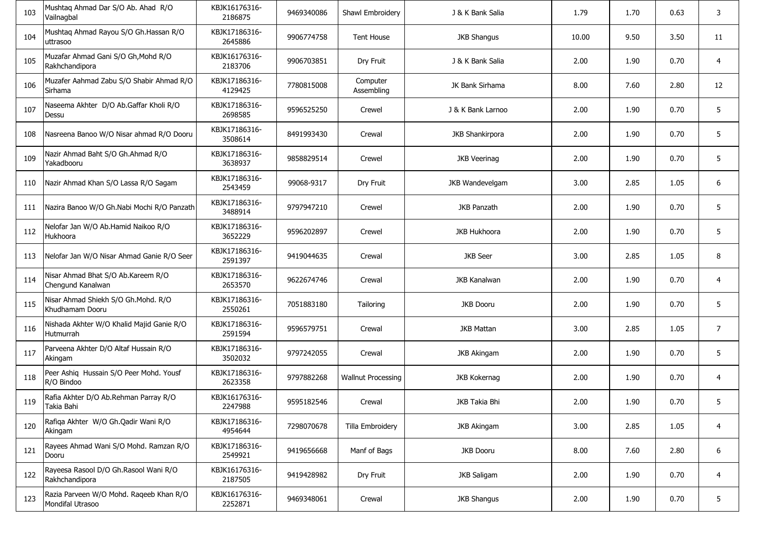| 103 | Mushtaq Ahmad Dar S/O Ab. Ahad R/O Vailnagbal | KBJK16176316-2186875 | 9469340086 | Shawl Embroidery | J & K Bank Salia | 1.79 | 1.70 | 0.63 | 3 |
|---|---|---|---|---|---|---|---|---|---|
| 104 | Mushtaq Ahmad Rayou S/O Gh.Hassan R/O uttrasoo | KBJK17186316-2645886 | 9906774758 | Tent House | JKB Shangus | 10.00 | 9.50 | 3.50 | 11 |
| 105 | Muzafar Ahmad Gani S/O Gh,Mohd R/O Rakhchandipora | KBJK16176316-2183706 | 9906703851 | Dry Fruit | J & K Bank Salia | 2.00 | 1.90 | 0.70 | 4 |
| 106 | Muzafer Aahmad Zabu S/O Shabir Ahmad R/O Sirhama | KBJK17186316-4129425 | 7780815008 | Computer Assembling | JK Bank Sirhama | 8.00 | 7.60 | 2.80 | 12 |
| 107 | Naseema Akhter D/O Ab.Gaffar Kholi R/O Dessu | KBJK17186316-2698585 | 9596525250 | Crewel | J & K Bank Larnoo | 2.00 | 1.90 | 0.70 | 5 |
| 108 | Nasreena Banoo W/O Nisar ahmad R/O Dooru | KBJK17186316-3508614 | 8491993430 | Crewal | JKB Shankirpora | 2.00 | 1.90 | 0.70 | 5 |
| 109 | Nazir Ahmad Baht S/O Gh.Ahmad R/O Yakadbooru | KBJK17186316-3638937 | 9858829514 | Crewel | JKB Veerinag | 2.00 | 1.90 | 0.70 | 5 |
| 110 | Nazir Ahmad Khan S/O Lassa R/O Sagam | KBJK17186316-2543459 | 99068-9317 | Dry Fruit | JKB Wandevelgam | 3.00 | 2.85 | 1.05 | 6 |
| 111 | Nazira Banoo W/O Gh.Nabi Mochi R/O Panzath | KBJK17186316-3488914 | 9797947210 | Crewel | JKB Panzath | 2.00 | 1.90 | 0.70 | 5 |
| 112 | Nelofar Jan W/O Ab.Hamid Naikoo R/O Hukhoora | KBJK17186316-3652229 | 9596202897 | Crewel | JKB Hukhoora | 2.00 | 1.90 | 0.70 | 5 |
| 113 | Nelofar Jan W/O Nisar Ahmad Ganie R/O Seer | KBJK17186316-2591397 | 9419044635 | Crewal | JKB Seer | 3.00 | 2.85 | 1.05 | 8 |
| 114 | Nisar Ahmad Bhat S/O Ab.Kareem R/O Chengund Kanalwan | KBJK17186316-2653570 | 9622674746 | Crewal | JKB Kanalwan | 2.00 | 1.90 | 0.70 | 4 |
| 115 | Nisar Ahmad Shiekh S/O Gh.Mohd. R/O Khudhamam Dooru | KBJK17186316-2550261 | 7051883180 | Tailoring | JKB Dooru | 2.00 | 1.90 | 0.70 | 5 |
| 116 | Nishada Akhter W/O Khalid Majid Ganie R/O Hutmurrah | KBJK17186316-2591594 | 9596579751 | Crewal | JKB Mattan | 3.00 | 2.85 | 1.05 | 7 |
| 117 | Parveena Akhter D/O Altaf Hussain R/O Akingam | KBJK17186316-3502032 | 9797242055 | Crewal | JKB Akingam | 2.00 | 1.90 | 0.70 | 5 |
| 118 | Peer Ashiq Hussain S/O Peer Mohd. Yousf R/O Bindoo | KBJK17186316-2623358 | 9797882268 | Wallnut Processing | JKB Kokernag | 2.00 | 1.90 | 0.70 | 4 |
| 119 | Rafia Akhter D/O Ab.Rehman Parray R/O Takia Bahi | KBJK16176316-2247988 | 9595182546 | Crewal | JKB Takia Bhi | 2.00 | 1.90 | 0.70 | 5 |
| 120 | Rafiqa Akhter W/O Gh.Qadir Wani R/O Akingam | KBJK17186316-4954644 | 7298070678 | Tilla Embroidery | JKB Akingam | 3.00 | 2.85 | 1.05 | 4 |
| 121 | Rayees Ahmad Wani S/O Mohd. Ramzan R/O Dooru | KBJK17186316-2549921 | 9419656668 | Manf of Bags | JKB Dooru | 8.00 | 7.60 | 2.80 | 6 |
| 122 | Rayeesa Rasool D/O Gh.Rasool Wani R/O Rakhchandipora | KBJK16176316-2187505 | 9419428982 | Dry Fruit | JKB Saligam | 2.00 | 1.90 | 0.70 | 4 |
| 123 | Razia Parveen W/O Mohd. Raqeeb Khan R/O Mondifal Utrasoo | KBJK16176316-2252871 | 9469348061 | Crewal | JKB Shangus | 2.00 | 1.90 | 0.70 | 5 |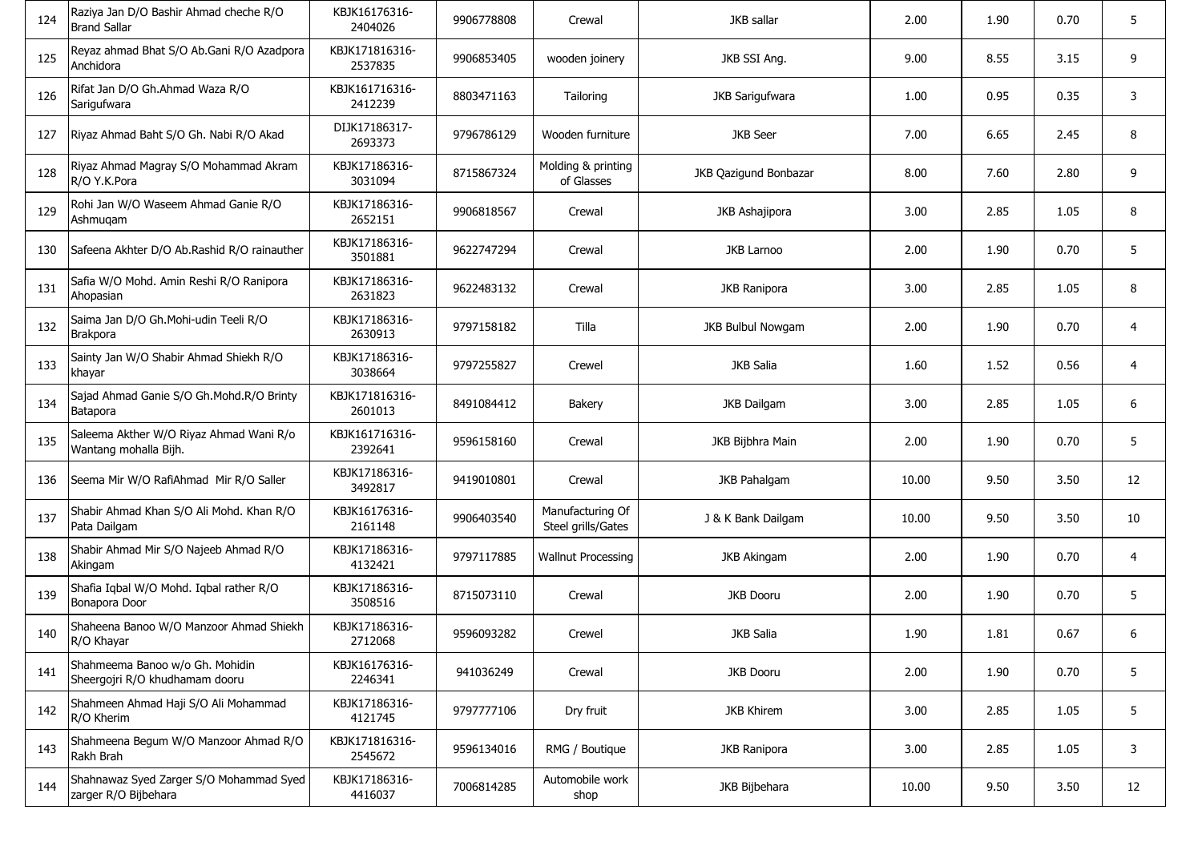| | | | | | | | | | |
|---|---|---|---|---|---|---|---|---|---|
| 124 | Raziya Jan D/O Bashir Ahmad cheche R/O Brand Sallar | KBJK16176316-2404026 | 9906778808 | Crewal | JKB sallar | 2.00 | 1.90 | 0.70 | 5 |
| 125 | Reyaz ahmad Bhat S/O Ab.Gani R/O Azadpora Anchidora | KBJK171816316-2537835 | 9906853405 | wooden joinery | JKB SSI Ang. | 9.00 | 8.55 | 3.15 | 9 |
| 126 | Rifat Jan D/O Gh.Ahmad Waza R/O Sarigufwara | KBJK161716316-2412239 | 8803471163 | Tailoring | JKB Sarigufwara | 1.00 | 0.95 | 0.35 | 3 |
| 127 | Riyaz Ahmad Baht S/O Gh. Nabi R/O Akad | DIJK17186317-2693373 | 9796786129 | Wooden furniture | JKB Seer | 7.00 | 6.65 | 2.45 | 8 |
| 128 | Riyaz Ahmad Magray S/O Mohammad Akram R/O Y.K.Pora | KBJK17186316-3031094 | 8715867324 | Molding & printing of Glasses | JKB Qazigund Bonbazar | 8.00 | 7.60 | 2.80 | 9 |
| 129 | Rohi Jan W/O Waseem Ahmad Ganie R/O Ashmuqam | KBJK17186316-2652151 | 9906818567 | Crewal | JKB Ashajipora | 3.00 | 2.85 | 1.05 | 8 |
| 130 | Safeena Akhter D/O Ab.Rashid R/O rainauther | KBJK17186316-3501881 | 9622747294 | Crewal | JKB Larnoo | 2.00 | 1.90 | 0.70 | 5 |
| 131 | Safia W/O Mohd. Amin Reshi R/O Ranipora Ahopasian | KBJK17186316-2631823 | 9622483132 | Crewal | JKB Ranipora | 3.00 | 2.85 | 1.05 | 8 |
| 132 | Saima Jan D/O Gh.Mohi-udin Teeli R/O Brakpora | KBJK17186316-2630913 | 9797158182 | Tilla | JKB Bulbul Nowgam | 2.00 | 1.90 | 0.70 | 4 |
| 133 | Sainty Jan W/O Shabir Ahmad Shiekh R/O khayar | KBJK17186316-3038664 | 9797255827 | Crewel | JKB Salia | 1.60 | 1.52 | 0.56 | 4 |
| 134 | Sajad Ahmad Ganie S/O Gh.Mohd.R/O Brinty Batapora | KBJK171816316-2601013 | 8491084412 | Bakery | JKB Dailgam | 3.00 | 2.85 | 1.05 | 6 |
| 135 | Saleema Akther W/O Riyaz Ahmad Wani R/o Wantang mohalla Bijh. | KBJK161716316-2392641 | 9596158160 | Crewal | JKB Bijbhra Main | 2.00 | 1.90 | 0.70 | 5 |
| 136 | Seema Mir W/O RafiAhmad Mir R/O Saller | KBJK17186316-3492817 | 9419010801 | Crewal | JKB Pahalgam | 10.00 | 9.50 | 3.50 | 12 |
| 137 | Shabir Ahmad Khan S/O Ali Mohd. Khan R/O Pata Dailgam | KBJK16176316-2161148 | 9906403540 | Manufacturing Of Steel grills/Gates | J & K Bank Dailgam | 10.00 | 9.50 | 3.50 | 10 |
| 138 | Shabir Ahmad Mir S/O Najeeb Ahmad R/O Akingam | KBJK17186316-4132421 | 9797117885 | Wallnut Processing | JKB Akingam | 2.00 | 1.90 | 0.70 | 4 |
| 139 | Shafia Iqbal W/O Mohd. Iqbal rather R/O Bonapora Door | KBJK17186316-3508516 | 8715073110 | Crewal | JKB Dooru | 2.00 | 1.90 | 0.70 | 5 |
| 140 | Shaheena Banoo W/O Manzoor Ahmad Shiekh R/O Khayar | KBJK17186316-2712068 | 9596093282 | Crewel | JKB Salia | 1.90 | 1.81 | 0.67 | 6 |
| 141 | Shahmeema Banoo w/o Gh. Mohidin Sheergojri R/O khudhamam dooru | KBJK16176316-2246341 | 941036249 | Crewal | JKB Dooru | 2.00 | 1.90 | 0.70 | 5 |
| 142 | Shahmeen Ahmad Haji S/O Ali Mohammad R/O Kherim | KBJK17186316-4121745 | 9797777106 | Dry fruit | JKB Khirem | 3.00 | 2.85 | 1.05 | 5 |
| 143 | Shahmeena Begum W/O Manzoor Ahmad R/O Rakh Brah | KBJK171816316-2545672 | 9596134016 | RMG / Boutique | JKB Ranipora | 3.00 | 2.85 | 1.05 | 3 |
| 144 | Shahnawaz Syed Zarger S/O Mohammad Syed zarger R/O Bijbehara | KBJK17186316-4416037 | 7006814285 | Automobile work shop | JKB Bijbehara | 10.00 | 9.50 | 3.50 | 12 |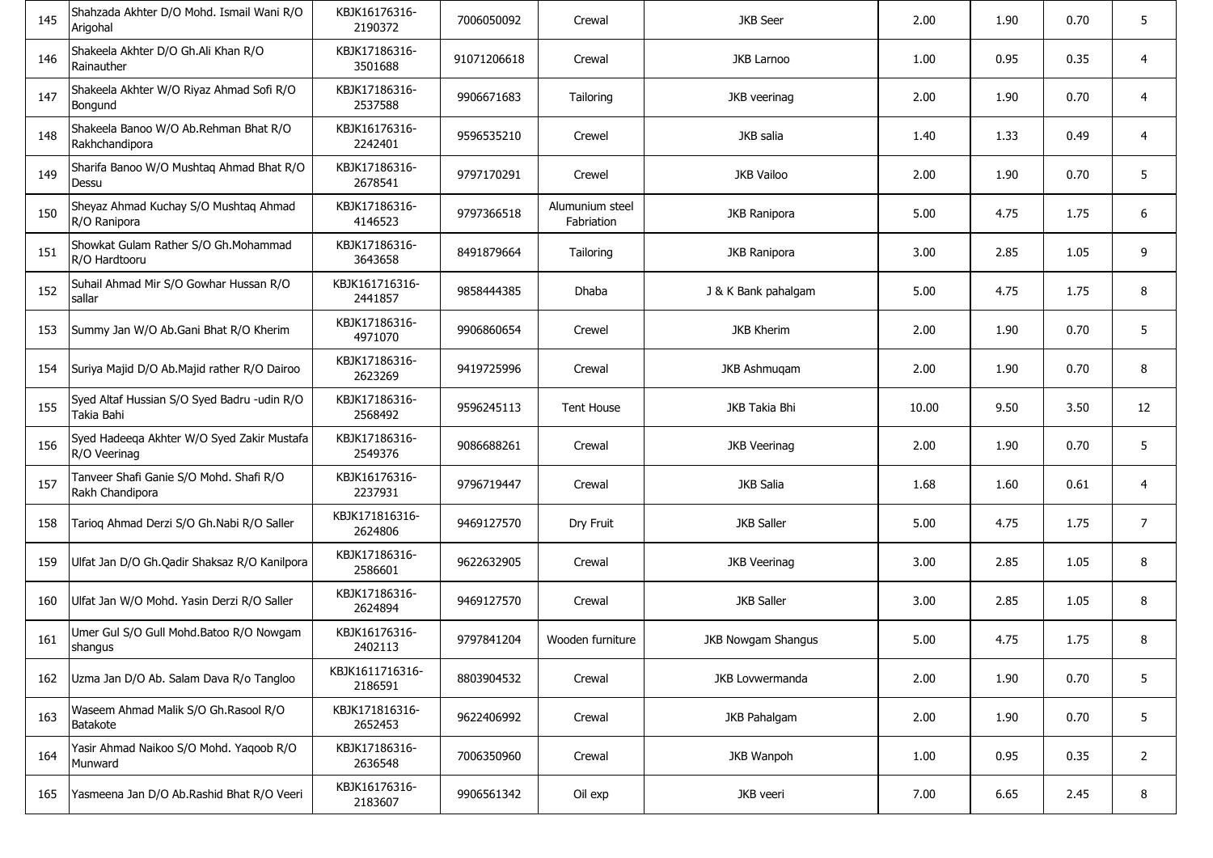| 145 | Shahzada Akhter D/O Mohd. Ismail Wani R/O Arigohal | KBJK16176316-2190372 | 7006050092 | Crewal | JKB Seer | 2.00 | 1.90 | 0.70 | 5 |
|---|---|---|---|---|---|---|---|---|---|
| 146 | Shakeela Akhter D/O Gh.Ali Khan R/O Rainauther | KBJK17186316-3501688 | 91071206618 | Crewal | JKB Larnoo | 1.00 | 0.95 | 0.35 | 4 |
| 147 | Shakeela Akhter W/O Riyaz Ahmad Sofi R/O Bongund | KBJK17186316-2537588 | 9906671683 | Tailoring | JKB veerinag | 2.00 | 1.90 | 0.70 | 4 |
| 148 | Shakeela Banoo W/O Ab.Rehman Bhat R/O Rakhchandipora | KBJK16176316-2242401 | 9596535210 | Crewel | JKB salia | 1.40 | 1.33 | 0.49 | 4 |
| 149 | Sharifa Banoo W/O Mushtaq Ahmad Bhat R/O Dessu | KBJK17186316-2678541 | 9797170291 | Crewel | JKB Vailoo | 2.00 | 1.90 | 0.70 | 5 |
| 150 | Sheyaz Ahmad Kuchay S/O Mushtaq Ahmad R/O Ranipora | KBJK17186316-4146523 | 9797366518 | Alumunium steel Fabriation | JKB Ranipora | 5.00 | 4.75 | 1.75 | 6 |
| 151 | Showkat Gulam Rather S/O Gh.Mohammad R/O Hardtooru | KBJK17186316-3643658 | 8491879664 | Tailoring | JKB Ranipora | 3.00 | 2.85 | 1.05 | 9 |
| 152 | Suhail Ahmad Mir S/O Gowhar Hussan R/O sallar | KBJK161716316-2441857 | 9858444385 | Dhaba | J & K Bank pahalgam | 5.00 | 4.75 | 1.75 | 8 |
| 153 | Summy Jan W/O Ab.Gani Bhat R/O Kherim | KBJK17186316-4971070 | 9906860654 | Crewel | JKB Kherim | 2.00 | 1.90 | 0.70 | 5 |
| 154 | Suriya Majid D/O Ab.Majid rather R/O Dairoo | KBJK17186316-2623269 | 9419725996 | Crewal | JKB Ashmuqam | 2.00 | 1.90 | 0.70 | 8 |
| 155 | Syed Altaf Hussian S/O Syed Badru -udin R/O Takia Bahi | KBJK17186316-2568492 | 9596245113 | Tent House | JKB Takia Bhi | 10.00 | 9.50 | 3.50 | 12 |
| 156 | Syed Hadeeqa Akhter W/O Syed Zakir Mustafa R/O Veerinag | KBJK17186316-2549376 | 9086688261 | Crewal | JKB Veerinag | 2.00 | 1.90 | 0.70 | 5 |
| 157 | Tanveer Shafi Ganie S/O Mohd. Shafi R/O Rakh Chandipora | KBJK16176316-2237931 | 9796719447 | Crewal | JKB Salia | 1.68 | 1.60 | 0.61 | 4 |
| 158 | Tarioq Ahmad Derzi S/O Gh.Nabi R/O Saller | KBJK171816316-2624806 | 9469127570 | Dry Fruit | JKB Saller | 5.00 | 4.75 | 1.75 | 7 |
| 159 | Ulfat Jan D/O Gh.Qadir Shaksaz R/O Kanilpora | KBJK17186316-2586601 | 9622632905 | Crewal | JKB Veerinag | 3.00 | 2.85 | 1.05 | 8 |
| 160 | Ulfat Jan W/O Mohd. Yasin Derzi R/O Saller | KBJK17186316-2624894 | 9469127570 | Crewal | JKB Saller | 3.00 | 2.85 | 1.05 | 8 |
| 161 | Umer Gul S/O Gull Mohd.Batoo R/O Nowgam shangus | KBJK16176316-2402113 | 9797841204 | Wooden furniture | JKB Nowgam Shangus | 5.00 | 4.75 | 1.75 | 8 |
| 162 | Uzma Jan D/O Ab. Salam Dava R/o Tangloo | KBJK1611716316-2186591 | 8803904532 | Crewal | JKB Lovwermanda | 2.00 | 1.90 | 0.70 | 5 |
| 163 | Waseem Ahmad Malik S/O Gh.Rasool R/O Batakote | KBJK171816316-2652453 | 9622406992 | Crewal | JKB Pahalgam | 2.00 | 1.90 | 0.70 | 5 |
| 164 | Yasir Ahmad Naikoo S/O Mohd. Yaqoob R/O Munward | KBJK17186316-2636548 | 7006350960 | Crewal | JKB Wanpoh | 1.00 | 0.95 | 0.35 | 2 |
| 165 | Yasmeena Jan D/O Ab.Rashid Bhat R/O Veeri | KBJK16176316-2183607 | 9906561342 | Oil exp | JKB veeri | 7.00 | 6.65 | 2.45 | 8 |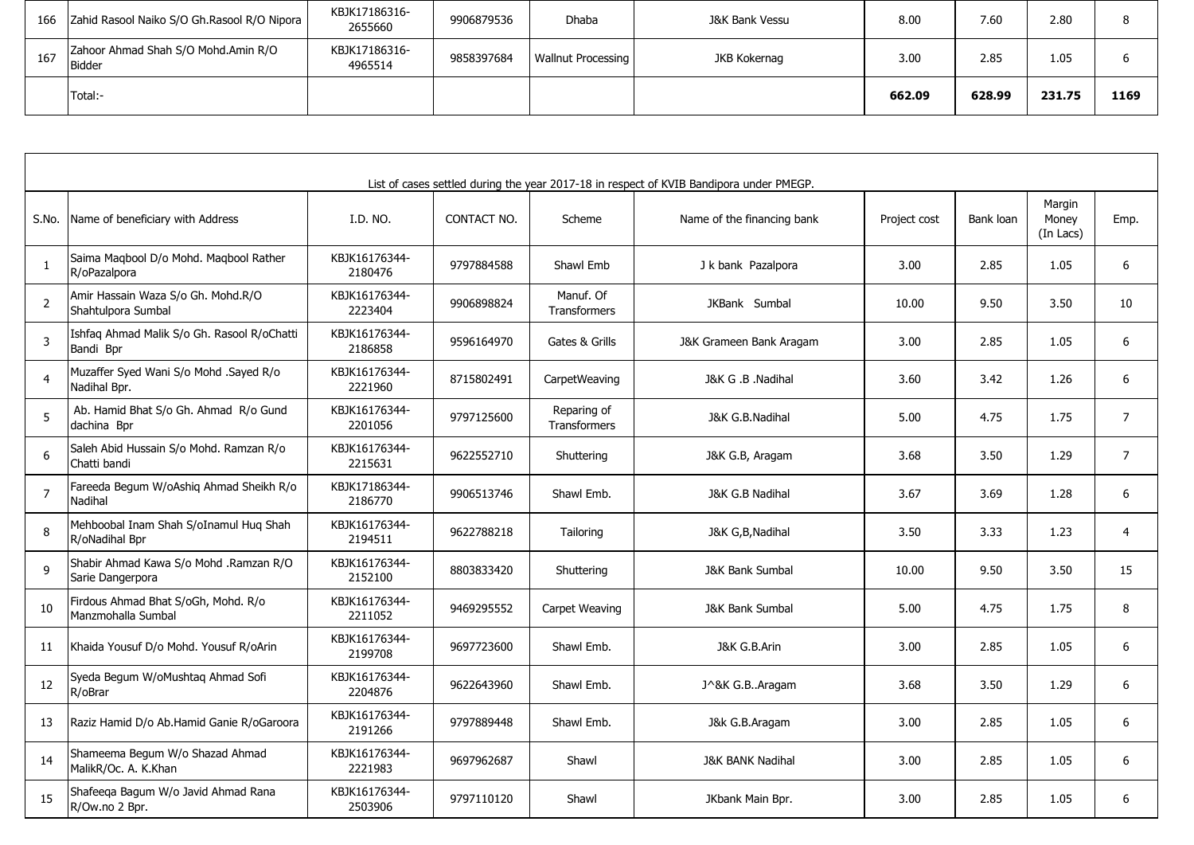| 166 | Zahid Rasool Naiko S/O Gh.Rasool R/O Nipora | KBJK17186316-2655660 | 9906879536 | Dhaba | J&K Bank Vessu | 8.00 | 7.60 | 2.80 | 8 |
|---|---|---|---|---|---|---|---|---|---|
| 167 | Zahoor Ahmad Shah S/O Mohd.Amin R/O Bidder | KBJK17186316-4965514 | 9858397684 | Wallnut Processing | JKB Kokernag | 3.00 | 2.85 | 1.05 | 6 |
| | Total:- | | | | | **662.09** | **628.99** | **231.75** | **1169** |

List of cases settled during the year 2017-18 in respect of KVIB Bandipora under PMEGP.

| S.No. | Name of beneficiary with Address | I.D. NO. | CONTACT NO. | Scheme | Name of the financing bank | Project cost | Bank loan | Margin Money (In Lacs) | Emp. |
|---|---|---|---|---|---|---|---|---|---|
| 1 | Saima Maqbool D/o Mohd. Maqbool Rather R/oPazalpora | KBJK16176344-2180476 | 9797884588 | Shawl Emb | J k bank Pazalpora | 3.00 | 2.85 | 1.05 | 6 |
| 2 | Amir Hassain Waza S/o Gh. Mohd.R/O Shahtulpora Sumbal | KBJK16176344-2223404 | 9906898824 | Manuf. Of Transformers | JKBank Sumbal | 10.00 | 9.50 | 3.50 | 10 |
| 3 | Ishfaq Ahmad Malik S/o Gh. Rasool R/oChatti Bandi Bpr | KBJK16176344-2186858 | 9596164970 | Gates & Grills | J&K Grameen Bank Aragam | 3.00 | 2.85 | 1.05 | 6 |
| 4 | Muzaffer Syed Wani S/o Mohd .Sayed R/o Nadihal Bpr. | KBJK16176344-2221960 | 8715802491 | CarpetWeaving | J&K G .B .Nadihal | 3.60 | 3.42 | 1.26 | 6 |
| 5 | Ab. Hamid Bhat S/o Gh. Ahmad R/o Gund dachina Bpr | KBJK16176344-2201056 | 9797125600 | Reparing of Transformers | J&K G.B.Nadihal | 5.00 | 4.75 | 1.75 | 7 |
| 6 | Saleh Abid Hussain S/o Mohd. Ramzan R/o Chatti bandi | KBJK16176344-2215631 | 9622552710 | Shuttering | J&K G.B, Aragam | 3.68 | 3.50 | 1.29 | 7 |
| 7 | Fareeda Begum W/oAshiq Ahmad Sheikh R/o Nadihal | KBJK17186344-2186770 | 9906513746 | Shawl Emb. | J&K G.B Nadihal | 3.67 | 3.69 | 1.28 | 6 |
| 8 | Mehboobal Inam Shah S/oInamul Huq Shah R/oNadihal Bpr | KBJK16176344-2194511 | 9622788218 | Tailoring | J&K G,B,Nadihal | 3.50 | 3.33 | 1.23 | 4 |
| 9 | Shabir Ahmad Kawa S/o Mohd .Ramzan R/O Sarie Dangerpora | KBJK16176344-2152100 | 8803833420 | Shuttering | J&K Bank Sumbal | 10.00 | 9.50 | 3.50 | 15 |
| 10 | Firdous Ahmad Bhat S/oGh, Mohd. R/o Manzmohalla Sumbal | KBJK16176344-2211052 | 9469295552 | Carpet Weaving | J&K Bank Sumbal | 5.00 | 4.75 | 1.75 | 8 |
| 11 | Khaida Yousuf D/o Mohd. Yousuf R/oArin | KBJK16176344-2199708 | 9697723600 | Shawl Emb. | J&K G.B.Arin | 3.00 | 2.85 | 1.05 | 6 |
| 12 | Syeda Begum W/oMushtaq Ahmad Sofi R/oBrar | KBJK16176344-2204876 | 9622643960 | Shawl Emb. | J^&K G.B..Aragam | 3.68 | 3.50 | 1.29 | 6 |
| 13 | Raziz Hamid D/o Ab.Hamid Ganie R/oGaroora | KBJK16176344-2191266 | 9797889448 | Shawl Emb. | J&k G.B.Aragam | 3.00 | 2.85 | 1.05 | 6 |
| 14 | Shameema Begum W/o Shazad Ahmad MalikR/Oc. A. K.Khan | KBJK16176344-2221983 | 9697962687 | Shawl | J&K BANK Nadihal | 3.00 | 2.85 | 1.05 | 6 |
| 15 | Shafeeqa Bagum W/o Javid Ahmad Rana R/Ow.no 2 Bpr. | KBJK16176344-2503906 | 9797110120 | Shawl | JKbank Main Bpr. | 3.00 | 2.85 | 1.05 | 6 |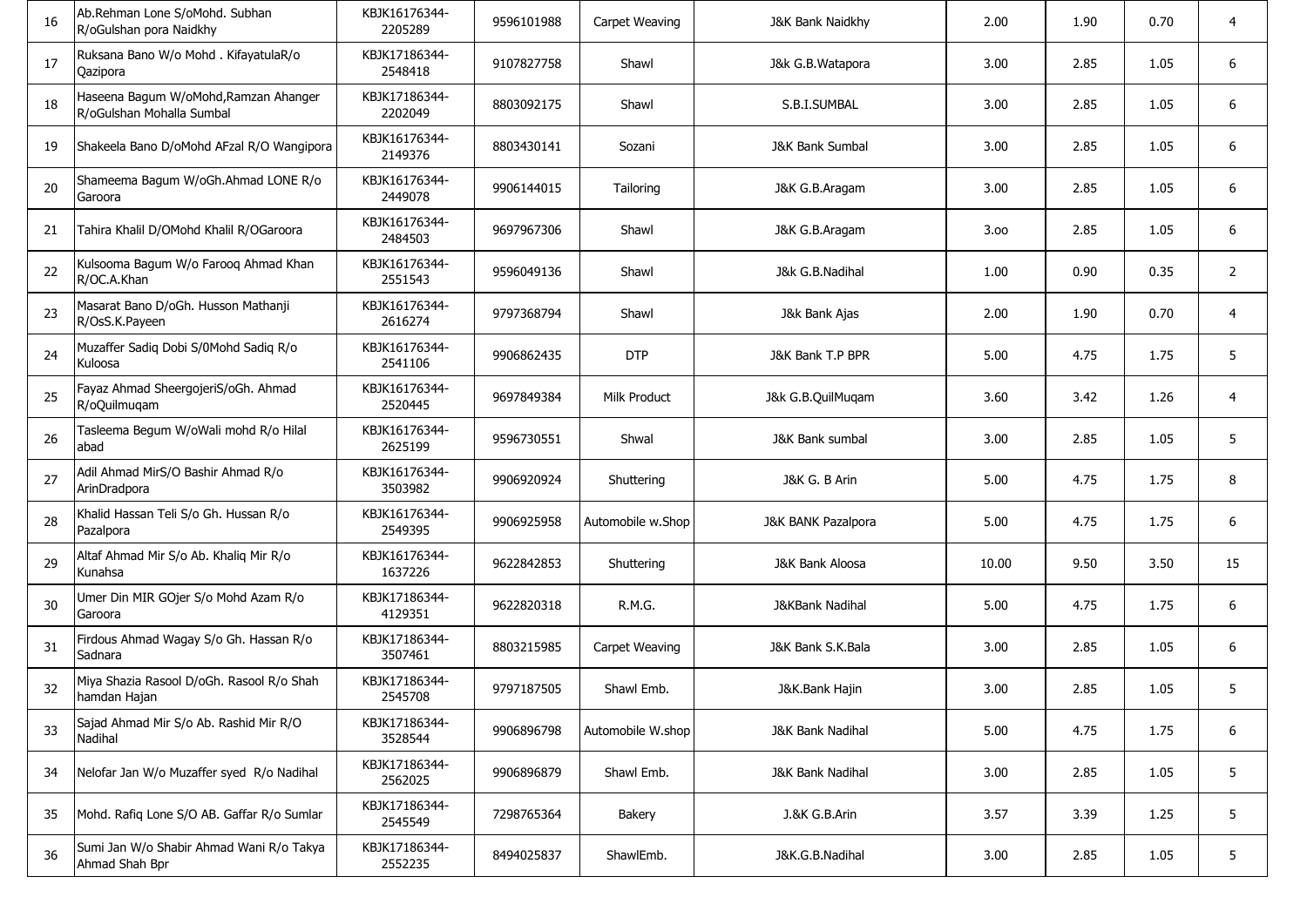| 16 | Ab.Rehman Lone S/oMohd. Subhan R/oGulshan pora Naidkhy | KBJK16176344-2205289 | 9596101988 | Carpet Weaving | J&K Bank Naidkhy | 2.00 | 1.90 | 0.70 | 4 |
|---|---|---|---|---|---|---|---|---|---|
| 17 | Ruksana Bano W/o Mohd . KifayatulaR/o Qazipora | KBJK17186344-2548418 | 9107827758 | Shawl | J&K G.B.Watapora | 3.00 | 2.85 | 1.05 | 6 |
| 18 | Haseena Bagum W/oMohd,Ramzan Ahanger R/oGulshan Mohalla Sumbal | KBJK17186344-2202049 | 8803092175 | Shawl | S.B.I.SUMBAL | 3.00 | 2.85 | 1.05 | 6 |
| 19 | Shakeela Bano D/oMohd AFzal R/O Wangipora | KBJK16176344-2149376 | 8803430141 | Sozani | J&K Bank Sumbal | 3.00 | 2.85 | 1.05 | 6 |
| 20 | Shameema Bagum W/oGh.Ahmad LONE R/o Garoora | KBJK16176344-2449078 | 9906144015 | Tailoring | J&K G.B.Aragam | 3.00 | 2.85 | 1.05 | 6 |
| 21 | Tahira Khalil D/OMohd Khalil R/OGaroora | KBJK16176344-2484503 | 9697967306 | Shawl | J&K G.B.Aragam | 3.oo | 2.85 | 1.05 | 6 |
| 22 | Kulsooma Bagum W/o Farooq Ahmad Khan R/OC.A.Khan | KBJK16176344-2551543 | 9596049136 | Shawl | J&K G.B.Nadihal | 1.00 | 0.90 | 0.35 | 2 |
| 23 | Masarat Bano D/oGh. Husson Mathanji R/OsS.K.Payeen | KBJK16176344-2616274 | 9797368794 | Shawl | J&k Bank Ajas | 2.00 | 1.90 | 0.70 | 4 |
| 24 | Muzaffer Sadiq Dobi S/0Mohd Sadiq R/o Kuloosa | KBJK16176344-2541106 | 9906862435 | DTP | J&K Bank T.P BPR | 5.00 | 4.75 | 1.75 | 5 |
| 25 | Fayaz Ahmad SheergojeriS/oGh. Ahmad R/oQuilmuqam | KBJK16176344-2520445 | 9697849384 | Milk Product | J&k G.B.QuilMuqam | 3.60 | 3.42 | 1.26 | 4 |
| 26 | Tasleema Begum W/oWali mohd R/o Hilal abad | KBJK16176344-2625199 | 9596730551 | Shwal | J&K Bank sumbal | 3.00 | 2.85 | 1.05 | 5 |
| 27 | Adil Ahmad MirS/O Bashir Ahmad R/o ArinDradpora | KBJK16176344-3503982 | 9906920924 | Shuttering | J&K G. B Arin | 5.00 | 4.75 | 1.75 | 8 |
| 28 | Khalid Hassan Teli S/o Gh. Hussan R/o Pazalpora | KBJK16176344-2549395 | 9906925958 | Automobile w.Shop | J&K BANK Pazalpora | 5.00 | 4.75 | 1.75 | 6 |
| 29 | Altaf Ahmad Mir S/o Ab. Khaliq Mir R/o Kunahsa | KBJK16176344-1637226 | 9622842853 | Shuttering | J&K Bank Aloosa | 10.00 | 9.50 | 3.50 | 15 |
| 30 | Umer Din MIR GOjer S/o Mohd Azam R/o Garoora | KBJK17186344-4129351 | 9622820318 | R.M.G. | J&KBank Nadihal | 5.00 | 4.75 | 1.75 | 6 |
| 31 | Firdous Ahmad Wagay S/o Gh. Hassan R/o Sadnara | KBJK17186344-3507461 | 8803215985 | Carpet Weaving | J&K Bank S.K.Bala | 3.00 | 2.85 | 1.05 | 6 |
| 32 | Miya Shazia Rasool D/oGh. Rasool R/o Shah hamdan Hajan | KBJK17186344-2545708 | 9797187505 | Shawl Emb. | J&K.Bank Hajin | 3.00 | 2.85 | 1.05 | 5 |
| 33 | Sajad Ahmad Mir S/o Ab. Rashid Mir R/O Nadihal | KBJK17186344-3528544 | 9906896798 | Automobile W.shop | J&K Bank Nadihal | 5.00 | 4.75 | 1.75 | 6 |
| 34 | Nelofar Jan W/o Muzaffer syed R/o Nadihal | KBJK17186344-2562025 | 9906896879 | Shawl Emb. | J&K Bank Nadihal | 3.00 | 2.85 | 1.05 | 5 |
| 35 | Mohd. Rafiq Lone S/O AB. Gaffar R/o Sumlar | KBJK17186344-2545549 | 7298765364 | Bakery | J.&K G.B.Arin | 3.57 | 3.39 | 1.25 | 5 |
| 36 | Sumi Jan W/o Shabir Ahmad Wani R/o Takya Ahmad Shah Bpr | KBJK17186344-2552235 | 8494025837 | ShawlEmb. | J&K.G.B.Nadihal | 3.00 | 2.85 | 1.05 | 5 |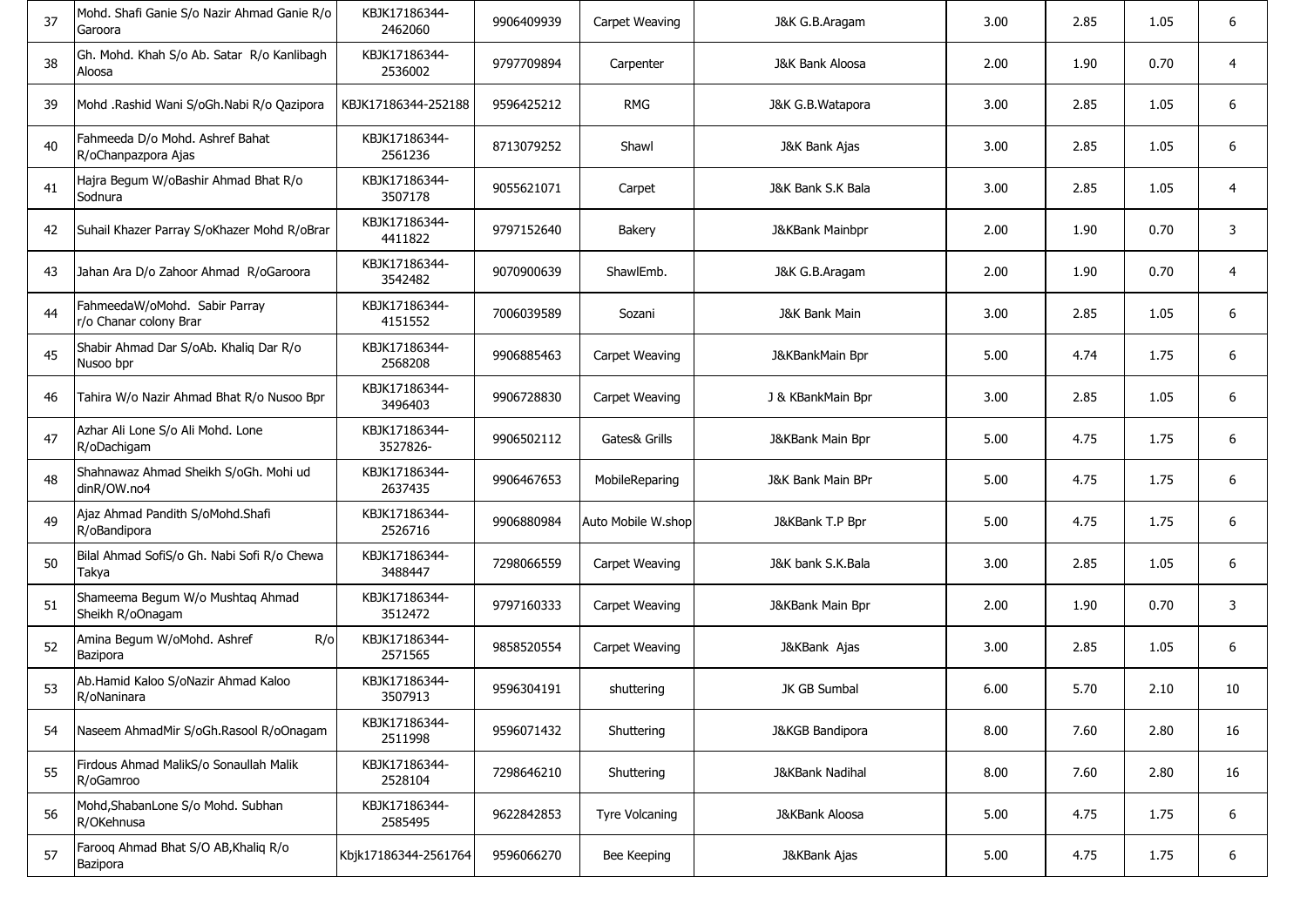| 37 | Mohd. Shafi Ganie S/o Nazir Ahmad Ganie R/o Garoora | KBJK17186344-2462060 | 9906409939 | Carpet Weaving | J&K G.B.Aragam | 3.00 | 2.85 | 1.05 | 6 |
|---|---|---|---|---|---|---|---|---|---|
| 38 | Gh. Mohd. Khah S/o Ab. Satar R/o Kanlibagh Aloosa | KBJK17186344-2536002 | 9797709894 | Carpenter | J&K Bank Aloosa | 2.00 | 1.90 | 0.70 | 4 |
| 39 | Mohd .Rashid Wani S/oGh.Nabi R/o Qazipora | KBJK17186344-252188 | 9596425212 | RMG | J&K G.B.Watapora | 3.00 | 2.85 | 1.05 | 6 |
| 40 | Fahmeeda D/o Mohd. Ashref Bahat R/oChanpazpora Ajas | KBJK17186344-2561236 | 8713079252 | Shawl | J&K Bank Ajas | 3.00 | 2.85 | 1.05 | 6 |
| 41 | Hajra Begum W/oBashir Ahmad Bhat R/o Sodnura | KBJK17186344-3507178 | 9055621071 | Carpet | J&K Bank S.K Bala | 3.00 | 2.85 | 1.05 | 4 |
| 42 | Suhail Khazer Parray S/oKhazer Mohd R/oBrar | KBJK17186344-4411822 | 9797152640 | Bakery | J&KBank Mainbpr | 2.00 | 1.90 | 0.70 | 3 |
| 43 | Jahan Ara D/o Zahoor Ahmad R/oGaroora | KBJK17186344-3542482 | 9070900639 | ShawlEmb. | J&K G.B.Aragam | 2.00 | 1.90 | 0.70 | 4 |
| 44 | FahmeedaW/oMohd. Sabir Parray r/o Chanar colony Brar | KBJK17186344-4151552 | 7006039589 | Sozani | J&K Bank Main | 3.00 | 2.85 | 1.05 | 6 |
| 45 | Shabir Ahmad Dar S/oAb. Khaliq Dar R/o Nusoo bpr | KBJK17186344-2568208 | 9906885463 | Carpet Weaving | J&KBankMain Bpr | 5.00 | 4.74 | 1.75 | 6 |
| 46 | Tahira W/o Nazir Ahmad Bhat R/o Nusoo Bpr | KBJK17186344-3496403 | 9906728830 | Carpet Weaving | J & KBankMain Bpr | 3.00 | 2.85 | 1.05 | 6 |
| 47 | Azhar Ali Lone S/o Ali Mohd. Lone R/oDachigam | KBJK17186344-3527826- | 9906502112 | Gates& Grills | J&KBank Main Bpr | 5.00 | 4.75 | 1.75 | 6 |
| 48 | Shahnawaz Ahmad Sheikh S/oGh. Mohi ud dinR/OW.no4 | KBJK17186344-2637435 | 9906467653 | MobileReparing | J&K Bank Main BPr | 5.00 | 4.75 | 1.75 | 6 |
| 49 | Ajaz Ahmad Pandith S/oMohd.Shafi R/oBandipora | KBJK17186344-2526716 | 9906880984 | Auto Mobile W.shop | J&KBank T.P Bpr | 5.00 | 4.75 | 1.75 | 6 |
| 50 | Bilal Ahmad SofiS/o Gh. Nabi Sofi R/o Chewa Takya | KBJK17186344-3488447 | 7298066559 | Carpet Weaving | J&K bank S.K.Bala | 3.00 | 2.85 | 1.05 | 6 |
| 51 | Shameema Begum W/o Mushtaq Ahmad Sheikh R/oOnagam | KBJK17186344-3512472 | 9797160333 | Carpet Weaving | J&KBank Main Bpr | 2.00 | 1.90 | 0.70 | 3 |
| 52 | Amina Begum W/oMohd. Ashref R/o Bazipora | KBJK17186344-2571565 | 9858520554 | Carpet Weaving | J&KBank Ajas | 3.00 | 2.85 | 1.05 | 6 |
| 53 | Ab.Hamid Kaloo S/oNazir Ahmad Kaloo R/oNaninara | KBJK17186344-3507913 | 9596304191 | shuttering | JK GB Sumbal | 6.00 | 5.70 | 2.10 | 10 |
| 54 | Naseem AhmadMir S/oGh.Rasool R/oOnagam | KBJK17186344-2511998 | 9596071432 | Shuttering | J&KGB Bandipora | 8.00 | 7.60 | 2.80 | 16 |
| 55 | Firdous Ahmad MalikS/o Sonaullah Malik R/oGamroo | KBJK17186344-2528104 | 7298646210 | Shuttering | J&KBank Nadihal | 8.00 | 7.60 | 2.80 | 16 |
| 56 | Mohd,ShabanLone S/o Mohd. Subhan R/OKehnusa | KBJK17186344-2585495 | 9622842853 | Tyre Volcaning | J&KBank Aloosa | 5.00 | 4.75 | 1.75 | 6 |
| 57 | Farooq Ahmad Bhat S/O AB,Khaliq R/o Bazipora | Kbjk17186344-2561764 | 9596066270 | Bee Keeping | J&KBank Ajas | 5.00 | 4.75 | 1.75 | 6 |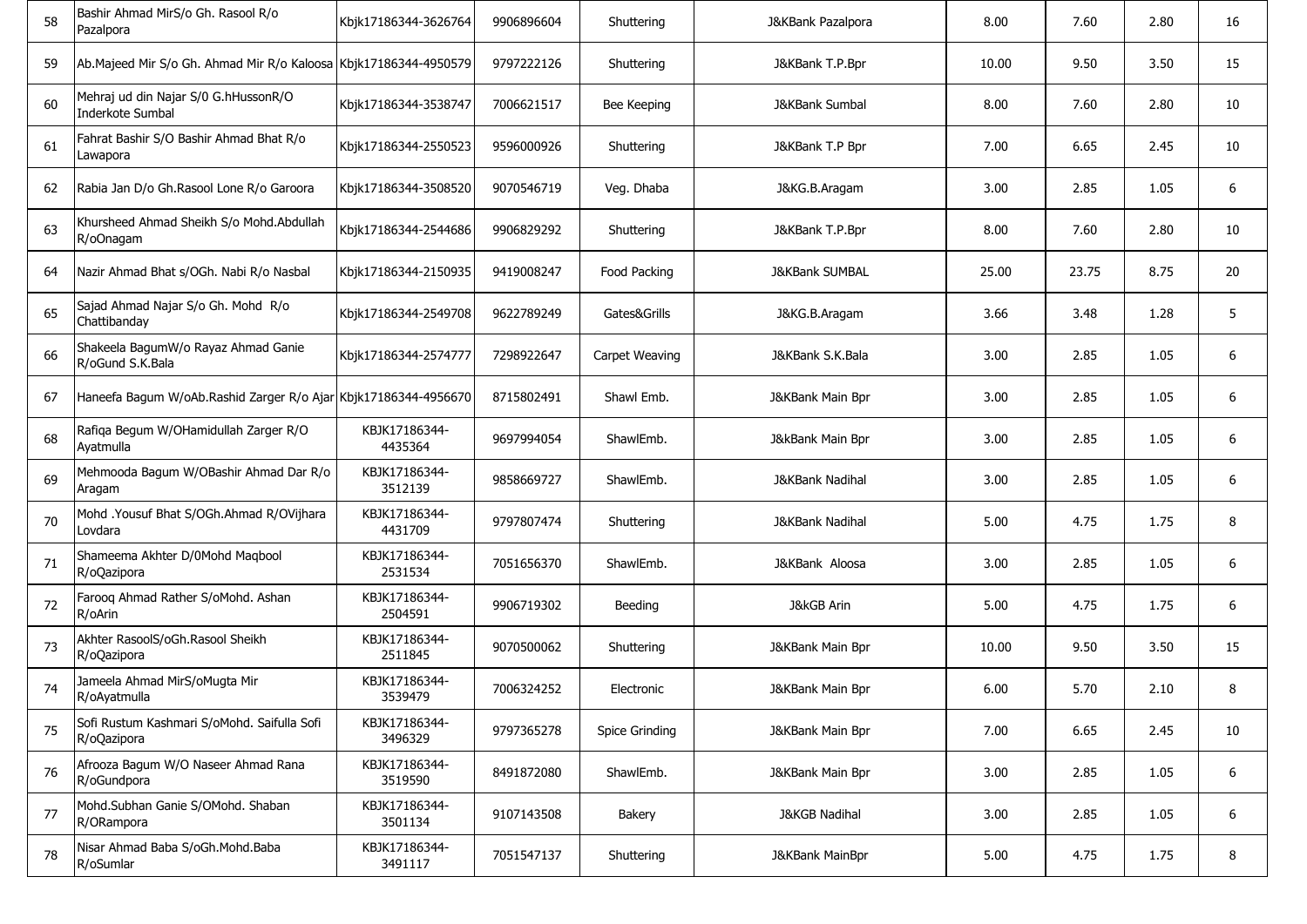| | | | | | | | | | |
|---|---|---|---|---|---|---|---|---|---|
| 58 | Bashir Ahmad MirS/o Gh. Rasool R/o Pazalpora | Kbjk17186344-3626764 | 9906896604 | Shuttering | J&KBank Pazalpora | 8.00 | 7.60 | 2.80 | 16 |
| 59 | Ab.Majeed Mir S/o Gh. Ahmad Mir R/o Kaloosa | Kbjk17186344-4950579 | 9797222126 | Shuttering | J&KBank T.P.Bpr | 10.00 | 9.50 | 3.50 | 15 |
| 60 | Mehraj ud din Najar S/0 G.hHussonR/O Inderkote Sumbal | Kbjk17186344-3538747 | 7006621517 | Bee Keeping | J&KBank Sumbal | 8.00 | 7.60 | 2.80 | 10 |
| 61 | Fahrat Bashir S/O Bashir Ahmad Bhat R/o Lawapora | Kbjk17186344-2550523 | 9596000926 | Shuttering | J&KBank T.P Bpr | 7.00 | 6.65 | 2.45 | 10 |
| 62 | Rabia Jan D/o Gh.Rasool Lone R/o Garoora | Kbjk17186344-3508520 | 9070546719 | Veg. Dhaba | J&KG.B.Aragam | 3.00 | 2.85 | 1.05 | 6 |
| 63 | Khursheed Ahmad Sheikh S/o Mohd.Abdullah R/oOnagam | Kbjk17186344-2544686 | 9906829292 | Shuttering | J&KBank T.P.Bpr | 8.00 | 7.60 | 2.80 | 10 |
| 64 | Nazir Ahmad Bhat s/OGh. Nabi R/o Nasbal | Kbjk17186344-2150935 | 9419008247 | Food Packing | J&KBank SUMBAL | 25.00 | 23.75 | 8.75 | 20 |
| 65 | Sajad Ahmad Najar S/o Gh. Mohd R/o Chattibanday | Kbjk17186344-2549708 | 9622789249 | Gates&Grills | J&KG.B.Aragam | 3.66 | 3.48 | 1.28 | 5 |
| 66 | Shakeela BagumW/o Rayaz Ahmad Ganie R/oGund S.K.Bala | Kbjk17186344-2574777 | 7298922647 | Carpet Weaving | J&KBank S.K.Bala | 3.00 | 2.85 | 1.05 | 6 |
| 67 | Haneefa Bagum W/oAb.Rashid Zarger R/o Ajar | Kbjk17186344-4956670 | 8715802491 | Shawl Emb. | J&KBank Main Bpr | 3.00 | 2.85 | 1.05 | 6 |
| 68 | Rafiqa Begum W/OHamidullah Zarger R/O Ayatmulla | KBJK17186344-4435364 | 9697994054 | ShawlEmb. | J&kBank Main Bpr | 3.00 | 2.85 | 1.05 | 6 |
| 69 | Mehmooda Bagum W/OBashir Ahmad Dar R/o Aragam | KBJK17186344-3512139 | 9858669727 | ShawlEmb. | J&KBank Nadihal | 3.00 | 2.85 | 1.05 | 6 |
| 70 | Mohd .Yousuf Bhat S/OGh.Ahmad R/OVijhara Lovdara | KBJK17186344-4431709 | 9797807474 | Shuttering | J&KBank Nadihal | 5.00 | 4.75 | 1.75 | 8 |
| 71 | Shameema Akhter D/0Mohd Maqbool R/oQazipora | KBJK17186344-2531534 | 7051656370 | ShawlEmb. | J&KBank Aloosa | 3.00 | 2.85 | 1.05 | 6 |
| 72 | Farooq Ahmad Rather S/oMohd. Ashan R/oArin | KBJK17186344-2504591 | 9906719302 | Beeding | J&kGB Arin | 5.00 | 4.75 | 1.75 | 6 |
| 73 | Akhter RasoolS/oGh.Rasool Sheikh R/oQazipora | KBJK17186344-2511845 | 9070500062 | Shuttering | J&KBank Main Bpr | 10.00 | 9.50 | 3.50 | 15 |
| 74 | Jameela Ahmad MirS/oMugta Mir R/oAyatmulla | KBJK17186344-3539479 | 7006324252 | Electronic | J&KBank Main Bpr | 6.00 | 5.70 | 2.10 | 8 |
| 75 | Sofi Rustum Kashmari S/oMohd. Saifulla Sofi R/oQazipora | KBJK17186344-3496329 | 9797365278 | Spice Grinding | J&KBank Main Bpr | 7.00 | 6.65 | 2.45 | 10 |
| 76 | Afrooza Bagum W/O Naseer Ahmad Rana R/oGundpora | KBJK17186344-3519590 | 8491872080 | ShawlEmb. | J&KBank Main Bpr | 3.00 | 2.85 | 1.05 | 6 |
| 77 | Mohd.Subhan Ganie S/OMohd. Shaban R/ORampora | KBJK17186344-3501134 | 9107143508 | Bakery | J&KGB Nadihal | 3.00 | 2.85 | 1.05 | 6 |
| 78 | Nisar Ahmad Baba S/oGh.Mohd.Baba R/oSumlar | KBJK17186344-3491117 | 7051547137 | Shuttering | J&KBank MainBpr | 5.00 | 4.75 | 1.75 | 8 |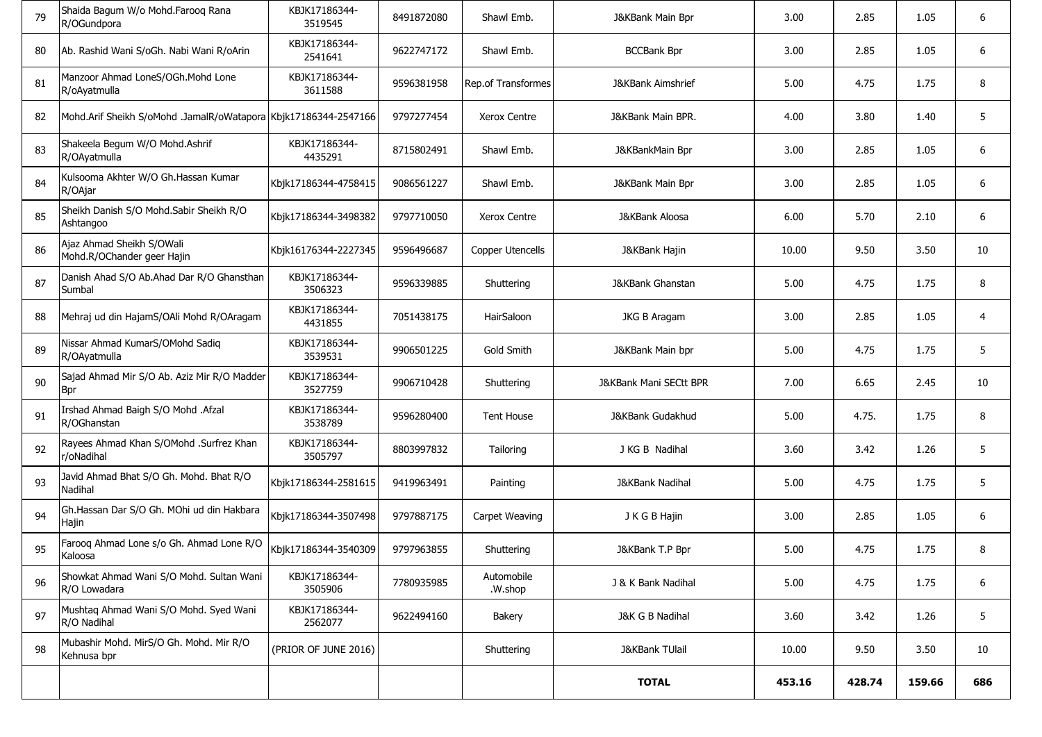| 79 | Shaida Bagum W/o Mohd.Farooq Rana R/OGundpora | KBJK17186344-3519545 | 8491872080 | Shawl Emb. | J&KBank Main Bpr | 3.00 | 2.85 | 1.05 | 6 |
|---|---|---|---|---|---|---|---|---|---|
| 80 | Ab. Rashid Wani S/oGh. Nabi Wani R/oArin | KBJK17186344-2541641 | 9622747172 | Shawl Emb. | BCCBank Bpr | 3.00 | 2.85 | 1.05 | 6 |
| 81 | Manzoor Ahmad LoneS/OGh.Mohd Lone R/oAyatmulla | KBJK17186344-3611588 | 9596381958 | Rep.of Transformes | J&KBank Aimshrief | 5.00 | 4.75 | 1.75 | 8 |
| 82 | Mohd.Arif Sheikh S/oMohd .JamalR/oWatapora | Kbjk17186344-2547166 | 9797277454 | Xerox Centre | J&KBank Main BPR. | 4.00 | 3.80 | 1.40 | 5 |
| 83 | Shakeela Begum W/O Mohd.Ashrif R/OAyatmulla | KBJK17186344-4435291 | 8715802491 | Shawl Emb. | J&KBankMain Bpr | 3.00 | 2.85 | 1.05 | 6 |
| 84 | Kulsooma Akhter W/O Gh.Hassan Kumar R/OAjar | Kbjk17186344-4758415 | 9086561227 | Shawl Emb. | J&KBank Main Bpr | 3.00 | 2.85 | 1.05 | 6 |
| 85 | Sheikh Danish S/O Mohd.Sabir Sheikh R/O Ashtangoo | Kbjk17186344-3498382 | 9797710050 | Xerox Centre | J&KBank Aloosa | 6.00 | 5.70 | 2.10 | 6 |
| 86 | Ajaz Ahmad Sheikh S/OWali Mohd.R/OChander geer Hajin | Kbjk16176344-2227345 | 9596496687 | Copper Utencells | J&KBank Hajin | 10.00 | 9.50 | 3.50 | 10 |
| 87 | Danish Ahad S/O Ab.Ahad Dar R/O Ghansthan Sumbal | KBJK17186344-3506323 | 9596339885 | Shuttering | J&KBank Ghanstan | 5.00 | 4.75 | 1.75 | 8 |
| 88 | Mehraj ud din HajamS/OAli Mohd R/OAragam | KBJK17186344-4431855 | 7051438175 | HairSaloon | JKG B Aragam | 3.00 | 2.85 | 1.05 | 4 |
| 89 | Nissar Ahmad KumarS/OMohd Sadiq R/OAyatmulla | KBJK17186344-3539531 | 9906501225 | Gold Smith | J&KBank Main bpr | 5.00 | 4.75 | 1.75 | 5 |
| 90 | Sajad Ahmad Mir S/O Ab. Aziz Mir R/O Madder Bpr | KBJK17186344-3527759 | 9906710428 | Shuttering | J&KBank Mani SECtt BPR | 7.00 | 6.65 | 2.45 | 10 |
| 91 | Irshad Ahmad Baigh S/O Mohd .Afzal R/OGhanstan | KBJK17186344-3538789 | 9596280400 | Tent House | J&KBank Gudakhud | 5.00 | 4.75. | 1.75 | 8 |
| 92 | Rayees Ahmad Khan S/OMohd .Surfrez Khan r/oNadihal | KBJK17186344-3505797 | 8803997832 | Tailoring | J KG B Nadihal | 3.60 | 3.42 | 1.26 | 5 |
| 93 | Javid Ahmad Bhat S/O Gh. Mohd. Bhat R/O Nadihal | Kbjk17186344-2581615 | 9419963491 | Painting | J&KBank Nadihal | 5.00 | 4.75 | 1.75 | 5 |
| 94 | Gh.Hassan Dar S/O Gh. MOhi ud din Hakbara Hajin | Kbjk17186344-3507498 | 9797887175 | Carpet Weaving | J K G B Hajin | 3.00 | 2.85 | 1.05 | 6 |
| 95 | Farooq Ahmad Lone s/o Gh. Ahmad Lone R/O Kaloosa | Kbjk17186344-3540309 | 9797963855 | Shuttering | J&KBank T.P Bpr | 5.00 | 4.75 | 1.75 | 8 |
| 96 | Showkat Ahmad Wani S/O Mohd. Sultan Wani R/O Lowadara | KBJK17186344-3505906 | 7780935985 | Automobile .W.shop | J & K Bank Nadihal | 5.00 | 4.75 | 1.75 | 6 |
| 97 | Mushtaq Ahmad Wani S/O Mohd. Syed Wani R/O Nadihal | KBJK17186344-2562077 | 9622494160 | Bakery | J&K G B Nadihal | 3.60 | 3.42 | 1.26 | 5 |
| 98 | Mubashir Mohd. MirS/O Gh. Mohd. Mir R/O Kehnusa bpr | (PRIOR OF JUNE 2016) | | Shuttering | J&KBank TUlail | 10.00 | 9.50 | 3.50 | 10 |
| | | | | | **TOTAL** | **453.16** | **428.74** | **159.66** | **686** |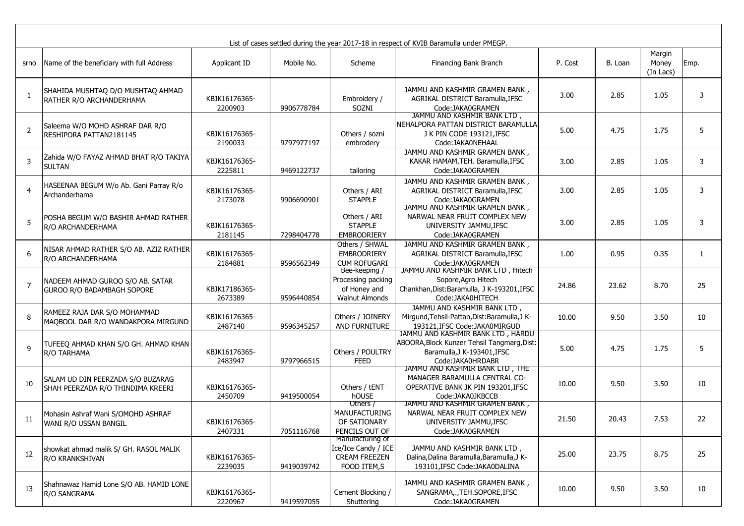List of cases settled during the year 2017-18 in respect of KVIB Baramulla under PMEGP.

| srno | Name of the beneficiary with full Address | Applicant ID | Mobile No. | Scheme | Financing Bank Branch | P. Cost | B. Loan | Margin Money (In Lacs) | Emp. |
|---|---|---|---|---|---|---|---|---|---|
| 1 | SHAHIDA MUSHTAQ D/O MUSHTAQ AHMAD RATHER R/O ARCHANDERHAMA | KBJK16176365-2200903 | 9906778784 | Embroidery / SOZNI | JAMMU AND KASHMIR GRAMEN BANK , AGRIKAL DISTRICT Baramulla,IFSC Code:JAKA0GRAMEN | 3.00 | 2.85 | 1.05 | 3 |
| 2 | Saleema W/O MOHD ASHRAF DAR R/O RESHIPORA PATTAN2181145 | KBJK16176365-2190033 | 9797977197 | Others / sozni embrodery | JAMMU AND KASHMIR BANK LTD , NEHALPORA PATTAN DISTRICT BARAMULLA J K PIN CODE 193121,IFSC Code:JAKA0NEHAAL | 5.00 | 4.75 | 1.75 | 5 |
| 3 | Zahida W/O FAYAZ AHMAD BHAT R/O TAKIYA SULTAN | KBJK16176365-2225811 | 9469122737 | tailoring | JAMMU AND KASHMIR GRAMEN BANK , KAKAR HAMAM,TEH. Baramulla,IFSC Code:JAKA0GRAMEN | 3.00 | 2.85 | 1.05 | 3 |
| 4 | HASEENAA BEGUM W/o Ab. Gani Parray R/o Archanderhama | KBJK16176365-2173078 | 9906690901 | Others / ARI STAPPLE | JAMMU AND KASHMIR GRAMEN BANK , AGRIKAL DISTRICT Baramulla,IFSC Code:JAKA0GRAMEN | 3.00 | 2.85 | 1.05 | 3 |
| 5 | POSHA BEGUM W/O BASHIR AHMAD RATHER R/O ARCHANDERHAMA | KBJK16176365-2181145 | 7298404778 | Others / ARI STAPPLE EMBRODRIERY | JAMMU AND KASHMIR GRAMEN BANK , NARWAL NEAR FRUIT COMPLEX NEW UNIVERSITY JAMMU,IFSC Code:JAKA0GRAMEN | 3.00 | 2.85 | 1.05 | 3 |
| 6 | NISAR AHMAD RATHER S/O AB. AZIZ RATHER R/O ARCHANDERHAMA | KBJK16176365-2184881 | 9596562349 | Others / SHWAL EMBRODRIERY CUM ROFUGARI | JAMMU AND KASHMIR GRAMEN BANK , AGRIKAL DISTRICT Baramulla,IFSC Code:JAKA0GRAMEN | 1.00 | 0.95 | 0.35 | 1 |
| 7 | NADEEM AHMAD GUROO S/O AB. SATAR GUROO R/O BADAMBAGH SOPORE | KBJK17186365-2673389 | 9596440854 | Bee-keeping / Processing packing of Honey and Walnut Almonds | JAMMU AND KASHMIR BANK LTD , Hitech Sopore,Agro Hitech Chankhan,Dist:Baramulla, J K-193201,IFSC Code:JAKA0HITECH | 24.86 | 23.62 | 8.70 | 25 |
| 8 | RAMEEZ RAJA DAR S/O MOHAMMAD MAQBOOL DAR R/O WANDAKPORA MIRGUND | KBJK16176365-2487140 | 9596345257 | Others / JOINERY AND FURNITURE | JAMMU AND KASHMIR BANK LTD , Mirgund,Tehsil-Pattan,Dist:Baramulla,J K-193121,IFSC Code:JAKA0MIRGUD | 10.00 | 9.50 | 3.50 | 10 |
| 9 | TUFEEQ AHMAD KHAN S/O GH. AHMAD KHAN R/O TARHAMA | KBJK16176365-2483947 | 9797966515 | Others / POULTRY FEED | JAMMU AND KASHMIR BANK LTD , HARDU ABOORA,Block Kunzer Tehsil Tangmarg,Dist: Baramulla,J K-193401,IFSC Code:JAKA0HRDABR | 5.00 | 4.75 | 1.75 | 5 |
| 10 | SALAM UD DIN PEERZADA S/O BUZARAG SHAH PEERZADA R/O THINDIMA KREERI | KBJK16176365-2450709 | 9419500054 | Others / tENT hOUSE | JAMMU AND KASHMIR BANK LTD , THE MANAGER BARAMULLA CENTRAL CO-OPERATIVE BANK JK PIN 193201,IFSC Code:JAKA0JKBCCB | 10.00 | 9.50 | 3.50 | 10 |
| 11 | Mohasin Ashraf Wani S/OMOHD ASHRAF WANI R/O USSAN BANGIL | KBJK16176365-2407331 | 7051116768 | Others / MANUFACTURING OF SATIONARY PENCILS OUT OF | JAMMU AND KASHMIR GRAMEN BANK , NARWAL NEAR FRUIT COMPLEX NEW UNIVERSITY JAMMU,IFSC Code:JAKA0GRAMEN | 21.50 | 20.43 | 7.53 | 22 |
| 12 | showkat ahmad malik S/ GH. RASOL MALIK R/O KRANKSHIVAN | KBJK16176365-2239035 | 9419039742 | Manufacturing of Ice/Ice Candy / ICE CREAM FREEZEN FOOD ITEM,S | JAMMU AND KASHMIR BANK LTD , Dalina,Dalina Baramulla,Baramulla,J K-193101,IFSC Code:JAKA0DALINA | 25.00 | 23.75 | 8.75 | 25 |
| 13 | Shahnawaz Hamid Lone S/O AB. HAMID LONE R/O SANGRAMA | KBJK16176365-2220967 | 9419597055 | Cement Blocking / Shuttering | JAMMU AND KASHMIR GRAMEN BANK , SANGRAMA,.,TEH.SOPORE,IFSC Code:JAKA0GRAMEN | 10.00 | 9.50 | 3.50 | 10 |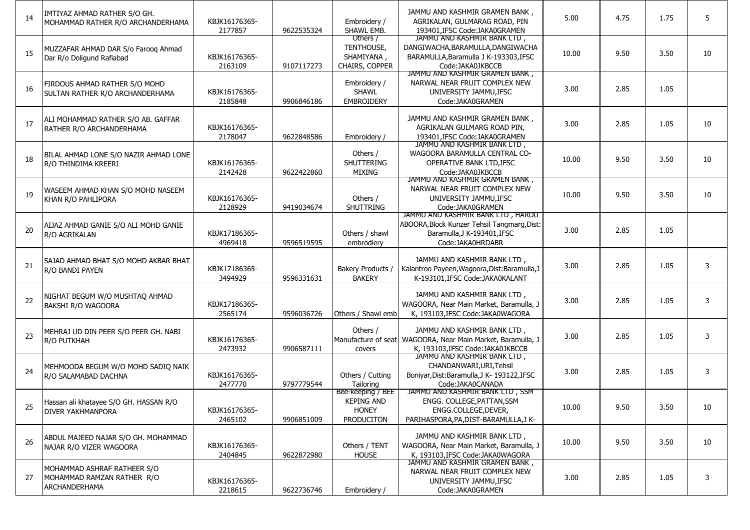| 14 | IMTIYAZ AHMAD RATHER S/O GH. MOHAMMAD RATHER R/O ARCHANDERHAMA | KBJK16176365-2177857 | 9622535324 | Embroidery / SHAWL EMB. | JAMMU AND KASHMIR GRAMEN BANK , AGRIKALAN, GULMARAG ROAD, PIN 193401,IFSC Code:JAKA0GRAMEN | 5.00 | 4.75 | 1.75 | 5 |
|---|---|---|---|---|---|---|---|---|---|
| 15 | MUZZAFAR AHMAD DAR S/o Farooq Ahmad Dar R/o Doligund Rafiabad | KBJK16176365-2163109 | 9107117273 | Others / TENTHOUSE, SHAMIYANA , CHAIRS, COPPER | JAMMU AND KASHMIR BANK LTD , DANGIWACHA,BARAMULLA,DANGIWACHA BARAMULLA,Baramulla J K-193303,IFSC Code:JAKA0JKBCCB | 10.00 | 9.50 | 3.50 | 10 |
| 16 | FIRDOUS AHMAD RATHER S/O MOHD SULTAN RATHER R/O ARCHANDERHAMA | KBJK16176365-2185848 | 9906846186 | Embroidery / SHAWL EMBROIDERY | JAMMU AND KASHMIR GRAMEN BANK , NARWAL NEAR FRUIT COMPLEX NEW UNIVERSITY JAMMU,IFSC Code:JAKA0GRAMEN | 3.00 | 2.85 | 1.05 | |
| 17 | ALI MOHAMMAD RATHER S/O AB. GAFFAR RATHER R/O ARCHANDERHAMA | KBJK16176365-2178047 | 9622848586 | Embroidery / | JAMMU AND KASHMIR GRAMEN BANK , AGRIKALAN GULMARG ROAD PIN, 193401,IFSC Code:JAKA0GRAMEN | 3.00 | 2.85 | 1.05 | 10 |
| 18 | BILAL AHMAD LONE S/O NAZIR AHMAD LONE R/O THINDIMA KREERI | KBJK16176365-2142428 | 9622422860 | Others / SHUTTERING MIXING | JAMMU AND KASHMIR BANK LTD , WAGOORA BARAMULLA CENTRAL CO-OPERATIVE BANK LTD,IFSC Code:JAKA0JKBCCB | 10.00 | 9.50 | 3.50 | 10 |
| 19 | WASEEM AHMAD KHAN S/O MOHD NASEEM KHAN R/O PAHLIPORA | KBJK16176365-2128929 | 9419034674 | Others / SHUTTRING | JAMMU AND KASHMIR GRAMEN BANK , NARWAL NEAR FRUIT COMPLEX NEW UNIVERSITY JAMMU,IFSC Code:JAKA0GRAMEN | 10.00 | 9.50 | 3.50 | 10 |
| 20 | AIJAZ AHMAD GANIE S/O ALI MOHD GANIE R/O AGRIKALAN | KBJK17186365-4969418 | 9596519595 | Others / shawl embrodiery | JAMMU AND KASHMIR BANK LTD , HARDU ABOORA,Block Kunzer Tehsil Tangmarg,Dist: Baramulla,J K-193401,IFSC Code:JAKA0HRDABR | 3.00 | 2.85 | 1.05 | |
| 21 | SAJAD AHMAD BHAT S/O MOHD AKBAR BHAT R/O BANDI PAYEN | KBJK17186365-3494929 | 9596331631 | Bakery Products / BAKERY | JAMMU AND KASHMIR BANK LTD , Kalantroo Payeen,Wagoora,Dist:Baramulla,J K-193101,IFSC Code:JAKA0KALANT | 3.00 | 2.85 | 1.05 | 3 |
| 22 | NIGHAT BEGUM W/O MUSHTAQ AHMAD BAKSHI R/O WAGOORA | KBJK17186365-2565174 | 9596036726 | Others / Shawl emb | JAMMU AND KASHMIR BANK LTD , WAGOORA, Near Main Market, Baramulla, J K, 193103,IFSC Code:JAKA0WAGORA | 3.00 | 2.85 | 1.05 | 3 |
| 23 | MEHRAJ UD DIN PEER S/O PEER GH. NABI R/O PUTKHAH | KBJK16176365-2473932 | 9906587111 | Others / Manufacture of seat covers | JAMMU AND KASHMIR BANK LTD , WAGOORA, Near Main Market, Baramulla, J K, 193103,IFSC Code:JAKA0JKBCCB | 3.00 | 2.85 | 1.05 | 3 |
| 24 | MEHMOODA BEGUM W/O MOHD SADIQ NAIK R/O SALAMABAD DACHNA | KBJK16176365-2477770 | 9797779544 | Others / Cutting Tailoring | JAMMU AND KASHMIR BANK LTD , CHANDANWARI,URI,Tehsil Boniyar,Dist:Baramulla,J K- 193122,IFSC Code:JAKA0CANADA | 3.00 | 2.85 | 1.05 | 3 |
| 25 | Hassan ali khatayee S/O GH. HASSAN R/O DIVER YAKHMANPORA | KBJK16176365-2465102 | 9906851009 | Bee-keeping / BEE KEPING AND HONEY PRODUCITON | JAMMU AND KASHMIR BANK LTD , SSM ENGG. COLLEGE,PATTAN,SSM ENGG.COLLEGE,DEVER, PARIHASPORA,PA,DIST-BARAMULLA,J K- | 10.00 | 9.50 | 3.50 | 10 |
| 26 | ABDUL MAJEED NAJAR S/O GH. MOHAMMAD NAJAR R/O VIZER WAGOORA | KBJK16176365-2404845 | 9622872980 | Others / TENT HOUSE | JAMMU AND KASHMIR BANK LTD , WAGOORA, Near Main Market, Baramulla, J K, 193103,IFSC Code:JAKA0WAGORA | 10.00 | 9.50 | 3.50 | 10 |
| 27 | MOHAMMAD ASHRAF RATHEER S/O MOHAMMAD RAMZAN RATHER R/O ARCHANDERHAMA | KBJK16176365-2218615 | 9622736746 | Embroidery / | JAMMU AND KASHMIR GRAMEN BANK , NARWAL NEAR FRUIT COMPLEX NEW UNIVERSITY JAMMU,IFSC Code:JAKA0GRAMEN | 3.00 | 2.85 | 1.05 | 3 |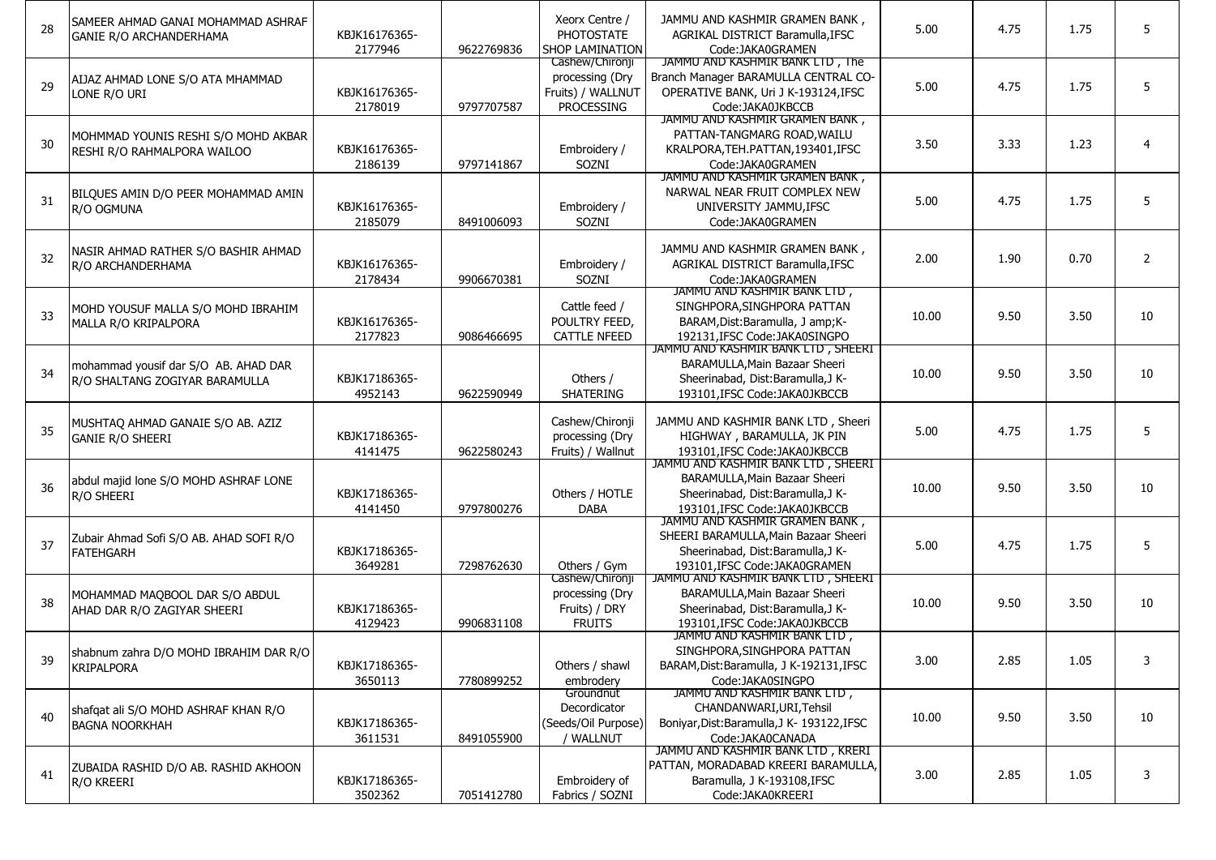| 28 | SAMEER AHMAD GANAI MOHAMMAD ASHRAF GANIE R/O ARCHANDERHAMA | KBJK16176365-2177946 | 9622769836 | Xeorx Centre / PHOTOSTATE SHOP LAMINATION | JAMMU AND KASHMIR GRAMEN BANK , AGRIKAL DISTRICT Baramulla,IFSC Code:JAKA0GRAMEN | 5.00 | 4.75 | 1.75 | 5 |
|---|---|---|---|---|---|---|---|---|---|
| 29 | AIJAZ AHMAD LONE S/O ATA MHAMMAD LONE R/O URI | KBJK16176365-2178019 | 9797707587 | Cashew/Chironji processing (Dry Fruits) / WALLNUT PROCESSING | JAMMU AND KASHMIR BANK LTD , The Branch Manager BARAMULLA CENTRAL CO-OPERATIVE BANK, Uri J K-193124,IFSC Code:JAKA0JKBCCB | 5.00 | 4.75 | 1.75 | 5 |
| 30 | MOHMMAD YOUNIS RESHI S/O MOHD AKBAR RESHI R/O RAHMALPORA WAILOO | KBJK16176365-2186139 | 9797141867 | Embroidery / SOZNI | JAMMU AND KASHMIR GRAMEN BANK , PATTAN-TANGMARG ROAD,WAILU KRALPORA,TEH.PATTAN,193401,IFSC Code:JAKA0GRAMEN | 3.50 | 3.33 | 1.23 | 4 |
| 31 | BILQUES AMIN D/O PEER MOHAMMAD AMIN R/O OGMUNA | KBJK16176365-2185079 | 8491006093 | Embroidery / SOZNI | JAMMU AND KASHMIR GRAMEN BANK , NARWAL NEAR FRUIT COMPLEX NEW UNIVERSITY JAMMU,IFSC Code:JAKA0GRAMEN | 5.00 | 4.75 | 1.75 | 5 |
| 32 | NASIR AHMAD RATHER S/O BASHIR AHMAD R/O ARCHANDERHAMA | KBJK16176365-2178434 | 9906670381 | Embroidery / SOZNI | JAMMU AND KASHMIR GRAMEN BANK , AGRIKAL DISTRICT Baramulla,IFSC Code:JAKA0GRAMEN | 2.00 | 1.90 | 0.70 | 2 |
| 33 | MOHD YOUSUF MALLA S/O MOHD IBRAHIM MALLA R/O KRIPALPORA | KBJK16176365-2177823 | 9086466695 | Cattle feed / POULTRY FEED, CATTLE NFEED | JAMMU AND KASHMIR BANK LTD , SINGHPORA,SINGHPORA PATTAN BARAM,Dist:Baramulla, J amp;K-192131,IFSC Code:JAKA0SINGPO | 10.00 | 9.50 | 3.50 | 10 |
| 34 | mohammad yousif dar S/O AB. AHAD DAR R/O SHALTANG ZOGIYAR BARAMULLA | KBJK17186365-4952143 | 9622590949 | Others / SHATERING | JAMMU AND KASHMIR BANK LTD , SHEERI BARAMULLA,Main Bazaar Sheeri Sheerinabad, Dist:Baramulla,J K-193101,IFSC Code:JAKA0JKBCCB | 10.00 | 9.50 | 3.50 | 10 |
| 35 | MUSHTAQ AHMAD GANAIE S/O AB. AZIZ GANIE R/O SHEERI | KBJK17186365-4141475 | 9622580243 | Cashew/Chironji processing (Dry Fruits) / Wallnut | JAMMU AND KASHMIR BANK LTD , Sheeri HIGHWAY , BARAMULLA, JK PIN 193101,IFSC Code:JAKA0JKBCCB | 5.00 | 4.75 | 1.75 | 5 |
| 36 | abdul majid lone S/O MOHD ASHRAF LONE R/O SHEERI | KBJK17186365-4141450 | 9797800276 | Others / HOTLE DABA | JAMMU AND KASHMIR BANK LTD , SHEERI BARAMULLA,Main Bazaar Sheeri Sheerinabad, Dist:Baramulla,J K-193101,IFSC Code:JAKA0JKBCCB | 10.00 | 9.50 | 3.50 | 10 |
| 37 | Zubair Ahmad Sofi S/O AB. AHAD SOFI R/O FATEHGARH | KBJK17186365-3649281 | 7298762630 | Others / Gym | JAMMU AND KASHMIR GRAMEN BANK , SHEERI BARAMULLA,Main Bazaar Sheeri Sheerinabad, Dist:Baramulla,J K-193101,IFSC Code:JAKA0GRAMEN | 5.00 | 4.75 | 1.75 | 5 |
| 38 | MOHAMMAD MAQBOOL DAR S/O ABDUL AHAD DAR R/O ZAGIYAR SHEERI | KBJK17186365-4129423 | 9906831108 | Cashew/Chironji processing (Dry Fruits) / DRY FRUITS | JAMMU AND KASHMIR BANK LTD , SHEERI BARAMULLA,Main Bazaar Sheeri Sheerinabad, Dist:Baramulla,J K-193101,IFSC Code:JAKA0JKBCCB | 10.00 | 9.50 | 3.50 | 10 |
| 39 | shabnum zahra D/O MOHD IBRAHIM DAR R/O KRIPALPORA | KBJK17186365-3650113 | 7780899252 | Others / shawl embrodery | JAMMU AND KASHMIR BANK LTD , SINGHPORA,SINGHPORA PATTAN BARAM,Dist:Baramulla, J K-192131,IFSC Code:JAKA0SINGPO | 3.00 | 2.85 | 1.05 | 3 |
| 40 | shafqat ali S/O MOHD ASHRAF KHAN R/O BAGNA NOORKHAH | KBJK17186365-3611531 | 8491055900 | Groundnut Decordicator (Seeds/Oil Purpose) / WALLNUT | JAMMU AND KASHMIR BANK LTD , CHANDANWARI,URI,Tehsil Boniyar,Dist:Baramulla,J K- 193122,IFSC Code:JAKA0CANADA | 10.00 | 9.50 | 3.50 | 10 |
| 41 | ZUBAIDA RASHID D/O AB. RASHID AKHOON R/O KREERI | KBJK17186365-3502362 | 7051412780 | Embroidery of Fabrics / SOZNI | JAMMU AND KASHMIR BANK LTD , KRERI PATTAN, MORADABAD KREERI BARAMULLA, Baramulla, J K-193108,IFSC Code:JAKA0KREERI | 3.00 | 2.85 | 1.05 | 3 |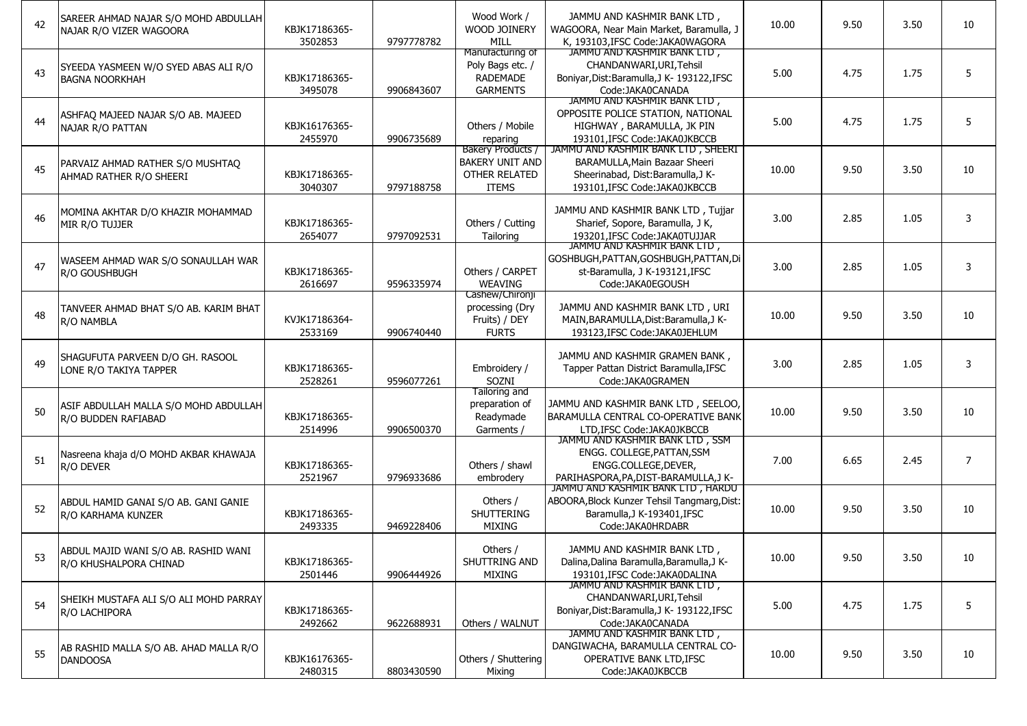| 42 | SAREER AHMAD NAJAR S/O MOHD ABDULLAH NAJAR R/O VIZER WAGOORA | KBJK17186365-3502853 | 9797778782 | Wood Work / WOOD JOINERY MILL | JAMMU AND KASHMIR BANK LTD , WAGOORA, Near Main Market, Baramulla, J K, 193103,IFSC Code:JAKA0WAGORA | 10.00 | 9.50 | 3.50 | 10 |
|---|---|---|---|---|---|---|---|---|---|
| 43 | SYEEDA YASMEEN W/O SYED ABAS ALI R/O BAGNA NOORKHAH | KBJK17186365-3495078 | 9906843607 | Manufacturing of Poly Bags etc. / RADEMADE GARMENTS | JAMMU AND KASHMIR BANK LTD , CHANDANWARI,URI,Tehsil Boniyar,Dist:Baramulla,J K- 193122,IFSC Code:JAKA0CANADA | 5.00 | 4.75 | 1.75 | 5 |
| 44 | ASHFAQ MAJEED NAJAR S/O AB. MAJEED NAJAR R/O PATTAN | KBJK16176365-2455970 | 9906735689 | Others / Mobile reparing | JAMMU AND KASHMIR BANK LTD , OPPOSITE POLICE STATION, NATIONAL HIGHWAY , BARAMULLA, JK PIN 193101,IFSC Code:JAKA0JKBCCB | 5.00 | 4.75 | 1.75 | 5 |
| 45 | PARVAIZ AHMAD RATHER S/O MUSHTAQ AHMAD RATHER R/O SHEERI | KBJK17186365-3040307 | 9797188758 | Bakery Products / BAKERY UNIT AND OTHER RELATED ITEMS | JAMMU AND KASHMIR BANK LTD , SHEERI BARAMULLA,Main Bazaar Sheeri Sheerinabad, Dist:Baramulla,J K-193101,IFSC Code:JAKA0JKBCCB | 10.00 | 9.50 | 3.50 | 10 |
| 46 | MOMINA AKHTAR D/O KHAZIR MOHAMMAD MIR R/O TUJJER | KBJK17186365-2654077 | 9797092531 | Others / Cutting Tailoring | JAMMU AND KASHMIR BANK LTD , Tujjar Sharief, Sopore, Baramulla, J K, 193201,IFSC Code:JAKA0TUJJAR | 3.00 | 2.85 | 1.05 | 3 |
| 47 | WASEEM AHMAD WAR S/O SONAULLAH WAR R/O GOUSHBUGH | KBJK17186365-2616697 | 9596335974 | Others / CARPET WEAVING | JAMMU AND KASHMIR BANK LTD , GOSHBUGH,PATTAN,GOSHBUGH,PATTAN,Dist-Baramulla, J K-193121,IFSC Code:JAKA0EGOUSH | 3.00 | 2.85 | 1.05 | 3 |
| 48 | TANVEER AHMAD BHAT S/O AB. KARIM BHAT R/O NAMBLA | KVJK17186364-2533169 | 9906740440 | Cashew/Chironji processing (Dry Fruits) / DEY FURTS | JAMMU AND KASHMIR BANK LTD , URI MAIN,BARAMULLA,Dist:Baramulla,J K-193123,IFSC Code:JAKA0JEHLUM | 10.00 | 9.50 | 3.50 | 10 |
| 49 | SHAGUFUTA PARVEEN D/O GH. RASOOL LONE R/O TAKIYA TAPPER | KBJK17186365-2528261 | 9596077261 | Embroidery / SOZNI | JAMMU AND KASHMIR GRAMEN BANK , Tapper Pattan District Baramulla,IFSC Code:JAKA0GRAMEN | 3.00 | 2.85 | 1.05 | 3 |
| 50 | ASIF ABDULLAH MALLA S/O MOHD ABDULLAH R/O BUDDEN RAFIABAD | KBJK17186365-2514996 | 9906500370 | Tailoring and preparation of Readymade Garments / | JAMMU AND KASHMIR BANK LTD , SEELOO, BARAMULLA CENTRAL CO-OPERATIVE BANK LTD,IFSC Code:JAKA0JKBCCB | 10.00 | 9.50 | 3.50 | 10 |
| 51 | Nasreena khaja d/O MOHD AKBAR KHAWAJA R/O DEVER | KBJK17186365-2521967 | 9796933686 | Others / shawl embrodery | JAMMU AND KASHMIR BANK LTD , SSM ENGG. COLLEGE,PATTAN,SSM ENGG.COLLEGE,DEVER, PARIHASPORA,PA,DIST-BARAMULLA,J K- | 7.00 | 6.65 | 2.45 | 7 |
| 52 | ABDUL HAMID GANAI S/O AB. GANI GANIE R/O KARHAMA KUNZER | KBJK17186365-2493335 | 9469228406 | Others / SHUTTERING MIXING | JAMMU AND KASHMIR BANK LTD , HARDU ABOORA,Block Kunzer Tehsil Tangmarg,Dist: Baramulla,J K-193401,IFSC Code:JAKA0HRDABR | 10.00 | 9.50 | 3.50 | 10 |
| 53 | ABDUL MAJID WANI S/O AB. RASHID WANI R/O KHUSHALPORA CHINAD | KBJK17186365-2501446 | 9906444926 | Others / SHUTTRING AND MIXING | JAMMU AND KASHMIR BANK LTD , Dalina,Dalina Baramulla,Baramulla,J K-193101,IFSC Code:JAKA0DALINA | 10.00 | 9.50 | 3.50 | 10 |
| 54 | SHEIKH MUSTAFA ALI S/O ALI MOHD PARRAY R/O LACHIPORA | KBJK17186365-2492662 | 9622688931 | Others / WALNUT | JAMMU AND KASHMIR BANK LTD , CHANDANWARI,URI,Tehsil Boniyar,Dist:Baramulla,J K- 193122,IFSC Code:JAKA0CANADA | 5.00 | 4.75 | 1.75 | 5 |
| 55 | AB RASHID MALLA S/O AB. AHAD MALLA R/O DANDOOSA | KBJK16176365-2480315 | 8803430590 | Others / Shuttering Mixing | JAMMU AND KASHMIR BANK LTD , DANGIWACHA, BARAMULLA CENTRAL CO-OPERATIVE BANK LTD,IFSC Code:JAKA0JKBCCB | 10.00 | 9.50 | 3.50 | 10 |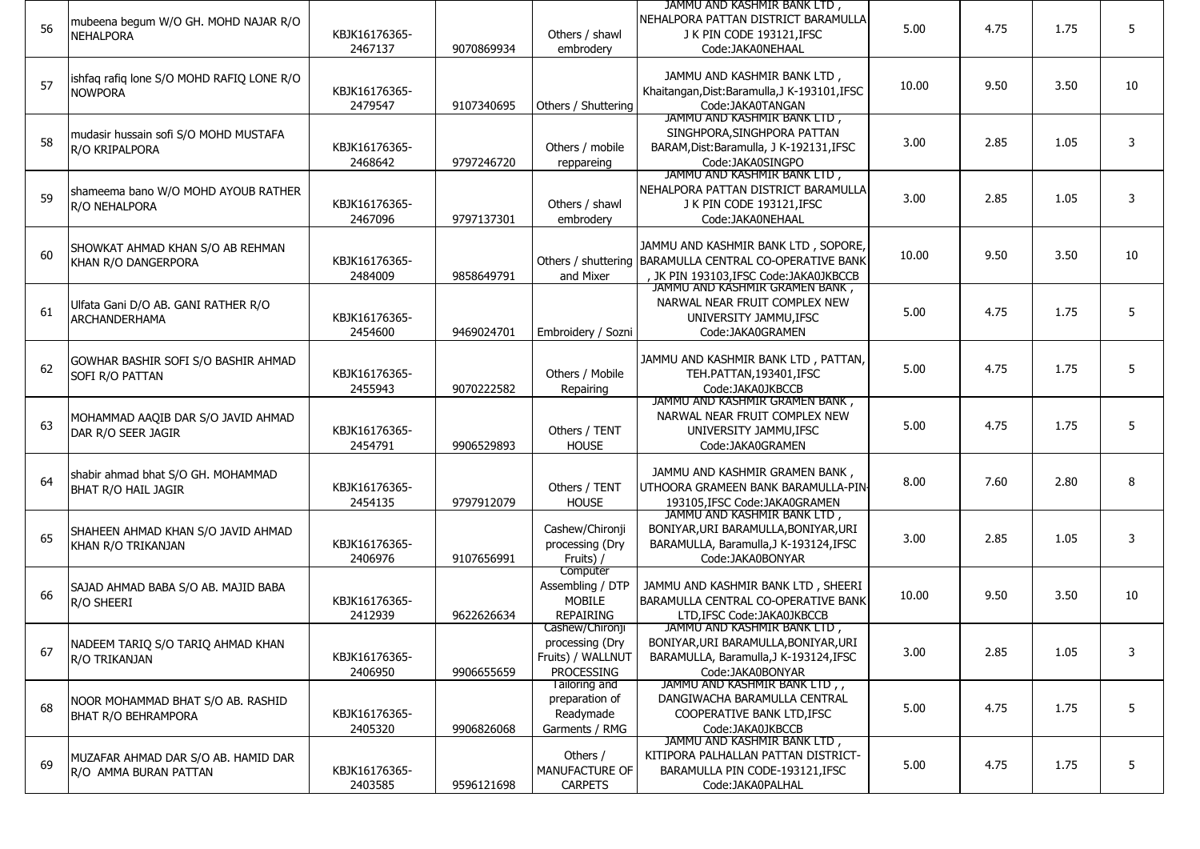| | | | | | | | | | |
|---|---|---|---|---|---|---|---|---|---|
| 56 | mubeena begum W/O GH. MOHD NAJAR R/O NEHALPORA | KBJK16176365-2467137 | 9070869934 | Others / shawl embrodery | JAMMU AND KASHMIR BANK LTD , NEHALPORA PATTAN DISTRICT BARAMULLA J K PIN CODE 193121,IFSC Code:JAKA0NEHAAL | 5.00 | 4.75 | 1.75 | 5 |
| 57 | ishfaq rafiq lone S/O MOHD RAFIQ LONE R/O NOWPORA | KBJK16176365-2479547 | 9107340695 | Others / Shuttering | JAMMU AND KASHMIR BANK LTD , Khaitangan,Dist:Baramulla,J K-193101,IFSC Code:JAKA0TANGAN | 10.00 | 9.50 | 3.50 | 10 |
| 58 | mudasir hussain sofi S/O MOHD MUSTAFA R/O KRIPALPORA | KBJK16176365-2468642 | 9797246720 | Others / mobile reppareing | JAMMU AND KASHMIR BANK LTD , SINGHPORA,SINGHPORA PATTAN BARAM,Dist:Baramulla, J K-192131,IFSC Code:JAKA0SINGPO | 3.00 | 2.85 | 1.05 | 3 |
| 59 | shameema bano W/O MOHD AYOUB RATHER R/O NEHALPORA | KBJK16176365-2467096 | 9797137301 | Others / shawl embrodery | JAMMU AND KASHMIR BANK LTD , NEHALPORA PATTAN DISTRICT BARAMULLA J K PIN CODE 193121,IFSC Code:JAKA0NEHAAL | 3.00 | 2.85 | 1.05 | 3 |
| 60 | SHOWKAT AHMAD KHAN S/O AB REHMAN KHAN R/O DANGERPORA | KBJK16176365-2484009 | 9858649791 | Others / shuttering and Mixer | JAMMU AND KASHMIR BANK LTD , SOPORE, BARAMULLA CENTRAL CO-OPERATIVE BANK , JK PIN 193103,IFSC Code:JAKA0JKBCCB | 10.00 | 9.50 | 3.50 | 10 |
| 61 | Ulfata Gani D/O AB. GANI RATHER R/O ARCHANDERHAMA | KBJK16176365-2454600 | 9469024701 | Embroidery / Sozni | JAMMU AND KASHMIR GRAMEN BANK , NARWAL NEAR FRUIT COMPLEX NEW UNIVERSITY JAMMU,IFSC Code:JAKA0GRAMEN | 5.00 | 4.75 | 1.75 | 5 |
| 62 | GOWHAR BASHIR SOFI S/O BASHIR AHMAD SOFI R/O PATTAN | KBJK16176365-2455943 | 9070222582 | Others / Mobile Repairing | JAMMU AND KASHMIR BANK LTD , PATTAN, TEH.PATTAN,193401,IFSC Code:JAKA0JKBCCB | 5.00 | 4.75 | 1.75 | 5 |
| 63 | MOHAMMAD AAQIB DAR S/O JAVID AHMAD DAR R/O SEER JAGIR | KBJK16176365-2454791 | 9906529893 | Others / TENT HOUSE | JAMMU AND KASHMIR GRAMEN BANK , NARWAL NEAR FRUIT COMPLEX NEW UNIVERSITY JAMMU,IFSC Code:JAKA0GRAMEN | 5.00 | 4.75 | 1.75 | 5 |
| 64 | shabir ahmad bhat S/O GH. MOHAMMAD BHAT R/O HAIL JAGIR | KBJK16176365-2454135 | 9797912079 | Others / TENT HOUSE | JAMMU AND KASHMIR GRAMEN BANK , UTHOORA GRAMEEN BANK BARAMULLA-PIN-193105,IFSC Code:JAKA0GRAMEN | 8.00 | 7.60 | 2.80 | 8 |
| 65 | SHAHEEN AHMAD KHAN S/O JAVID AHMAD KHAN R/O TRIKANJAN | KBJK16176365-2406976 | 9107656991 | Cashew/Chironji processing (Dry Fruits) / | JAMMU AND KASHMIR BANK LTD , BONIYAR,URI BARAMULLA,BONIYAR,URI BARAMULLA, Baramulla,J K-193124,IFSC Code:JAKA0BONYAR | 3.00 | 2.85 | 1.05 | 3 |
| 66 | SAJAD AHMAD BABA S/O AB. MAJID BABA R/O SHEERI | KBJK16176365-2412939 | 9622626634 | Computer Assembling / DTP MOBILE REPAIRING | JAMMU AND KASHMIR BANK LTD , SHEERI BARAMULLA CENTRAL CO-OPERATIVE BANK LTD,IFSC Code:JAKA0JKBCCB | 10.00 | 9.50 | 3.50 | 10 |
| 67 | NADEEM TARIQ S/O TARIQ AHMAD KHAN R/O TRIKANJAN | KBJK16176365-2406950 | 9906655659 | Cashew/Chironji processing (Dry Fruits) / WALLNUT PROCESSING | JAMMU AND KASHMIR BANK LTD , BONIYAR,URI BARAMULLA,BONIYAR,URI BARAMULLA, Baramulla,J K-193124,IFSC Code:JAKA0BONYAR | 3.00 | 2.85 | 1.05 | 3 |
| 68 | NOOR MOHAMMAD BHAT S/O AB. RASHID BHAT R/O BEHRAMPORA | KBJK16176365-2405320 | 9906826068 | Tailoring and preparation of Readymade Garments / RMG | JAMMU AND KASHMIR BANK LTD , , DANGIWACHA BARAMULLA CENTRAL COOPERATIVE BANK LTD,IFSC Code:JAKA0JKBCCB | 5.00 | 4.75 | 1.75 | 5 |
| 69 | MUZAFAR AHMAD DAR S/O AB. HAMID DAR R/O AMMA BURAN PATTAN | KBJK16176365-2403585 | 9596121698 | Others / MANUFACTURE OF CARPETS | JAMMU AND KASHMIR BANK LTD , KITIPORA PALHALLAN PATTAN DISTRICT-BARAMULLA PIN CODE-193121,IFSC Code:JAKA0PALHAL | 5.00 | 4.75 | 1.75 | 5 |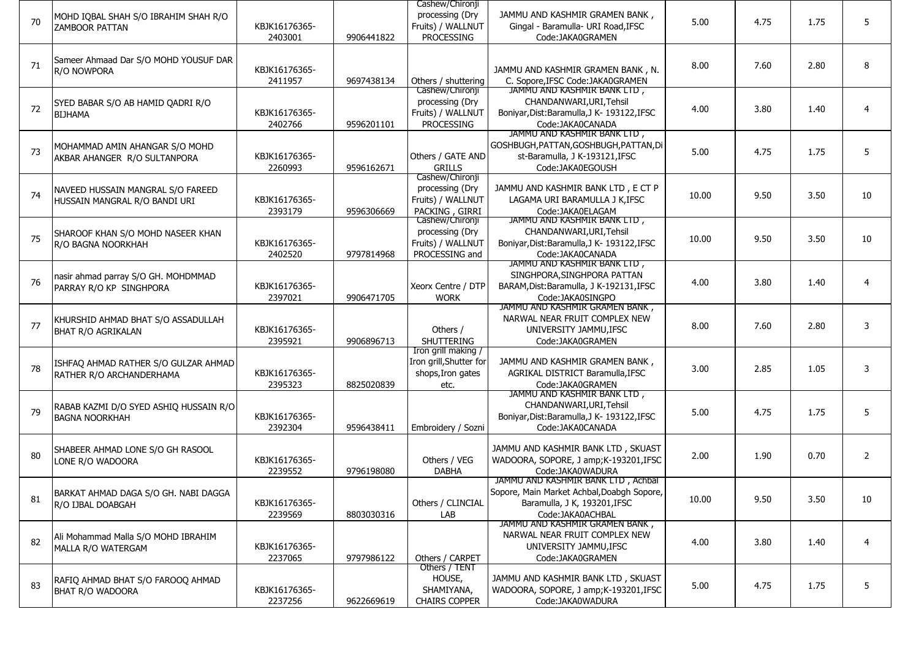| 70 | MOHD IQBAL SHAH S/O IBRAHIM SHAH R/O ZAMBOOR PATTAN | KBJK16176365-2403001 | 9906441822 | Cashew/Chironji processing (Dry Fruits) / WALLNUT PROCESSING | JAMMU AND KASHMIR GRAMEN BANK , Gingal - Baramulla- URI Road,IFSC Code:JAKA0GRAMEN | 5.00 | 4.75 | 1.75 | 5 |
|---|---|---|---|---|---|---|---|---|---|
| 71 | Sameer Ahmaad Dar S/O MOHD YOUSUF DAR R/O NOWPORA | KBJK16176365-2411957 | 9697438134 | Others / shuttering | JAMMU AND KASHMIR GRAMEN BANK , N. C. Sopore,IFSC Code:JAKA0GRAMEN | 8.00 | 7.60 | 2.80 | 8 |
| 72 | SYED BABAR S/O AB HAMID QADRI R/O BIJHAMA | KBJK16176365-2402766 | 9596201101 | Cashew/Chironji processing (Dry Fruits) / WALLNUT PROCESSING | JAMMU AND KASHMIR BANK LTD , CHANDANWARI,URI,Tehsil Boniyar,Dist:Baramulla,J K- 193122,IFSC Code:JAKA0CANADA | 4.00 | 3.80 | 1.40 | 4 |
| 73 | MOHAMMAD AMIN AHANGAR S/O MOHD AKBAR AHANGER R/O SULTANPORA | KBJK16176365-2260993 | 9596162671 | Others / GATE AND GRILLS | JAMMU AND KASHMIR BANK LTD , GOSHBUGH,PATTAN,GOSHBUGH,PATTAN,Dist-Baramulla, J K-193121,IFSC Code:JAKA0EGOUSH | 5.00 | 4.75 | 1.75 | 5 |
| 74 | NAVEED HUSSAIN MANGRAL S/O FAREED HUSSAIN MANGRAL R/O BANDI URI | KBJK16176365-2393179 | 9596306669 | Cashew/Chironji processing (Dry Fruits) / WALLNUT PACKING , GIRRI | JAMMU AND KASHMIR BANK LTD , E CT P LAGAMA URI BARAMULLA J K,IFSC Code:JAKA0ELAGAM | 10.00 | 9.50 | 3.50 | 10 |
| 75 | SHAROOF KHAN S/O MOHD NASEER KHAN R/O BAGNA NOORKHAH | KBJK16176365-2402520 | 9797814968 | Cashew/Chironji processing (Dry Fruits) / WALLNUT PROCESSING and | JAMMU AND KASHMIR BANK LTD , CHANDANWARI,URI,Tehsil Boniyar,Dist:Baramulla,J K- 193122,IFSC Code:JAKA0CANADA | 10.00 | 9.50 | 3.50 | 10 |
| 76 | nasir ahmad parray S/O GH. MOHDMMAD PARRAY R/O KP SINGHPORA | KBJK16176365-2397021 | 9906471705 | Xeorx Centre / DTP WORK | JAMMU AND KASHMIR BANK LTD , SINGHPORA,SINGHPORA PATTAN BARAM,Dist:Baramulla, J K-192131,IFSC Code:JAKA0SINGPO | 4.00 | 3.80 | 1.40 | 4 |
| 77 | KHURSHID AHMAD BHAT S/O ASSADULLAH BHAT R/O AGRIKALAN | KBJK16176365-2395921 | 9906896713 | Others / SHUTTERING | JAMMU AND KASHMIR GRAMEN BANK , NARWAL NEAR FRUIT COMPLEX NEW UNIVERSITY JAMMU,IFSC Code:JAKA0GRAMEN | 8.00 | 7.60 | 2.80 | 3 |
| 78 | ISHFAQ AHMAD RATHER S/O GULZAR AHMAD RATHER R/O ARCHANDERHAMA | KBJK16176365-2395323 | 8825020839 | Iron grill making / Iron grill,Shutter for shops,Iron gates etc. | JAMMU AND KASHMIR GRAMEN BANK , AGRIKAL DISTRICT Baramulla,IFSC Code:JAKA0GRAMEN | 3.00 | 2.85 | 1.05 | 3 |
| 79 | RABAB KAZMI D/O SYED ASHIQ HUSSAIN R/O BAGNA NOORKHAH | KBJK16176365-2392304 | 9596438411 | Embroidery / Sozni | JAMMU AND KASHMIR BANK LTD , CHANDANWARI,URI,Tehsil Boniyar,Dist:Baramulla,J K- 193122,IFSC Code:JAKA0CANADA | 5.00 | 4.75 | 1.75 | 5 |
| 80 | SHABEER AHMAD LONE S/O GH RASOOL LONE R/O WADOORA | KBJK16176365-2239552 | 9796198080 | Others / VEG DABHA | JAMMU AND KASHMIR BANK LTD , SKUAST WADOORA, SOPORE, J amp;K-193201,IFSC Code:JAKA0WADURA | 2.00 | 1.90 | 0.70 | 2 |
| 81 | BARKAT AHMAD DAGA S/O GH. NABI DAGGA R/O IJBAL DOABGAH | KBJK16176365-2239569 | 8803030316 | Others / CLINCIAL LAB | JAMMU AND KASHMIR BANK LTD , Achbal Sopore, Main Market Achbal,Doabgh Sopore, Baramulla, J K, 193201,IFSC Code:JAKA0ACHBAL | 10.00 | 9.50 | 3.50 | 10 |
| 82 | Ali Mohammad Malla S/O MOHD IBRAHIM MALLA R/O WATERGAM | KBJK16176365-2237065 | 9797986122 | Others / CARPET | JAMMU AND KASHMIR GRAMEN BANK , NARWAL NEAR FRUIT COMPLEX NEW UNIVERSITY JAMMU,IFSC Code:JAKA0GRAMEN | 4.00 | 3.80 | 1.40 | 4 |
| 83 | RAFIQ AHMAD BHAT S/O FAROOQ AHMAD BHAT R/O WADOORA | KBJK16176365-2237256 | 9622669619 | Others / TENT HOUSE, SHAMIYANA, CHAIRS COPPER | JAMMU AND KASHMIR BANK LTD , SKUAST WADOORA, SOPORE, J amp;K-193201,IFSC Code:JAKA0WADURA | 5.00 | 4.75 | 1.75 | 5 |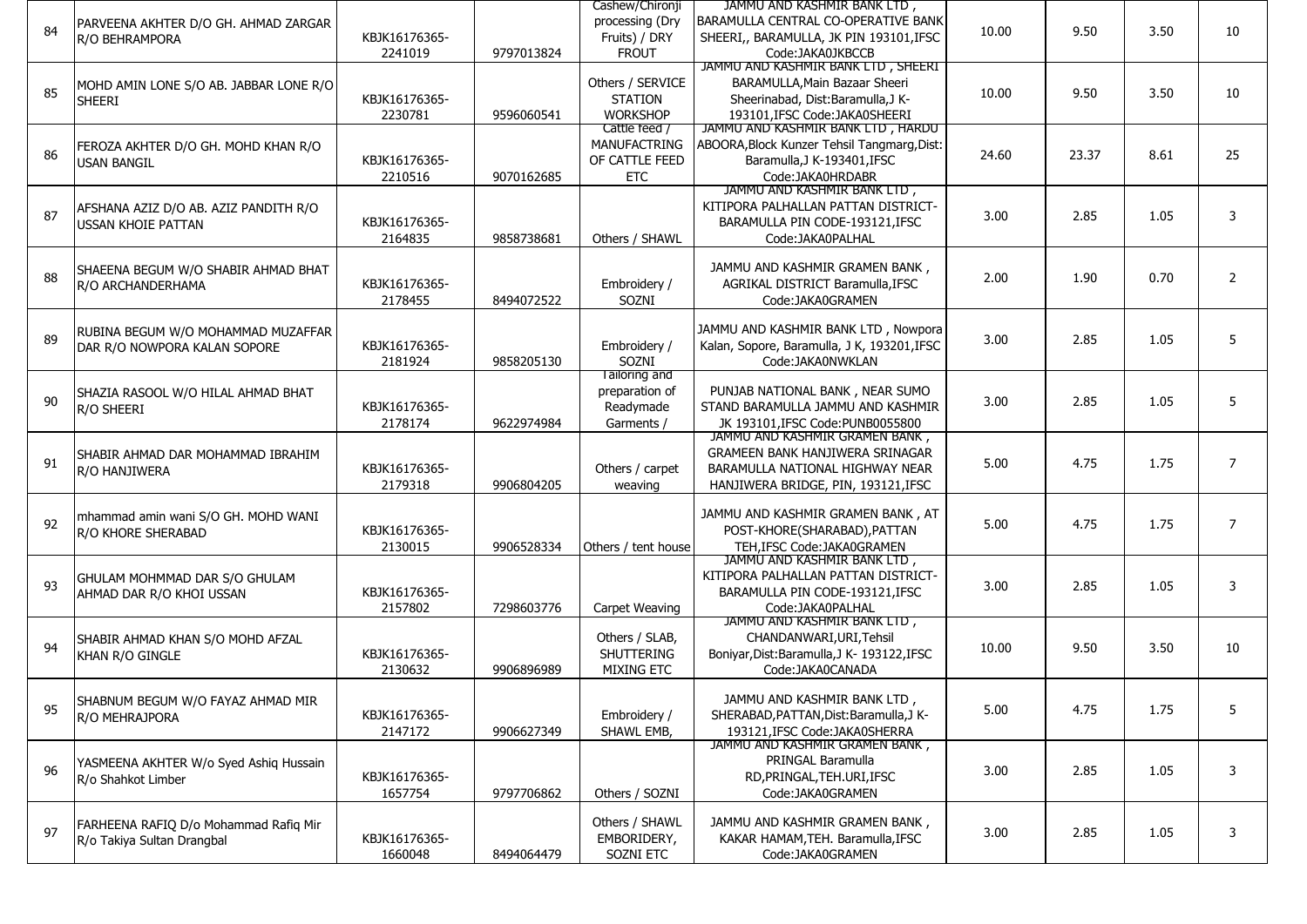| 84 | PARVEENA AKHTER D/O GH. AHMAD ZARGAR R/O BEHRAMPORA | KBJK16176365-2241019 | 9797013824 | Cashew/Chironji processing (Dry Fruits) / DRY FROUT | JAMMU AND KASHMIR BANK LTD , BARAMULLA CENTRAL CO-OPERATIVE BANK SHEERI,, BARAMULLA, JK PIN 193101,IFSC Code:JAKA0JKBCCB | 10.00 | 9.50 | 3.50 | 10 |
|---|---|---|---|---|---|---|---|---|---|
| 85 | MOHD AMIN LONE S/O AB. JABBAR LONE R/O SHEERI | KBJK16176365-2230781 | 9596060541 | Others / SERVICE STATION WORKSHOP | JAMMU AND KASHMIR BANK LTD , SHEERI BARAMULLA,Main Bazaar Sheeri Sheerinabad, Dist:Baramulla,J K-193101,IFSC Code:JAKA0SHEERI | 10.00 | 9.50 | 3.50 | 10 |
| 86 | FEROZA AKHTER D/O GH. MOHD KHAN R/O USAN BANGIL | KBJK16176365-2210516 | 9070162685 | Cattle feed / MANUFACTRING OF CATTLE FEED ETC | JAMMU AND KASHMIR BANK LTD , HARDU ABOORA,Block Kunzer Tehsil Tangmarg,Dist: Baramulla,J K-193401,IFSC Code:JAKA0HRDABR | 24.60 | 23.37 | 8.61 | 25 |
| 87 | AFSHANA AZIZ D/O AB. AZIZ PANDITH R/O USSAN KHOIE PATTAN | KBJK16176365-2164835 | 9858738681 | Others / SHAWL | JAMMU AND KASHMIR BANK LTD , KITIPORA PALHALLAN PATTAN DISTRICT-BARAMULLA PIN CODE-193121,IFSC Code:JAKA0PALHAL | 3.00 | 2.85 | 1.05 | 3 |
| 88 | SHAEENA BEGUM W/O SHABIR AHMAD BHAT R/O ARCHANDERHAMA | KBJK16176365-2178455 | 8494072522 | Embroidery / SOZNI | JAMMU AND KASHMIR GRAMEN BANK , AGRIKAL DISTRICT Baramulla,IFSC Code:JAKA0GRAMEN | 2.00 | 1.90 | 0.70 | 2 |
| 89 | RUBINA BEGUM W/O MOHAMMAD MUZAFFAR DAR R/O NOWPORA KALAN SOPORE | KBJK16176365-2181924 | 9858205130 | Embroidery / SOZNI | JAMMU AND KASHMIR BANK LTD , Nowpora Kalan, Sopore, Baramulla, J K, 193201,IFSC Code:JAKA0NWKLAN | 3.00 | 2.85 | 1.05 | 5 |
| 90 | SHAZIA RASOOL W/O HILAL AHMAD BHAT R/O SHEERI | KBJK16176365-2178174 | 9622974984 | Tailoring and preparation of Readymade Garments / | PUNJAB NATIONAL BANK , NEAR SUMO STAND BARAMULLA JAMMU AND KASHMIR JK 193101,IFSC Code:PUNB0055800 | 3.00 | 2.85 | 1.05 | 5 |
| 91 | SHABIR AHMAD DAR MOHAMMAD IBRAHIM R/O HANJIWERA | KBJK16176365-2179318 | 9906804205 | Others / carpet weaving | JAMMU AND KASHMIR GRAMEN BANK , GRAMEEN BANK HANJIWERA SRINAGAR BARAMULLA NATIONAL HIGHWAY NEAR HANJIWERA BRIDGE, PIN, 193121,IFSC | 5.00 | 4.75 | 1.75 | 7 |
| 92 | mhammad amin wani S/O GH. MOHD WANI R/O KHORE SHERABAD | KBJK16176365-2130015 | 9906528334 | Others / tent house | JAMMU AND KASHMIR GRAMEN BANK , AT POST-KHORE(SHARABAD),PATTAN TEH,IFSC Code:JAKA0GRAMEN | 5.00 | 4.75 | 1.75 | 7 |
| 93 | GHULAM MOHMMAD DAR S/O GHULAM AHMAD DAR R/O KHOI USSAN | KBJK16176365-2157802 | 7298603776 | Carpet Weaving | JAMMU AND KASHMIR BANK LTD , KITIPORA PALHALLAN PATTAN DISTRICT-BARAMULLA PIN CODE-193121,IFSC Code:JAKA0PALHAL | 3.00 | 2.85 | 1.05 | 3 |
| 94 | SHABIR AHMAD KHAN S/O MOHD AFZAL KHAN R/O GINGLE | KBJK16176365-2130632 | 9906896989 | Others / SLAB, SHUTTERING MIXING ETC | JAMMU AND KASHMIR BANK LTD , CHANDANWARI,URI,Tehsil Boniyar,Dist:Baramulla,J K- 193122,IFSC Code:JAKA0CANADA | 10.00 | 9.50 | 3.50 | 10 |
| 95 | SHABNUM BEGUM W/O FAYAZ AHMAD MIR R/O MEHRAJPORA | KBJK16176365-2147172 | 9906627349 | Embroidery / SHAWL EMB, | JAMMU AND KASHMIR BANK LTD , SHERABAD,PATTAN,Dist:Baramulla,J K-193121,IFSC Code:JAKA0SHERRA | 5.00 | 4.75 | 1.75 | 5 |
| 96 | YASMEENA AKHTER W/o Syed Ashiq Hussain R/o Shahkot Limber | KBJK16176365-1657754 | 9797706862 | Others / SOZNI | JAMMU AND KASHMIR GRAMEN BANK , PRINGAL Baramulla RD,PRINGAL,TEH.URI,IFSC Code:JAKA0GRAMEN | 3.00 | 2.85 | 1.05 | 3 |
| 97 | FARHEENA RAFIQ D/o Mohammad Rafiq Mir R/o Takiya Sultan Drangbal | KBJK16176365-1660048 | 8494064479 | Others / SHAWL EMBORIDERY, SOZNI ETC | JAMMU AND KASHMIR GRAMEN BANK , KAKAR HAMAM,TEH. Baramulla,IFSC Code:JAKA0GRAMEN | 3.00 | 2.85 | 1.05 | 3 |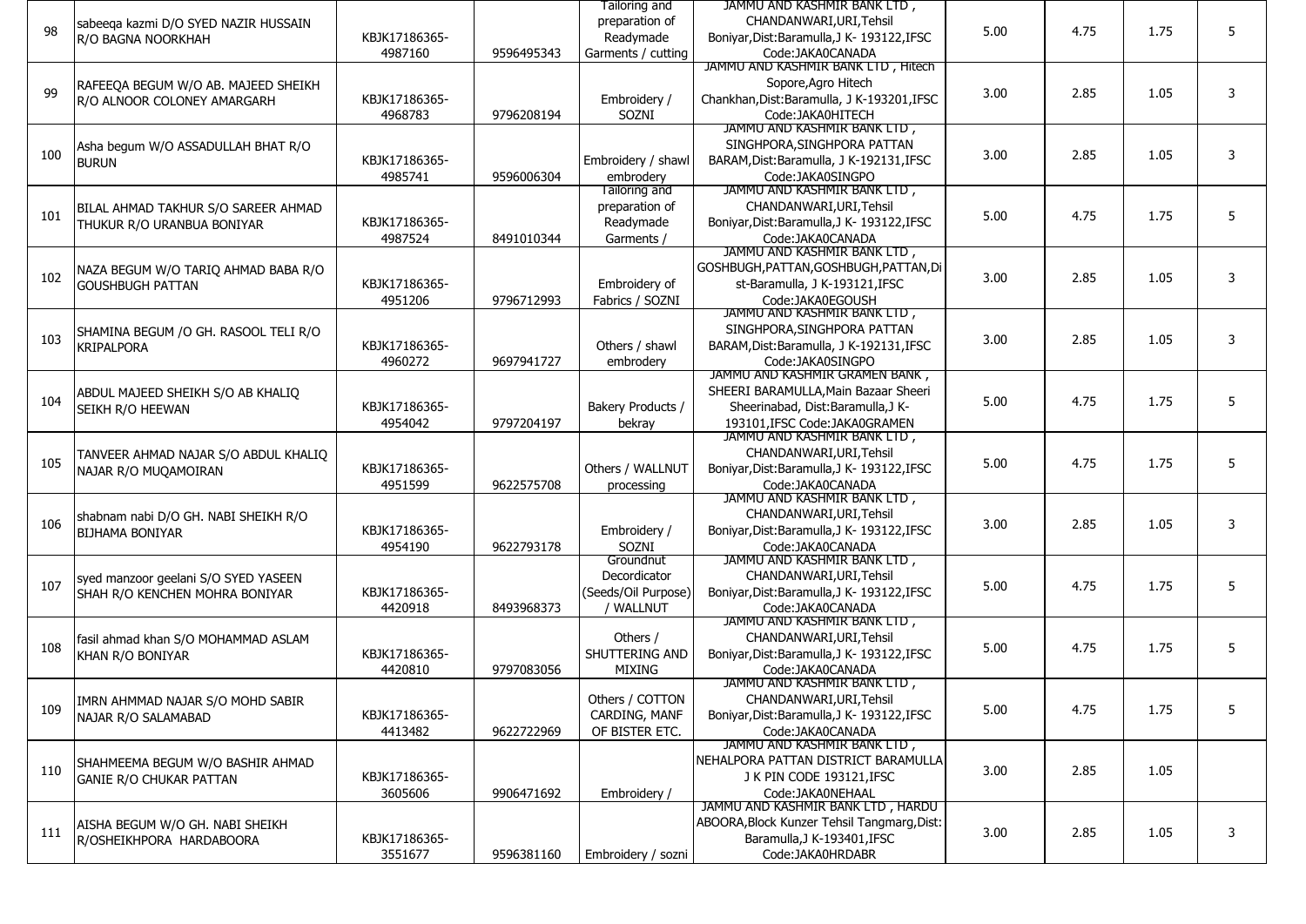| 98 | sabeeqa kazmi D/O SYED NAZIR HUSSAIN R/O BAGNA NOORKHAH | KBJK17186365-4987160 | 9596495343 | Tailoring and preparation of Readymade Garments / cutting | JAMMU AND KASHMIR BANK LTD , CHANDANWARI,URI,Tehsil Boniyar,Dist:Baramulla,J K- 193122,IFSC Code:JAKA0CANADA | 5.00 | 4.75 | 1.75 | 5 |
|---|---|---|---|---|---|---|---|---|---|
| 99 | RAFEEQA BEGUM W/O AB. MAJEED SHEIKH R/O ALNOOR COLONEY AMARGARH | KBJK17186365-4968783 | 9796208194 | Embroidery / SOZNI | JAMMU AND KASHMIR BANK LTD , Hitech Sopore,Agro Hitech Chankhan,Dist:Baramulla, J K-193201,IFSC Code:JAKA0HITECH | 3.00 | 2.85 | 1.05 | 3 |
| 100 | Asha begum W/O ASSADULLAH BHAT R/O BURUN | KBJK17186365-4985741 | 9596006304 | Embroidery / shawl embrodery | JAMMU AND KASHMIR BANK LTD , SINGHPORA,SINGHPORA PATTAN BARAM,Dist:Baramulla, J K-192131,IFSC Code:JAKA0SINGPO | 3.00 | 2.85 | 1.05 | 3 |
| 101 | BILAL AHMAD TAKHUR S/O SAREER AHMAD THUKUR R/O URANBUA BONIYAR | KBJK17186365-4987524 | 8491010344 | Tailoring and preparation of Readymade Garments / | JAMMU AND KASHMIR BANK LTD , CHANDANWARI,URI,Tehsil Boniyar,Dist:Baramulla,J K- 193122,IFSC Code:JAKA0CANADA | 5.00 | 4.75 | 1.75 | 5 |
| 102 | NAZA BEGUM W/O TARIQ AHMAD BABA R/O GOUSHBUGH PATTAN | KBJK17186365-4951206 | 9796712993 | Embroidery of Fabrics / SOZNI | JAMMU AND KASHMIR BANK LTD , GOSHBUGH,PATTAN,GOSHBUGH,PATTAN,Dist-Baramulla, J K-193121,IFSC Code:JAKA0EGOUSH | 3.00 | 2.85 | 1.05 | 3 |
| 103 | SHAMINA BEGUM /O GH. RASOOL TELI R/O KRIPALPORA | KBJK17186365-4960272 | 9697941727 | Others / shawl embrodery | JAMMU AND KASHMIR BANK LTD , SINGHPORA,SINGHPORA PATTAN BARAM,Dist:Baramulla, J K-192131,IFSC Code:JAKA0SINGPO | 3.00 | 2.85 | 1.05 | 3 |
| 104 | ABDUL MAJEED SHEIKH S/O AB KHALIQ SEIKH R/O HEEWAN | KBJK17186365-4954042 | 9797204197 | Bakery Products / bekray | JAMMU AND KASHMIR GRAMEN BANK , SHEERI BARAMULLA,Main Bazaar Sheeri Sheerinabad, Dist:Baramulla,J K-193101,IFSC Code:JAKA0GRAMEN | 5.00 | 4.75 | 1.75 | 5 |
| 105 | TANVEER AHMAD NAJAR S/O ABDUL KHALIQ NAJAR R/O MUQAMOIRAN | KBJK17186365-4951599 | 9622575708 | Others / WALLNUT processing | JAMMU AND KASHMIR BANK LTD , CHANDANWARI,URI,Tehsil Boniyar,Dist:Baramulla,J K- 193122,IFSC Code:JAKA0CANADA | 5.00 | 4.75 | 1.75 | 5 |
| 106 | shabnam nabi D/O GH. NABI SHEIKH R/O BIJHAMA BONIYAR | KBJK17186365-4954190 | 9622793178 | Embroidery / SOZNI | JAMMU AND KASHMIR BANK LTD , CHANDANWARI,URI,Tehsil Boniyar,Dist:Baramulla,J K- 193122,IFSC Code:JAKA0CANADA | 3.00 | 2.85 | 1.05 | 3 |
| 107 | syed manzoor geelani S/O SYED YASEEN SHAH R/O KENCHEN MOHRA BONIYAR | KBJK17186365-4420918 | 8493968373 | Groundnut Decordicator (Seeds/Oil Purpose) / WALLNUT | JAMMU AND KASHMIR BANK LTD , CHANDANWARI,URI,Tehsil Boniyar,Dist:Baramulla,J K- 193122,IFSC Code:JAKA0CANADA | 5.00 | 4.75 | 1.75 | 5 |
| 108 | fasil ahmad khan S/O MOHAMMAD ASLAM KHAN R/O BONIYAR | KBJK17186365-4420810 | 9797083056 | Others / SHUTTERING AND MIXING | JAMMU AND KASHMIR BANK LTD , CHANDANWARI,URI,Tehsil Boniyar,Dist:Baramulla,J K- 193122,IFSC Code:JAKA0CANADA | 5.00 | 4.75 | 1.75 | 5 |
| 109 | IMRN AHMMAD NAJAR S/O MOHD SABIR NAJAR R/O SALAMABAD | KBJK17186365-4413482 | 9622722969 | Others / COTTON CARDING, MANF OF BISTER ETC. | JAMMU AND KASHMIR BANK LTD , CHANDANWARI,URI,Tehsil Boniyar,Dist:Baramulla,J K- 193122,IFSC Code:JAKA0CANADA | 5.00 | 4.75 | 1.75 | 5 |
| 110 | SHAHMEEMA BEGUM W/O BASHIR AHMAD GANIE R/O CHUKAR PATTAN | KBJK17186365-3605606 | 9906471692 | Embroidery / | JAMMU AND KASHMIR BANK LTD , NEHALPORA PATTAN DISTRICT BARAMULLA J K PIN CODE 193121,IFSC Code:JAKA0NEHAAL | 3.00 | 2.85 | 1.05 | |
| 111 | AISHA BEGUM W/O GH. NABI SHEIKH R/OSHEIKHPORA HARDABOORA | KBJK17186365-3551677 | 9596381160 | Embroidery / sozni | JAMMU AND KASHMIR BANK LTD , HARDU ABOORA,Block Kunzer Tehsil Tangmarg,Dist: Baramulla,J K-193401,IFSC Code:JAKA0HRDABR | 3.00 | 2.85 | 1.05 | 3 |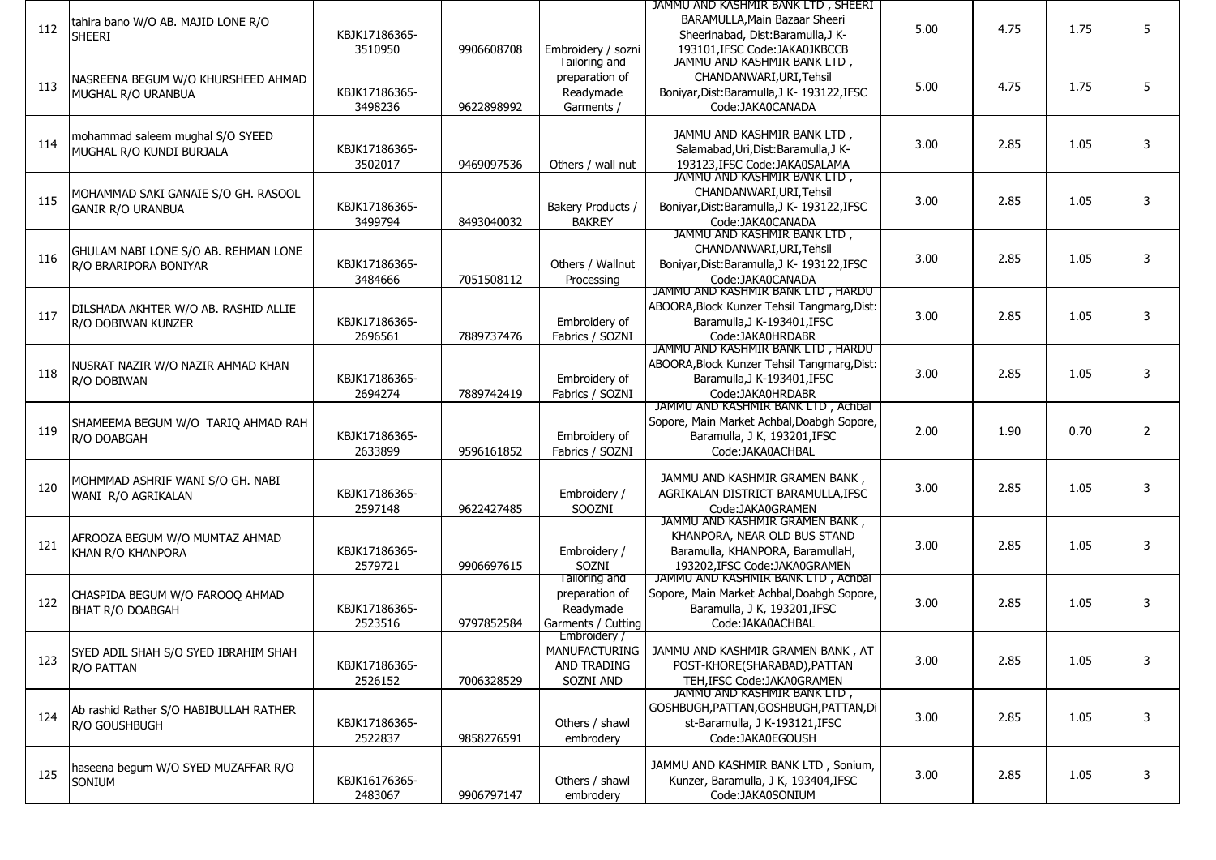| 112 | tahira bano W/O AB. MAJID LONE R/O SHEERI | KBJK17186365-3510950 | 9906608708 | Embroidery / sozni | JAMMU AND KASHMIR BANK LTD , SHEERI BARAMULLA,Main Bazaar Sheeri Sheerinabad, Dist:Baramulla,J K-193101,IFSC Code:JAKA0JKBCCB | 5.00 | 4.75 | 1.75 | 5 |
|---|---|---|---|---|---|---|---|---|---|
| 113 | NASREENA BEGUM W/O KHURSHEED AHMAD MUGHAL R/O URANBUA | KBJK17186365-3498236 | 9622898992 | Tailoring and preparation of Readymade Garments / | JAMMU AND KASHMIR BANK LTD , CHANDANWARI,URI,Tehsil Boniyar,Dist:Baramulla,J K- 193122,IFSC Code:JAKA0CANADA | 5.00 | 4.75 | 1.75 | 5 |
| 114 | mohammad saleem mughal S/O SYEED MUGHAL R/O KUNDI BURJALA | KBJK17186365-3502017 | 9469097536 | Others / wall nut | JAMMU AND KASHMIR BANK LTD , Salamabad,Uri,Dist:Baramulla,J K-193123,IFSC Code:JAKA0SALAMA | 3.00 | 2.85 | 1.05 | 3 |
| 115 | MOHAMMAD SAKI GANAIE S/O GH. RASOOL GANIR R/O URANBUA | KBJK17186365-3499794 | 8493040032 | Bakery Products / BAKREY | JAMMU AND KASHMIR BANK LTD , CHANDANWARI,URI,Tehsil Boniyar,Dist:Baramulla,J K- 193122,IFSC Code:JAKA0CANADA | 3.00 | 2.85 | 1.05 | 3 |
| 116 | GHULAM NABI LONE S/O AB. REHMAN LONE R/O BRARIPORA BONIYAR | KBJK17186365-3484666 | 7051508112 | Others / Wallnut Processing | JAMMU AND KASHMIR BANK LTD , CHANDANWARI,URI,Tehsil Boniyar,Dist:Baramulla,J K- 193122,IFSC Code:JAKA0CANADA | 3.00 | 2.85 | 1.05 | 3 |
| 117 | DILSHADA AKHTER W/O AB. RASHID ALLIE R/O DOBIWAN KUNZER | KBJK17186365-2696561 | 7889737476 | Embroidery of Fabrics / SOZNI | JAMMU AND KASHMIR BANK LTD , HARDU ABOORA,Block Kunzer Tehsil Tangmarg,Dist: Baramulla,J K-193401,IFSC Code:JAKA0HRDABR | 3.00 | 2.85 | 1.05 | 3 |
| 118 | NUSRAT NAZIR W/O NAZIR AHMAD KHAN R/O DOBIWAN | KBJK17186365-2694274 | 7889742419 | Embroidery of Fabrics / SOZNI | JAMMU AND KASHMIR BANK LTD , HARDU ABOORA,Block Kunzer Tehsil Tangmarg,Dist: Baramulla,J K-193401,IFSC Code:JAKA0HRDABR | 3.00 | 2.85 | 1.05 | 3 |
| 119 | SHAMEEMA BEGUM W/O TARIQ AHMAD RAH R/O DOABGAH | KBJK17186365-2633899 | 9596161852 | Embroidery of Fabrics / SOZNI | JAMMU AND KASHMIR BANK LTD , Achbal Sopore, Main Market Achbal,Doabgh Sopore, Baramulla, J K, 193201,IFSC Code:JAKA0ACHBAL | 2.00 | 1.90 | 0.70 | 2 |
| 120 | MOHMMAD ASHRIF WANI S/O GH. NABI WANI R/O AGRIKALAN | KBJK17186365-2597148 | 9622427485 | Embroidery / SOOZNI | JAMMU AND KASHMIR GRAMEN BANK , AGRIKALAN DISTRICT BARAMULLA,IFSC Code:JAKA0GRAMEN | 3.00 | 2.85 | 1.05 | 3 |
| 121 | AFROOZA BEGUM W/O MUMTAZ AHMAD KHAN R/O KHANPORA | KBJK17186365-2579721 | 9906697615 | Embroidery / SOZNI | JAMMU AND KASHMIR GRAMEN BANK , KHANPORA, NEAR OLD BUS STAND Baramulla, KHANPORA, BaramullaH, 193202,IFSC Code:JAKA0GRAMEN | 3.00 | 2.85 | 1.05 | 3 |
| 122 | CHASPIDA BEGUM W/O FAROOQ AHMAD BHAT R/O DOABGAH | KBJK17186365-2523516 | 9797852584 | Tailoring and preparation of Readymade Garments / Cutting | JAMMU AND KASHMIR BANK LTD , Achbal Sopore, Main Market Achbal,Doabgh Sopore, Baramulla, J K, 193201,IFSC Code:JAKA0ACHBAL | 3.00 | 2.85 | 1.05 | 3 |
| 123 | SYED ADIL SHAH S/O SYED IBRAHIM SHAH R/O PATTAN | KBJK17186365-2526152 | 7006328529 | Embroidery / MANUFACTURING AND TRADING SOZNI AND | JAMMU AND KASHMIR GRAMEN BANK , AT POST-KHORE(SHARABAD),PATTAN TEH,IFSC Code:JAKA0GRAMEN | 3.00 | 2.85 | 1.05 | 3 |
| 124 | Ab rashid Rather S/O HABIBULLAH RATHER R/O GOUSHBUGH | KBJK17186365-2522837 | 9858276591 | Others / shawl embrodery | JAMMU AND KASHMIR BANK LTD , GOSHBUGH,PATTAN,GOSHBUGH,PATTAN,Dist-Baramulla, J K-193121,IFSC Code:JAKA0EGOUSH | 3.00 | 2.85 | 1.05 | 3 |
| 125 | haseena begum W/O SYED MUZAFFAR R/O SONIUM | KBJK16176365-2483067 | 9906797147 | Others / shawl embrodery | JAMMU AND KASHMIR BANK LTD , Sonium, Kunzer, Baramulla, J K, 193404,IFSC Code:JAKA0SONIUM | 3.00 | 2.85 | 1.05 | 3 |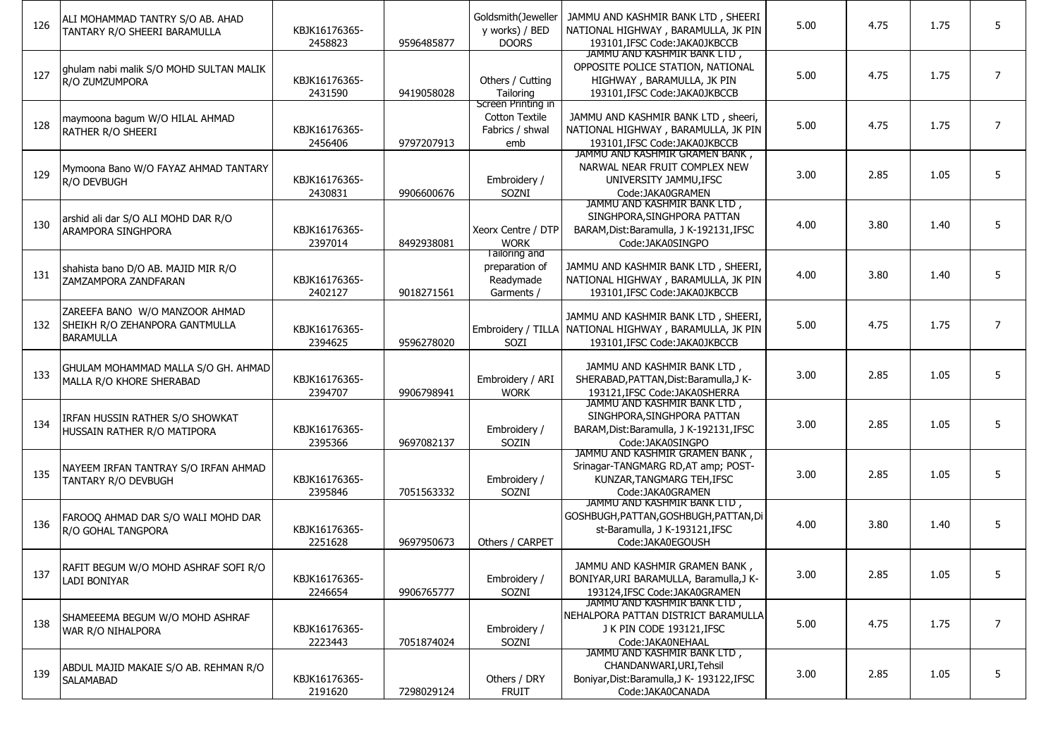| 126 | ALI MOHAMMAD TANTRY S/O AB. AHAD TANTARY R/O SHEERI BARAMULLA | KBJK16176365-2458823 | 9596485877 | Goldsmith(Jewellery works) / BED DOORS | JAMMU AND KASHMIR BANK LTD , SHEERI NATIONAL HIGHWAY , BARAMULLA, JK PIN 193101,IFSC Code:JAKA0JKBCCB | 5.00 | 4.75 | 1.75 | 5 |
|---|---|---|---|---|---|---|---|---|---|
| 127 | ghulam nabi malik S/O MOHD SULTAN MALIK R/O ZUMZUMPORA | KBJK16176365-2431590 | 9419058028 | Others / Cutting Tailoring | JAMMU AND KASHMIR BANK LTD , OPPOSITE POLICE STATION, NATIONAL HIGHWAY , BARAMULLA, JK PIN 193101,IFSC Code:JAKA0JKBCCB | 5.00 | 4.75 | 1.75 | 7 |
| 128 | maymoona bagum W/O HILAL AHMAD RATHER R/O SHEERI | KBJK16176365-2456406 | 9797207913 | Screen Printing in Cotton Textile Fabrics / shwal emb | JAMMU AND KASHMIR BANK LTD , sheeri, NATIONAL HIGHWAY , BARAMULLA, JK PIN 193101,IFSC Code:JAKA0JKBCCB | 5.00 | 4.75 | 1.75 | 7 |
| 129 | Mymoona Bano W/O FAYAZ AHMAD TANTARY R/O DEVBUGH | KBJK16176365-2430831 | 9906600676 | Embroidery / SOZNI | JAMMU AND KASHMIR GRAMEN BANK , NARWAL NEAR FRUIT COMPLEX NEW UNIVERSITY JAMMU,IFSC Code:JAKA0GRAMEN | 3.00 | 2.85 | 1.05 | 5 |
| 130 | arshid ali dar S/O ALI MOHD DAR R/O ARAMPORA SINGHPORA | KBJK16176365-2397014 | 8492938081 | Xeorx Centre / DTP WORK | JAMMU AND KASHMIR BANK LTD , SINGHPORA,SINGHPORA PATTAN BARAM,Dist:Baramulla, J K-192131,IFSC Code:JAKA0SINGPO | 4.00 | 3.80 | 1.40 | 5 |
| 131 | shahista bano D/O AB. MAJID MIR R/O ZAMZAMPORA ZANDFARAN | KBJK16176365-2402127 | 9018271561 | Tailoring and preparation of Readymade Garments / | JAMMU AND KASHMIR BANK LTD , SHEERI, NATIONAL HIGHWAY , BARAMULLA, JK PIN 193101,IFSC Code:JAKA0JKBCCB | 4.00 | 3.80 | 1.40 | 5 |
| 132 | ZAREEFA BANO W/O MANZOOR AHMAD SHEIKH R/O ZEHANPORA GANTMULLA BARAMULLA | KBJK16176365-2394625 | 9596278020 | Embroidery / TILLA SOZI | JAMMU AND KASHMIR BANK LTD , SHEERI, NATIONAL HIGHWAY , BARAMULLA, JK PIN 193101,IFSC Code:JAKA0JKBCCB | 5.00 | 4.75 | 1.75 | 7 |
| 133 | GHULAM MOHAMMAD MALLA S/O GH. AHMAD MALLA R/O KHORE SHERABAD | KBJK16176365-2394707 | 9906798941 | Embroidery / ARI WORK | JAMMU AND KASHMIR BANK LTD , SHERABAD,PATTAN,Dist:Baramulla,J K-193121,IFSC Code:JAKA0SHERRA | 3.00 | 2.85 | 1.05 | 5 |
| 134 | IRFAN HUSSIN RATHER S/O SHOWKAT HUSSAIN RATHER R/O MATIPORA | KBJK16176365-2395366 | 9697082137 | Embroidery / SOZIN | JAMMU AND KASHMIR BANK LTD , SINGHPORA,SINGHPORA PATTAN BARAM,Dist:Baramulla, J K-192131,IFSC Code:JAKA0SINGPO | 3.00 | 2.85 | 1.05 | 5 |
| 135 | NAYEEM IRFAN TANTRAY S/O IRFAN AHMAD TANTARY R/O DEVBUGH | KBJK16176365-2395846 | 7051563332 | Embroidery / SOZNI | JAMMU AND KASHMIR GRAMEN BANK , Srinagar-TANGMARG RD,AT amp; POST-KUNZAR,TANGMARG TEH,IFSC Code:JAKA0GRAMEN | 3.00 | 2.85 | 1.05 | 5 |
| 136 | FAROOQ AHMAD DAR S/O WALI MOHD DAR R/O GOHAL TANGPORA | KBJK16176365-2251628 | 9697950673 | Others / CARPET | JAMMU AND KASHMIR BANK LTD , GOSHBUGH,PATTAN,GOSHBUGH,PATTAN,Dist-Baramulla, J K-193121,IFSC Code:JAKA0EGOUSH | 4.00 | 3.80 | 1.40 | 5 |
| 137 | RAFIT BEGUM W/O MOHD ASHRAF SOFI R/O LADI BONIYAR | KBJK16176365-2246654 | 9906765777 | Embroidery / SOZNI | JAMMU AND KASHMIR GRAMEN BANK , BONIYAR,URI BARAMULLA, Baramulla,J K-193124,IFSC Code:JAKA0GRAMEN | 3.00 | 2.85 | 1.05 | 5 |
| 138 | SHAMEEEMA BEGUM W/O MOHD ASHRAF WAR R/O NIHALPORA | KBJK16176365-2223443 | 7051874024 | Embroidery / SOZNI | JAMMU AND KASHMIR BANK LTD , NEHALPORA PATTAN DISTRICT BARAMULLA J K PIN CODE 193121,IFSC Code:JAKA0NEHAAL | 5.00 | 4.75 | 1.75 | 7 |
| 139 | ABDUL MAJID MAKAIE S/O AB. REHMAN R/O SALAMABAD | KBJK16176365-2191620 | 7298029124 | Others / DRY FRUIT | JAMMU AND KASHMIR BANK LTD , CHANDANWARI,URI,Tehsil Boniyar,Dist:Baramulla,J K- 193122,IFSC Code:JAKA0CANADA | 3.00 | 2.85 | 1.05 | 5 |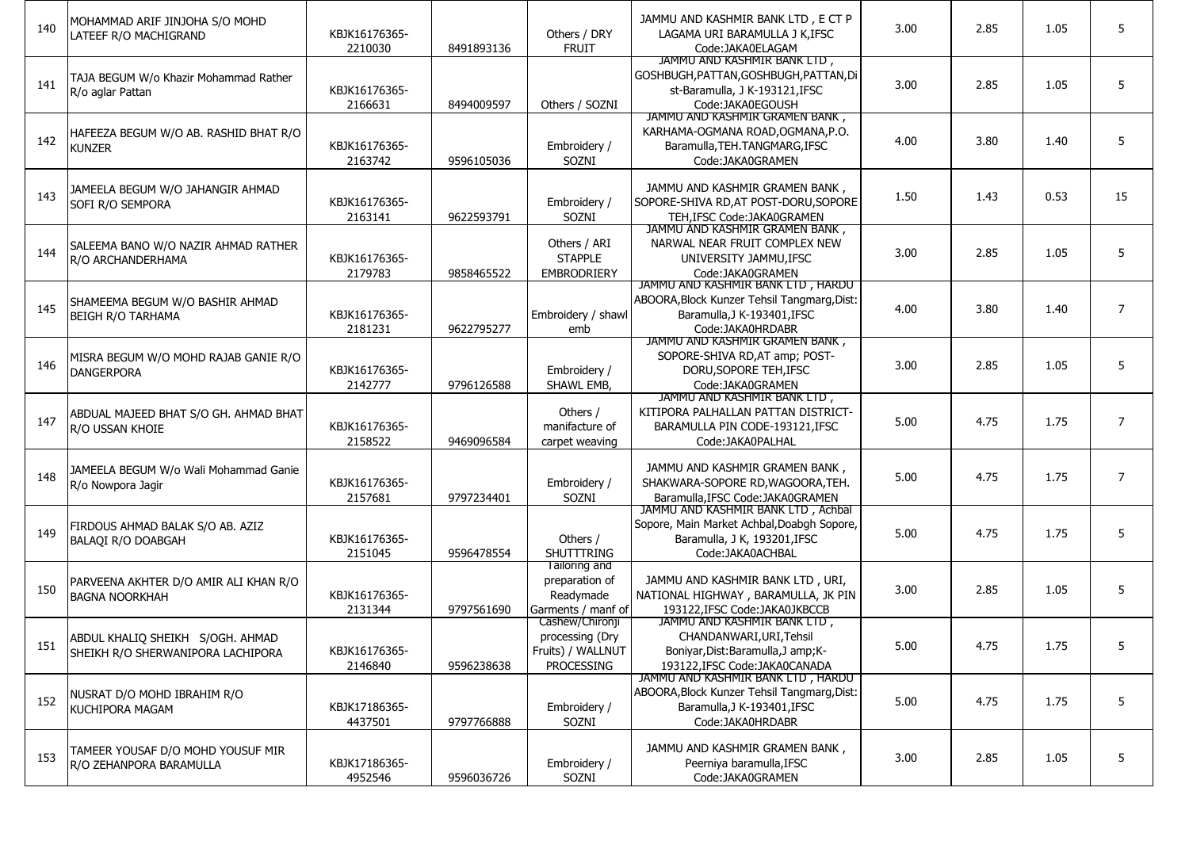| | | | | | | | | | |
|---|---|---|---|---|---|---|---|---|---|
| 140 | MOHAMMAD ARIF JINJOHA S/O MOHD LATEEF R/O MACHIGRAND | KBJK16176365-2210030 | 8491893136 | Others / DRY FRUIT | JAMMU AND KASHMIR BANK LTD , E CT P LAGAMA URI BARAMULLA J K,IFSC Code:JAKA0ELAGAM | 3.00 | 2.85 | 1.05 | 5 |
| 141 | TAJA BEGUM W/o Khazir Mohammad Rather R/o aglar Pattan | KBJK16176365-2166631 | 8494009597 | Others / SOZNI | JAMMU AND KASHMIR BANK LTD , GOSHBUGH,PATTAN,GOSHBUGH,PATTAN,Dist-Baramulla, J K-193121,IFSC Code:JAKA0EGOUSH | 3.00 | 2.85 | 1.05 | 5 |
| 142 | HAFEEZA BEGUM W/O AB. RASHID BHAT R/O KUNZER | KBJK16176365-2163742 | 9596105036 | Embroidery / SOZNI | JAMMU AND KASHMIR GRAMEN BANK , KARHAMA-OGMANA ROAD,OGMANA,P.O. Baramulla,TEH.TANGMARG,IFSC Code:JAKA0GRAMEN | 4.00 | 3.80 | 1.40 | 5 |
| 143 | JAMEELA BEGUM W/O JAHANGIR AHMAD SOFI R/O SEMPORA | KBJK16176365-2163141 | 9622593791 | Embroidery / SOZNI | JAMMU AND KASHMIR GRAMEN BANK , SOPORE-SHIVA RD,AT POST-DORU,SOPORE TEH,IFSC Code:JAKA0GRAMEN | 1.50 | 1.43 | 0.53 | 15 |
| 144 | SALEEMA BANO W/O NAZIR AHMAD RATHER R/O ARCHANDERHAMA | KBJK16176365-2179783 | 9858465522 | Others / ARI STAPPLE EMBRODRIERY | JAMMU AND KASHMIR GRAMEN BANK , NARWAL NEAR FRUIT COMPLEX NEW UNIVERSITY JAMMU,IFSC Code:JAKA0GRAMEN | 3.00 | 2.85 | 1.05 | 5 |
| 145 | SHAMEEMA BEGUM W/O BASHIR AHMAD BEIGH R/O TARHAMA | KBJK16176365-2181231 | 9622795277 | Embroidery / shawl emb | JAMMU AND KASHMIR BANK LTD , HARDU ABOORA,Block Kunzer Tehsil Tangmarg,Dist: Baramulla,J K-193401,IFSC Code:JAKA0HRDABR | 4.00 | 3.80 | 1.40 | 7 |
| 146 | MISRA BEGUM W/O MOHD RAJAB GANIE R/O DANGERPORA | KBJK16176365-2142777 | 9796126588 | Embroidery / SHAWL EMB, | JAMMU AND KASHMIR GRAMEN BANK , SOPORE-SHIVA RD,AT amp; POST-DORU,SOPORE TEH,IFSC Code:JAKA0GRAMEN | 3.00 | 2.85 | 1.05 | 5 |
| 147 | ABDUAL MAJEED BHAT S/O GH. AHMAD BHAT R/O USSAN KHOIE | KBJK16176365-2158522 | 9469096584 | Others / manifacture of carpet weaving | JAMMU AND KASHMIR BANK LTD , KITIPORA PALHALLAN PATTAN DISTRICT-BARAMULLA PIN CODE-193121,IFSC Code:JAKA0PALHAL | 5.00 | 4.75 | 1.75 | 7 |
| 148 | JAMEELA BEGUM W/o Wali Mohammad Ganie R/o Nowpora Jagir | KBJK16176365-2157681 | 9797234401 | Embroidery / SOZNI | JAMMU AND KASHMIR GRAMEN BANK , SHAKWARA-SOPORE RD,WAGOORA,TEH. Baramulla,IFSC Code:JAKA0GRAMEN | 5.00 | 4.75 | 1.75 | 7 |
| 149 | FIRDOUS AHMAD BALAK S/O AB. AZIZ BALAQI R/O DOABGAH | KBJK16176365-2151045 | 9596478554 | Others / SHUTTTRING | JAMMU AND KASHMIR BANK LTD , Achbal Sopore, Main Market Achbal,Doabgh Sopore, Baramulla, J K, 193201,IFSC Code:JAKA0ACHBAL | 5.00 | 4.75 | 1.75 | 5 |
| 150 | PARVEENA AKHTER D/O AMIR ALI KHAN R/O BAGNA NOORKHAH | KBJK16176365-2131344 | 9797561690 | Tailoring and preparation of Readymade Garments / manf of | JAMMU AND KASHMIR BANK LTD , URI, NATIONAL HIGHWAY , BARAMULLA, JK PIN 193122,IFSC Code:JAKA0JKBCCB | 3.00 | 2.85 | 1.05 | 5 |
| 151 | ABDUL KHALIQ SHEIKH S/OGH. AHMAD SHEIKH R/O SHERWANIPORA LACHIPORA | KBJK16176365-2146840 | 9596238638 | Cashew/Chironji processing (Dry Fruits) / WALLNUT PROCESSING | JAMMU AND KASHMIR BANK LTD , CHANDANWARI,URI,Tehsil Boniyar,Dist:Baramulla,J amp;K-193122,IFSC Code:JAKA0CANADA | 5.00 | 4.75 | 1.75 | 5 |
| 152 | NUSRAT D/O MOHD IBRAHIM R/O KUCHIPORA MAGAM | KBJK17186365-4437501 | 9797766888 | Embroidery / SOZNI | JAMMU AND KASHMIR BANK LTD , HARDU ABOORA,Block Kunzer Tehsil Tangmarg,Dist: Baramulla,J K-193401,IFSC Code:JAKA0HRDABR | 5.00 | 4.75 | 1.75 | 5 |
| 153 | TAMEER YOUSAF D/O MOHD YOUSUF MIR R/O ZEHANPORA BARAMULLA | KBJK17186365-4952546 | 9596036726 | Embroidery / SOZNI | JAMMU AND KASHMIR GRAMEN BANK , Peerniya baramulla,IFSC Code:JAKA0GRAMEN | 3.00 | 2.85 | 1.05 | 5 |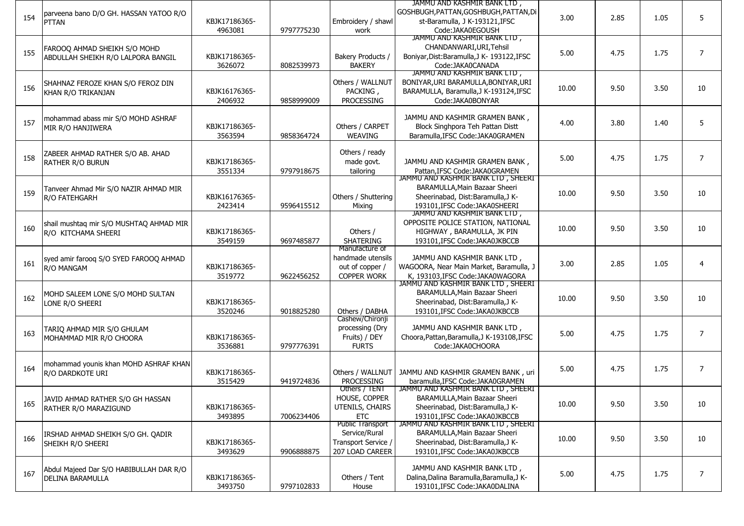| | | | | | | | | | |
|---|---|---|---|---|---|---|---|---|---|
| 154 | parveena bano D/O GH. HASSAN YATOO R/O PTTAN | KBJK17186365-4963081 | 9797775230 | Embroidery / shawl work | JAMMU AND KASHMIR BANK LTD , GOSHBUGH,PATTAN,GOSHBUGH,PATTAN,Dist-Baramulla, J K-193121,IFSC Code:JAKA0EGOUSH | 3.00 | 2.85 | 1.05 | 5 |
| 155 | FAROOQ AHMAD SHEIKH S/O MOHD ABDULLAH SHEIKH R/O LALPORA BANGIL | KBJK17186365-3626072 | 8082539973 | Bakery Products / BAKERY | JAMMU AND KASHMIR BANK LTD , CHANDANWARI,URI,Tehsil Boniyar,Dist:Baramulla,J K- 193122,IFSC Code:JAKA0CANADA | 5.00 | 4.75 | 1.75 | 7 |
| 156 | SHAHNAZ FEROZE KHAN S/O FEROZ DIN KHAN R/O TRIKANJAN | KBJK16176365-2406932 | 9858999009 | Others / WALLNUT PACKING , PROCESSING | JAMMU AND KASHMIR BANK LTD , BONIYAR,URI BARAMULLA,BONIYAR,URI BARAMULLA, Baramulla,J K-193124,IFSC Code:JAKA0BONYAR | 10.00 | 9.50 | 3.50 | 10 |
| 157 | mohammad abass mir S/O MOHD ASHRAF MIR R/O HANJIWERA | KBJK17186365-3563594 | 9858364724 | Others / CARPET WEAVING | JAMMU AND KASHMIR GRAMEN BANK , Block Singhpora Teh Pattan Distt Baramulla,IFSC Code:JAKA0GRAMEN | 4.00 | 3.80 | 1.40 | 5 |
| 158 | ZABEER AHMAD RATHER S/O AB. AHAD RATHER R/O BURUN | KBJK17186365-3551334 | 9797918675 | Others / ready made govt. tailoring | JAMMU AND KASHMIR GRAMEN BANK , Pattan,IFSC Code:JAKA0GRAMEN | 5.00 | 4.75 | 1.75 | 7 |
| 159 | Tanveer Ahmad Mir S/O NAZIR AHMAD MIR R/O FATEHGARH | KBJK16176365-2423414 | 9596415512 | Others / Shuttering Mixing | JAMMU AND KASHMIR BANK LTD , SHEERI BARAMULLA,Main Bazaar Sheeri Sheerinabad, Dist:Baramulla,J K-193101,IFSC Code:JAKA0SHEERI | 10.00 | 9.50 | 3.50 | 10 |
| 160 | shail mushtaq mir S/O MUSHTAQ AHMAD MIR R/O KITCHAMA SHEERI | KBJK17186365-3549159 | 9697485877 | Others / SHATERING | JAMMU AND KASHMIR BANK LTD , OPPOSITE POLICE STATION, NATIONAL HIGHWAY , BARAMULLA, JK PIN 193101,IFSC Code:JAKA0JKBCCB | 10.00 | 9.50 | 3.50 | 10 |
| 161 | syed amir farooq S/O SYED FAROOQ AHMAD R/O MANGAM | KBJK17186365-3519772 | 9622456252 | Manufacture of handmade utensils out of copper / COPPER WORK | JAMMU AND KASHMIR BANK LTD , WAGOORA, Near Main Market, Baramulla, J K, 193103,IFSC Code:JAKA0WAGORA | 3.00 | 2.85 | 1.05 | 4 |
| 162 | MOHD SALEEM LONE S/O MOHD SULTAN LONE R/O SHEERI | KBJK17186365-3520246 | 9018825280 | Others / DABHA | JAMMU AND KASHMIR BANK LTD , SHEERI BARAMULLA,Main Bazaar Sheeri Sheerinabad, Dist:Baramulla,J K-193101,IFSC Code:JAKA0JKBCCB | 10.00 | 9.50 | 3.50 | 10 |
| 163 | TARIQ AHMAD MIR S/O GHULAM MOHAMMAD MIR R/O CHOORA | KBJK17186365-3536881 | 9797776391 | Cashew/Chironji processing (Dry Fruits) / DEY FURTS | JAMMU AND KASHMIR BANK LTD , Choora,Pattan,Baramulla,J K-193108,IFSC Code:JAKA0CHOORA | 5.00 | 4.75 | 1.75 | 7 |
| 164 | mohammad younis khan MOHD ASHRAF KHAN R/O DARDKOTE URI | KBJK17186365-3515429 | 9419724836 | Others / WALLNUT PROCESSING | JAMMU AND KASHMIR GRAMEN BANK , uri baramulla,IFSC Code:JAKA0GRAMEN | 5.00 | 4.75 | 1.75 | 7 |
| 165 | JAVID AHMAD RATHER S/O GH HASSAN RATHER R/O MARAZIGUND | KBJK17186365-3493895 | 7006234406 | Others / TENT HOUSE, COPPER UTENILS, CHAIRS ETC | JAMMU AND KASHMIR BANK LTD , SHEERI BARAMULLA,Main Bazaar Sheeri Sheerinabad, Dist:Baramulla,J K-193101,IFSC Code:JAKA0JKBCCB | 10.00 | 9.50 | 3.50 | 10 |
| 166 | IRSHAD AHMAD SHEIKH S/O GH. QADIR SHEIKH R/O SHEERI | KBJK17186365-3493629 | 9906888875 | Public Transport Service/Rural Transport Service / 207 LOAD CAREER | JAMMU AND KASHMIR BANK LTD , SHEERI BARAMULLA,Main Bazaar Sheeri Sheerinabad, Dist:Baramulla,J K-193101,IFSC Code:JAKA0JKBCCB | 10.00 | 9.50 | 3.50 | 10 |
| 167 | Abdul Majeed Dar S/O HABIBULLAH DAR R/O DELINA BARAMULLA | KBJK17186365-3493750 | 9797102833 | Others / Tent House | JAMMU AND KASHMIR BANK LTD , Dalina,Dalina Baramulla,Baramulla,J K-193101,IFSC Code:JAKA0DALINA | 5.00 | 4.75 | 1.75 | 7 |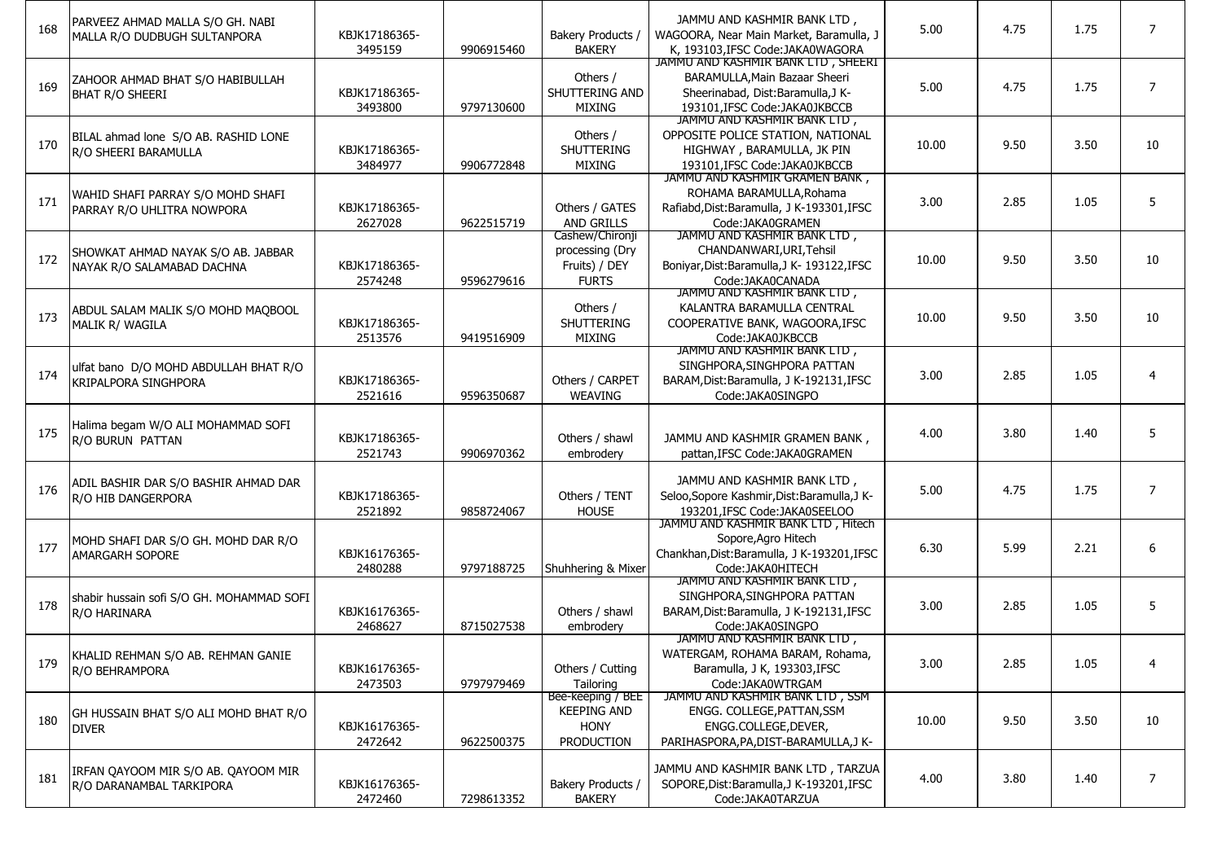| 168 | PARVEEZ AHMAD MALLA S/O GH. NABI MALLA R/O DUDBUGH SULTANPORA | KBJK17186365-3495159 | 9906915460 | Bakery Products / BAKERY | JAMMU AND KASHMIR BANK LTD , WAGOORA, Near Main Market, Baramulla, J K, 193103,IFSC Code:JAKA0WAGORA | 5.00 | 4.75 | 1.75 | 7 |
|---|---|---|---|---|---|---|---|---|---|
| 169 | ZAHOOR AHMAD BHAT S/O HABIBULLAH BHAT R/O SHEERI | KBJK17186365-3493800 | 9797130600 | Others / SHUTTERING AND MIXING | JAMMU AND KASHMIR BANK LTD , SHEERI BARAMULLA,Main Bazaar Sheeri Sheerinabad, Dist:Baramulla,J K-193101,IFSC Code:JAKA0JKBCCB | 5.00 | 4.75 | 1.75 | 7 |
| 170 | BILAL ahmad lone S/O AB. RASHID LONE R/O SHEERI BARAMULLA | KBJK17186365-3484977 | 9906772848 | Others / SHUTTERING MIXING | JAMMU AND KASHMIR BANK LTD , OPPOSITE POLICE STATION, NATIONAL HIGHWAY , BARAMULLA, JK PIN 193101,IFSC Code:JAKA0JKBCCB | 10.00 | 9.50 | 3.50 | 10 |
| 171 | WAHID SHAFI PARRAY S/O MOHD SHAFI PARRAY R/O UHLITRA NOWPORA | KBJK17186365-2627028 | 9622515719 | Others / GATES AND GRILLS | JAMMU AND KASHMIR GRAMEN BANK , ROHAMA BARAMULLA,Rohama Rafiabd,Dist:Baramulla, J K-193301,IFSC Code:JAKA0GRAMEN | 3.00 | 2.85 | 1.05 | 5 |
| 172 | SHOWKAT AHMAD NAYAK S/O AB. JABBAR NAYAK R/O SALAMABAD DACHNA | KBJK17186365-2574248 | 9596279616 | Cashew/Chironji processing (Dry Fruits) / DEY FURTS | JAMMU AND KASHMIR BANK LTD , CHANDANWARI,URI,Tehsil Boniyar,Dist:Baramulla,J K- 193122,IFSC Code:JAKA0CANADA | 10.00 | 9.50 | 3.50 | 10 |
| 173 | ABDUL SALAM MALIK S/O MOHD MAQBOOL MALIK R/ WAGILA | KBJK17186365-2513576 | 9419516909 | Others / SHUTTERING MIXING | JAMMU AND KASHMIR BANK LTD , KALANTRA BARAMULLA CENTRAL COOPERATIVE BANK, WAGOORA,IFSC Code:JAKA0JKBCCB | 10.00 | 9.50 | 3.50 | 10 |
| 174 | ulfat bano D/O MOHD ABDULLAH BHAT R/O KRIPALPORA SINGHPORA | KBJK17186365-2521616 | 9596350687 | Others / CARPET WEAVING | JAMMU AND KASHMIR BANK LTD , SINGHPORA,SINGHPORA PATTAN BARAM,Dist:Baramulla, J K-192131,IFSC Code:JAKA0SINGPO | 3.00 | 2.85 | 1.05 | 4 |
| 175 | Halima begam W/O ALI MOHAMMAD SOFI R/O BURUN PATTAN | KBJK17186365-2521743 | 9906970362 | Others / shawl embrodery | JAMMU AND KASHMIR GRAMEN BANK , pattan,IFSC Code:JAKA0GRAMEN | 4.00 | 3.80 | 1.40 | 5 |
| 176 | ADIL BASHIR DAR S/O BASHIR AHMAD DAR R/O HIB DANGERPORA | KBJK17186365-2521892 | 9858724067 | Others / TENT HOUSE | JAMMU AND KASHMIR BANK LTD , Seloo,Sopore Kashmir,Dist:Baramulla,J K-193201,IFSC Code:JAKA0SEELOO | 5.00 | 4.75 | 1.75 | 7 |
| 177 | MOHD SHAFI DAR S/O GH. MOHD DAR R/O AMARGARH SOPORE | KBJK16176365-2480288 | 9797188725 | Shuhhering & Mixer | JAMMU AND KASHMIR BANK LTD , Hitech Sopore,Agro Hitech Chankhan,Dist:Baramulla, J K-193201,IFSC Code:JAKA0HITECH | 6.30 | 5.99 | 2.21 | 6 |
| 178 | shabir hussain sofi S/O GH. MOHAMMAD SOFI R/O HARINARA | KBJK16176365-2468627 | 8715027538 | Others / shawl embrodery | JAMMU AND KASHMIR BANK LTD , SINGHPORA,SINGHPORA PATTAN BARAM,Dist:Baramulla, J K-192131,IFSC Code:JAKA0SINGPO | 3.00 | 2.85 | 1.05 | 5 |
| 179 | KHALID REHMAN S/O AB. REHMAN GANIE R/O BEHRAMPORA | KBJK16176365-2473503 | 9797979469 | Others / Cutting Tailoring | JAMMU AND KASHMIR BANK LTD , WATERGAM, ROHAMA BARAM, Rohama, Baramulla, J K, 193303,IFSC Code:JAKA0WTRGAM | 3.00 | 2.85 | 1.05 | 4 |
| 180 | GH HUSSAIN BHAT S/O ALI MOHD BHAT R/O DIVER | KBJK16176365-2472642 | 9622500375 | Bee-keeping / BEE KEEPING AND HONY PRODUCTION | JAMMU AND KASHMIR BANK LTD , SSM ENGG. COLLEGE,PATTAN,SSM ENGG.COLLEGE,DEVER, PARIHASPORA,PA,DIST-BARAMULLA,J K- | 10.00 | 9.50 | 3.50 | 10 |
| 181 | IRFAN QAYOOM MIR S/O AB. QAYOOM MIR R/O DARANAMBAL TARKIPORA | KBJK16176365-2472460 | 7298613352 | Bakery Products / BAKERY | JAMMU AND KASHMIR BANK LTD , TARZUA SOPORE,Dist:Baramulla,J K-193201,IFSC Code:JAKA0TARZUA | 4.00 | 3.80 | 1.40 | 7 |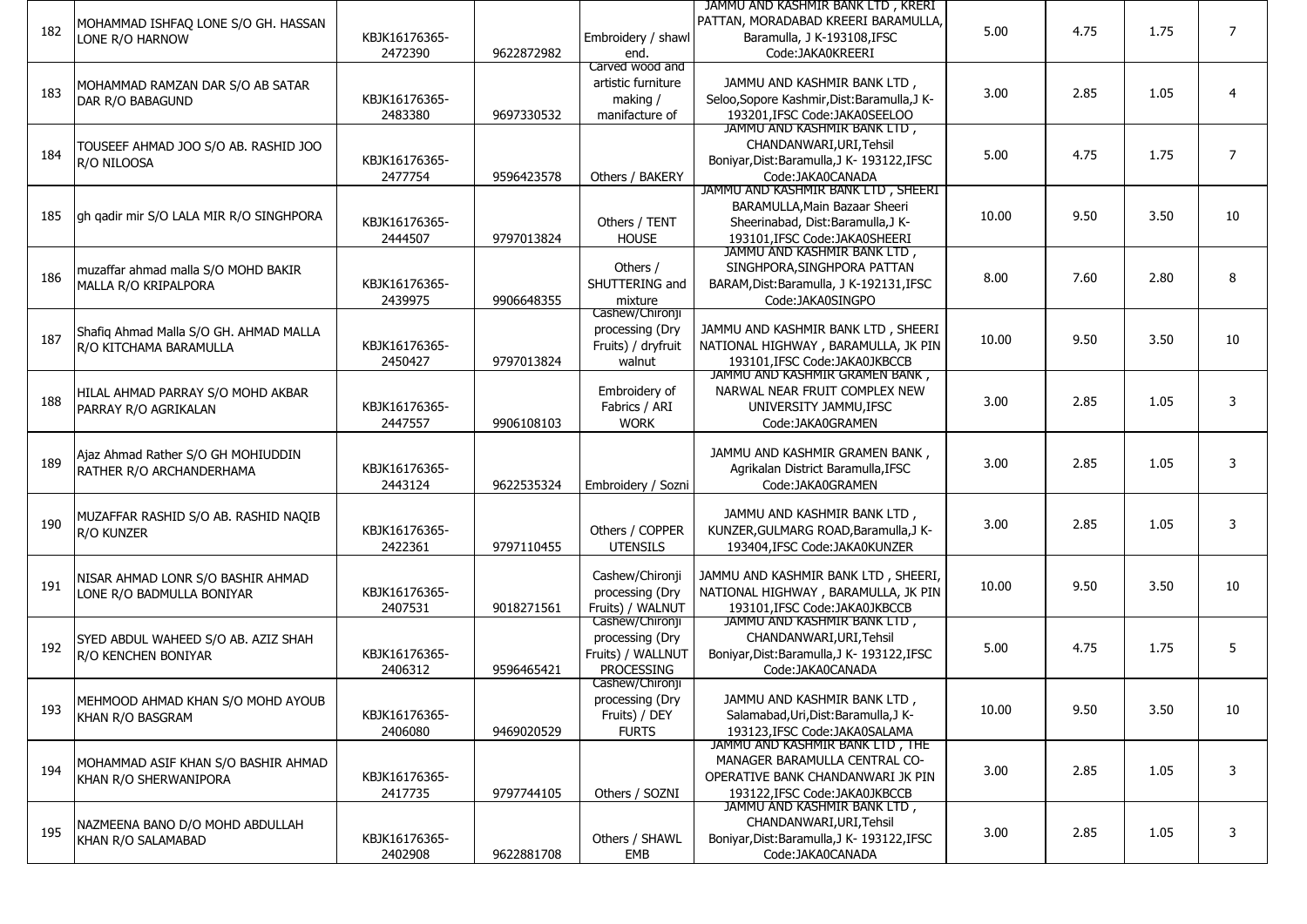| 182 | MOHAMMAD ISHFAQ LONE S/O GH. HASSAN LONE R/O HARNOW | KBJK16176365-2472390 | 9622872982 | Embroidery / shawl end. | JAMMU AND KASHMIR BANK LTD , KRERI PATTAN, MORADABAD KREERI BARAMULLA, Baramulla, J K-193108,IFSC Code:JAKA0KREERI | 5.00 | 4.75 | 1.75 | 7 |
|---|---|---|---|---|---|---|---|---|---|
| 183 | MOHAMMAD RAMZAN DAR S/O AB SATAR DAR R/O BABAGUND | KBJK16176365-2483380 | 9697330532 | Carved wood and artistic furniture making / manifacture of | JAMMU AND KASHMIR BANK LTD , Seloo,Sopore Kashmir,Dist:Baramulla,J K-193201,IFSC Code:JAKA0SEELOO | 3.00 | 2.85 | 1.05 | 4 |
| 184 | TOUSEEF AHMAD JOO S/O AB. RASHID JOO R/O NILOOSA | KBJK16176365-2477754 | 9596423578 | Others / BAKERY | JAMMU AND KASHMIR BANK LTD , CHANDANWARI,URI,Tehsil Boniyar,Dist:Baramulla,J K- 193122,IFSC Code:JAKA0CANADA | 5.00 | 4.75 | 1.75 | 7 |
| 185 | gh qadir mir S/O LALA MIR R/O SINGHPORA | KBJK16176365-2444507 | 9797013824 | Others / TENT HOUSE | JAMMU AND KASHMIR BANK LTD , SHEERI BARAMULLA,Main Bazaar Sheeri Sheerinabad, Dist:Baramulla,J K-193101,IFSC Code:JAKA0SHEERI | 10.00 | 9.50 | 3.50 | 10 |
| 186 | muzaffar ahmad malla S/O MOHD BAKIR MALLA R/O KRIPALPORA | KBJK16176365-2439975 | 9906648355 | Others / SHUTTERING and mixture | JAMMU AND KASHMIR BANK LTD , SINGHPORA,SINGHPORA PATTAN BARAM,Dist:Baramulla, J K-192131,IFSC Code:JAKA0SINGPO | 8.00 | 7.60 | 2.80 | 8 |
| 187 | Shafiq Ahmad Malla S/O GH. AHMAD MALLA R/O KITCHAMA BARAMULLA | KBJK16176365-2450427 | 9797013824 | Cashew/Chironji processing (Dry Fruits) / dryfruit walnut | JAMMU AND KASHMIR BANK LTD , SHEERI NATIONAL HIGHWAY , BARAMULLA, JK PIN 193101,IFSC Code:JAKA0JKBCCB | 10.00 | 9.50 | 3.50 | 10 |
| 188 | HILAL AHMAD PARRAY S/O MOHD AKBAR PARRAY R/O AGRIKALAN | KBJK16176365-2447557 | 9906108103 | Embroidery of Fabrics / ARI WORK | JAMMU AND KASHMIR GRAMEN BANK , NARWAL NEAR FRUIT COMPLEX NEW UNIVERSITY JAMMU,IFSC Code:JAKA0GRAMEN | 3.00 | 2.85 | 1.05 | 3 |
| 189 | Ajaz Ahmad Rather S/O GH MOHIUDDIN RATHER R/O ARCHANDERHAMA | KBJK16176365-2443124 | 9622535324 | Embroidery / Sozni | JAMMU AND KASHMIR GRAMEN BANK , Agrikalan District Baramulla,IFSC Code:JAKA0GRAMEN | 3.00 | 2.85 | 1.05 | 3 |
| 190 | MUZAFFAR RASHID S/O AB. RASHID NAQIB R/O KUNZER | KBJK16176365-2422361 | 9797110455 | Others / COPPER UTENSILS | JAMMU AND KASHMIR BANK LTD , KUNZER,GULMARG ROAD,Baramulla,J K-193404,IFSC Code:JAKA0KUNZER | 3.00 | 2.85 | 1.05 | 3 |
| 191 | NISAR AHMAD LONR S/O BASHIR AHMAD LONE R/O BADMULLA BONIYAR | KBJK16176365-2407531 | 9018271561 | Cashew/Chironji processing (Dry Fruits) / WALNUT | JAMMU AND KASHMIR BANK LTD , SHEERI, NATIONAL HIGHWAY , BARAMULLA, JK PIN 193101,IFSC Code:JAKA0JKBCCB | 10.00 | 9.50 | 3.50 | 10 |
| 192 | SYED ABDUL WAHEED S/O AB. AZIZ SHAH R/O KENCHEN BONIYAR | KBJK16176365-2406312 | 9596465421 | Cashew/Chironji processing (Dry Fruits) / WALLNUT PROCESSING | JAMMU AND KASHMIR BANK LTD , CHANDANWARI,URI,Tehsil Boniyar,Dist:Baramulla,J K- 193122,IFSC Code:JAKA0CANADA | 5.00 | 4.75 | 1.75 | 5 |
| 193 | MEHMOOD AHMAD KHAN S/O MOHD AYOUB KHAN R/O BASGRAM | KBJK16176365-2406080 | 9469020529 | Cashew/Chironji processing (Dry Fruits) / DEY FURTS | JAMMU AND KASHMIR BANK LTD , Salamabad,Uri,Dist:Baramulla,J K-193123,IFSC Code:JAKA0SALAMA | 10.00 | 9.50 | 3.50 | 10 |
| 194 | MOHAMMAD ASIF KHAN S/O BASHIR AHMAD KHAN R/O SHERWANIPORA | KBJK16176365-2417735 | 9797744105 | Others / SOZNI | JAMMU AND KASHMIR BANK LTD , THE MANAGER BARAMULLA CENTRAL CO-OPERATIVE BANK CHANDANWARI JK PIN 193122,IFSC Code:JAKA0JKBCCB | 3.00 | 2.85 | 1.05 | 3 |
| 195 | NAZMEENA BANO D/O MOHD ABDULLAH KHAN R/O SALAMABAD | KBJK16176365-2402908 | 9622881708 | Others / SHAWL EMB | JAMMU AND KASHMIR BANK LTD , CHANDANWARI,URI,Tehsil Boniyar,Dist:Baramulla,J K- 193122,IFSC Code:JAKA0CANADA | 3.00 | 2.85 | 1.05 | 3 |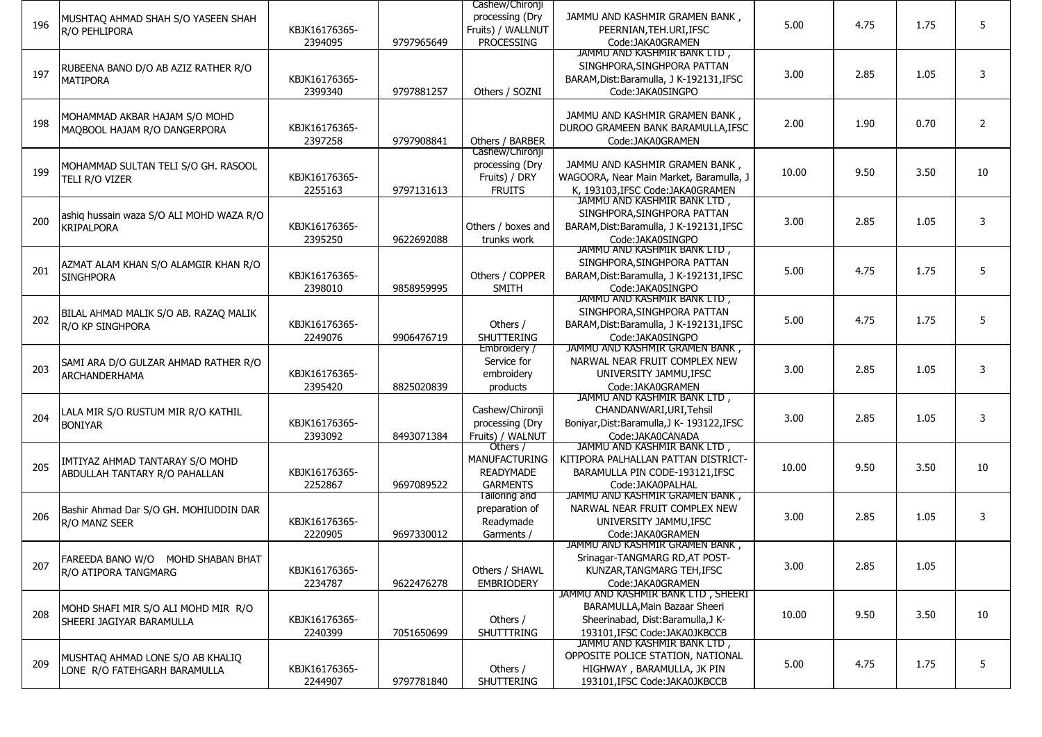| 196 | MUSHTAQ AHMAD SHAH S/O YASEEN SHAH R/O PEHLIPORA | KBJK16176365-2394095 | 9797965649 | Cashew/Chironji processing (Dry Fruits) / WALLNUT PROCESSING | JAMMU AND KASHMIR GRAMEN BANK , PEERNIAN,TEH.URI,IFSC Code:JAKA0GRAMEN | 5.00 | 4.75 | 1.75 | 5 |
|---|---|---|---|---|---|---|---|---|---|
| 197 | RUBEENA BANO D/O AB AZIZ RATHER R/O MATIPORA | KBJK16176365-2399340 | 9797881257 | Others / SOZNI | JAMMU AND KASHMIR BANK LTD , SINGHPORA,SINGHPORA PATTAN BARAM,Dist:Baramulla, J K-192131,IFSC Code:JAKA0SINGPO | 3.00 | 2.85 | 1.05 | 3 |
| 198 | MOHAMMAD AKBAR HAJAM S/O MOHD MAQBOOL HAJAM R/O DANGERPORA | KBJK16176365-2397258 | 9797908841 | Others / BARBER | JAMMU AND KASHMIR GRAMEN BANK , DUROO GRAMEEN BANK BARAMULLA,IFSC Code:JAKA0GRAMEN | 2.00 | 1.90 | 0.70 | 2 |
| 199 | MOHAMMAD SULTAN TELI S/O GH. RASOOL TELI R/O VIZER | KBJK16176365-2255163 | 9797131613 | Cashew/Chironji processing (Dry Fruits) / DRY FRUITS | JAMMU AND KASHMIR GRAMEN BANK , WAGOORA, Near Main Market, Baramulla, J K, 193103,IFSC Code:JAKA0GRAMEN | 10.00 | 9.50 | 3.50 | 10 |
| 200 | ashiq hussain waza S/O ALI MOHD WAZA R/O KRIPALPORA | KBJK16176365-2395250 | 9622692088 | Others / boxes and trunks work | JAMMU AND KASHMIR BANK LTD , SINGHPORA,SINGHPORA PATTAN BARAM,Dist:Baramulla, J K-192131,IFSC Code:JAKA0SINGPO | 3.00 | 2.85 | 1.05 | 3 |
| 201 | AZMAT ALAM KHAN S/O ALAMGIR KHAN R/O SINGHPORA | KBJK16176365-2398010 | 9858959995 | Others / COPPER SMITH | JAMMU AND KASHMIR BANK LTD , SINGHPORA,SINGHPORA PATTAN BARAM,Dist:Baramulla, J K-192131,IFSC Code:JAKA0SINGPO | 5.00 | 4.75 | 1.75 | 5 |
| 202 | BILAL AHMAD MALIK S/O AB. RAZAQ MALIK R/O KP SINGHPORA | KBJK16176365-2249076 | 9906476719 | Others / SHUTTERING | JAMMU AND KASHMIR BANK LTD , SINGHPORA,SINGHPORA PATTAN BARAM,Dist:Baramulla, J K-192131,IFSC Code:JAKA0SINGPO | 5.00 | 4.75 | 1.75 | 5 |
| 203 | SAMI ARA D/O GULZAR AHMAD RATHER R/O ARCHANDERHAMA | KBJK16176365-2395420 | 8825020839 | Embroidery / Service for embroidery products | JAMMU AND KASHMIR GRAMEN BANK , NARWAL NEAR FRUIT COMPLEX NEW UNIVERSITY JAMMU,IFSC Code:JAKA0GRAMEN | 3.00 | 2.85 | 1.05 | 3 |
| 204 | LALA MIR S/O RUSTUM MIR R/O KATHIL BONIYAR | KBJK16176365-2393092 | 8493071384 | Cashew/Chironji processing (Dry Fruits) / WALNUT | JAMMU AND KASHMIR BANK LTD , CHANDANWARI,URI,Tehsil Boniyar,Dist:Baramulla,J K- 193122,IFSC Code:JAKA0CANADA | 3.00 | 2.85 | 1.05 | 3 |
| 205 | IMTIYAZ AHMAD TANTARAY S/O MOHD ABDULLAH TANTARY R/O PAHALLAN | KBJK16176365-2252867 | 9697089522 | Others / MANUFACTURING READYMADE GARMENTS | JAMMU AND KASHMIR BANK LTD , KITIPORA PALHALLAN PATTAN DISTRICT-BARAMULLA PIN CODE-193121,IFSC Code:JAKA0PALHAL | 10.00 | 9.50 | 3.50 | 10 |
| 206 | Bashir Ahmad Dar S/O GH. MOHIUDDIN DAR R/O MANZ SEER | KBJK16176365-2220905 | 9697330012 | Tailoring and preparation of Readymade Garments / | JAMMU AND KASHMIR GRAMEN BANK , NARWAL NEAR FRUIT COMPLEX NEW UNIVERSITY JAMMU,IFSC Code:JAKA0GRAMEN | 3.00 | 2.85 | 1.05 | 3 |
| 207 | FAREEDA BANO W/O MOHD SHABAN BHAT R/O ATIPORA TANGMARG | KBJK16176365-2234787 | 9622476278 | Others / SHAWL EMBRIODERY | JAMMU AND KASHMIR GRAMEN BANK , Srinagar-TANGMARG RD,AT POST-KUNZAR,TANGMARG TEH,IFSC Code:JAKA0GRAMEN | 3.00 | 2.85 | 1.05 | |
| 208 | MOHD SHAFI MIR S/O ALI MOHD MIR R/O SHEERI JAGIYAR BARAMULLA | KBJK16176365-2240399 | 7051650699 | Others / SHUTTTRING | JAMMU AND KASHMIR BANK LTD , SHEERI BARAMULLA,Main Bazaar Sheeri Sheerinabad, Dist:Baramulla,J K-193101,IFSC Code:JAKA0JKBCCB | 10.00 | 9.50 | 3.50 | 10 |
| 209 | MUSHTAQ AHMAD LONE S/O AB KHALIQ LONE R/O FATEHGARH BARAMULLA | KBJK16176365-2244907 | 9797781840 | Others / SHUTTERING | JAMMU AND KASHMIR BANK LTD , OPPOSITE POLICE STATION, NATIONAL HIGHWAY , BARAMULLA, JK PIN 193101,IFSC Code:JAKA0JKBCCB | 5.00 | 4.75 | 1.75 | 5 |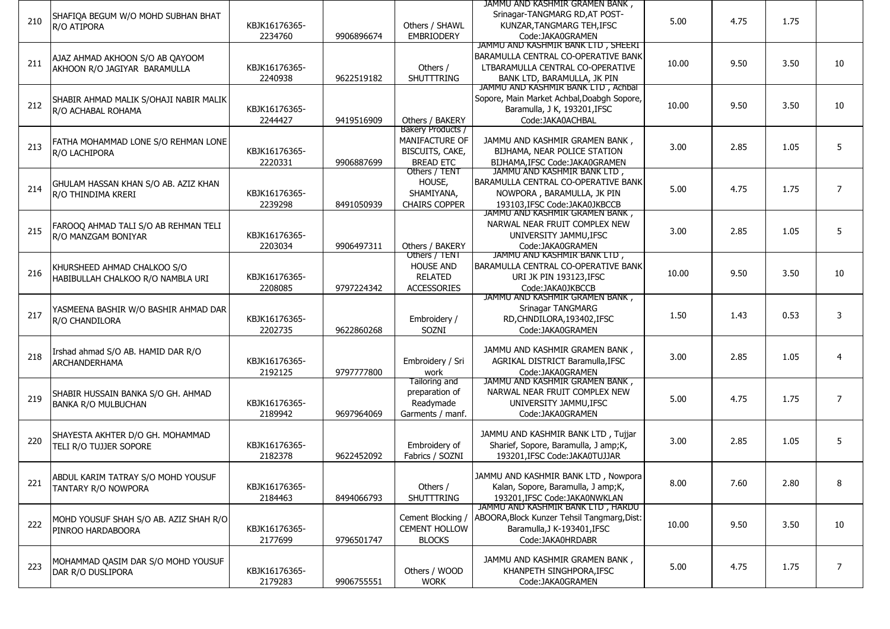| 210 | SHAFIQA BEGUM W/O MOHD SUBHAN BHAT R/O ATIPORA | KBJK16176365-2234760 | 9906896674 | Others / SHAWL EMBRIODERY | JAMMU AND KASHMIR GRAMEN BANK , Srinagar-TANGMARG RD,AT POST-KUNZAR,TANGMARG TEH,IFSC Code:JAKA0GRAMEN | 5.00 | 4.75 | 1.75 | |
|---|---|---|---|---|---|---|---|---|---|
| 211 | AJAZ AHMAD AKHOON S/O AB QAYOOM AKHOON R/O JAGIYAR BARAMULLA | KBJK16176365-2240938 | 9622519182 | Others / SHUTTTRING | JAMMU AND KASHMIR BANK LTD , SHEERI BARAMULLA CENTRAL CO-OPERATIVE BANK LTBARAMULLA CENTRAL CO-OPERATIVE BANK LTD, BARAMULLA, JK PIN | 10.00 | 9.50 | 3.50 | 10 |
| 212 | SHABIR AHMAD MALIK S/OHAJI NABIR MALIK R/O ACHABAL ROHAMA | KBJK16176365-2244427 | 9419516909 | Others / BAKERY | JAMMU AND KASHMIR BANK LTD , Achbal Sopore, Main Market Achbal,Doabgh Sopore, Baramulla, J K, 193201,IFSC Code:JAKA0ACHBAL | 10.00 | 9.50 | 3.50 | 10 |
| 213 | FATHA MOHAMMAD LONE S/O REHMAN LONE R/O LACHIPORA | KBJK16176365-2220331 | 9906887699 | Bakery Products / MANIFACTURE OF BISCUITS, CAKE, BREAD ETC | JAMMU AND KASHMIR GRAMEN BANK , BIJHAMA, NEAR POLICE STATION BIJHAMA,IFSC Code:JAKA0GRAMEN | 3.00 | 2.85 | 1.05 | 5 |
| 214 | GHULAM HASSAN KHAN S/O AB. AZIZ KHAN R/O THINDIMA KRERI | KBJK16176365-2239298 | 8491050939 | Others / TENT HOUSE, SHAMIYANA, CHAIRS COPPER | JAMMU AND KASHMIR BANK LTD , BARAMULLA CENTRAL CO-OPERATIVE BANK NOWPORA , BARAMULLA, JK PIN 193103,IFSC Code:JAKA0JKBCCB | 5.00 | 4.75 | 1.75 | 7 |
| 215 | FAROOQ AHMAD TALI S/O AB REHMAN TELI R/O MANZGAM BONIYAR | KBJK16176365-2203034 | 9906497311 | Others / BAKERY | JAMMU AND KASHMIR GRAMEN BANK , NARWAL NEAR FRUIT COMPLEX NEW UNIVERSITY JAMMU,IFSC Code:JAKA0GRAMEN | 3.00 | 2.85 | 1.05 | 5 |
| 216 | KHURSHEED AHMAD CHALKOO S/O HABIBULLAH CHALKOO R/O NAMBLA URI | KBJK16176365-2208085 | 9797224342 | Others / TENT HOUSE AND RELATED ACCESSORIES | JAMMU AND KASHMIR BANK LTD , BARAMULLA CENTRAL CO-OPERATIVE BANK URI JK PIN 193123,IFSC Code:JAKA0JKBCCB | 10.00 | 9.50 | 3.50 | 10 |
| 217 | YASMEENA BASHIR W/O BASHIR AHMAD DAR R/O CHANDILORA | KBJK16176365-2202735 | 9622860268 | Embroidery / SOZNI | JAMMU AND KASHMIR GRAMEN BANK , Srinagar TANGMARG RD,CHNDILORA,193402,IFSC Code:JAKA0GRAMEN | 1.50 | 1.43 | 0.53 | 3 |
| 218 | Irshad ahmad S/O AB. HAMID DAR R/O ARCHANDERHAMA | KBJK16176365-2192125 | 9797777800 | Embroidery / Sri work | JAMMU AND KASHMIR GRAMEN BANK , AGRIKAL DISTRICT Baramulla,IFSC Code:JAKA0GRAMEN | 3.00 | 2.85 | 1.05 | 4 |
| 219 | SHABIR HUSSAIN BANKA S/O GH. AHMAD BANKA R/O MULBUCHAN | KBJK16176365-2189942 | 9697964069 | Tailoring and preparation of Readymade Garments / manf. | JAMMU AND KASHMIR GRAMEN BANK , NARWAL NEAR FRUIT COMPLEX NEW UNIVERSITY JAMMU,IFSC Code:JAKA0GRAMEN | 5.00 | 4.75 | 1.75 | 7 |
| 220 | SHAYESTA AKHTER D/O GH. MOHAMMAD TELI R/O TUJJER SOPORE | KBJK16176365-2182378 | 9622452092 | Embroidery of Fabrics / SOZNI | JAMMU AND KASHMIR BANK LTD , Tujjar Sharief, Sopore, Baramulla, J amp;K, 193201,IFSC Code:JAKA0TUJJAR | 3.00 | 2.85 | 1.05 | 5 |
| 221 | ABDUL KARIM TATRAY S/O MOHD YOUSUF TANTARY R/O NOWPORA | KBJK16176365-2184463 | 8494066793 | Others / SHUTTTRING | JAMMU AND KASHMIR BANK LTD , Nowpora Kalan, Sopore, Baramulla, J amp;K, 193201,IFSC Code:JAKA0NWKLAN | 8.00 | 7.60 | 2.80 | 8 |
| 222 | MOHD YOUSUF SHAH S/O AB. AZIZ SHAH R/O PINROO HARDABOORA | KBJK16176365-2177699 | 9796501747 | Cement Blocking / CEMENT HOLLOW BLOCKS | JAMMU AND KASHMIR BANK LTD , HARDU ABOORA,Block Kunzer Tehsil Tangmarg,Dist: Baramulla,J K-193401,IFSC Code:JAKA0HRDABR | 10.00 | 9.50 | 3.50 | 10 |
| 223 | MOHAMMAD QASIM DAR S/O MOHD YOUSUF DAR R/O DUSLIPORA | KBJK16176365-2179283 | 9906755551 | Others / WOOD WORK | JAMMU AND KASHMIR GRAMEN BANK , KHANPETH SINGHPORA,IFSC Code:JAKA0GRAMEN | 5.00 | 4.75 | 1.75 | 7 |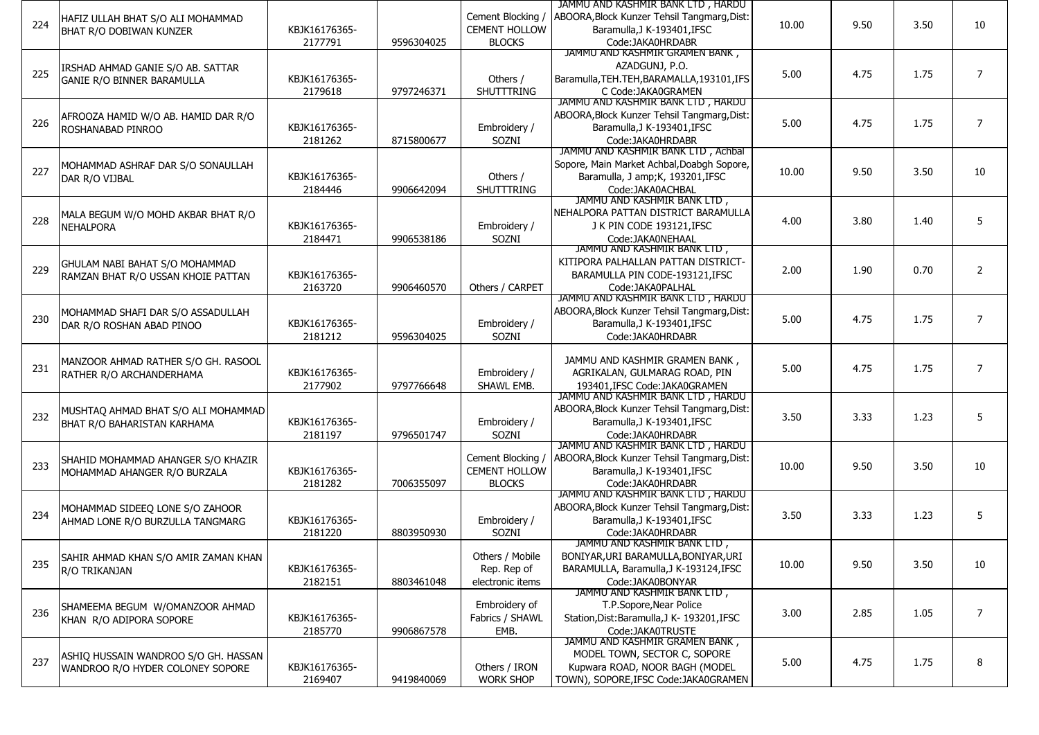| 224 | HAFIZ ULLAH BHAT S/O ALI MOHAMMAD BHAT R/O DOBIWAN KUNZER | KBJK16176365-2177791 | 9596304025 | Cement Blocking / CEMENT HOLLOW BLOCKS | JAMMU AND KASHMIR BANK LTD , HARDU ABOORA,Block Kunzer Tehsil Tangmarg,Dist: Baramulla,J K-193401,IFSC Code:JAKA0HRDABR | 10.00 | 9.50 | 3.50 | 10 |
|---|---|---|---|---|---|---|---|---|---|
| 225 | IRSHAD AHMAD GANIE S/O AB. SATTAR GANIE R/O BINNER BARAMULLA | KBJK16176365-2179618 | 9797246371 | Others / SHUTTTRING | JAMMU AND KASHMIR GRAMEN BANK , AZADGUNJ, P.O. Baramulla,TEH.TEH,BARAMALLA,193101,IFS C Code:JAKA0GRAMEN | 5.00 | 4.75 | 1.75 | 7 |
| 226 | AFROOZA HAMID W/O AB. HAMID DAR R/O ROSHANABAD PINROO | KBJK16176365-2181262 | 8715800677 | Embroidery / SOZNI | JAMMU AND KASHMIR BANK LTD , HARDU ABOORA,Block Kunzer Tehsil Tangmarg,Dist: Baramulla,J K-193401,IFSC Code:JAKA0HRDABR | 5.00 | 4.75 | 1.75 | 7 |
| 227 | MOHAMMAD ASHRAF DAR S/O SONAULLAH DAR R/O VIJBAL | KBJK16176365-2184446 | 9906642094 | Others / SHUTTTRING | JAMMU AND KASHMIR BANK LTD , Achbal Sopore, Main Market Achbal,Doabgh Sopore, Baramulla, J amp;K, 193201,IFSC Code:JAKA0ACHBAL | 10.00 | 9.50 | 3.50 | 10 |
| 228 | MALA BEGUM W/O MOHD AKBAR BHAT R/O NEHALPORA | KBJK16176365-2184471 | 9906538186 | Embroidery / SOZNI | JAMMU AND KASHMIR BANK LTD , NEHALPORA PATTAN DISTRICT BARAMULLA J K PIN CODE 193121,IFSC Code:JAKA0NEHAAL | 4.00 | 3.80 | 1.40 | 5 |
| 229 | GHULAM NABI BAHAT S/O MOHAMMAD RAMZAN BHAT R/O USSAN KHOIE PATTAN | KBJK16176365-2163720 | 9906460570 | Others / CARPET | JAMMU AND KASHMIR BANK LTD , KITIPORA PALHALLAN PATTAN DISTRICT-BARAMULLA PIN CODE-193121,IFSC Code:JAKA0PALHAL | 2.00 | 1.90 | 0.70 | 2 |
| 230 | MOHAMMAD SHAFI DAR S/O ASSADULLAH DAR R/O ROSHAN ABAD PINOO | KBJK16176365-2181212 | 9596304025 | Embroidery / SOZNI | JAMMU AND KASHMIR BANK LTD , HARDU ABOORA,Block Kunzer Tehsil Tangmarg,Dist: Baramulla,J K-193401,IFSC Code:JAKA0HRDABR | 5.00 | 4.75 | 1.75 | 7 |
| 231 | MANZOOR AHMAD RATHER S/O GH. RASOOL RATHER R/O ARCHANDERHAMA | KBJK16176365-2177902 | 9797766648 | Embroidery / SHAWL EMB. | JAMMU AND KASHMIR GRAMEN BANK , AGRIKALAN, GULMARAG ROAD, PIN 193401,IFSC Code:JAKA0GRAMEN | 5.00 | 4.75 | 1.75 | 7 |
| 232 | MUSHTAQ AHMAD BHAT S/O ALI MOHAMMAD BHAT R/O BAHARISTAN KARHAMA | KBJK16176365-2181197 | 9796501747 | Embroidery / SOZNI | JAMMU AND KASHMIR BANK LTD , HARDU ABOORA,Block Kunzer Tehsil Tangmarg,Dist: Baramulla,J K-193401,IFSC Code:JAKA0HRDABR | 3.50 | 3.33 | 1.23 | 5 |
| 233 | SHAHID MOHAMMAD AHANGER S/O KHAZIR MOHAMMAD AHANGER R/O BURZALA | KBJK16176365-2181282 | 7006355097 | Cement Blocking / CEMENT HOLLOW BLOCKS | JAMMU AND KASHMIR BANK LTD , HARDU ABOORA,Block Kunzer Tehsil Tangmarg,Dist: Baramulla,J K-193401,IFSC Code:JAKA0HRDABR | 10.00 | 9.50 | 3.50 | 10 |
| 234 | MOHAMMAD SIDEEQ LONE S/O ZAHOOR AHMAD LONE R/O BURZULLA TANGMARG | KBJK16176365-2181220 | 8803950930 | Embroidery / SOZNI | JAMMU AND KASHMIR BANK LTD , HARDU ABOORA,Block Kunzer Tehsil Tangmarg,Dist: Baramulla,J K-193401,IFSC Code:JAKA0HRDABR | 3.50 | 3.33 | 1.23 | 5 |
| 235 | SAHIR AHMAD KHAN S/O AMIR ZAMAN KHAN R/O TRIKANJAN | KBJK16176365-2182151 | 8803461048 | Others / Mobile Rep. Rep of electronic items | JAMMU AND KASHMIR BANK LTD , BONIYAR,URI BARAMULLA,BONIYAR,URI BARAMULLA, Baramulla,J K-193124,IFSC Code:JAKA0BONYAR | 10.00 | 9.50 | 3.50 | 10 |
| 236 | SHAMEEMA BEGUM W/OMANZOOR AHMAD KHAN R/O ADIPORA SOPORE | KBJK16176365-2185770 | 9906867578 | Embroidery of Fabrics / SHAWL EMB. | JAMMU AND KASHMIR BANK LTD , T.P.Sopore,Near Police Station,Dist:Baramulla,J K- 193201,IFSC Code:JAKA0TRUSTE | 3.00 | 2.85 | 1.05 | 7 |
| 237 | ASHIQ HUSSAIN WANDROO S/O GH. HASSAN WANDROO R/O HYDER COLONEY SOPORE | KBJK16176365-2169407 | 9419840069 | Others / IRON WORK SHOP | JAMMU AND KASHMIR GRAMEN BANK , MODEL TOWN, SECTOR C, SOPORE Kupwara ROAD, NOOR BAGH (MODEL TOWN), SOPORE,IFSC Code:JAKA0GRAMEN | 5.00 | 4.75 | 1.75 | 8 |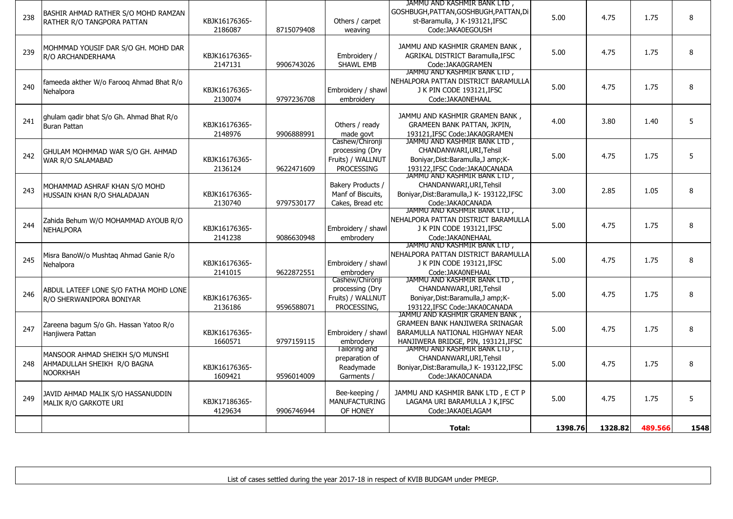| 238 | BASHIR AHMAD RATHER S/O MOHD RAMZAN RATHER R/O TANGPORA PATTAN | KBJK16176365-2186087 | 8715079408 | Others / carpet weaving | JAMMU AND KASHMIR BANK LTD , GOSHBUGH,PATTAN,GOSHBUGH,PATTAN,Dist-Baramulla, J K-193121,IFSC Code:JAKA0EGOUSH | 5.00 | 4.75 | 1.75 | 8 |
|---|---|---|---|---|---|---|---|---|---|
| 239 | MOHMMAD YOUSIF DAR S/O GH. MOHD DAR R/O ARCHANDERHAMA | KBJK16176365-2147131 | 9906743026 | Embroidery / SHAWL EMB | JAMMU AND KASHMIR GRAMEN BANK , AGRIKAL DISTRICT Baramulla,IFSC Code:JAKA0GRAMEN | 5.00 | 4.75 | 1.75 | 8 |
| 240 | fameeda akther W/o Farooq Ahmad Bhat R/o Nehalpora | KBJK16176365-2130074 | 9797236708 | Embroidery / shawl embroidery | JAMMU AND KASHMIR BANK LTD , NEHALPORA PATTAN DISTRICT BARAMULLA J K PIN CODE 193121,IFSC Code:JAKA0NEHAAL | 5.00 | 4.75 | 1.75 | 8 |
| 241 | ghulam qadir bhat S/o Gh. Ahmad Bhat R/o Buran Pattan | KBJK16176365-2148976 | 9906888991 | Others / ready made govt | JAMMU AND KASHMIR GRAMEN BANK , GRAMEEN BANK PATTAN, JKPIN, 193121,IFSC Code:JAKA0GRAMEN | 4.00 | 3.80 | 1.40 | 5 |
| 242 | GHULAM MOHMMAD WAR S/O GH. AHMAD WAR R/O SALAMABAD | KBJK16176365-2136124 | 9622471609 | Cashew/Chironji processing (Dry Fruits) / WALLNUT PROCESSING | JAMMU AND KASHMIR BANK LTD , CHANDANWARI,URI,Tehsil Boniyar,Dist:Baramulla,J amp;K-193122,IFSC Code:JAKA0CANADA | 5.00 | 4.75 | 1.75 | 5 |
| 243 | MOHAMMAD ASHRAF KHAN S/O MOHD HUSSAIN KHAN R/O SHALADAJAN | KBJK16176365-2130740 | 9797530177 | Bakery Products / Manf of Biscuits, Cakes, Bread etc | JAMMU AND KASHMIR BANK LTD , CHANDANWARI,URI,Tehsil Boniyar,Dist:Baramulla,J K- 193122,IFSC Code:JAKA0CANADA | 3.00 | 2.85 | 1.05 | 8 |
| 244 | Zahida Behum W/O MOHAMMAD AYOUB R/O NEHALPORA | KBJK16176365-2141238 | 9086630948 | Embroidery / shawl embrodery | JAMMU AND KASHMIR BANK LTD , NEHALPORA PATTAN DISTRICT BARAMULLA J K PIN CODE 193121,IFSC Code:JAKA0NEHAAL | 5.00 | 4.75 | 1.75 | 8 |
| 245 | Misra BanoW/o Mushtaq Ahmad Ganie R/o Nehalpora | KBJK16176365-2141015 | 9622872551 | Embroidery / shawl embrodery | JAMMU AND KASHMIR BANK LTD , NEHALPORA PATTAN DISTRICT BARAMULLA J K PIN CODE 193121,IFSC Code:JAKA0NEHAAL | 5.00 | 4.75 | 1.75 | 8 |
| 246 | ABDUL LATEEF LONE S/O FATHA MOHD LONE R/O SHERWANIPORA BONIYAR | KBJK16176365-2136186 | 9596588071 | Cashew/Chironji processing (Dry Fruits) / WALLNUT PROCESSING, | JAMMU AND KASHMIR BANK LTD , CHANDANWARI,URI,Tehsil Boniyar,Dist:Baramulla,J amp;K-193122,IFSC Code:JAKA0CANADA | 5.00 | 4.75 | 1.75 | 8 |
| 247 | Zareena bagum S/o Gh. Hassan Yatoo R/o Hanjiwera Pattan | KBJK16176365-1660571 | 9797159115 | Embroidery / shawl embrodery | JAMMU AND KASHMIR GRAMEN BANK , GRAMEEN BANK HANJIWERA SRINAGAR BARAMULLA NATIONAL HIGHWAY NEAR HANJIWERA BRIDGE, PIN, 193121,IFSC | 5.00 | 4.75 | 1.75 | 8 |
| 248 | MANSOOR AHMAD SHEIKH S/O MUNSHI AHMADULLAH SHEIKH R/O BAGNA NOORKHAH | KBJK16176365-1609421 | 9596014009 | Tailoring and preparation of Readymade Garments / | JAMMU AND KASHMIR BANK LTD , CHANDANWARI,URI,Tehsil Boniyar,Dist:Baramulla,J K- 193122,IFSC Code:JAKA0CANADA | 5.00 | 4.75 | 1.75 | 8 |
| 249 | JAVID AHMAD MALIK S/O HASSANUDDIN MALIK R/O GARKOTE URI | KBJK17186365-4129634 | 9906746944 | Bee-keeping / MANUFACTURING OF HONEY | JAMMU AND KASHMIR BANK LTD , E CT P LAGAMA URI BARAMULLA J K,IFSC Code:JAKA0ELAGAM | 5.00 | 4.75 | 1.75 | 5 |
| | | | | | **Total:** | **1398.76** | **1328.82** | **489.566** | **1548** |

List of cases settled during the year 2017-18 in respect of KVIB BUDGAM under PMEGP.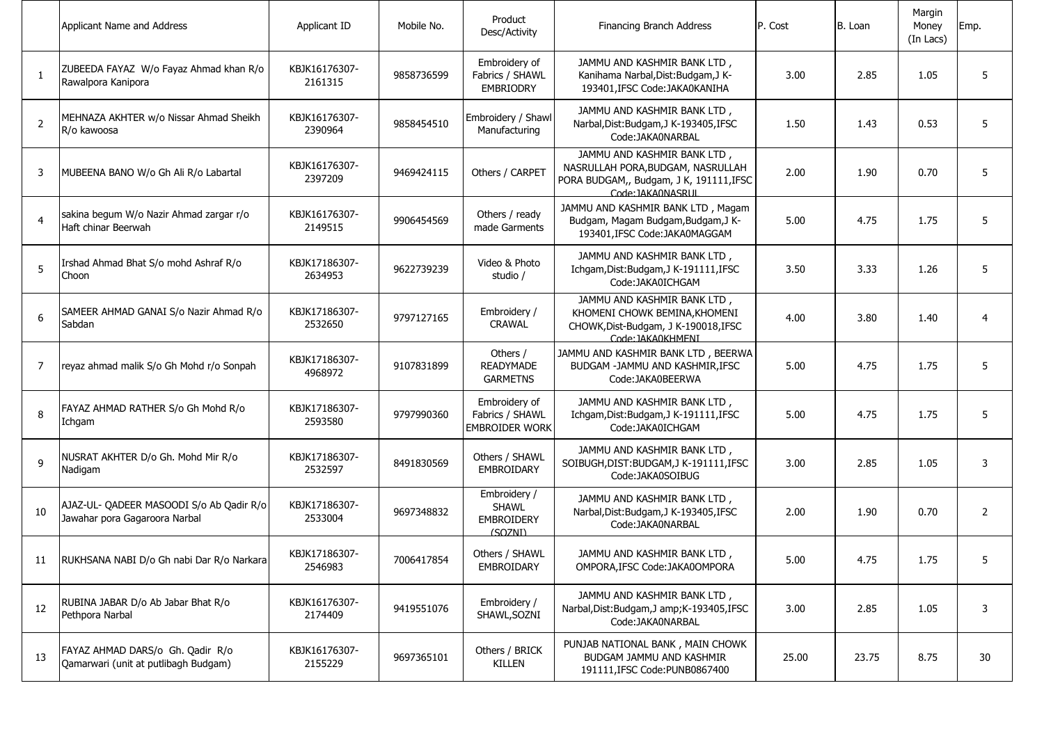| | Applicant Name and Address | Applicant ID | Mobile No. | Product Desc/Activity | Financing Branch Address | P. Cost | B. Loan | Margin Money (In Lacs) | Emp. |
|---|---|---|---|---|---|---|---|---|---|
| 1 | ZUBEEDA FAYAZ W/o Fayaz Ahmad khan R/o Rawalpora Kanipora | KBJK16176307-2161315 | 9858736599 | Embroidery of Fabrics / SHAWL EMBRIODRY | JAMMU AND KASHMIR BANK LTD , Kanihama Narbal,Dist:Budgam,J K-193401,IFSC Code:JAKA0KANIHA | 3.00 | 2.85 | 1.05 | 5 |
| 2 | MEHNAZA AKHTER w/o Nissar Ahmad Sheikh R/o kawoosa | KBJK16176307-2390964 | 9858454510 | Embroidery / Shawl Manufacturing | JAMMU AND KASHMIR BANK LTD , Narbal,Dist:Budgam,J K-193405,IFSC Code:JAKA0NARBAL | 1.50 | 1.43 | 0.53 | 5 |
| 3 | MUBEENA BANO W/o Gh Ali R/o Labartal | KBJK16176307-2397209 | 9469424115 | Others / CARPET | JAMMU AND KASHMIR BANK LTD , NASRULLAH PORA,BUDGAM, NASRULLAH PORA BUDGAM,, Budgam, J K, 191111,IFSC Code:JAKA0NASRUL | 2.00 | 1.90 | 0.70 | 5 |
| 4 | sakina begum W/o Nazir Ahmad zargar r/o Haft chinar Beerwah | KBJK16176307-2149515 | 9906454569 | Others / ready made Garments | JAMMU AND KASHMIR BANK LTD , Magam Budgam, Magam Budgam,Budgam,J K-193401,IFSC Code:JAKA0MAGGAM | 5.00 | 4.75 | 1.75 | 5 |
| 5 | Irshad Ahmad Bhat S/o mohd Ashraf R/o Choon | KBJK17186307-2634953 | 9622739239 | Video & Photo studio / | JAMMU AND KASHMIR BANK LTD , Ichgam,Dist:Budgam,J K-191111,IFSC Code:JAKA0ICHGAM | 3.50 | 3.33 | 1.26 | 5 |
| 6 | SAMEER AHMAD GANAI S/o Nazir Ahmad R/o Sabdan | KBJK17186307-2532650 | 9797127165 | Embroidery / CRAWAL | JAMMU AND KASHMIR BANK LTD , KHOMENI CHOWK BEMINA,KHOMENI CHOWK,Dist-Budgam, J K-190018,IFSC Code:JAKA0KHMENI | 4.00 | 3.80 | 1.40 | 4 |
| 7 | reyaz ahmad malik S/o Gh Mohd r/o Sonpah | KBJK17186307-4968972 | 9107831899 | Others / READYMADE GARMETNS | JAMMU AND KASHMIR BANK LTD , BEERWA BUDGAM -JAMMU AND KASHMIR,IFSC Code:JAKA0BEERWA | 5.00 | 4.75 | 1.75 | 5 |
| 8 | FAYAZ AHMAD RATHER S/o Gh Mohd R/o Ichgam | KBJK17186307-2593580 | 9797990360 | Embroidery of Fabrics / SHAWL EMBROIDER WORK | JAMMU AND KASHMIR BANK LTD , Ichgam,Dist:Budgam,J K-191111,IFSC Code:JAKA0ICHGAM | 5.00 | 4.75 | 1.75 | 5 |
| 9 | NUSRAT AKHTER D/o Gh. Mohd Mir R/o Nadigam | KBJK17186307-2532597 | 8491830569 | Others / SHAWL EMBROIDARY | JAMMU AND KASHMIR BANK LTD , SOIBUGH,DIST:BUDGAM,J K-191111,IFSC Code:JAKA0SOIBUG | 3.00 | 2.85 | 1.05 | 3 |
| 10 | AJAZ-UL- QADEER MASOODI S/o Ab Qadir R/o Jawahar pora Gagaroora Narbal | KBJK17186307-2533004 | 9697348832 | Embroidery / SHAWL EMBROIDERY (SOZNI) | JAMMU AND KASHMIR BANK LTD , Narbal,Dist:Budgam,J K-193405,IFSC Code:JAKA0NARBAL | 2.00 | 1.90 | 0.70 | 2 |
| 11 | RUKHSANA NABI D/o Gh nabi Dar R/o Narkara | KBJK17186307-2546983 | 7006417854 | Others / SHAWL EMBROIDARY | JAMMU AND KASHMIR BANK LTD , OMPORA,IFSC Code:JAKA0OMPORA | 5.00 | 4.75 | 1.75 | 5 |
| 12 | RUBINA JABAR D/o Ab Jabar Bhat R/o Pethpora Narbal | KBJK16176307-2174409 | 9419551076 | Embroidery / SHAWL,SOZNI | JAMMU AND KASHMIR BANK LTD , Narbal,Dist:Budgam,J amp;K-193405,IFSC Code:JAKA0NARBAL | 3.00 | 2.85 | 1.05 | 3 |
| 13 | FAYAZ AHMAD DARS/o Gh. Qadir R/o Qamarwari (unit at putlibagh Budgam) | KBJK16176307-2155229 | 9697365101 | Others / BRICK KILLEN | PUNJAB NATIONAL BANK , MAIN CHOWK BUDGAM JAMMU AND KASHMIR 191111,IFSC Code:PUNB0867400 | 25.00 | 23.75 | 8.75 | 30 |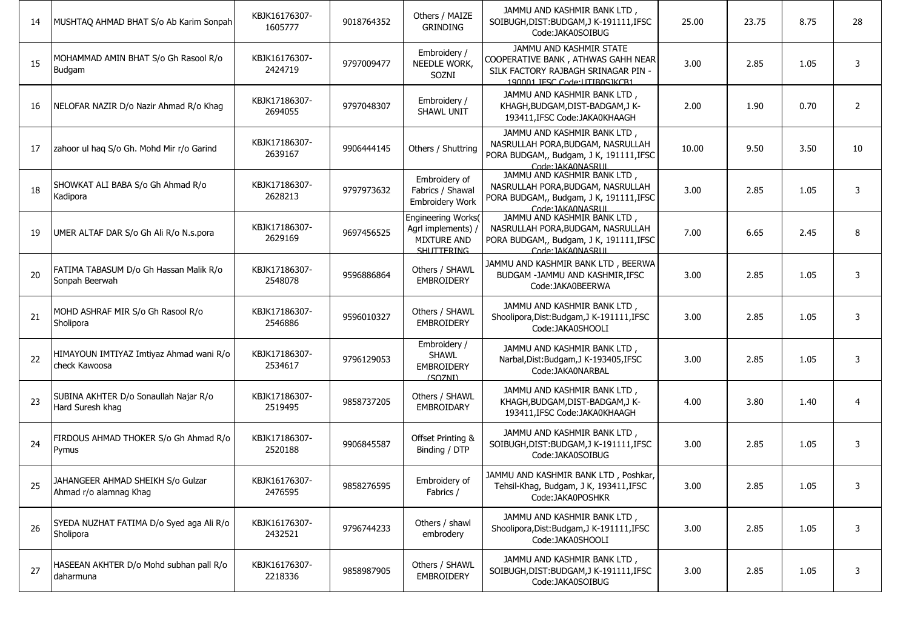| 14 | MUSHTAQ AHMAD BHAT S/o Ab Karim Sonpah | KBJK16176307-1605777 | 9018764352 | Others / MAIZE GRINDING | JAMMU AND KASHMIR BANK LTD , SOIBUGH,DIST:BUDGAM,J K-191111,IFSC Code:JAKA0SOIBUG | 25.00 | 23.75 | 8.75 | 28 |
|---|---|---|---|---|---|---|---|---|---|
| 15 | MOHAMMAD AMIN BHAT S/o Gh Rasool R/o Budgam | KBJK16176307-2424719 | 9797009477 | Embroidery / NEEDLE WORK, SOZNI | JAMMU AND KASHMIR STATE COOPERATIVE BANK , ATHWAS GAHH NEAR SILK FACTORY RAJBAGH SRINAGAR PIN - 190001 IFSC Code:UTIB0SJKCB1 | 3.00 | 2.85 | 1.05 | 3 |
| 16 | NELOFAR NAZIR D/o Nazir Ahmad R/o Khag | KBJK17186307-2694055 | 9797048307 | Embroidery / SHAWL UNIT | JAMMU AND KASHMIR BANK LTD , KHAGH,BUDGAM,DIST-BADGAM,J K-193411,IFSC Code:JAKA0KHAAGH | 2.00 | 1.90 | 0.70 | 2 |
| 17 | zahoor ul haq S/o Gh. Mohd Mir r/o Garind | KBJK17186307-2639167 | 9906444145 | Others / Shuttring | JAMMU AND KASHMIR BANK LTD , NASRULLAH PORA,BUDGAM, NASRULLAH PORA BUDGAM,, Budgam, J K, 191111,IFSC Code:JAKA0NASRUL | 10.00 | 9.50 | 3.50 | 10 |
| 18 | SHOWKAT ALI BABA S/o Gh Ahmad R/o Kadipora | KBJK17186307-2628213 | 9797973632 | Embroidery of Fabrics / Shawal Embroidery Work | JAMMU AND KASHMIR BANK LTD , NASRULLAH PORA,BUDGAM, NASRULLAH PORA BUDGAM,, Budgam, J K, 191111,IFSC Code:JAKA0NASRUL | 3.00 | 2.85 | 1.05 | 3 |
| 19 | UMER ALTAF DAR S/o Gh Ali R/o N.s.pora | KBJK17186307-2629169 | 9697456525 | Engineering Works( Agrl implements) / MIXTURE AND SHUTTERING | JAMMU AND KASHMIR BANK LTD , NASRULLAH PORA,BUDGAM, NASRULLAH PORA BUDGAM,, Budgam, J K, 191111,IFSC Code:JAKA0NASRUL | 7.00 | 6.65 | 2.45 | 8 |
| 20 | FATIMA TABASUM D/o Gh Hassan Malik R/o Sonpah Beerwah | KBJK17186307-2548078 | 9596886864 | Others / SHAWL EMBROIDERY | JAMMU AND KASHMIR BANK LTD , BEERWA BUDGAM -JAMMU AND KASHMIR,IFSC Code:JAKA0BEERWA | 3.00 | 2.85 | 1.05 | 3 |
| 21 | MOHD ASHRAF MIR S/o Gh Rasool R/o Sholipora | KBJK17186307-2546886 | 9596010327 | Others / SHAWL EMBROIDERY | JAMMU AND KASHMIR BANK LTD , Shoolipora,Dist:Budgam,J K-191111,IFSC Code:JAKA0SHOOLI | 3.00 | 2.85 | 1.05 | 3 |
| 22 | HIMAYOUN IMTIYAZ Imtiyaz Ahmad wani R/o check Kawoosa | KBJK17186307-2534617 | 9796129053 | Embroidery / SHAWL EMBROIDERY (SOZNI) | JAMMU AND KASHMIR BANK LTD , Narbal,Dist:Budgam,J K-193405,IFSC Code:JAKA0NARBAL | 3.00 | 2.85 | 1.05 | 3 |
| 23 | SUBINA AKHTER D/o Sonaullah Najar R/o Hard Suresh khag | KBJK17186307-2519495 | 9858737205 | Others / SHAWL EMBROIDARY | JAMMU AND KASHMIR BANK LTD , KHAGH,BUDGAM,DIST-BADGAM,J K-193411,IFSC Code:JAKA0KHAAGH | 4.00 | 3.80 | 1.40 | 4 |
| 24 | FIRDOUS AHMAD THOKER S/o Gh Ahmad R/o Pymus | KBJK17186307-2520188 | 9906845587 | Offset Printing & Binding / DTP | JAMMU AND KASHMIR BANK LTD , SOIBUGH,DIST:BUDGAM,J K-191111,IFSC Code:JAKA0SOIBUG | 3.00 | 2.85 | 1.05 | 3 |
| 25 | JAHANGEER AHMAD SHEIKH S/o Gulzar Ahmad r/o alamnag Khag | KBJK16176307-2476595 | 9858276595 | Embroidery of Fabrics / | JAMMU AND KASHMIR BANK LTD , Poshkar, Tehsil-Khag, Budgam, J K, 193411,IFSC Code:JAKA0POSHKR | 3.00 | 2.85 | 1.05 | 3 |
| 26 | SYEDA NUZHAT FATIMA D/o Syed aga Ali R/o Sholipora | KBJK16176307-2432521 | 9796744233 | Others / shawl embrodery | JAMMU AND KASHMIR BANK LTD , Shoolipora,Dist:Budgam,J K-191111,IFSC Code:JAKA0SHOOLI | 3.00 | 2.85 | 1.05 | 3 |
| 27 | HASEEAN AKHTER D/o Mohd subhan pall R/o daharmuna | KBJK16176307-2218336 | 9858987905 | Others / SHAWL EMBROIDERY | JAMMU AND KASHMIR BANK LTD , SOIBUGH,DIST:BUDGAM,J K-191111,IFSC Code:JAKA0SOIBUG | 3.00 | 2.85 | 1.05 | 3 |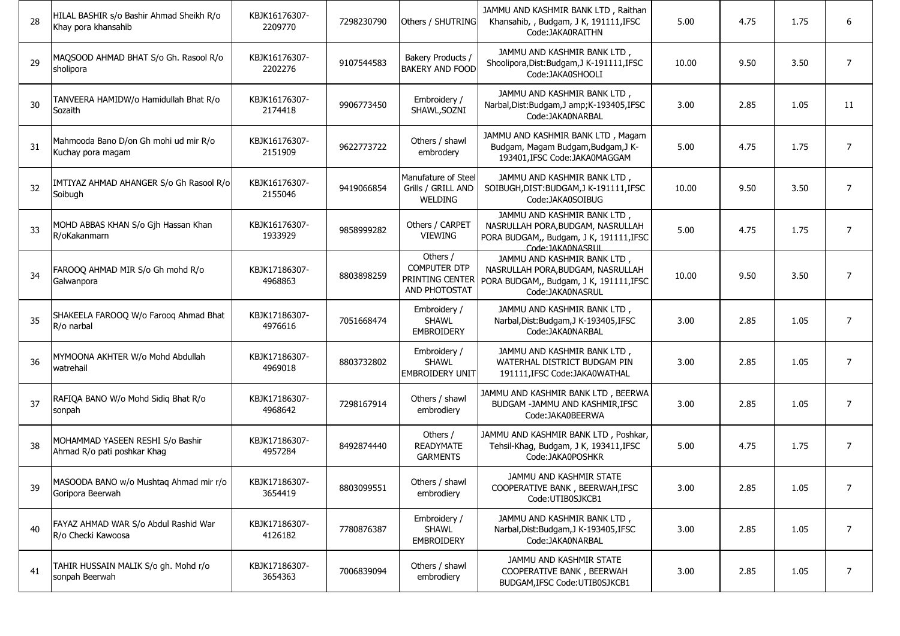| | | | | | | | | | |
|---|---|---|---|---|---|---|---|---|---|
| 28 | HILAL BASHIR s/o Bashir Ahmad Sheikh R/o Khay pora khansahib | KBJK16176307-2209770 | 7298230790 | Others / SHUTRING | JAMMU AND KASHMIR BANK LTD , Raithan Khansahib, , Budgam, J K, 191111,IFSC Code:JAKA0RAITHN | 5.00 | 4.75 | 1.75 | 6 |
| 29 | MAQSOOD AHMAD BHAT S/o Gh. Rasool R/o sholipora | KBJK16176307-2202276 | 9107544583 | Bakery Products / BAKERY AND FOOD | JAMMU AND KASHMIR BANK LTD , Shoolipora,Dist:Budgam,J K-191111,IFSC Code:JAKA0SHOOLI | 10.00 | 9.50 | 3.50 | 7 |
| 30 | TANVEERA HAMIDW/o Hamidullah Bhat R/o Sozaith | KBJK16176307-2174418 | 9906773450 | Embroidery / SHAWL,SOZNI | JAMMU AND KASHMIR BANK LTD , Narbal,Dist:Budgam,J amp;K-193405,IFSC Code:JAKA0NARBAL | 3.00 | 2.85 | 1.05 | 11 |
| 31 | Mahmooda Bano D/on Gh mohi ud mir R/o Kuchay pora magam | KBJK16176307-2151909 | 9622773722 | Others / shawl embrodery | JAMMU AND KASHMIR BANK LTD , Magam Budgam, Magam Budgam,Budgam,J K-193401,IFSC Code:JAKA0MAGGAM | 5.00 | 4.75 | 1.75 | 7 |
| 32 | IMTIYAZ AHMAD AHANGER S/o Gh Rasool R/o Soibugh | KBJK16176307-2155046 | 9419066854 | Manufature of Steel Grills / GRILL AND WELDING | JAMMU AND KASHMIR BANK LTD , SOIBUGH,DIST:BUDGAM,J K-191111,IFSC Code:JAKA0SOIBUG | 10.00 | 9.50 | 3.50 | 7 |
| 33 | MOHD ABBAS KHAN S/o Gjh Hassan Khan R/oKakanmarn | KBJK16176307-1933929 | 9858999282 | Others / CARPET VIEWING | JAMMU AND KASHMIR BANK LTD , NASRULLAH PORA,BUDGAM, NASRULLAH PORA BUDGAM,, Budgam, J K, 191111,IFSC Code:JAKA0NASRUL | 5.00 | 4.75 | 1.75 | 7 |
| 34 | FAROOQ AHMAD MIR S/o Gh mohd R/o Galwanpora | KBJK17186307-4968863 | 8803898259 | Others / COMPUTER DTP PRINTING CENTER AND PHOTOSTAT UNIT | JAMMU AND KASHMIR BANK LTD , NASRULLAH PORA,BUDGAM, NASRULLAH PORA BUDGAM,, Budgam, J K, 191111,IFSC Code:JAKA0NASRUL | 10.00 | 9.50 | 3.50 | 7 |
| 35 | SHAKEELA FAROOQ W/o Farooq Ahmad Bhat R/o narbal | KBJK17186307-4976616 | 7051668474 | Embroidery / SHAWL EMBROIDERY | JAMMU AND KASHMIR BANK LTD , Narbal,Dist:Budgam,J K-193405,IFSC Code:JAKA0NARBAL | 3.00 | 2.85 | 1.05 | 7 |
| 36 | MYMOONA AKHTER W/o Mohd Abdullah watrehail | KBJK17186307-4969018 | 8803732802 | Embroidery / SHAWL EMBROIDERY UNIT | JAMMU AND KASHMIR BANK LTD , WATERHAL DISTRICT BUDGAM PIN 191111,IFSC Code:JAKA0WATHAL | 3.00 | 2.85 | 1.05 | 7 |
| 37 | RAFIQA BANO W/o Mohd Sidiq Bhat R/o sonpah | KBJK17186307-4968642 | 7298167914 | Others / shawl embrodiery | JAMMU AND KASHMIR BANK LTD , BEERWA BUDGAM -JAMMU AND KASHMIR,IFSC Code:JAKA0BEERWA | 3.00 | 2.85 | 1.05 | 7 |
| 38 | MOHAMMAD YASEEN RESHI S/o Bashir Ahmad R/o pati poshkar Khag | KBJK17186307-4957284 | 8492874440 | Others / READYMATE GARMENTS | JAMMU AND KASHMIR BANK LTD , Poshkar, Tehsil-Khag, Budgam, J K, 193411,IFSC Code:JAKA0POSHKR | 5.00 | 4.75 | 1.75 | 7 |
| 39 | MASOODA BANO w/o Mushtaq Ahmad mir r/o Goripora Beerwah | KBJK17186307-3654419 | 8803099551 | Others / shawl embrodiery | JAMMU AND KASHMIR STATE COOPERATIVE BANK , BEERWAH,IFSC Code:UTIB0SJKCB1 | 3.00 | 2.85 | 1.05 | 7 |
| 40 | FAYAZ AHMAD WAR S/o Abdul Rashid War R/o Checki Kawoosa | KBJK17186307-4126182 | 7780876387 | Embroidery / SHAWL EMBROIDERY | JAMMU AND KASHMIR BANK LTD , Narbal,Dist:Budgam,J K-193405,IFSC Code:JAKA0NARBAL | 3.00 | 2.85 | 1.05 | 7 |
| 41 | TAHIR HUSSAIN MALIK S/o gh. Mohd r/o sonpah Beerwah | KBJK17186307-3654363 | 7006839094 | Others / shawl embrodiery | JAMMU AND KASHMIR STATE COOPERATIVE BANK , BEERWAH BUDGAM,IFSC Code:UTIB0SJKCB1 | 3.00 | 2.85 | 1.05 | 7 |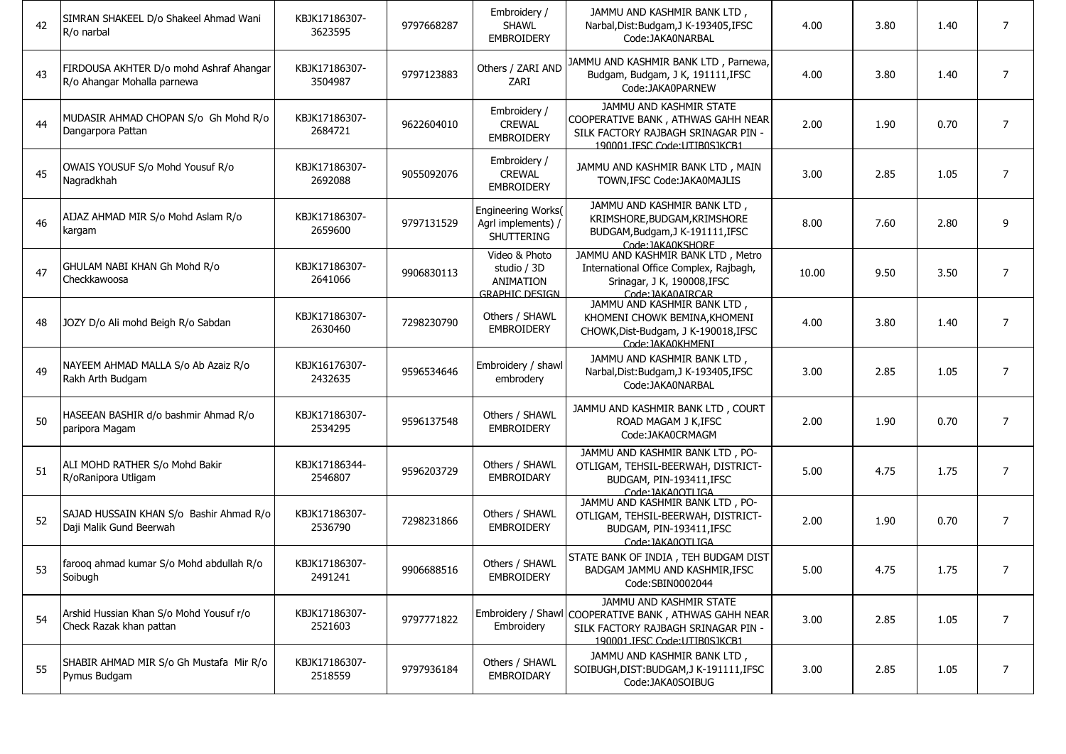| 42 | SIMRAN SHAKEEL D/o Shakeel Ahmad Wani R/o narbal | KBJK17186307-3623595 | 9797668287 | Embroidery / SHAWL EMBROIDERY | JAMMU AND KASHMIR BANK LTD , Narbal,Dist:Budgam,J K-193405,IFSC Code:JAKA0NARBAL | 4.00 | 3.80 | 1.40 | 7 |
|---|---|---|---|---|---|---|---|---|---|
| 43 | FIRDOUSA AKHTER D/o mohd Ashraf Ahangar R/o Ahangar Mohalla parnewa | KBJK17186307-3504987 | 9797123883 | Others / ZARI AND ZARI | JAMMU AND KASHMIR BANK LTD , Parnewa, Budgam, Budgam, J K, 191111,IFSC Code:JAKA0PARNEW | 4.00 | 3.80 | 1.40 | 7 |
| 44 | MUDASIR AHMAD CHOPAN S/o Gh Mohd R/o Dangarpora Pattan | KBJK17186307-2684721 | 9622604010 | Embroidery / CREWAL EMBROIDERY | JAMMU AND KASHMIR STATE COOPERATIVE BANK , ATHWAS GAHH NEAR SILK FACTORY RAJBAGH SRINAGAR PIN - 190001,IFSC Code:UTIB0SJKCB1 | 2.00 | 1.90 | 0.70 | 7 |
| 45 | OWAIS YOUSUF S/o Mohd Yousuf R/o Nagradkhah | KBJK17186307-2692088 | 9055092076 | Embroidery / CREWAL EMBROIDERY | JAMMU AND KASHMIR BANK LTD , MAIN TOWN,IFSC Code:JAKA0MAJLIS | 3.00 | 2.85 | 1.05 | 7 |
| 46 | AIJAZ AHMAD MIR S/o Mohd Aslam R/o kargam | KBJK17186307-2659600 | 9797131529 | Engineering Works( Agrl implements) / SHUTTERING | JAMMU AND KASHMIR BANK LTD , KRIMSHORE,BUDGAM,KRIMSHORE BUDGAM,Budgam,J K-191111,IFSC Code:JAKA0KSHORE | 8.00 | 7.60 | 2.80 | 9 |
| 47 | GHULAM NABI KHAN Gh Mohd R/o Checkkawoosa | KBJK17186307-2641066 | 9906830113 | Video & Photo studio / 3D ANIMATION GRAPHIC DESIGN | JAMMU AND KASHMIR BANK LTD , Metro International Office Complex, Rajbagh, Srinagar, J K, 190008,IFSC Code:JAKA0AIRCAR | 10.00 | 9.50 | 3.50 | 7 |
| 48 | JOZY D/o Ali mohd Beigh R/o Sabdan | KBJK17186307-2630460 | 7298230790 | Others / SHAWL EMBROIDERY | JAMMU AND KASHMIR BANK LTD , KHOMENI CHOWK BEMINA,KHOMENI CHOWK,Dist-Budgam, J K-190018,IFSC Code:JAKA0KHMENI | 4.00 | 3.80 | 1.40 | 7 |
| 49 | NAYEEM AHMAD MALLA S/o Ab Azaiz R/o Rakh Arth Budgam | KBJK16176307-2432635 | 9596534646 | Embroidery / shawl embrodery | JAMMU AND KASHMIR BANK LTD , Narbal,Dist:Budgam,J K-193405,IFSC Code:JAKA0NARBAL | 3.00 | 2.85 | 1.05 | 7 |
| 50 | HASEEAN BASHIR d/o bashmir Ahmad R/o paripora Magam | KBJK17186307-2534295 | 9596137548 | Others / SHAWL EMBROIDERY | JAMMU AND KASHMIR BANK LTD , COURT ROAD MAGAM J K,IFSC Code:JAKA0CRMAGM | 2.00 | 1.90 | 0.70 | 7 |
| 51 | ALI MOHD RATHER S/o Mohd Bakir R/oRanipora Utligam | KBJK17186344-2546807 | 9596203729 | Others / SHAWL EMBROIDARY | JAMMU AND KASHMIR BANK LTD , PO-OTLIGAM, TEHSIL-BEERWAH, DISTRICT-BUDGAM, PIN-193411,IFSC Code:JAKA0OTLIGA | 5.00 | 4.75 | 1.75 | 7 |
| 52 | SAJAD HUSSAIN KHAN S/o Bashir Ahmad R/o Daji Malik Gund Beerwah | KBJK17186307-2536790 | 7298231866 | Others / SHAWL EMBROIDERY | JAMMU AND KASHMIR BANK LTD , PO-OTLIGAM, TEHSIL-BEERWAH, DISTRICT-BUDGAM, PIN-193411,IFSC Code:JAKA0OTLIGA | 2.00 | 1.90 | 0.70 | 7 |
| 53 | farooq ahmad kumar S/o Mohd abdullah R/o Soibugh | KBJK17186307-2491241 | 9906688516 | Others / SHAWL EMBROIDERY | STATE BANK OF INDIA , TEH BUDGAM DIST BADGAM JAMMU AND KASHMIR,IFSC Code:SBIN0002044 | 5.00 | 4.75 | 1.75 | 7 |
| 54 | Arshid Hussian Khan S/o Mohd Yousuf r/o Check Razak khan pattan | KBJK17186307-2521603 | 9797771822 | Embroidery / Shawl Embroidery | JAMMU AND KASHMIR STATE COOPERATIVE BANK , ATHWAS GAHH NEAR SILK FACTORY RAJBAGH SRINAGAR PIN - 190001,IFSC Code:UTIB0SJKCB1 | 3.00 | 2.85 | 1.05 | 7 |
| 55 | SHABIR AHMAD MIR S/o Gh Mustafa Mir R/o Pymus Budgam | KBJK17186307-2518559 | 9797936184 | Others / SHAWL EMBROIDARY | JAMMU AND KASHMIR BANK LTD , SOIBUGH,DIST:BUDGAM,J K-191111,IFSC Code:JAKA0SOIBUG | 3.00 | 2.85 | 1.05 | 7 |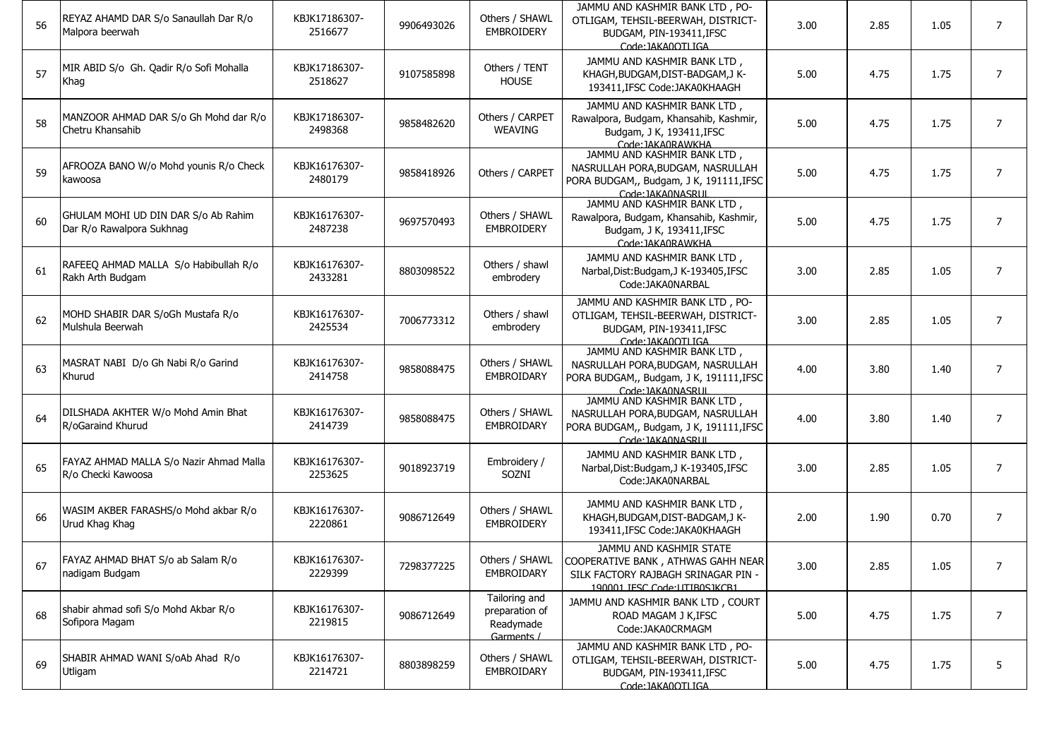| 56 | REYAZ AHAMD DAR S/o Sanaullah Dar R/o Malpora beerwah | KBJK17186307-2516677 | 9906493026 | Others / SHAWL EMBROIDERY | JAMMU AND KASHMIR BANK LTD , PO-OTLIGAM, TEHSIL-BEERWAH, DISTRICT-BUDGAM, PIN-193411,IFSC Code:JAKA0OTLIGA | 3.00 | 2.85 | 1.05 | 7 |
|---|---|---|---|---|---|---|---|---|---|
| 57 | MIR ABID S/o Gh. Qadir R/o Sofi Mohalla Khag | KBJK17186307-2518627 | 9107585898 | Others / TENT HOUSE | JAMMU AND KASHMIR BANK LTD , KHAGH,BUDGAM,DIST-BADGAM,J K-193411,IFSC Code:JAKA0KHAAGH | 5.00 | 4.75 | 1.75 | 7 |
| 58 | MANZOOR AHMAD DAR S/o Gh Mohd dar R/o Chetru Khansahib | KBJK17186307-2498368 | 9858482620 | Others / CARPET WEAVING | JAMMU AND KASHMIR BANK LTD , Rawalpora, Budgam, Khansahib, Kashmir, Budgam, J K, 193411,IFSC Code:JAKA0RAWKHA | 5.00 | 4.75 | 1.75 | 7 |
| 59 | AFROOZA BANO W/o Mohd younis R/o Check kawoosa | KBJK16176307-2480179 | 9858418926 | Others / CARPET | JAMMU AND KASHMIR BANK LTD , NASRULLAH PORA,BUDGAM, NASRULLAH PORA BUDGAM,, Budgam, J K, 191111,IFSC Code:JAKA0NASRUL | 5.00 | 4.75 | 1.75 | 7 |
| 60 | GHULAM MOHI UD DIN DAR S/o Ab Rahim Dar R/o Rawalpora Sukhnag | KBJK16176307-2487238 | 9697570493 | Others / SHAWL EMBROIDERY | JAMMU AND KASHMIR BANK LTD , Rawalpora, Budgam, Khansahib, Kashmir, Budgam, J K, 193411,IFSC Code:JAKA0RAWKHA | 5.00 | 4.75 | 1.75 | 7 |
| 61 | RAFEEQ AHMAD MALLA S/o Habibullah R/o Rakh Arth Budgam | KBJK16176307-2433281 | 8803098522 | Others / shawl embrodery | JAMMU AND KASHMIR BANK LTD , Narbal,Dist:Budgam,J K-193405,IFSC Code:JAKA0NARBAL | 3.00 | 2.85 | 1.05 | 7 |
| 62 | MOHD SHABIR DAR S/oGh Mustafa R/o Mulshula Beerwah | KBJK16176307-2425534 | 7006773312 | Others / shawl embrodery | JAMMU AND KASHMIR BANK LTD , PO-OTLIGAM, TEHSIL-BEERWAH, DISTRICT-BUDGAM, PIN-193411,IFSC Code:JAKA0OTLIGA | 3.00 | 2.85 | 1.05 | 7 |
| 63 | MASRAT NABI D/o Gh Nabi R/o Garind Khurud | KBJK16176307-2414758 | 9858088475 | Others / SHAWL EMBROIDARY | JAMMU AND KASHMIR BANK LTD , NASRULLAH PORA,BUDGAM, NASRULLAH PORA BUDGAM,, Budgam, J K, 191111,IFSC Code:JAKA0NASRUL | 4.00 | 3.80 | 1.40 | 7 |
| 64 | DILSHADA AKHTER W/o Mohd Amin Bhat R/oGaraind Khurud | KBJK16176307-2414739 | 9858088475 | Others / SHAWL EMBROIDARY | JAMMU AND KASHMIR BANK LTD , NASRULLAH PORA,BUDGAM, NASRULLAH PORA BUDGAM,, Budgam, J K, 191111,IFSC Code:JAKA0NASRUL | 4.00 | 3.80 | 1.40 | 7 |
| 65 | FAYAZ AHMAD MALLA S/o Nazir Ahmad Malla R/o Checki Kawoosa | KBJK16176307-2253625 | 9018923719 | Embroidery / SOZNI | JAMMU AND KASHMIR BANK LTD , Narbal,Dist:Budgam,J K-193405,IFSC Code:JAKA0NARBAL | 3.00 | 2.85 | 1.05 | 7 |
| 66 | WASIM AKBER FARASHS/o Mohd akbar R/o Urud Khag Khag | KBJK16176307-2220861 | 9086712649 | Others / SHAWL EMBROIDERY | JAMMU AND KASHMIR BANK LTD , KHAGH,BUDGAM,DIST-BADGAM,J K-193411,IFSC Code:JAKA0KHAAGH | 2.00 | 1.90 | 0.70 | 7 |
| 67 | FAYAZ AHMAD BHAT S/o ab Salam R/o nadigam Budgam | KBJK16176307-2229399 | 7298377225 | Others / SHAWL EMBROIDARY | JAMMU AND KASHMIR STATE COOPERATIVE BANK , ATHWAS GAHH NEAR SILK FACTORY RAJBAGH SRINAGAR PIN -190001 IFSC Code:UTIB0SJKCB1 | 3.00 | 2.85 | 1.05 | 7 |
| 68 | shabir ahmad sofi S/o Mohd Akbar R/o Sofipora Magam | KBJK16176307-2219815 | 9086712649 | Tailoring and preparation of Readymade Garments / | JAMMU AND KASHMIR BANK LTD , COURT ROAD MAGAM J K,IFSC Code:JAKA0CRMAGM | 5.00 | 4.75 | 1.75 | 7 |
| 69 | SHABIR AHMAD WANI S/oAb Ahad R/o Utligam | KBJK16176307-2214721 | 8803898259 | Others / SHAWL EMBROIDARY | JAMMU AND KASHMIR BANK LTD , PO-OTLIGAM, TEHSIL-BEERWAH, DISTRICT-BUDGAM, PIN-193411,IFSC Code:JAKA0OTLIGA | 5.00 | 4.75 | 1.75 | 5 |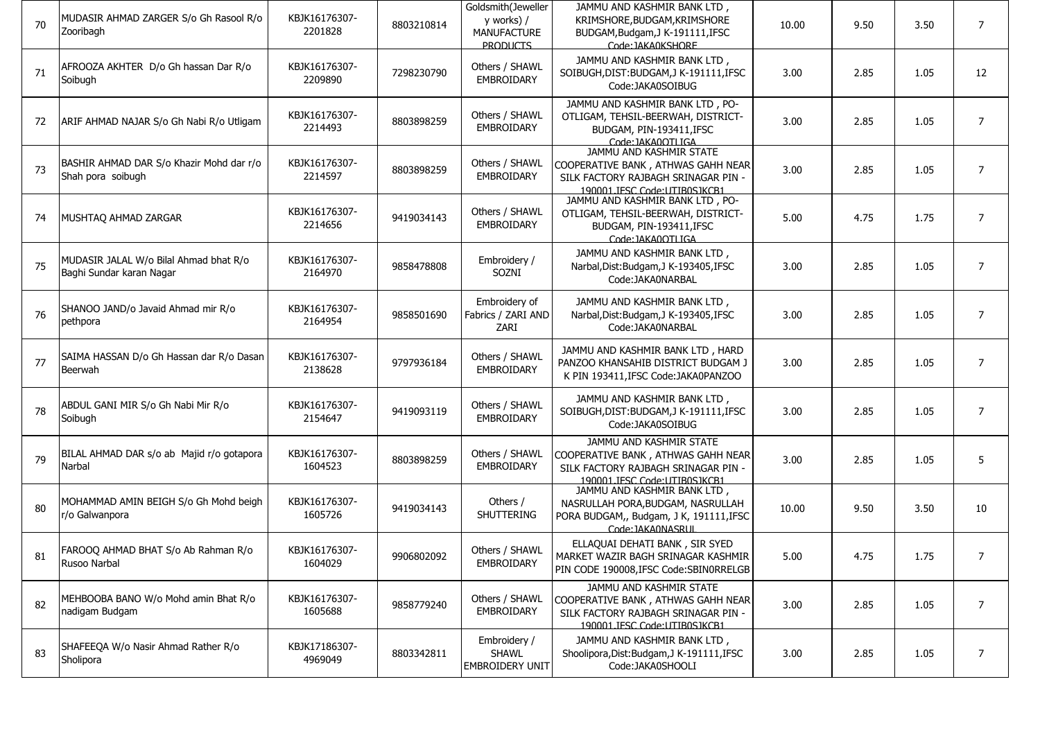| | | | | | | | | | |
|---|---|---|---|---|---|---|---|---|---|
| 70 | MUDASIR AHMAD ZARGER S/o Gh Rasool R/o Zooribagh | KBJK16176307-2201828 | 8803210814 | Goldsmith(Jewellery works) / MANUFACTURE PRODUCTS | JAMMU AND KASHMIR BANK LTD , KRIMSHORE,BUDGAM,KRIMSHORE BUDGAM,Budgam,J K-191111,IFSC Code:JAKA0KSHORE | 10.00 | 9.50 | 3.50 | 7 |
| 71 | AFROOZA AKHTER D/o Gh hassan Dar R/o Soibugh | KBJK16176307-2209890 | 7298230790 | Others / SHAWL EMBROIDARY | JAMMU AND KASHMIR BANK LTD , SOIBUGH,DIST:BUDGAM,J K-191111,IFSC Code:JAKA0SOIBUG | 3.00 | 2.85 | 1.05 | 12 |
| 72 | ARIF AHMAD NAJAR S/o Gh Nabi R/o Utligam | KBJK16176307-2214493 | 8803898259 | Others / SHAWL EMBROIDARY | JAMMU AND KASHMIR BANK LTD , PO-OTLIGAM, TEHSIL-BEERWAH, DISTRICT-BUDGAM, PIN-193411,IFSC Code:JAKA0OTLIGA | 3.00 | 2.85 | 1.05 | 7 |
| 73 | BASHIR AHMAD DAR S/o Khazir Mohd dar r/o Shah pora soibugh | KBJK16176307-2214597 | 8803898259 | Others / SHAWL EMBROIDARY | JAMMU AND KASHMIR STATE COOPERATIVE BANK , ATHWAS GAHH NEAR SILK FACTORY RAJBAGH SRINAGAR PIN - 190001,IFSC Code:UTIB0SJKCB1 | 3.00 | 2.85 | 1.05 | 7 |
| 74 | MUSHTAQ AHMAD ZARGAR | KBJK16176307-2214656 | 9419034143 | Others / SHAWL EMBROIDARY | JAMMU AND KASHMIR BANK LTD , PO-OTLIGAM, TEHSIL-BEERWAH, DISTRICT-BUDGAM, PIN-193411,IFSC Code:JAKA0OTLIGA | 5.00 | 4.75 | 1.75 | 7 |
| 75 | MUDASIR JALAL W/o Bilal Ahmad bhat R/o Baghi Sundar karan Nagar | KBJK16176307-2164970 | 9858478808 | Embroidery / SOZNI | JAMMU AND KASHMIR BANK LTD , Narbal,Dist:Budgam,J K-193405,IFSC Code:JAKA0NARBAL | 3.00 | 2.85 | 1.05 | 7 |
| 76 | SHANOO JAND/o Javaid Ahmad mir R/o pethpora | KBJK16176307-2164954 | 9858501690 | Embroidery of Fabrics / ZARI AND ZARI | JAMMU AND KASHMIR BANK LTD , Narbal,Dist:Budgam,J K-193405,IFSC Code:JAKA0NARBAL | 3.00 | 2.85 | 1.05 | 7 |
| 77 | SAIMA HASSAN D/o Gh Hassan dar R/o Dasan Beerwah | KBJK16176307-2138628 | 9797936184 | Others / SHAWL EMBROIDARY | JAMMU AND KASHMIR BANK LTD , HARD PANZOO KHANSAHIB DISTRICT BUDGAM J K PIN 193411,IFSC Code:JAKA0PANZOO | 3.00 | 2.85 | 1.05 | 7 |
| 78 | ABDUL GANI MIR S/o Gh Nabi Mir R/o Soibugh | KBJK16176307-2154647 | 9419093119 | Others / SHAWL EMBROIDARY | JAMMU AND KASHMIR BANK LTD , SOIBUGH,DIST:BUDGAM,J K-191111,IFSC Code:JAKA0SOIBUG | 3.00 | 2.85 | 1.05 | 7 |
| 79 | BILAL AHMAD DAR s/o ab Majid r/o gotapora Narbal | KBJK16176307-1604523 | 8803898259 | Others / SHAWL EMBROIDARY | JAMMU AND KASHMIR STATE COOPERATIVE BANK , ATHWAS GAHH NEAR SILK FACTORY RAJBAGH SRINAGAR PIN - 190001,IFSC Code:UTIB0SJKCB1 | 3.00 | 2.85 | 1.05 | 5 |
| 80 | MOHAMMAD AMIN BEIGH S/o Gh Mohd beigh r/o Galwanpora | KBJK16176307-1605726 | 9419034143 | Others / SHUTTERING | JAMMU AND KASHMIR BANK LTD , NASRULLAH PORA,BUDGAM, NASRULLAH PORA BUDGAM,, Budgam, J K, 191111,IFSC Code:JAKA0NASRUL | 10.00 | 9.50 | 3.50 | 10 |
| 81 | FAROOQ AHMAD BHAT S/o Ab Rahman R/o Rusoo Narbal | KBJK16176307-1604029 | 9906802092 | Others / SHAWL EMBROIDARY | ELLAQUAI DEHATI BANK , SIR SYED MARKET WAZIR BAGH SRINAGAR KASHMIR PIN CODE 190008,IFSC Code:SBIN0RRELGB | 5.00 | 4.75 | 1.75 | 7 |
| 82 | MEHBOOBA BANO W/o Mohd amin Bhat R/o nadigam Budgam | KBJK16176307-1605688 | 9858779240 | Others / SHAWL EMBROIDARY | JAMMU AND KASHMIR STATE COOPERATIVE BANK , ATHWAS GAHH NEAR SILK FACTORY RAJBAGH SRINAGAR PIN - 190001,IFSC Code:UTIB0SJKCB1 | 3.00 | 2.85 | 1.05 | 7 |
| 83 | SHAFEEQA W/o Nasir Ahmad Rather R/o Sholipora | KBJK17186307-4969049 | 8803342811 | Embroidery / SHAWL EMBROIDERY UNIT | JAMMU AND KASHMIR BANK LTD , Shoolipora,Dist:Budgam,J K-191111,IFSC Code:JAKA0SHOOLI | 3.00 | 2.85 | 1.05 | 7 |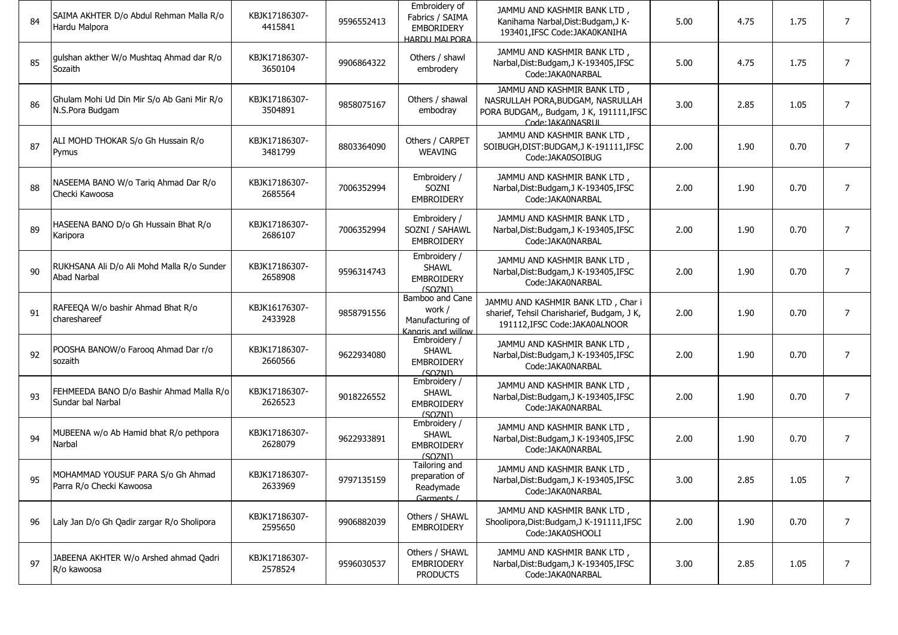| 84 | SAIMA AKHTER D/o Abdul Rehman Malla R/o Hardu Malpora | KBJK17186307-4415841 | 9596552413 | Embroidery of Fabrics / SAIMA EMBORIDERY HARDU MALPORA | JAMMU AND KASHMIR BANK LTD , Kanihama Narbal,Dist:Budgam,J K-193401,IFSC Code:JAKA0KANIHA | 5.00 | 4.75 | 1.75 | 7 |
|---|---|---|---|---|---|---|---|---|---|
| 85 | gulshan akther W/o Mushtaq Ahmad dar R/o Sozaith | KBJK17186307-3650104 | 9906864322 | Others / shawl embrodery | JAMMU AND KASHMIR BANK LTD , Narbal,Dist:Budgam,J K-193405,IFSC Code:JAKA0NARBAL | 5.00 | 4.75 | 1.75 | 7 |
| 86 | Ghulam Mohi Ud Din Mir S/o Ab Gani Mir R/o N.S.Pora Budgam | KBJK17186307-3504891 | 9858075167 | Others / shawal embodray | JAMMU AND KASHMIR BANK LTD , NASRULLAH PORA,BUDGAM, NASRULLAH PORA BUDGAM,, Budgam, J K, 191111,IFSC Code:JAKA0NASRUL | 3.00 | 2.85 | 1.05 | 7 |
| 87 | ALI MOHD THOKAR S/o Gh Hussain R/o Pymus | KBJK17186307-3481799 | 8803364090 | Others / CARPET WEAVING | JAMMU AND KASHMIR BANK LTD , SOIBUGH,DIST:BUDGAM,J K-191111,IFSC Code:JAKA0SOIBUG | 2.00 | 1.90 | 0.70 | 7 |
| 88 | NASEEMA BANO W/o Tariq Ahmad Dar R/o Checki Kawoosa | KBJK17186307-2685564 | 7006352994 | Embroidery / SOZNI EMBROIDERY | JAMMU AND KASHMIR BANK LTD , Narbal,Dist:Budgam,J K-193405,IFSC Code:JAKA0NARBAL | 2.00 | 1.90 | 0.70 | 7 |
| 89 | HASEENA BANO D/o Gh Hussain Bhat R/o Karipora | KBJK17186307-2686107 | 7006352994 | Embroidery / SOZNI / SAHAWL EMBROIDERY | JAMMU AND KASHMIR BANK LTD , Narbal,Dist:Budgam,J K-193405,IFSC Code:JAKA0NARBAL | 2.00 | 1.90 | 0.70 | 7 |
| 90 | RUKHSANA Ali D/o Ali Mohd Malla R/o Sunder Abad Narbal | KBJK17186307-2658908 | 9596314743 | Embroidery / SHAWL EMBROIDERY (SOZNI) | JAMMU AND KASHMIR BANK LTD , Narbal,Dist:Budgam,J K-193405,IFSC Code:JAKA0NARBAL | 2.00 | 1.90 | 0.70 | 7 |
| 91 | RAFEEQA W/o bashir Ahmad Bhat R/o chareshareef | KBJK16176307-2433928 | 9858791556 | Bamboo and Cane work / Manufacturing of Kangris and willow | JAMMU AND KASHMIR BANK LTD , Char i sharief, Tehsil Charisharief, Budgam, J K, 191112,IFSC Code:JAKA0ALNOOR | 2.00 | 1.90 | 0.70 | 7 |
| 92 | POOSHA BANOW/o Farooq Ahmad Dar r/o sozaith | KBJK17186307-2660566 | 9622934080 | Embroidery / SHAWL EMBROIDERY (SOZNI) | JAMMU AND KASHMIR BANK LTD , Narbal,Dist:Budgam,J K-193405,IFSC Code:JAKA0NARBAL | 2.00 | 1.90 | 0.70 | 7 |
| 93 | FEHMEEDA BANO D/o Bashir Ahmad Malla R/o Sundar bal Narbal | KBJK17186307-2626523 | 9018226552 | Embroidery / SHAWL EMBROIDERY (SOZNI) | JAMMU AND KASHMIR BANK LTD , Narbal,Dist:Budgam,J K-193405,IFSC Code:JAKA0NARBAL | 2.00 | 1.90 | 0.70 | 7 |
| 94 | MUBEENA w/o Ab Hamid bhat R/o pethpora Narbal | KBJK17186307-2628079 | 9622933891 | Embroidery / SHAWL EMBROIDERY (SOZNI) | JAMMU AND KASHMIR BANK LTD , Narbal,Dist:Budgam,J K-193405,IFSC Code:JAKA0NARBAL | 2.00 | 1.90 | 0.70 | 7 |
| 95 | MOHAMMAD YOUSUF PARA S/o Gh Ahmad Parra R/o Checki Kawoosa | KBJK17186307-2633969 | 9797135159 | Tailoring and preparation of Readymade Garments / | JAMMU AND KASHMIR BANK LTD , Narbal,Dist:Budgam,J K-193405,IFSC Code:JAKA0NARBAL | 3.00 | 2.85 | 1.05 | 7 |
| 96 | Laly Jan D/o Gh Qadir zargar R/o Sholipora | KBJK17186307-2595650 | 9906882039 | Others / SHAWL EMBROIDERY | JAMMU AND KASHMIR BANK LTD , Shoolipora,Dist:Budgam,J K-191111,IFSC Code:JAKA0SHOOLI | 2.00 | 1.90 | 0.70 | 7 |
| 97 | JABEENA AKHTER W/o Arshed ahmad Qadri R/o kawoosa | KBJK17186307-2578524 | 9596030537 | Others / SHAWL EMBRIODERY PRODUCTS | JAMMU AND KASHMIR BANK LTD , Narbal,Dist:Budgam,J K-193405,IFSC Code:JAKA0NARBAL | 3.00 | 2.85 | 1.05 | 7 |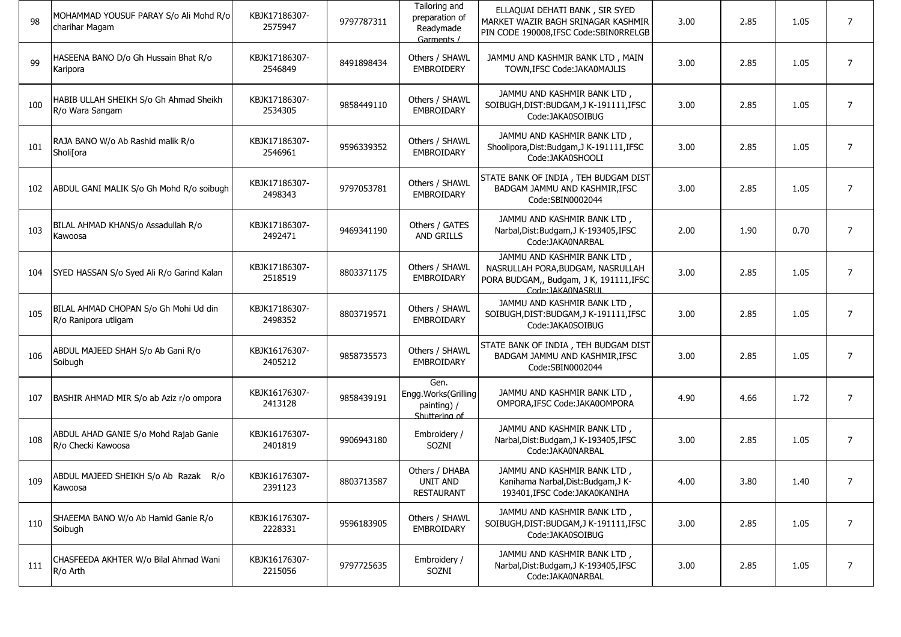| 98 | MOHAMMAD YOUSUF PARAY S/o Ali Mohd R/o charihar Magam | KBJK17186307-2575947 | 9797787311 | Tailoring and preparation of Readymade Garments / | ELLAQUAI DEHATI BANK , SIR SYED MARKET WAZIR BAGH SRINAGAR KASHMIR PIN CODE 190008,IFSC Code:SBIN0RRELGB | 3.00 | 2.85 | 1.05 | 7 |
|---|---|---|---|---|---|---|---|---|---|
| 99 | HASEENA BANO D/o Gh Hussain Bhat R/o Karipora | KBJK17186307-2546849 | 8491898434 | Others / SHAWL EMBROIDERY | JAMMU AND KASHMIR BANK LTD , MAIN TOWN,IFSC Code:JAKA0MAJLIS | 3.00 | 2.85 | 1.05 | 7 |
| 100 | HABIB ULLAH SHEIKH S/o Gh Ahmad Sheikh R/o Wara Sangam | KBJK17186307-2534305 | 9858449110 | Others / SHAWL EMBROIDARY | JAMMU AND KASHMIR BANK LTD , SOIBUGH,DIST:BUDGAM,J K-191111,IFSC Code:JAKA0SOIBUG | 3.00 | 2.85 | 1.05 | 7 |
| 101 | RAJA BANO W/o Ab Rashid malik R/o Sholi[ora | KBJK17186307-2546961 | 9596339352 | Others / SHAWL EMBROIDARY | JAMMU AND KASHMIR BANK LTD , Shoolipora,Dist:Budgam,J K-191111,IFSC Code:JAKA0SHOOLI | 3.00 | 2.85 | 1.05 | 7 |
| 102 | ABDUL GANI MALIK S/o Gh Mohd R/o soibugh | KBJK17186307-2498343 | 9797053781 | Others / SHAWL EMBROIDARY | STATE BANK OF INDIA , TEH BUDGAM DIST BADGAM JAMMU AND KASHMIR,IFSC Code:SBIN0002044 | 3.00 | 2.85 | 1.05 | 7 |
| 103 | BILAL AHMAD KHANS/o Assadullah R/o Kawoosa | KBJK17186307-2492471 | 9469341190 | Others / GATES AND GRILLS | JAMMU AND KASHMIR BANK LTD , Narbal,Dist:Budgam,J K-193405,IFSC Code:JAKA0NARBAL | 2.00 | 1.90 | 0.70 | 7 |
| 104 | SYED HASSAN S/o Syed Ali R/o Garind Kalan | KBJK17186307-2518519 | 8803371175 | Others / SHAWL EMBROIDARY | JAMMU AND KASHMIR BANK LTD , NASRULLAH PORA,BUDGAM, NASRULLAH PORA BUDGAM,, Budgam, J K, 191111,IFSC Code:JAKA0NASRUL | 3.00 | 2.85 | 1.05 | 7 |
| 105 | BILAL AHMAD CHOPAN S/o Gh Mohi Ud din R/o Ranipora utligam | KBJK17186307-2498352 | 8803719571 | Others / SHAWL EMBROIDARY | JAMMU AND KASHMIR BANK LTD , SOIBUGH,DIST:BUDGAM,J K-191111,IFSC Code:JAKA0SOIBUG | 3.00 | 2.85 | 1.05 | 7 |
| 106 | ABDUL MAJEED SHAH S/o Ab Gani R/o Soibugh | KBJK16176307-2405212 | 9858735573 | Others / SHAWL EMBROIDARY | STATE BANK OF INDIA , TEH BUDGAM DIST BADGAM JAMMU AND KASHMIR,IFSC Code:SBIN0002044 | 3.00 | 2.85 | 1.05 | 7 |
| 107 | BASHIR AHMAD MIR S/o ab Aziz r/o ompora | KBJK16176307-2413128 | 9858439191 | Gen. Engg.Works(Grilling painting) / Shuttering of | JAMMU AND KASHMIR BANK LTD , OMPORA,IFSC Code:JAKA0OMPORA | 4.90 | 4.66 | 1.72 | 7 |
| 108 | ABDUL AHAD GANIE S/o Mohd Rajab Ganie R/o Checki Kawoosa | KBJK16176307-2401819 | 9906943180 | Embroidery / SOZNI | JAMMU AND KASHMIR BANK LTD , Narbal,Dist:Budgam,J K-193405,IFSC Code:JAKA0NARBAL | 3.00 | 2.85 | 1.05 | 7 |
| 109 | ABDUL MAJEED SHEIKH S/o Ab Razak R/o Kawoosa | KBJK16176307-2391123 | 8803713587 | Others / DHABA UNIT AND RESTAURANT | JAMMU AND KASHMIR BANK LTD , Kanihama Narbal,Dist:Budgam,J K-193401,IFSC Code:JAKA0KANIHA | 4.00 | 3.80 | 1.40 | 7 |
| 110 | SHAEEMA BANO W/o Ab Hamid Ganie R/o Soibugh | KBJK16176307-2228331 | 9596183905 | Others / SHAWL EMBROIDARY | JAMMU AND KASHMIR BANK LTD , SOIBUGH,DIST:BUDGAM,J K-191111,IFSC Code:JAKA0SOIBUG | 3.00 | 2.85 | 1.05 | 7 |
| 111 | CHASFEEDA AKHTER W/o Bilal Ahmad Wani R/o Arth | KBJK16176307-2215056 | 9797725635 | Embroidery / SOZNI | JAMMU AND KASHMIR BANK LTD , Narbal,Dist:Budgam,J K-193405,IFSC Code:JAKA0NARBAL | 3.00 | 2.85 | 1.05 | 7 |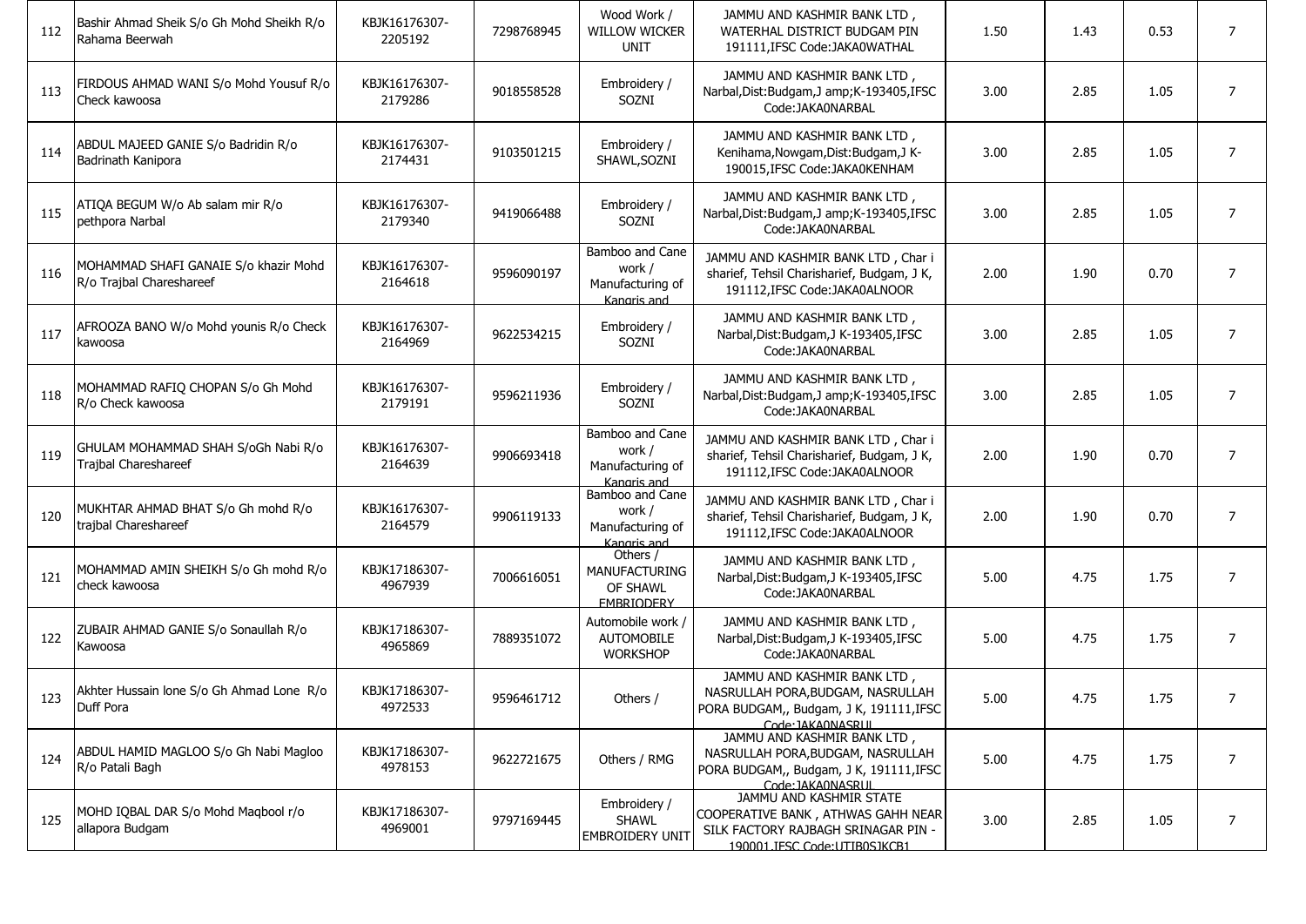| | | | | | | | | | |
|---|---|---|---|---|---|---|---|---|---|
| 112 | Bashir Ahmad Sheik S/o Gh Mohd Sheikh R/o Rahama Beerwah | KBJK16176307-2205192 | 7298768945 | Wood Work / WILLOW WICKER UNIT | JAMMU AND KASHMIR BANK LTD , WATERHAL DISTRICT BUDGAM PIN 191111,IFSC Code:JAKA0WATHAL | 1.50 | 1.43 | 0.53 | 7 |
| 113 | FIRDOUS AHMAD WANI S/o Mohd Yousuf R/o Check kawoosa | KBJK16176307-2179286 | 9018558528 | Embroidery / SOZNI | JAMMU AND KASHMIR BANK LTD , Narbal,Dist:Budgam,J amp;K-193405,IFSC Code:JAKA0NARBAL | 3.00 | 2.85 | 1.05 | 7 |
| 114 | ABDUL MAJEED GANIE S/o Badridin R/o Badrinath Kanipora | KBJK16176307-2174431 | 9103501215 | Embroidery / SHAWL,SOZNI | JAMMU AND KASHMIR BANK LTD , Kenihama,Nowgam,Dist:Budgam,J K-190015,IFSC Code:JAKA0KENHAM | 3.00 | 2.85 | 1.05 | 7 |
| 115 | ATIQA BEGUM W/o Ab salam mir R/o pethpora Narbal | KBJK16176307-2179340 | 9419066488 | Embroidery / SOZNI | JAMMU AND KASHMIR BANK LTD , Narbal,Dist:Budgam,J amp;K-193405,IFSC Code:JAKA0NARBAL | 3.00 | 2.85 | 1.05 | 7 |
| 116 | MOHAMMAD SHAFI GANAIE S/o khazir Mohd R/o Trajbal Chareshareef | KBJK16176307-2164618 | 9596090197 | Bamboo and Cane work / Manufacturing of Kangris and | JAMMU AND KASHMIR BANK LTD , Char i sharief, Tehsil Charisharief, Budgam, J K, 191112,IFSC Code:JAKA0ALNOOR | 2.00 | 1.90 | 0.70 | 7 |
| 117 | AFROOZA BANO W/o Mohd younis R/o Check kawoosa | KBJK16176307-2164969 | 9622534215 | Embroidery / SOZNI | JAMMU AND KASHMIR BANK LTD , Narbal,Dist:Budgam,J K-193405,IFSC Code:JAKA0NARBAL | 3.00 | 2.85 | 1.05 | 7 |
| 118 | MOHAMMAD RAFIQ CHOPAN S/o Gh Mohd R/o Check kawoosa | KBJK16176307-2179191 | 9596211936 | Embroidery / SOZNI | JAMMU AND KASHMIR BANK LTD , Narbal,Dist:Budgam,J amp;K-193405,IFSC Code:JAKA0NARBAL | 3.00 | 2.85 | 1.05 | 7 |
| 119 | GHULAM MOHAMMAD SHAH S/oGh Nabi R/o Trajbal Chareshareef | KBJK16176307-2164639 | 9906693418 | Bamboo and Cane work / Manufacturing of Kangris and | JAMMU AND KASHMIR BANK LTD , Char i sharief, Tehsil Charisharief, Budgam, J K, 191112,IFSC Code:JAKA0ALNOOR | 2.00 | 1.90 | 0.70 | 7 |
| 120 | MUKHTAR AHMAD BHAT S/o Gh mohd R/o trajbal Chareshareef | KBJK16176307-2164579 | 9906119133 | Bamboo and Cane work / Manufacturing of Kangris and | JAMMU AND KASHMIR BANK LTD , Char i sharief, Tehsil Charisharief, Budgam, J K, 191112,IFSC Code:JAKA0ALNOOR | 2.00 | 1.90 | 0.70 | 7 |
| 121 | MOHAMMAD AMIN SHEIKH S/o Gh mohd R/o check kawoosa | KBJK17186307-4967939 | 7006616051 | Others / MANUFACTURING OF SHAWL EMBRIODERY | JAMMU AND KASHMIR BANK LTD , Narbal,Dist:Budgam,J K-193405,IFSC Code:JAKA0NARBAL | 5.00 | 4.75 | 1.75 | 7 |
| 122 | ZUBAIR AHMAD GANIE S/o Sonaullah R/o Kawoosa | KBJK17186307-4965869 | 7889351072 | Automobile work / AUTOMOBILE WORKSHOP | JAMMU AND KASHMIR BANK LTD , Narbal,Dist:Budgam,J amp;K-193405,IFSC Code:JAKA0NARBAL | 5.00 | 4.75 | 1.75 | 7 |
| 123 | Akhter Hussain lone S/o Gh Ahmad Lone R/o Duff Pora | KBJK17186307-4972533 | 9596461712 | Others / | JAMMU AND KASHMIR BANK LTD , NASRULLAH PORA,BUDGAM, NASRULLAH PORA BUDGAM,, Budgam, J K, 191111,IFSC Code:JAKA0NASRUL | 5.00 | 4.75 | 1.75 | 7 |
| 124 | ABDUL HAMID MAGLOO S/o Gh Nabi Magloo R/o Patali Bagh | KBJK17186307-4978153 | 9622721675 | Others / RMG | JAMMU AND KASHMIR BANK LTD , NASRULLAH PORA,BUDGAM, NASRULLAH PORA BUDGAM,, Budgam, J K, 191111,IFSC Code:JAKA0NASRUL | 5.00 | 4.75 | 1.75 | 7 |
| 125 | MOHD IQBAL DAR S/o Mohd Maqbool r/o allapora Budgam | KBJK17186307-4969001 | 9797169445 | Embroidery / SHAWL EMBROIDERY UNIT | JAMMU AND KASHMIR STATE COOPERATIVE BANK , ATHWAS GAHH NEAR SILK FACTORY RAJBAGH SRINAGAR PIN - 190001,IFSC Code:UTIB0SJKCB1 | 3.00 | 2.85 | 1.05 | 7 |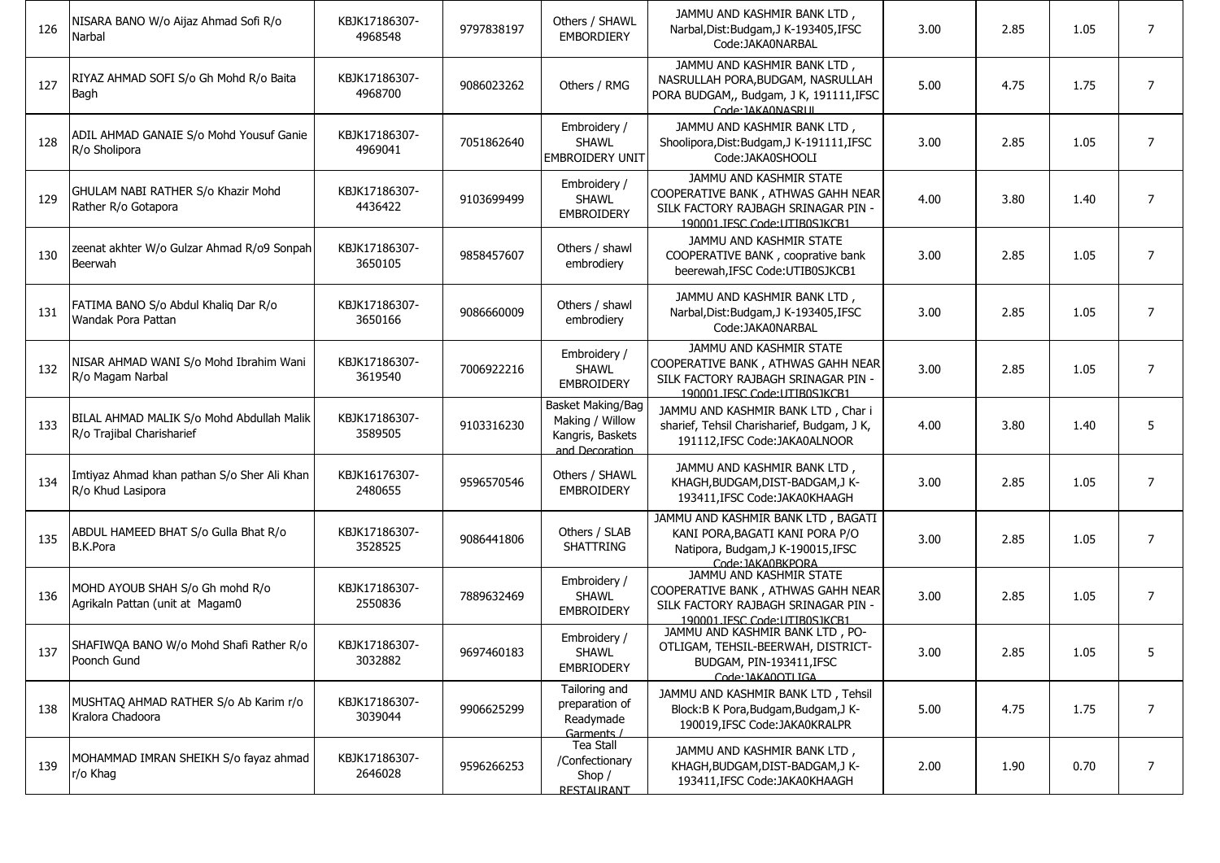| | | | | | | | | | |
|---|---|---|---|---|---|---|---|---|---|
| 126 | NISARA BANO W/o Aijaz Ahmad Sofi R/o Narbal | KBJK17186307-4968548 | 9797838197 | Others / SHAWL EMBORDIERY | JAMMU AND KASHMIR BANK LTD , Narbal,Dist:Budgam,J K-193405,IFSC Code:JAKA0NARBAL | 3.00 | 2.85 | 1.05 | 7 |
| 127 | RIYAZ AHMAD SOFI S/o Gh Mohd R/o Baita Bagh | KBJK17186307-4968700 | 9086023262 | Others / RMG | JAMMU AND KASHMIR BANK LTD , NASRULLAH PORA,BUDGAM, NASRULLAH PORA BUDGAM,, Budgam, J K, 191111,IFSC Code:JAKA0NASRUL | 5.00 | 4.75 | 1.75 | 7 |
| 128 | ADIL AHMAD GANAIE S/o Mohd Yousuf Ganie R/o Sholipora | KBJK17186307-4969041 | 7051862640 | Embroidery / SHAWL EMBROIDERY UNIT | JAMMU AND KASHMIR BANK LTD , Shoolipora,Dist:Budgam,J K-191111,IFSC Code:JAKA0SHOOLI | 3.00 | 2.85 | 1.05 | 7 |
| 129 | GHULAM NABI RATHER S/o Khazir Mohd Rather R/o Gotapora | KBJK17186307-4436422 | 9103699499 | Embroidery / SHAWL EMBROIDERY | JAMMU AND KASHMIR STATE COOPERATIVE BANK , ATHWAS GAHH NEAR SILK FACTORY RAJBAGH SRINAGAR PIN - 190001,IFSC Code:UTIB0SJKCB1 | 4.00 | 3.80 | 1.40 | 7 |
| 130 | zeenat akhter W/o Gulzar Ahmad R/o9 Sonpah Beerwah | KBJK17186307-3650105 | 9858457607 | Others / shawl embrodiery | JAMMU AND KASHMIR STATE COOPERATIVE BANK , cooprative bank beerewah,IFSC Code:UTIB0SJKCB1 | 3.00 | 2.85 | 1.05 | 7 |
| 131 | FATIMA BANO S/o Abdul Khaliq Dar R/o Wandak Pora Pattan | KBJK17186307-3650166 | 9086660009 | Others / shawl embrodiery | JAMMU AND KASHMIR BANK LTD , Narbal,Dist:Budgam,J K-193405,IFSC Code:JAKA0NARBAL | 3.00 | 2.85 | 1.05 | 7 |
| 132 | NISAR AHMAD WANI S/o Mohd Ibrahim Wani R/o Magam Narbal | KBJK17186307-3619540 | 7006922216 | Embroidery / SHAWL EMBROIDERY | JAMMU AND KASHMIR STATE COOPERATIVE BANK , ATHWAS GAHH NEAR SILK FACTORY RAJBAGH SRINAGAR PIN - 190001,IFSC Code:UTIB0SJKCB1 | 3.00 | 2.85 | 1.05 | 7 |
| 133 | BILAL AHMAD MALIK S/o Mohd Abdullah Malik R/o Trajibal Charisharief | KBJK17186307-3589505 | 9103316230 | Basket Making/Bag Making / Willow Kangris, Baskets and Decoration | JAMMU AND KASHMIR BANK LTD , Char i sharief, Tehsil Charisharief, Budgam, J K, 191112,IFSC Code:JAKA0ALNOOR | 4.00 | 3.80 | 1.40 | 5 |
| 134 | Imtiyaz Ahmad khan pathan S/o Sher Ali Khan R/o Khud Lasipora | KBJK16176307-2480655 | 9596570546 | Others / SHAWL EMBROIDERY | JAMMU AND KASHMIR BANK LTD , KHAGH,BUDGAM,DIST-BADGAM,J K-193411,IFSC Code:JAKA0KHAAGH | 3.00 | 2.85 | 1.05 | 7 |
| 135 | ABDUL HAMEED BHAT S/o Gulla Bhat R/o B.K.Pora | KBJK17186307-3528525 | 9086441806 | Others / SLAB SHATTRING | JAMMU AND KASHMIR BANK LTD , BAGATI KANI PORA,BAGATI KANI PORA P/O Natipora, Budgam,J K-190015,IFSC Code:JAKA0BKPORA | 3.00 | 2.85 | 1.05 | 7 |
| 136 | MOHD AYOUB SHAH S/o Gh mohd R/o Agrikaln Pattan (unit at Magam0 | KBJK17186307-2550836 | 7889632469 | Embroidery / SHAWL EMBROIDERY | JAMMU AND KASHMIR STATE COOPERATIVE BANK , ATHWAS GAHH NEAR SILK FACTORY RAJBAGH SRINAGAR PIN - 190001,IFSC Code:UTIB0SJKCB1 | 3.00 | 2.85 | 1.05 | 7 |
| 137 | SHAFIWQA BANO W/o Mohd Shafi Rather R/o Poonch Gund | KBJK17186307-3032882 | 9697460183 | Embroidery / SHAWL EMBRIODERY | JAMMU AND KASHMIR BANK LTD , PO-OTLIGAM, TEHSIL-BEERWAH, DISTRICT-BUDGAM, PIN-193411,IFSC Code:JAKA0OTLIGA | 3.00 | 2.85 | 1.05 | 5 |
| 138 | MUSHTAQ AHMAD RATHER S/o Ab Karim r/o Kralora Chadoora | KBJK17186307-3039044 | 9906625299 | Tailoring and preparation of Readymade Garments / | JAMMU AND KASHMIR BANK LTD , Tehsil Block:B K Pora,Budgam,Budgam,J K-190019,IFSC Code:JAKA0KRALPR | 5.00 | 4.75 | 1.75 | 7 |
| 139 | MOHAMMAD IMRAN SHEIKH S/o fayaz ahmad r/o Khag | KBJK17186307-2646028 | 9596266253 | Tea Stall /Confectionary Shop / RESTAURANT | JAMMU AND KASHMIR BANK LTD , KHAGH,BUDGAM,DIST-BADGAM,J K-193411,IFSC Code:JAKA0KHAAGH | 2.00 | 1.90 | 0.70 | 7 |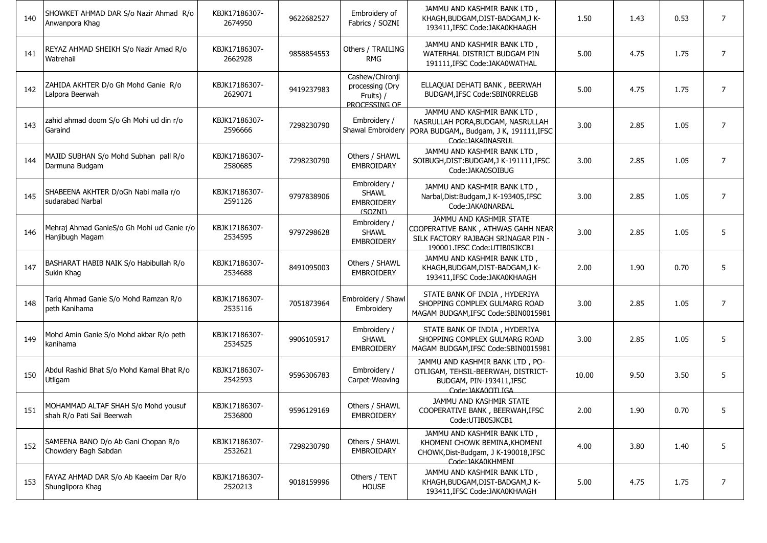| | | | | | | | | | |
|---|---|---|---|---|---|---|---|---|---|
| 140 | SHOWKET AHMAD DAR S/o Nazir Ahmad R/o Anwanpora Khag | KBJK17186307-2674950 | 9622682527 | Embroidery of Fabrics / SOZNI | JAMMU AND KASHMIR BANK LTD , KHAGH,BUDGAM,DIST-BADGAM,J K-193411,IFSC Code:JAKA0KHAAGH | 1.50 | 1.43 | 0.53 | 7 |
| 141 | REYAZ AHMAD SHEIKH S/o Nazir Amad R/o Watrehail | KBJK17186307-2662928 | 9858854553 | Others / TRAILING RMG | JAMMU AND KASHMIR BANK LTD , WATERHAL DISTRICT BUDGAM PIN 191111,IFSC Code:JAKA0WATHAL | 5.00 | 4.75 | 1.75 | 7 |
| 142 | ZAHIDA AKHTER D/o Gh Mohd Ganie R/o Lalpora Beerwah | KBJK17186307-2629071 | 9419237983 | Cashew/Chironji processing (Dry Fruits) / PROCESSING OF | ELLAQUAI DEHATI BANK , BEERWAH BUDGAM,IFSC Code:SBIN0RRELGB | 5.00 | 4.75 | 1.75 | 7 |
| 143 | zahid ahmad doom S/o Gh Mohi ud din r/o Garaind | KBJK17186307-2596666 | 7298230790 | Embroidery / Shawal Embroidery | JAMMU AND KASHMIR BANK LTD , NASRULLAH PORA,BUDGAM, NASRULLAH PORA BUDGAM,, Budgam, J K, 191111,IFSC Code:JAKA0NASRUL | 3.00 | 2.85 | 1.05 | 7 |
| 144 | MAJID SUBHAN S/o Mohd Subhan pall R/o Darmuna Budgam | KBJK17186307-2580685 | 7298230790 | Others / SHAWL EMBROIDARY | JAMMU AND KASHMIR BANK LTD , SOIBUGH,DIST:BUDGAM,J K-191111,IFSC Code:JAKA0SOIBUG | 3.00 | 2.85 | 1.05 | 7 |
| 145 | SHABEENA AKHTER D/oGh Nabi malla r/o sudarabad Narbal | KBJK17186307-2591126 | 9797838906 | Embroidery / SHAWL EMBROIDERY (SOZNI) | JAMMU AND KASHMIR BANK LTD , Narbal,Dist:Budgam,J K-193405,IFSC Code:JAKA0NARBAL | 3.00 | 2.85 | 1.05 | 7 |
| 146 | Mehraj Ahmad GanieS/o Gh Mohi ud Ganie r/o Hanjibugh Magam | KBJK17186307-2534595 | 9797298628 | Embroidery / SHAWL EMBROIDERY | JAMMU AND KASHMIR STATE COOPERATIVE BANK , ATHWAS GAHH NEAR SILK FACTORY RAJBAGH SRINAGAR PIN - 190001,IFSC Code:UTIB0SJKCB1 | 3.00 | 2.85 | 1.05 | 5 |
| 147 | BASHARAT HABIB NAIK S/o Habibullah R/o Sukin Khag | KBJK17186307-2534688 | 8491095003 | Others / SHAWL EMBROIDERY | JAMMU AND KASHMIR BANK LTD , KHAGH,BUDGAM,DIST-BADGAM,J K-193411,IFSC Code:JAKA0KHAAGH | 2.00 | 1.90 | 0.70 | 5 |
| 148 | Tariq Ahmad Ganie S/o Mohd Ramzan R/o peth Kanihama | KBJK17186307-2535116 | 7051873964 | Embroidery / Shawl Embroidery | STATE BANK OF INDIA , HYDERIYA SHOPPING COMPLEX GULMARG ROAD MAGAM BUDGAM,IFSC Code:SBIN0015981 | 3.00 | 2.85 | 1.05 | 7 |
| 149 | Mohd Amin Ganie S/o Mohd akbar R/o peth kanihama | KBJK17186307-2534525 | 9906105917 | Embroidery / SHAWL EMBROIDERY | STATE BANK OF INDIA , HYDERIYA SHOPPING COMPLEX GULMARG ROAD MAGAM BUDGAM,IFSC Code:SBIN0015981 | 3.00 | 2.85 | 1.05 | 5 |
| 150 | Abdul Rashid Bhat S/o Mohd Kamal Bhat R/o Utligam | KBJK17186307-2542593 | 9596306783 | Embroidery / Carpet-Weaving | JAMMU AND KASHMIR BANK LTD , PO-OTLIGAM, TEHSIL-BEERWAH, DISTRICT-BUDGAM, PIN-193411,IFSC Code:JAKA0OTLIGA | 10.00 | 9.50 | 3.50 | 5 |
| 151 | MOHAMMAD ALTAF SHAH S/o Mohd yousuf shah R/o Pati Sail Beerwah | KBJK17186307-2536800 | 9596129169 | Others / SHAWL EMBROIDERY | JAMMU AND KASHMIR STATE COOPERATIVE BANK , BEERWAH,IFSC Code:UTIB0SJKCB1 | 2.00 | 1.90 | 0.70 | 5 |
| 152 | SAMEENA BANO D/o Ab Gani Chopan R/o Chowdery Bagh Sabdan | KBJK17186307-2532621 | 7298230790 | Others / SHAWL EMBROIDARY | JAMMU AND KASHMIR BANK LTD , KHOMENI CHOWK BEMINA,KHOMENI CHOWK,Dist-Budgam, J K-190018,IFSC Code:JAKA0KHMENI | 4.00 | 3.80 | 1.40 | 5 |
| 153 | FAYAZ AHMAD DAR S/o Ab Kaeeim Dar R/o Shunglipora Khag | KBJK17186307-2520213 | 9018159996 | Others / TENT HOUSE | JAMMU AND KASHMIR BANK LTD , KHAGH,BUDGAM,DIST-BADGAM,J K-193411,IFSC Code:JAKA0KHAAGH | 5.00 | 4.75 | 1.75 | 7 |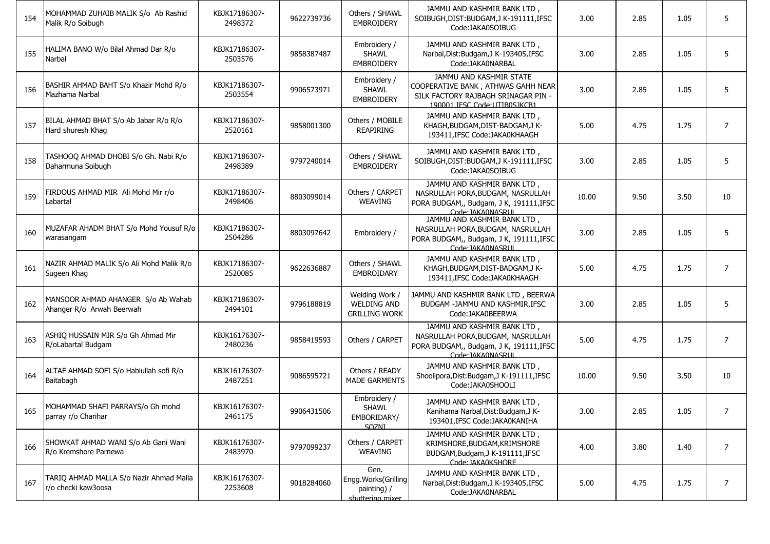| | | | | | | | | | |
|---|---|---|---|---|---|---|---|---|---|
| 154 | MOHAMMAD ZUHAIB MALIK S/o Ab Rashid Malik R/o Soibugh | KBJK17186307-2498372 | 9622739736 | Others / SHAWL EMBROIDERY | JAMMU AND KASHMIR BANK LTD , SOIBUGH,DIST:BUDGAM,J K-191111,IFSC Code:JAKA0SOIBUG | 3.00 | 2.85 | 1.05 | 5 |
| 155 | HALIMA BANO W/o Bilal Ahmad Dar R/o Narbal | KBJK17186307-2503576 | 9858387487 | Embroidery / SHAWL EMBROIDERY | JAMMU AND KASHMIR BANK LTD , Narbal,Dist:Budgam,J K-193405,IFSC Code:JAKA0NARBAL | 3.00 | 2.85 | 1.05 | 5 |
| 156 | BASHIR AHMAD BAHT S/o Khazir Mohd R/o Mazhama Narbal | KBJK17186307-2503554 | 9906573971 | Embroidery / SHAWL EMBROIDERY | JAMMU AND KASHMIR STATE COOPERATIVE BANK , ATHWAS GAHH NEAR SILK FACTORY RAJBAGH SRINAGAR PIN - 190001,IFSC Code:UTIB0SJKCB1 | 3.00 | 2.85 | 1.05 | 5 |
| 157 | BILAL AHMAD BHAT S/o Ab Jabar R/o R/o Hard shuresh Khag | KBJK17186307-2520161 | 9858001300 | Others / MOBILE REAPIRING | JAMMU AND KASHMIR BANK LTD , KHAGH,BUDGAM,DIST-BADGAM,J K-193411,IFSC Code:JAKA0KHAAGH | 5.00 | 4.75 | 1.75 | 7 |
| 158 | TASHOOQ AHMAD DHOBI S/o Gh. Nabi R/o Daharmuna Soibugh | KBJK17186307-2498389 | 9797240014 | Others / SHAWL EMBROIDERY | JAMMU AND KASHMIR BANK LTD , SOIBUGH,DIST:BUDGAM,J K-191111,IFSC Code:JAKA0SOIBUG | 3.00 | 2.85 | 1.05 | 5 |
| 159 | FIRDOUS AHMAD MIR Ali Mohd Mir r/o Labartal | KBJK17186307-2498406 | 8803099014 | Others / CARPET WEAVING | JAMMU AND KASHMIR BANK LTD , NASRULLAH PORA,BUDGAM, NASRULLAH PORA BUDGAM,, Budgam, J K, 191111,IFSC Code:JAKA0NASRUL | 10.00 | 9.50 | 3.50 | 10 |
| 160 | MUZAFAR AHADM BHAT S/o Mohd Yousuf R/o warasangam | KBJK17186307-2504286 | 8803097642 | Embroidery / | JAMMU AND KASHMIR BANK LTD , NASRULLAH PORA,BUDGAM, NASRULLAH PORA BUDGAM,, Budgam, J K, 191111,IFSC Code:JAKA0NASRUL | 3.00 | 2.85 | 1.05 | 5 |
| 161 | NAZIR AHMAD MALIK S/o Ali Mohd Malik R/o Sugeen Khag | KBJK17186307-2520085 | 9622636887 | Others / SHAWL EMBROIDARY | JAMMU AND KASHMIR BANK LTD , KHAGH,BUDGAM,DIST-BADGAM,J K-193411,IFSC Code:JAKA0KHAAGH | 5.00 | 4.75 | 1.75 | 7 |
| 162 | MANSOOR AHMAD AHANGER S/o Ab Wahab Ahanger R/o Arwah Beerwah | KBJK17186307-2494101 | 9796188819 | Welding Work / WELDING AND GRILLING WORK | JAMMU AND KASHMIR BANK LTD , BEERWA BUDGAM -JAMMU AND KASHMIR,IFSC Code:JAKA0BEERWA | 3.00 | 2.85 | 1.05 | 5 |
| 163 | ASHIQ HUSSAIN MIR S/o Gh Ahmad Mir R/oLabartal Budgam | KBJK16176307-2480236 | 9858419593 | Others / CARPET | JAMMU AND KASHMIR BANK LTD , NASRULLAH PORA,BUDGAM, NASRULLAH PORA BUDGAM,, Budgam, J K, 191111,IFSC Code:JAKA0NASRUL | 5.00 | 4.75 | 1.75 | 7 |
| 164 | ALTAF AHMAD SOFI S/o Habiullah sofi R/o Baitabagh | KBJK16176307-2487251 | 9086595721 | Others / READY MADE GARMENTS | JAMMU AND KASHMIR BANK LTD , Shoolipora,Dist:Budgam,J K-191111,IFSC Code:JAKA0SHOOLI | 10.00 | 9.50 | 3.50 | 10 |
| 165 | MOHAMMAD SHAFI PARRAYS/o Gh mohd parray r/o Charihar | KBJK16176307-2461175 | 9906431506 | Embroidery / SHAWL EMBORIDARY/ SOZNI | JAMMU AND KASHMIR BANK LTD , Kanihama Narbal,Dist:Budgam,J K-193401,IFSC Code:JAKA0KANIHA | 3.00 | 2.85 | 1.05 | 7 |
| 166 | SHOWKAT AHMAD WANI S/o Ab Gani Wani R/o Kremshore Parnewa | KBJK16176307-2483970 | 9797099237 | Others / CARPET WEAVING | JAMMU AND KASHMIR BANK LTD , KRIMSHORE,BUDGAM,KRIMSHORE BUDGAM,Budgam,J K-191111,IFSC Code:JAKA0KSHORE | 4.00 | 3.80 | 1.40 | 7 |
| 167 | TARIQ AHMAD MALLA S/o Nazir Ahmad Malla r/o checki kaw3oosa | KBJK16176307-2253608 | 9018284060 | Gen. Engg.Works(Grilling painting) / shuttering,mixer | JAMMU AND KASHMIR BANK LTD , Narbal,Dist:Budgam,J K-193405,IFSC Code:JAKA0NARBAL | 5.00 | 4.75 | 1.75 | 7 |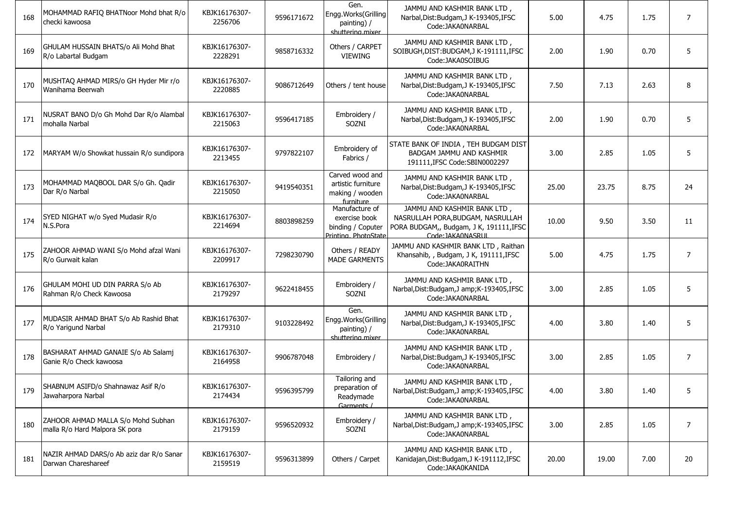| 168 | MOHAMMAD RAFIQ BHATNoor Mohd bhat R/o checki kawoosa | KBJK16176307-2256706 | 9596171672 | Gen. Engg.Works(Grilling painting) / shuttering,mixer | JAMMU AND KASHMIR BANK LTD , Narbal,Dist:Budgam,J K-193405,IFSC Code:JAKA0NARBAL | 5.00 | 4.75 | 1.75 | 7 |
|---|---|---|---|---|---|---|---|---|---|
| 169 | GHULAM HUSSAIN BHATS/o Ali Mohd Bhat R/o Labartal Budgam | KBJK16176307-2228291 | 9858716332 | Others / CARPET VIEWING | JAMMU AND KASHMIR BANK LTD , SOIBUGH,DIST:BUDGAM,J K-191111,IFSC Code:JAKA0SOIBUG | 2.00 | 1.90 | 0.70 | 5 |
| 170 | MUSHTAQ AHMAD MIRS/o GH Hyder Mir r/o Wanihama Beerwah | KBJK16176307-2220885 | 9086712649 | Others / tent house | JAMMU AND KASHMIR BANK LTD , Narbal,Dist:Budgam,J K-193405,IFSC Code:JAKA0NARBAL | 7.50 | 7.13 | 2.63 | 8 |
| 171 | NUSRAT BANO D/o Gh Mohd Dar R/o Alambal mohalla Narbal | KBJK16176307-2215063 | 9596417185 | Embroidery / SOZNI | JAMMU AND KASHMIR BANK LTD , Narbal,Dist:Budgam,J K-193405,IFSC Code:JAKA0NARBAL | 2.00 | 1.90 | 0.70 | 5 |
| 172 | MARYAM W/o Showkat hussain R/o sundipora | KBJK16176307-2213455 | 9797822107 | Embroidery of Fabrics / | STATE BANK OF INDIA , TEH BUDGAM DIST BADGAM JAMMU AND KASHMIR 191111,IFSC Code:SBIN0002297 | 3.00 | 2.85 | 1.05 | 5 |
| 173 | MOHAMMAD MAQBOOL DAR S/o Gh. Qadir Dar R/o Narbal | KBJK16176307-2215050 | 9419540351 | Carved wood and artistic furniture making / wooden furniture | JAMMU AND KASHMIR BANK LTD , Narbal,Dist:Budgam,J K-193405,IFSC Code:JAKA0NARBAL | 25.00 | 23.75 | 8.75 | 24 |
| 174 | SYED NIGHAT w/o Syed Mudasir R/o N.S.Pora | KBJK16176307-2214694 | 8803898259 | Manufacture of exercise book binding / Coputer Printing, PhotoState | JAMMU AND KASHMIR BANK LTD , NASRULLAH PORA,BUDGAM, NASRULLAH PORA BUDGAM,, Budgam, J K, 191111,IFSC Code:JAKA0NASRUL | 10.00 | 9.50 | 3.50 | 11 |
| 175 | ZAHOOR AHMAD WANI S/o Mohd afzal Wani R/o Gurwait kalan | KBJK16176307-2209917 | 7298230790 | Others / READY MADE GARMENTS | JAMMU AND KASHMIR BANK LTD , Raithan Khansahib, , Budgam, J K, 191111,IFSC Code:JAKA0RAITHN | 5.00 | 4.75 | 1.75 | 7 |
| 176 | GHULAM MOHI UD DIN PARRA S/o Ab Rahman R/o Check Kawoosa | KBJK16176307-2179297 | 9622418455 | Embroidery / SOZNI | JAMMU AND KASHMIR BANK LTD , Narbal,Dist:Budgam,J amp;K-193405,IFSC Code:JAKA0NARBAL | 3.00 | 2.85 | 1.05 | 5 |
| 177 | MUDASIR AHMAD BHAT S/o Ab Rashid Bhat R/o Yarigund Narbal | KBJK16176307-2179310 | 9103228492 | Gen. Engg.Works(Grilling painting) / shuttering,mixer | JAMMU AND KASHMIR BANK LTD , Narbal,Dist:Budgam,J K-193405,IFSC Code:JAKA0NARBAL | 4.00 | 3.80 | 1.40 | 5 |
| 178 | BASHARAT AHMAD GANAIE S/o Ab Salamj Ganie R/o Check kawoosa | KBJK16176307-2164958 | 9906787048 | Embroidery / | JAMMU AND KASHMIR BANK LTD , Narbal,Dist:Budgam,J K-193405,IFSC Code:JAKA0NARBAL | 3.00 | 2.85 | 1.05 | 7 |
| 179 | SHABNUM ASIFD/o Shahnawaz Asif R/o Jawaharpora Narbal | KBJK16176307-2174434 | 9596395799 | Tailoring and preparation of Readymade Garments / | JAMMU AND KASHMIR BANK LTD , Narbal,Dist:Budgam,J amp;K-193405,IFSC Code:JAKA0NARBAL | 4.00 | 3.80 | 1.40 | 5 |
| 180 | ZAHOOR AHMAD MALLA S/o Mohd Subhan malla R/o Hard Malpora SK pora | KBJK16176307-2179159 | 9596520932 | Embroidery / SOZNI | JAMMU AND KASHMIR BANK LTD , Narbal,Dist:Budgam,J amp;K-193405,IFSC Code:JAKA0NARBAL | 3.00 | 2.85 | 1.05 | 7 |
| 181 | NAZIR AHMAD DARS/o Ab aziz dar R/o Sanar Darwan Chareshareef | KBJK16176307-2159519 | 9596313899 | Others / Carpet | JAMMU AND KASHMIR BANK LTD , Kanidajan,Dist:Budgam,J K-191112,IFSC Code:JAKA0KANIDA | 20.00 | 19.00 | 7.00 | 20 |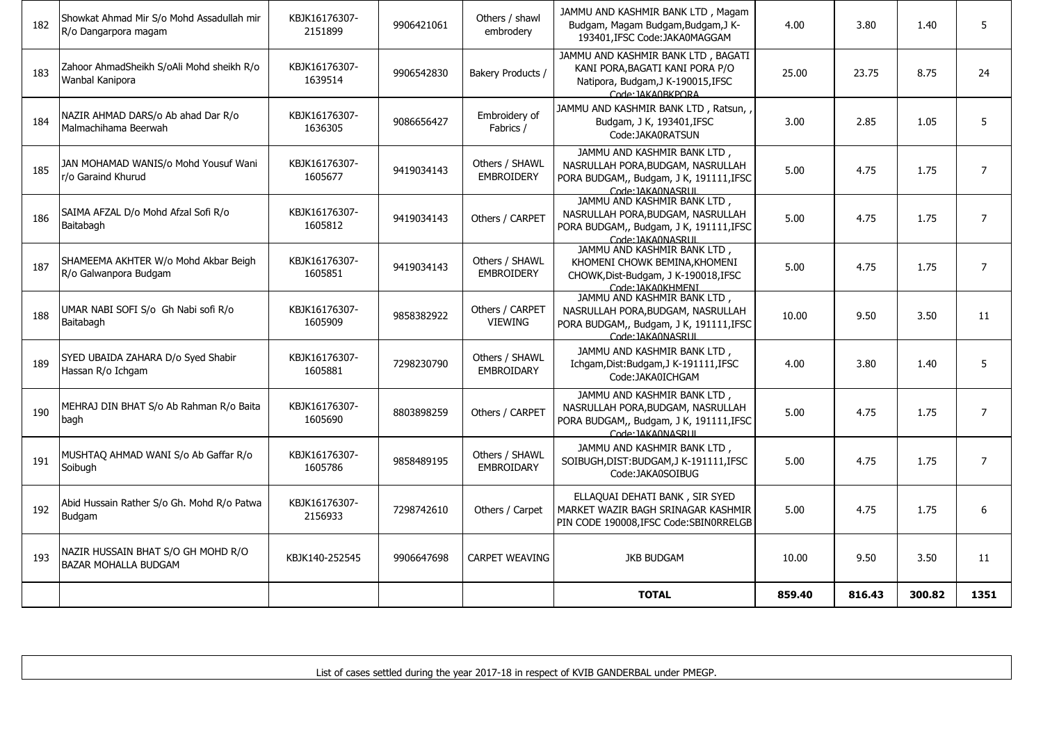| 182 | Showkat Ahmad Mir S/o Mohd Assadullah mir R/o Dangarpora magam | KBJK16176307-2151899 | 9906421061 | Others / shawl embrodery | JAMMU AND KASHMIR BANK LTD , Magam Budgam, Magam Budgam,Budgam,J K-193401,IFSC Code:JAKA0MAGGAM | 4.00 | 3.80 | 1.40 | 5 |
|---|---|---|---|---|---|---|---|---|---|
| 183 | Zahoor AhmadSheikh S/oAli Mohd sheikh R/o Wanbal Kanipora | KBJK16176307-1639514 | 9906542830 | Bakery Products / | JAMMU AND KASHMIR BANK LTD , BAGATI KANI PORA,BAGATI KANI PORA P/O Natipora, Budgam,J K-190015,IFSC Code:JAKA0BKPORA | 25.00 | 23.75 | 8.75 | 24 |
| 184 | NAZIR AHMAD DARS/o Ab ahad Dar R/o Malmachihama Beerwah | KBJK16176307-1636305 | 9086656427 | Embroidery of Fabrics / | JAMMU AND KASHMIR BANK LTD , Ratsun, , Budgam, J K, 193401,IFSC Code:JAKA0RATSUN | 3.00 | 2.85 | 1.05 | 5 |
| 185 | JAN MOHAMAD WANIS/o Mohd Yousuf Wani r/o Garaind Khurud | KBJK16176307-1605677 | 9419034143 | Others / SHAWL EMBROIDERY | JAMMU AND KASHMIR BANK LTD , NASRULLAH PORA,BUDGAM, NASRULLAH PORA BUDGAM,, Budgam, J K, 191111,IFSC Code:JAKA0NASRUL | 5.00 | 4.75 | 1.75 | 7 |
| 186 | SAIMA AFZAL D/o Mohd Afzal Sofi R/o Baitabagh | KBJK16176307-1605812 | 9419034143 | Others / CARPET | JAMMU AND KASHMIR BANK LTD , NASRULLAH PORA,BUDGAM, NASRULLAH PORA BUDGAM,, Budgam, J K, 191111,IFSC Code:JAKA0NASRUL | 5.00 | 4.75 | 1.75 | 7 |
| 187 | SHAMEEMA AKHTER W/o Mohd Akbar Beigh R/o Galwanpora Budgam | KBJK16176307-1605851 | 9419034143 | Others / SHAWL EMBROIDERY | JAMMU AND KASHMIR BANK LTD , KHOMENI CHOWK BEMINA,KHOMENI CHOWK,Dist-Budgam, J K-190018,IFSC Code:JAKA0KHMENI | 5.00 | 4.75 | 1.75 | 7 |
| 188 | UMAR NABI SOFI S/o Gh Nabi sofi R/o Baitabagh | KBJK16176307-1605909 | 9858382922 | Others / CARPET VIEWING | JAMMU AND KASHMIR BANK LTD , NASRULLAH PORA,BUDGAM, NASRULLAH PORA BUDGAM,, Budgam, J K, 191111,IFSC Code:JAKA0NASRUL | 10.00 | 9.50 | 3.50 | 11 |
| 189 | SYED UBAIDA ZAHARA D/o Syed Shabir Hassan R/o Ichgam | KBJK16176307-1605881 | 7298230790 | Others / SHAWL EMBROIDARY | JAMMU AND KASHMIR BANK LTD , Ichgam,Dist:Budgam,J K-191111,IFSC Code:JAKA0ICHGAM | 4.00 | 3.80 | 1.40 | 5 |
| 190 | MEHRAJ DIN BHAT S/o Ab Rahman R/o Baita bagh | KBJK16176307-1605690 | 8803898259 | Others / CARPET | JAMMU AND KASHMIR BANK LTD , NASRULLAH PORA,BUDGAM, NASRULLAH PORA BUDGAM,, Budgam, J K, 191111,IFSC Code:JAKA0NASRUL | 5.00 | 4.75 | 1.75 | 7 |
| 191 | MUSHTAQ AHMAD WANI S/o Ab Gaffar R/o Soibugh | KBJK16176307-1605786 | 9858489195 | Others / SHAWL EMBROIDARY | JAMMU AND KASHMIR BANK LTD , SOIBUGH,DIST:BUDGAM,J K-191111,IFSC Code:JAKA0SOIBUG | 5.00 | 4.75 | 1.75 | 7 |
| 192 | Abid Hussain Rather S/o Gh. Mohd R/o Patwa Budgam | KBJK16176307-2156933 | 7298742610 | Others / Carpet | ELLAQUAI DEHATI BANK , SIR SYED MARKET WAZIR BAGH SRINAGAR KASHMIR PIN CODE 190008,IFSC Code:SBIN0RRELGB | 5.00 | 4.75 | 1.75 | 6 |
| 193 | NAZIR HUSSAIN BHAT S/O GH MOHD R/O BAZAR MOHALLA BUDGAM | KBJK140-252545 | 9906647698 | CARPET WEAVING | JKB BUDGAM | 10.00 | 9.50 | 3.50 | 11 |
| | | | | | **TOTAL** | **859.40** | **816.43** | **300.82** | **1351** |

List of cases settled during the year 2017-18 in respect of KVIB GANDERBAL under PMEGP.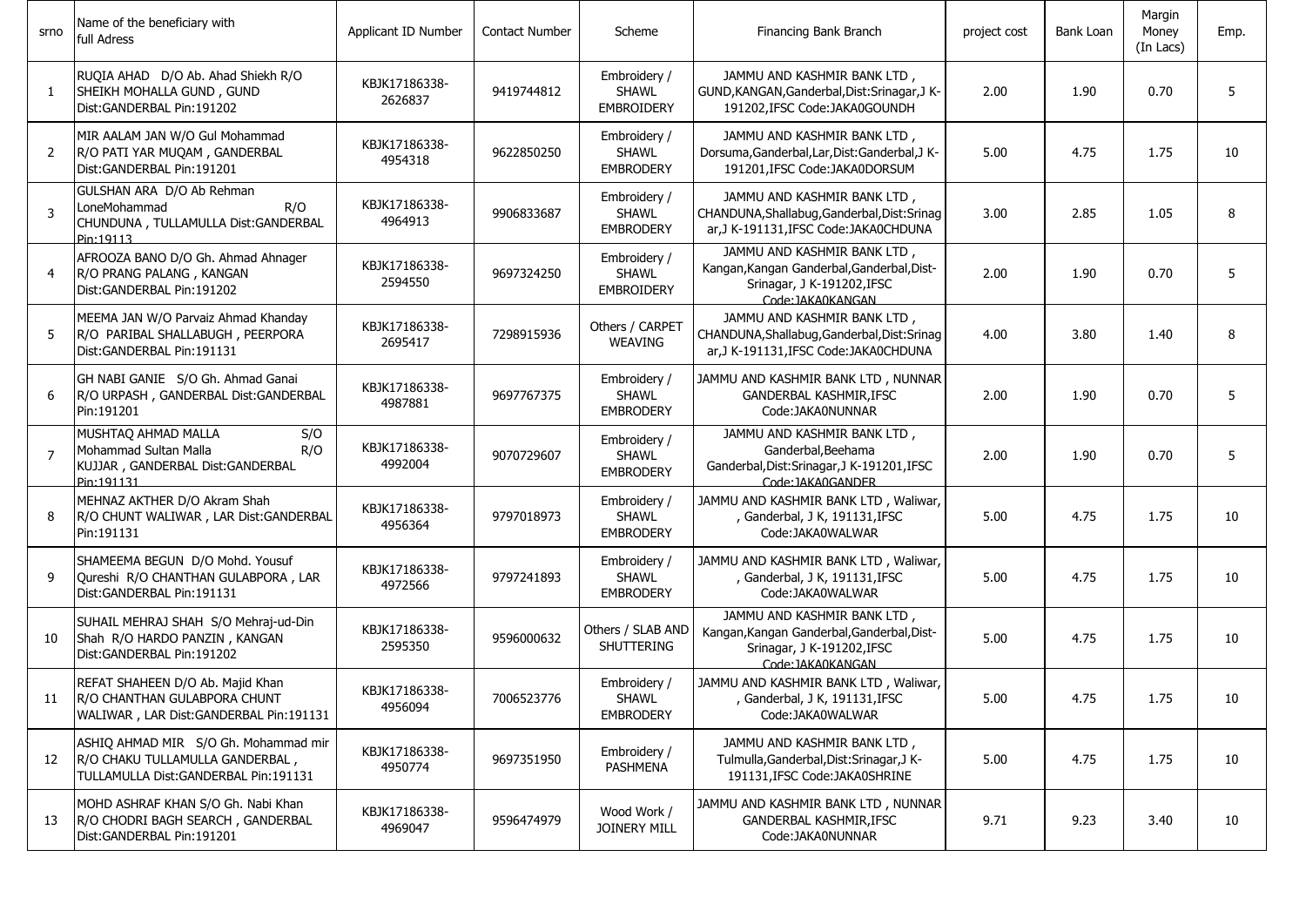| srno | Name of the beneficiary with full Adress | Applicant ID Number | Contact Number | Scheme | Financing Bank Branch | project cost | Bank Loan | Margin Money (In Lacs) | Emp. |
|---|---|---|---|---|---|---|---|---|---|
| 1 | RUQIA AHAD D/O Ab. Ahad Shiekh R/O SHEIKH MOHALLA GUND , GUND Dist:GANDERBAL Pin:191202 | KBJK17186338-2626837 | 9419744812 | Embroidery / SHAWL EMBROIDERY | JAMMU AND KASHMIR BANK LTD , GUND,KANGAN,Ganderbal,Dist:Srinagar,J K-191202,IFSC Code:JAKA0GOUNDH | 2.00 | 1.90 | 0.70 | 5 |
| 2 | MIR AALAM JAN W/O Gul Mohammad R/O PATI YAR MUQAM , GANDERBAL Dist:GANDERBAL Pin:191201 | KBJK17186338-4954318 | 9622850250 | Embroidery / SHAWL EMBRODERY | JAMMU AND KASHMIR BANK LTD , Dorsuma,Ganderbal,Lar,Dist:Ganderbal,J K-191201,IFSC Code:JAKA0DORSUM | 5.00 | 4.75 | 1.75 | 10 |
| 3 | GULSHAN ARA D/O Ab Rehman LoneMohammad R/O CHUNDUNA , TULLAMULLA Dist:GANDERBAL Pin:19113 | KBJK17186338-4964913 | 9906833687 | Embroidery / SHAWL EMBRODERY | JAMMU AND KASHMIR BANK LTD , CHANDUNA,Shallabug,Ganderbal,Dist:Srinagar,J K-191131,IFSC Code:JAKA0CHDUNA | 3.00 | 2.85 | 1.05 | 8 |
| 4 | AFROOZA BANO D/O Gh. Ahmad Ahnager R/O PRANG PALANG , KANGAN Dist:GANDERBAL Pin:191202 | KBJK17186338-2594550 | 9697324250 | Embroidery / SHAWL EMBROIDERY | JAMMU AND KASHMIR BANK LTD , Kangan,Kangan Ganderbal,Ganderbal,Dist-Srinagar, J K-191202,IFSC Code:JAKA0KANGAN | 2.00 | 1.90 | 0.70 | 5 |
| 5 | MEEMA JAN W/O Parvaiz Ahmad Khanday R/O PARIBAL SHALLABUGH , PEERPORA Dist:GANDERBAL Pin:191131 | KBJK17186338-2695417 | 7298915936 | Others / CARPET WEAVING | JAMMU AND KASHMIR BANK LTD , CHANDUNA,Shallabug,Ganderbal,Dist:Srinagar,J K-191131,IFSC Code:JAKA0CHDUNA | 4.00 | 3.80 | 1.40 | 8 |
| 6 | GH NABI GANIE S/O Gh. Ahmad Ganai R/O URPASH , GANDERBAL Dist:GANDERBAL Pin:191201 | KBJK17186338-4987881 | 9697767375 | Embroidery / SHAWL EMBRODERY | JAMMU AND KASHMIR BANK LTD , NUNNAR GANDERBAL KASHMIR,IFSC Code:JAKA0NUNNAR | 2.00 | 1.90 | 0.70 | 5 |
| 7 | MUSHTAQ AHMAD MALLA S/O Mohammad Sultan Malla R/O KUJJAR , GANDERBAL Dist:GANDERBAL Pin:191131 | KBJK17186338-4992004 | 9070729607 | Embroidery / SHAWL EMBRODERY | JAMMU AND KASHMIR BANK LTD , Ganderbal,Beehama Ganderbal,Dist:Srinagar,J K-191201,IFSC Code:JAKA0GANDER | 2.00 | 1.90 | 0.70 | 5 |
| 8 | MEHNAZ AKTHER D/O Akram Shah R/O CHUNT WALIWAR , LAR Dist:GANDERBAL Pin:191131 | KBJK17186338-4956364 | 9797018973 | Embroidery / SHAWL EMBRODERY | JAMMU AND KASHMIR BANK LTD , Waliwar, , Ganderbal, J K, 191131,IFSC Code:JAKA0WALWAR | 5.00 | 4.75 | 1.75 | 10 |
| 9 | SHAMEEMA BEGUN D/O Mohd. Yousuf Qureshi R/O CHANTHAN GULABPORA , LAR Dist:GANDERBAL Pin:191131 | KBJK17186338-4972566 | 9797241893 | Embroidery / SHAWL EMBRODERY | JAMMU AND KASHMIR BANK LTD , Waliwar, , Ganderbal, J K, 191131,IFSC Code:JAKA0WALWAR | 5.00 | 4.75 | 1.75 | 10 |
| 10 | SUHAIL MEHRAJ SHAH S/O Mehraj-ud-Din Shah R/O HARDO PANZIN , KANGAN Dist:GANDERBAL Pin:191202 | KBJK17186338-2595350 | 9596000632 | Others / SLAB AND SHUTTERING | JAMMU AND KASHMIR BANK LTD , Kangan,Kangan Ganderbal,Ganderbal,Dist-Srinagar, J K-191202,IFSC Code:JAKA0KANGAN | 5.00 | 4.75 | 1.75 | 10 |
| 11 | REFAT SHAHEEN D/O Ab. Majid Khan R/O CHANTHAN GULABPORA CHUNT WALIWAR , LAR Dist:GANDERBAL Pin:191131 | KBJK17186338-4956094 | 7006523776 | Embroidery / SHAWL EMBRODERY | JAMMU AND KASHMIR BANK LTD , Waliwar, , Ganderbal, J K, 191131,IFSC Code:JAKA0WALWAR | 5.00 | 4.75 | 1.75 | 10 |
| 12 | ASHIQ AHMAD MIR S/O Gh. Mohammad mir R/O CHAKU TULLAMULLA GANDERBAL , TULLAMULLA Dist:GANDERBAL Pin:191131 | KBJK17186338-4950774 | 9697351950 | Embroidery / PASHMENA | JAMMU AND KASHMIR BANK LTD , Tulmulla,Ganderbal,Dist:Srinagar,J K-191131,IFSC Code:JAKA0SHRINE | 5.00 | 4.75 | 1.75 | 10 |
| 13 | MOHD ASHRAF KHAN S/O Gh. Nabi Khan R/O CHODRI BAGH SEARCH , GANDERBAL Dist:GANDERBAL Pin:191201 | KBJK17186338-4969047 | 9596474979 | Wood Work / JOINERY MILL | JAMMU AND KASHMIR BANK LTD , NUNNAR GANDERBAL KASHMIR,IFSC Code:JAKA0NUNNAR | 9.71 | 9.23 | 3.40 | 10 |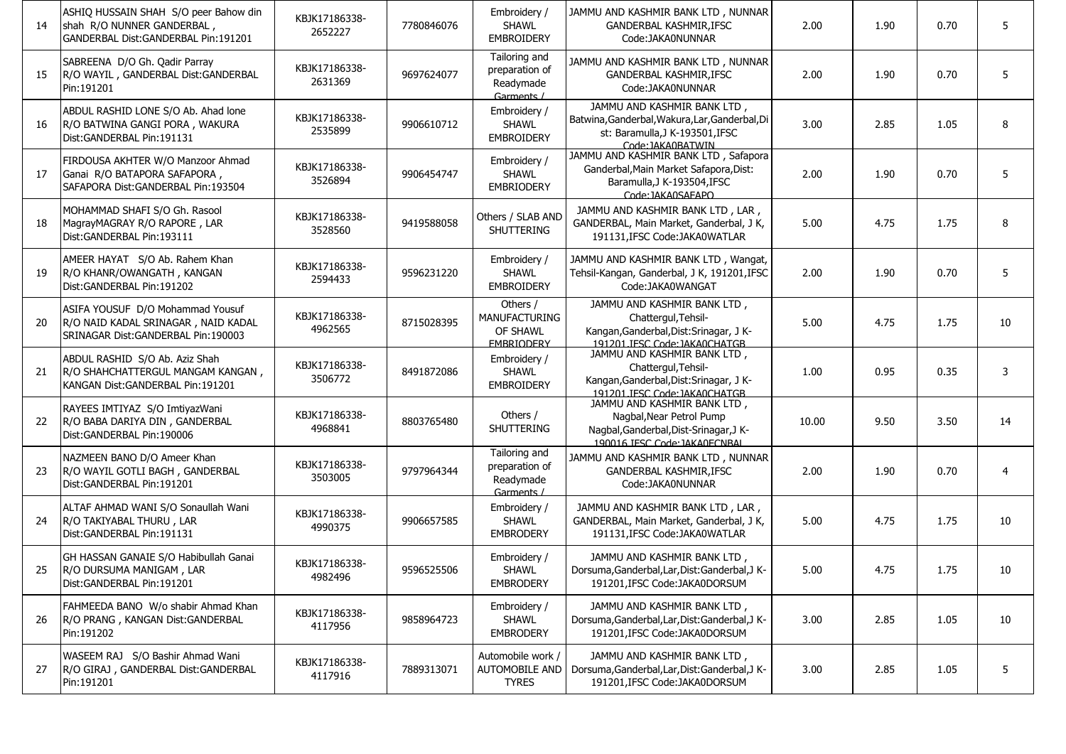| 14 | ASHIQ HUSSAIN SHAH S/O peer Bahow din shah R/O NUNNER GANDERBAL , GANDERBAL Dist:GANDERBAL Pin:191201 | KBJK17186338-2652227 | 7780846076 | Embroidery / SHAWL EMBROIDERY | JAMMU AND KASHMIR BANK LTD , NUNNAR GANDERBAL KASHMIR,IFSC Code:JAKA0NUNNAR | 2.00 | 1.90 | 0.70 | 5 |
|---|---|---|---|---|---|---|---|---|---|
| 15 | SABREENA D/O Gh. Qadir Parray R/O WAYIL , GANDERBAL Dist:GANDERBAL Pin:191201 | KBJK17186338-2631369 | 9697624077 | Tailoring and preparation of Readymade Garments / | JAMMU AND KASHMIR BANK LTD , NUNNAR GANDERBAL KASHMIR,IFSC Code:JAKA0NUNNAR | 2.00 | 1.90 | 0.70 | 5 |
| 16 | ABDUL RASHID LONE S/O Ab. Ahad lone R/O BATWINA GANGI PORA , WAKURA Dist:GANDERBAL Pin:191131 | KBJK17186338-2535899 | 9906610712 | Embroidery / SHAWL EMBROIDERY | JAMMU AND KASHMIR BANK LTD , Batwina,Ganderbal,Wakura,Lar,Ganderbal,Dist: Baramulla,J K-193501,IFSC Code:JAKA0BATWIN | 3.00 | 2.85 | 1.05 | 8 |
| 17 | FIRDOUSA AKHTER W/O Manzoor Ahmad Ganai R/O BATAPORA SAFAPORA , SAFAPORA Dist:GANDERBAL Pin:193504 | KBJK17186338-3526894 | 9906454747 | Embroidery / SHAWL EMBRIODERY | JAMMU AND KASHMIR BANK LTD , Safapora Ganderbal,Main Market Safapora,Dist: Baramulla,J K-193504,IFSC Code:JAKA0SAFAPO | 2.00 | 1.90 | 0.70 | 5 |
| 18 | MOHAMMAD SHAFI S/O Gh. Rasool MagrayMAGRAY R/O RAPORE , LAR Dist:GANDERBAL Pin:193111 | KBJK17186338-3528560 | 9419588058 | Others / SLAB AND SHUTTERING | JAMMU AND KASHMIR BANK LTD , LAR , GANDERBAL, Main Market, Ganderbal, J K, 191131,IFSC Code:JAKA0WATLAR | 5.00 | 4.75 | 1.75 | 8 |
| 19 | AMEER HAYAT S/O Ab. Rahem Khan R/O KHANR/OWANGATH , KANGAN Dist:GANDERBAL Pin:191202 | KBJK17186338-2594433 | 9596231220 | Embroidery / SHAWL EMBROIDERY | JAMMU AND KASHMIR BANK LTD , Wangat, Tehsil-Kangan, Ganderbal, J K, 191201,IFSC Code:JAKA0WANGAT | 2.00 | 1.90 | 0.70 | 5 |
| 20 | ASIFA YOUSUF D/O Mohammad Yousuf R/O NAID KADAL SRINAGAR , NAID KADAL SRINAGAR Dist:GANDERBAL Pin:190003 | KBJK17186338-4962565 | 8715028395 | Others / MANUFACTURING OF SHAWL EMBRIODERY | JAMMU AND KASHMIR BANK LTD , Chattergul,Tehsil-Kangan,Ganderbal,Dist:Srinagar, J K-191201,IFSC Code:JAKA0CHATGB | 5.00 | 4.75 | 1.75 | 10 |
| 21 | ABDUL RASHID S/O Ab. Aziz Shah R/O SHAHCHATTERGUL MANGAM KANGAN , KANGAN Dist:GANDERBAL Pin:191201 | KBJK17186338-3506772 | 8491872086 | Embroidery / SHAWL EMBROIDERY | JAMMU AND KASHMIR BANK LTD , Chattergul,Tehsil-Kangan,Ganderbal,Dist:Srinagar, J K-191201,IFSC Code:JAKA0CHATGB | 1.00 | 0.95 | 0.35 | 3 |
| 22 | RAYEES IMTIYAZ S/O ImtiyazWani R/O BABA DARIYA DIN , GANDERBAL Dist:GANDERBAL Pin:190006 | KBJK17186338-4968841 | 8803765480 | Others / SHUTTERING | JAMMU AND KASHMIR BANK LTD , Nagbal,Near Petrol Pump Nagbal,Ganderbal,Dist-Srinagar,J K-190016,IFSC Code:JAKA0FCNBAL | 10.00 | 9.50 | 3.50 | 14 |
| 23 | NAZMEEN BANO D/O Ameer Khan R/O WAYIL GOTLI BAGH , GANDERBAL Dist:GANDERBAL Pin:191201 | KBJK17186338-3503005 | 9797964344 | Tailoring and preparation of Readymade Garments / | JAMMU AND KASHMIR BANK LTD , NUNNAR GANDERBAL KASHMIR,IFSC Code:JAKA0NUNNAR | 2.00 | 1.90 | 0.70 | 4 |
| 24 | ALTAF AHMAD WANI S/O Sonaullah Wani R/O TAKIYABAL THURU , LAR Dist:GANDERBAL Pin:191131 | KBJK17186338-4990375 | 9906657585 | Embroidery / SHAWL EMBRODERY | JAMMU AND KASHMIR BANK LTD , LAR , GANDERBAL, Main Market, Ganderbal, J K, 191131,IFSC Code:JAKA0WATLAR | 5.00 | 4.75 | 1.75 | 10 |
| 25 | GH HASSAN GANAIE S/O Habibullah Ganai R/O DURSUMA MANIGAM , LAR Dist:GANDERBAL Pin:191201 | KBJK17186338-4982496 | 9596525506 | Embroidery / SHAWL EMBRODERY | JAMMU AND KASHMIR BANK LTD , Dorsuma,Ganderbal,Lar,Dist:Ganderbal,J K-191201,IFSC Code:JAKA0DORSUM | 5.00 | 4.75 | 1.75 | 10 |
| 26 | FAHMEEDA BANO W/o shabir Ahmad Khan R/O PRANG , KANGAN Dist:GANDERBAL Pin:191202 | KBJK17186338-4117956 | 9858964723 | Embroidery / SHAWL EMBRODERY | JAMMU AND KASHMIR BANK LTD , Dorsuma,Ganderbal,Lar,Dist:Ganderbal,J K-191201,IFSC Code:JAKA0DORSUM | 3.00 | 2.85 | 1.05 | 10 |
| 27 | WASEEM RAJ S/O Bashir Ahmad Wani R/O GIRAJ , GANDERBAL Dist:GANDERBAL Pin:191201 | KBJK17186338-4117916 | 7889313071 | Automobile work / AUTOMOBILE AND TYRES | JAMMU AND KASHMIR BANK LTD , Dorsuma,Ganderbal,Lar,Dist:Ganderbal,J K-191201,IFSC Code:JAKA0DORSUM | 3.00 | 2.85 | 1.05 | 5 |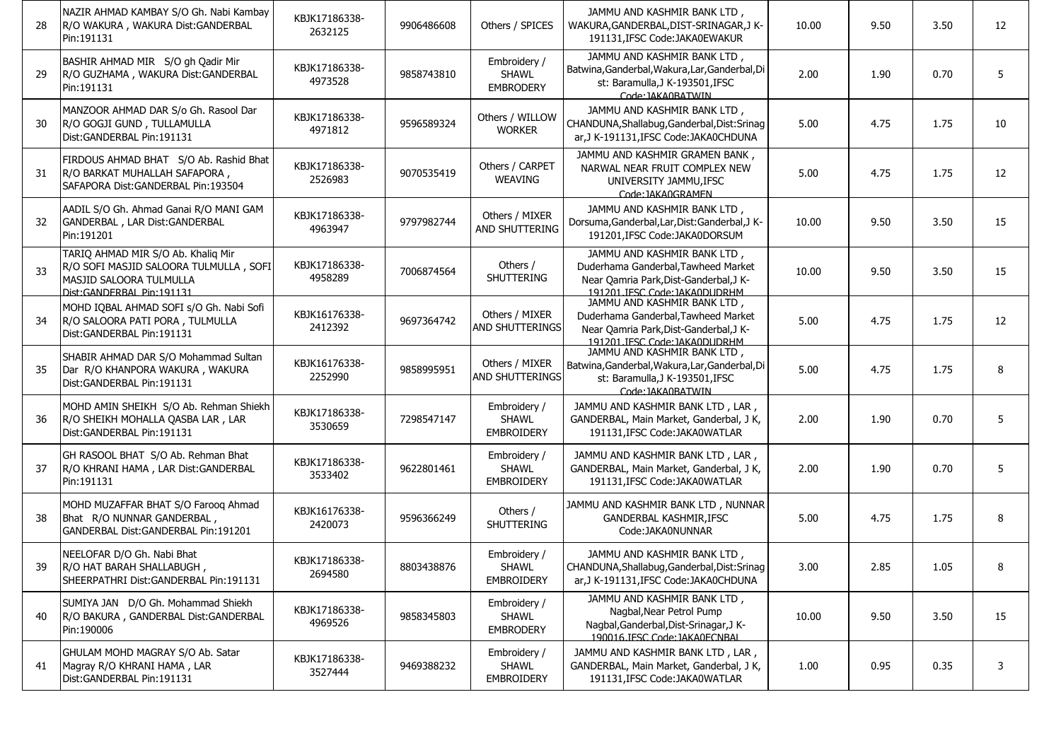| | | | | | | | | | |
|---|---|---|---|---|---|---|---|---|---|
| 28 | NAZIR AHMAD KAMBAY S/O Gh. Nabi Kambay R/O WAKURA , WAKURA Dist:GANDERBAL Pin:191131 | KBJK17186338-2632125 | 9906486608 | Others / SPICES | JAMMU AND KASHMIR BANK LTD , WAKURA,GANDERBAL,DIST-SRINAGAR,J K-191131,IFSC Code:JAKA0EWAKUR | 10.00 | 9.50 | 3.50 | 12 |
| 29 | BASHIR AHMAD MIR S/O gh Qadir Mir R/O GUZHAMA , WAKURA Dist:GANDERBAL Pin:191131 | KBJK17186338-4973528 | 9858743810 | Embroidery / SHAWL EMBRODERY | JAMMU AND KASHMIR BANK LTD , Batwina,Ganderbal,Wakura,Lar,Ganderbal,Dist: Baramulla,J K-193501,IFSC Code:JAKA0BATWIN | 2.00 | 1.90 | 0.70 | 5 |
| 30 | MANZOOR AHMAD DAR S/o Gh. Rasool Dar R/O GOGJI GUND , TULLAMULLA Dist:GANDERBAL Pin:191131 | KBJK17186338-4971812 | 9596589324 | Others / WILLOW WORKER | JAMMU AND KASHMIR BANK LTD , CHANDUNA,Shallabug,Ganderbal,Dist:Srinagar,J K-191131,IFSC Code:JAKA0CHDUNA | 5.00 | 4.75 | 1.75 | 10 |
| 31 | FIRDOUS AHMAD BHAT S/O Ab. Rashid Bhat R/O BARKAT MUHALLAH SAFAPORA , SAFAPORA Dist:GANDERBAL Pin:193504 | KBJK17186338-2526983 | 9070535419 | Others / CARPET WEAVING | JAMMU AND KASHMIR GRAMEN BANK , NARWAL NEAR FRUIT COMPLEX NEW UNIVERSITY JAMMU,IFSC Code:JAKA0GRAMEN | 5.00 | 4.75 | 1.75 | 12 |
| 32 | AADIL S/O Gh. Ahmad Ganai R/O MANI GAM GANDERBAL , LAR Dist:GANDERBAL Pin:191201 | KBJK17186338-4963947 | 9797982744 | Others / MIXER AND SHUTTERING | JAMMU AND KASHMIR BANK LTD , Dorsuma,Ganderbal,Lar,Dist:Ganderbal,J K-191201,IFSC Code:JAKA0DORSUM | 10.00 | 9.50 | 3.50 | 15 |
| 33 | TARIQ AHMAD MIR S/O Ab. Khaliq Mir R/O SOFI MASJID SALOORA TULMULLA , SOFI MASJID SALOORA TULMULLA Dist:GANDERBAL Pin:191131 | KBJK17186338-4958289 | 7006874564 | Others / SHUTTERING | JAMMU AND KASHMIR BANK LTD , Duderhama Ganderbal,Tawheed Market Near Qamria Park,Dist-Ganderbal,J K-191201,IFSC Code:JAKA0DUDRHM | 10.00 | 9.50 | 3.50 | 15 |
| 34 | MOHD IQBAL AHMAD SOFI s/O Gh. Nabi Sofi R/O SALOORA PATI PORA , TULMULLA Dist:GANDERBAL Pin:191131 | KBJK16176338-2412392 | 9697364742 | Others / MIXER AND SHUTTERINGS | JAMMU AND KASHMIR BANK LTD , Duderhama Ganderbal,Tawheed Market Near Qamria Park,Dist-Ganderbal,J K-191201,IFSC Code:JAKA0DUDRHM | 5.00 | 4.75 | 1.75 | 12 |
| 35 | SHABIR AHMAD DAR S/O Mohammad Sultan Dar R/O KHANPORA WAKURA , WAKURA Dist:GANDERBAL Pin:191131 | KBJK16176338-2252990 | 9858995951 | Others / MIXER AND SHUTTERINGS | JAMMU AND KASHMIR BANK LTD , Batwina,Ganderbal,Wakura,Lar,Ganderbal,Dist: Baramulla,J K-193501,IFSC Code:JAKA0BATWIN | 5.00 | 4.75 | 1.75 | 8 |
| 36 | MOHD AMIN SHEIKH S/O Ab. Rehman Shiekh R/O SHEIKH MOHALLA QASBA LAR , LAR Dist:GANDERBAL Pin:191131 | KBJK17186338-3530659 | 7298547147 | Embroidery / SHAWL EMBROIDERY | JAMMU AND KASHMIR BANK LTD , LAR , GANDERBAL, Main Market, Ganderbal, J K, 191131,IFSC Code:JAKA0WATLAR | 2.00 | 1.90 | 0.70 | 5 |
| 37 | GH RASOOL BHAT S/O Ab. Rehman Bhat R/O KHRANI HAMA , LAR Dist:GANDERBAL Pin:191131 | KBJK17186338-3533402 | 9622801461 | Embroidery / SHAWL EMBROIDERY | JAMMU AND KASHMIR BANK LTD , LAR , GANDERBAL, Main Market, Ganderbal, J K, 191131,IFSC Code:JAKA0WATLAR | 2.00 | 1.90 | 0.70 | 5 |
| 38 | MOHD MUZAFFAR BHAT S/O Farooq Ahmad Bhat R/O NUNNAR GANDERBAL , GANDERBAL Dist:GANDERBAL Pin:191201 | KBJK16176338-2420073 | 9596366249 | Others / SHUTTERING | JAMMU AND KASHMIR BANK LTD , NUNNAR GANDERBAL KASHMIR,IFSC Code:JAKA0NUNNAR | 5.00 | 4.75 | 1.75 | 8 |
| 39 | NEELOFAR D/O Gh. Nabi Bhat R/O HAT BARAH SHALLABUGH , SHEERPATHRI Dist:GANDERBAL Pin:191131 | KBJK17186338-2694580 | 8803438876 | Embroidery / SHAWL EMBROIDERY | JAMMU AND KASHMIR BANK LTD , CHANDUNA,Shallabug,Ganderbal,Dist:Srinagar,J K-191131,IFSC Code:JAKA0CHDUNA | 3.00 | 2.85 | 1.05 | 8 |
| 40 | SUMIYA JAN D/O Gh. Mohammad Shiekh R/O BAKURA , GANDERBAL Dist:GANDERBAL Pin:190006 | KBJK17186338-4969526 | 9858345803 | Embroidery / SHAWL EMBRODERY | JAMMU AND KASHMIR BANK LTD , Nagbal,Near Petrol Pump Nagbal,Ganderbal,Dist-Srinagar,J K-190016,IFSC Code:JAKA0ECNBAL | 10.00 | 9.50 | 3.50 | 15 |
| 41 | GHULAM MOHD MAGRAY S/O Ab. Satar Magray R/O KHRANI HAMA , LAR Dist:GANDERBAL Pin:191131 | KBJK17186338-3527444 | 9469388232 | Embroidery / SHAWL EMBROIDERY | JAMMU AND KASHMIR BANK LTD , LAR , GANDERBAL, Main Market, Ganderbal, J K, 191131,IFSC Code:JAKA0WATLAR | 1.00 | 0.95 | 0.35 | 3 |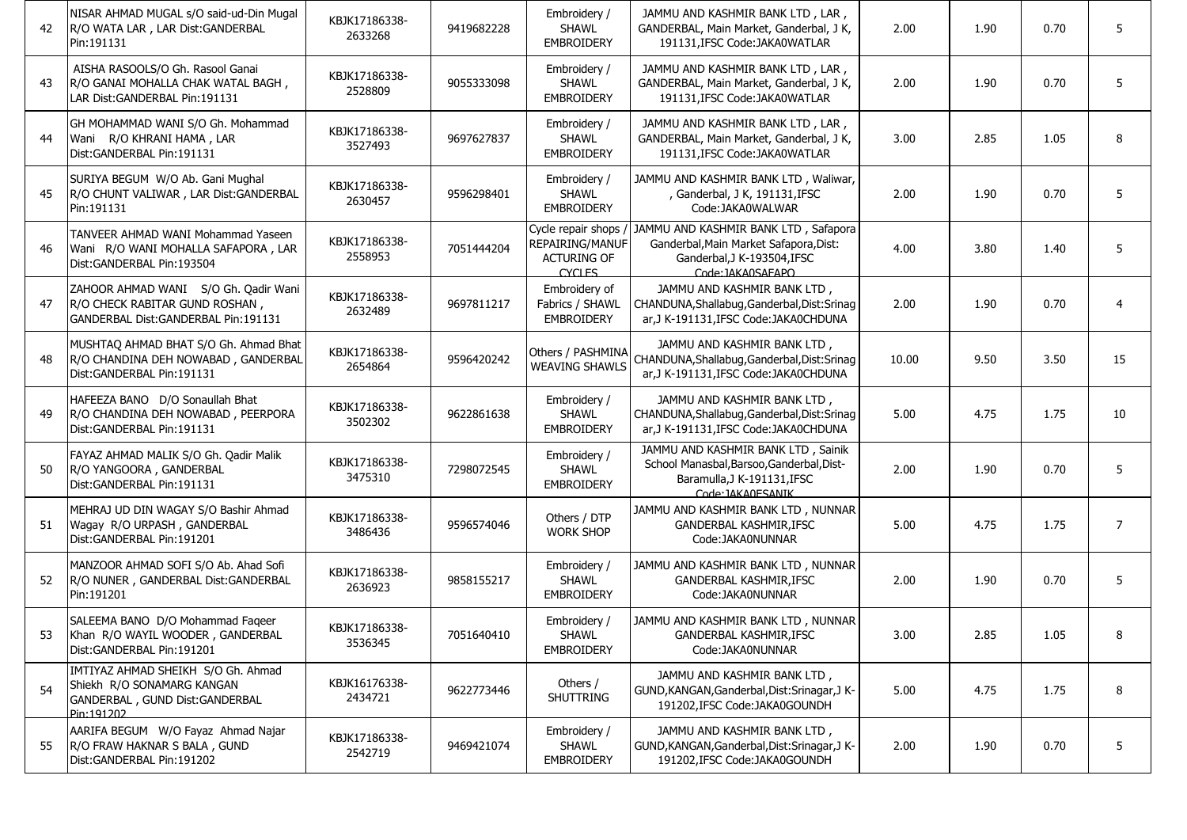| 42 | NISAR AHMAD MUGAL s/O said-ud-Din Mugal R/O WATA LAR , LAR Dist:GANDERBAL Pin:191131 | KBJK17186338-2633268 | 9419682228 | Embroidery / SHAWL EMBROIDERY | JAMMU AND KASHMIR BANK LTD , LAR , GANDERBAL, Main Market, Ganderbal, J K, 191131,IFSC Code:JAKA0WATLAR | 2.00 | 1.90 | 0.70 | 5 |
|---|---|---|---|---|---|---|---|---|---|
| 43 | AISHA RASOOLS/O Gh. Rasool Ganai R/O GANAI MOHALLA CHAK WATAL BAGH , LAR Dist:GANDERBAL Pin:191131 | KBJK17186338-2528809 | 9055333098 | Embroidery / SHAWL EMBROIDERY | JAMMU AND KASHMIR BANK LTD , LAR , GANDERBAL, Main Market, Ganderbal, J K, 191131,IFSC Code:JAKA0WATLAR | 2.00 | 1.90 | 0.70 | 5 |
| 44 | GH MOHAMMAD WANI S/O Gh. Mohammad Wani R/O KHRANI HAMA , LAR Dist:GANDERBAL Pin:191131 | KBJK17186338-3527493 | 9697627837 | Embroidery / SHAWL EMBROIDERY | JAMMU AND KASHMIR BANK LTD , LAR , GANDERBAL, Main Market, Ganderbal, J K, 191131,IFSC Code:JAKA0WATLAR | 3.00 | 2.85 | 1.05 | 8 |
| 45 | SURIYA BEGUM W/O Ab. Gani Mughal R/O CHUNT VALIWAR , LAR Dist:GANDERBAL Pin:191131 | KBJK17186338-2630457 | 9596298401 | Embroidery / SHAWL EMBROIDERY | JAMMU AND KASHMIR BANK LTD , Waliwar, , Ganderbal, J K, 191131,IFSC Code:JAKA0WALWAR | 2.00 | 1.90 | 0.70 | 5 |
| 46 | TANVEER AHMAD WANI Mohammad Yaseen Wani R/O WANI MOHALLA SAFAPORA , LAR Dist:GANDERBAL Pin:193504 | KBJK17186338-2558953 | 7051444204 | Cycle repair shops / REPAIRING/MANUFACTURING OF CYCLES | JAMMU AND KASHMIR BANK LTD , Safapora Ganderbal,Main Market Safapora,Dist: Ganderbal,J K-193504,IFSC Code:JAKA0SAFAPO | 4.00 | 3.80 | 1.40 | 5 |
| 47 | ZAHOOR AHMAD WANI S/O Gh. Qadir Wani R/O CHECK RABITAR GUND ROSHAN , GANDERBAL Dist:GANDERBAL Pin:191131 | KBJK17186338-2632489 | 9697811217 | Embroidery of Fabrics / SHAWL EMBROIDERY | JAMMU AND KASHMIR BANK LTD , CHANDUNA,Shallabug,Ganderbal,Dist:Srinagar,J K-191131,IFSC Code:JAKA0CHDUNA | 2.00 | 1.90 | 0.70 | 4 |
| 48 | MUSHTAQ AHMAD BHAT S/O Gh. Ahmad Bhat R/O CHANDINA DEH NOWABAD , GANDERBAL Dist:GANDERBAL Pin:191131 | KBJK17186338-2654864 | 9596420242 | Others / PASHMINA WEAVING SHAWLS | JAMMU AND KASHMIR BANK LTD , CHANDUNA,Shallabug,Ganderbal,Dist:Srinagar,J K-191131,IFSC Code:JAKA0CHDUNA | 10.00 | 9.50 | 3.50 | 15 |
| 49 | HAFEEZA BANO D/O Sonaullah Bhat R/O CHANDINA DEH NOWABAD , PEERPORA Dist:GANDERBAL Pin:191131 | KBJK17186338-3502302 | 9622861638 | Embroidery / SHAWL EMBROIDERY | JAMMU AND KASHMIR BANK LTD , CHANDUNA,Shallabug,Ganderbal,Dist:Srinagar,J K-191131,IFSC Code:JAKA0CHDUNA | 5.00 | 4.75 | 1.75 | 10 |
| 50 | FAYAZ AHMAD MALIK S/O Gh. Qadir Malik R/O YANGOORA , GANDERBAL Dist:GANDERBAL Pin:191131 | KBJK17186338-3475310 | 7298072545 | Embroidery / SHAWL EMBROIDERY | JAMMU AND KASHMIR BANK LTD , Sainik School Manasbal,Barsoo,Ganderbal,Dist-Baramulla,J K-191131,IFSC Code:JAKA0ESANIK | 2.00 | 1.90 | 0.70 | 5 |
| 51 | MEHRAJ UD DIN WAGAY S/O Bashir Ahmad Wagay R/O URPASH , GANDERBAL Dist:GANDERBAL Pin:191201 | KBJK17186338-3486436 | 9596574046 | Others / DTP WORK SHOP | JAMMU AND KASHMIR BANK LTD , NUNNAR GANDERBAL KASHMIR,IFSC Code:JAKA0NUNNAR | 5.00 | 4.75 | 1.75 | 7 |
| 52 | MANZOOR AHMAD SOFI S/O Ab. Ahad Sofi R/O NUNER , GANDERBAL Dist:GANDERBAL Pin:191201 | KBJK17186338-2636923 | 9858155217 | Embroidery / SHAWL EMBROIDERY | JAMMU AND KASHMIR BANK LTD , NUNNAR GANDERBAL KASHMIR,IFSC Code:JAKA0NUNNAR | 2.00 | 1.90 | 0.70 | 5 |
| 53 | SALEEMA BANO D/O Mohammad Faqeer Khan R/O WAYIL WOODER , GANDERBAL Dist:GANDERBAL Pin:191201 | KBJK17186338-3536345 | 7051640410 | Embroidery / SHAWL EMBROIDERY | JAMMU AND KASHMIR BANK LTD , NUNNAR GANDERBAL KASHMIR,IFSC Code:JAKA0NUNNAR | 3.00 | 2.85 | 1.05 | 8 |
| 54 | IMTIYAZ AHMAD SHEIKH S/O Gh. Ahmad Shiekh R/O SONAMARG KANGAN GANDERBAL , GUND Dist:GANDERBAL Pin:191202 | KBJK16176338-2434721 | 9622773446 | Others / SHUTTRING | JAMMU AND KASHMIR BANK LTD , GUND,KANGAN,Ganderbal,Dist:Srinagar,J K-191202,IFSC Code:JAKA0GOUNDH | 5.00 | 4.75 | 1.75 | 8 |
| 55 | AARIFA BEGUM W/O Fayaz Ahmad Najar R/O FRAW HAKNAR S BALA , GUND Dist:GANDERBAL Pin:191202 | KBJK17186338-2542719 | 9469421074 | Embroidery / SHAWL EMBROIDERY | JAMMU AND KASHMIR BANK LTD , GUND,KANGAN,Ganderbal,Dist:Srinagar,J K-191202,IFSC Code:JAKA0GOUNDH | 2.00 | 1.90 | 0.70 | 5 |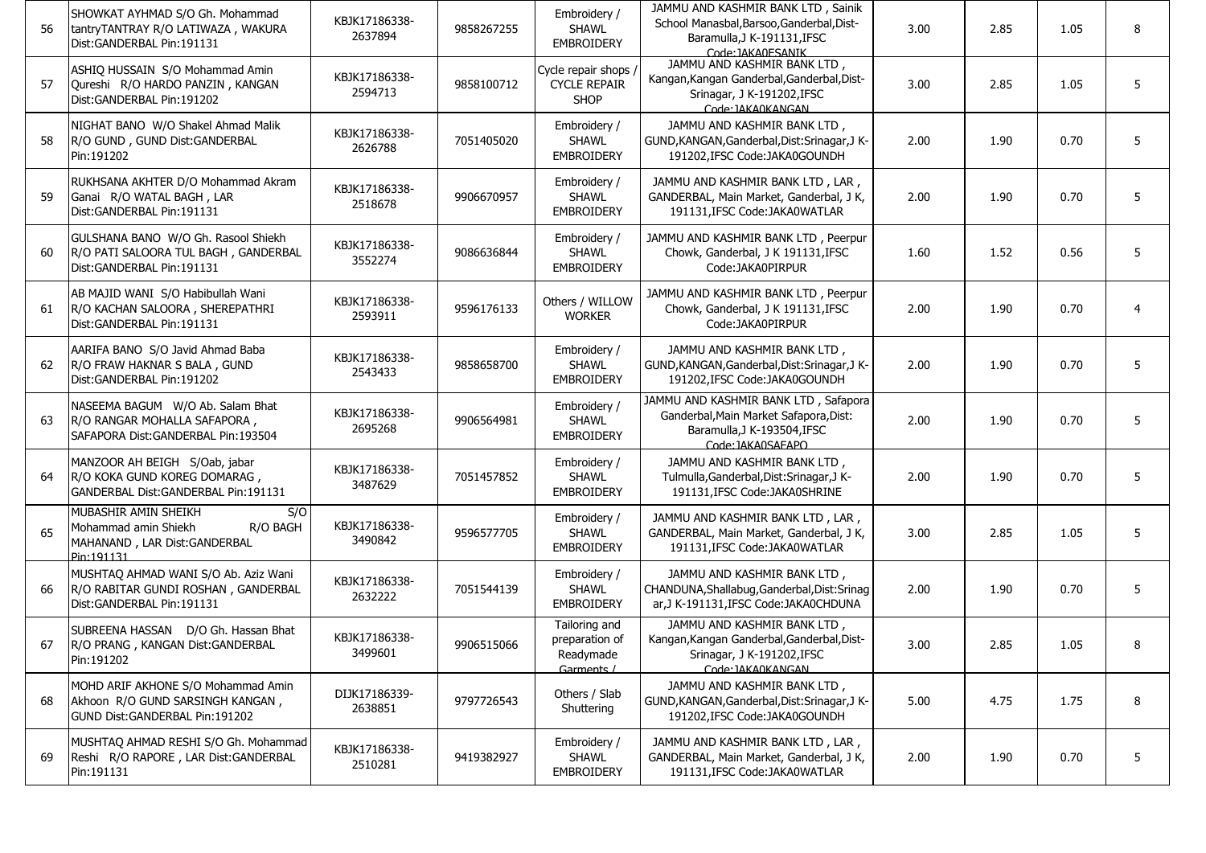| | | | | | | | | | |
|---|---|---|---|---|---|---|---|---|---|
| 56 | SHOWKAT AYHMAD S/O Gh. Mohammad tantryTANTRAY R/O LATIWAZA , WAKURA Dist:GANDERBAL Pin:191131 | KBJK17186338-2637894 | 9858267255 | Embroidery / SHAWL EMBROIDERY | JAMMU AND KASHMIR BANK LTD , Sainik School Manasbal,Barsoo,Ganderbal,Dist-Baramulla,J K-191131,IFSC Code:JAKA0ESANIK | 3.00 | 2.85 | 1.05 | 8 |
| 57 | ASHIQ HUSSAIN S/O Mohammad Amin Qureshi R/O HARDO PANZIN , KANGAN Dist:GANDERBAL Pin:191202 | KBJK17186338-2594713 | 9858100712 | Cycle repair shops / CYCLE REPAIR SHOP | JAMMU AND KASHMIR BANK LTD , Kangan,Kangan Ganderbal,Ganderbal,Dist-Srinagar, J K-191202,IFSC Code:JAKA0KANGAN | 3.00 | 2.85 | 1.05 | 5 |
| 58 | NIGHAT BANO W/O Shakel Ahmad Malik R/O GUND , GUND Dist:GANDERBAL Pin:191202 | KBJK17186338-2626788 | 7051405020 | Embroidery / SHAWL EMBROIDERY | JAMMU AND KASHMIR BANK LTD , GUND,KANGAN,Ganderbal,Dist:Srinagar,J K-191202,IFSC Code:JAKA0GOUNDH | 2.00 | 1.90 | 0.70 | 5 |
| 59 | RUKHSANA AKHTER D/O Mohammad Akram Ganai R/O WATAL BAGH , LAR Dist:GANDERBAL Pin:191131 | KBJK17186338-2518678 | 9906670957 | Embroidery / SHAWL EMBROIDERY | JAMMU AND KASHMIR BANK LTD , LAR , GANDERBAL, Main Market, Ganderbal, J K, 191131,IFSC Code:JAKA0WATLAR | 2.00 | 1.90 | 0.70 | 5 |
| 60 | GULSHANA BANO W/O Gh. Rasool Shiekh R/O PATI SALOORA TUL BAGH , GANDERBAL Dist:GANDERBAL Pin:191131 | KBJK17186338-3552274 | 9086636844 | Embroidery / SHAWL EMBROIDERY | JAMMU AND KASHMIR BANK LTD , Peerpur Chowk, Ganderbal, J K 191131,IFSC Code:JAKA0PIRPUR | 1.60 | 1.52 | 0.56 | 5 |
| 61 | AB MAJID WANI S/O Habibullah Wani R/O KACHAN SALOORA , SHEREPATHRI Dist:GANDERBAL Pin:191131 | KBJK17186338-2593911 | 9596176133 | Others / WILLOW WORKER | JAMMU AND KASHMIR BANK LTD , Peerpur Chowk, Ganderbal, J K 191131,IFSC Code:JAKA0PIRPUR | 2.00 | 1.90 | 0.70 | 4 |
| 62 | AARIFA BANO S/O Javid Ahmad Baba R/O FRAW HAKNAR S BALA , GUND Dist:GANDERBAL Pin:191202 | KBJK17186338-2543433 | 9858658700 | Embroidery / SHAWL EMBROIDERY | JAMMU AND KASHMIR BANK LTD , GUND,KANGAN,Ganderbal,Dist:Srinagar,J K-191202,IFSC Code:JAKA0GOUNDH | 2.00 | 1.90 | 0.70 | 5 |
| 63 | NASEEMA BAGUM W/O Ab. Salam Bhat R/O RANGAR MOHALLA SAFAPORA , SAFAPORA Dist:GANDERBAL Pin:193504 | KBJK17186338-2695268 | 9906564981 | Embroidery / SHAWL EMBROIDERY | JAMMU AND KASHMIR BANK LTD , Safapora Ganderbal,Main Market Safapora,Dist: Baramulla,J K-193504,IFSC Code:JAKA0SAFAPO | 2.00 | 1.90 | 0.70 | 5 |
| 64 | MANZOOR AH BEIGH S/Oab, jabar R/O KOKA GUND KOREG DOMARAG , GANDERBAL Dist:GANDERBAL Pin:191131 | KBJK17186338-3487629 | 7051457852 | Embroidery / SHAWL EMBROIDERY | JAMMU AND KASHMIR BANK LTD , Tulmulla,Ganderbal,Dist:Srinagar,J K-191131,IFSC Code:JAKA0SHRINE | 2.00 | 1.90 | 0.70 | 5 |
| 65 | MUBASHIR AMIN SHEIKH S/O Mohammad amin Shiekh R/O BAGH MAHANAND , LAR Dist:GANDERBAL Pin:191131 | KBJK17186338-3490842 | 9596577705 | Embroidery / SHAWL EMBROIDERY | JAMMU AND KASHMIR BANK LTD , LAR , GANDERBAL, Main Market, Ganderbal, J K, 191131,IFSC Code:JAKA0WATLAR | 3.00 | 2.85 | 1.05 | 5 |
| 66 | MUSHTAQ AHMAD WANI S/O Ab. Aziz Wani R/O RABITAR GUNDI ROSHAN , GANDERBAL Dist:GANDERBAL Pin:191131 | KBJK17186338-2632222 | 7051544139 | Embroidery / SHAWL EMBROIDERY | JAMMU AND KASHMIR BANK LTD , CHANDUNA,Shallabug,Ganderbal,Dist:Srinagar,J K-191131,IFSC Code:JAKA0CHDUNA | 2.00 | 1.90 | 0.70 | 5 |
| 67 | SUBREENA HASSAN D/O Gh. Hassan Bhat R/O PRANG , KANGAN Dist:GANDERBAL Pin:191202 | KBJK17186338-3499601 | 9906515066 | Tailoring and preparation of Readymade Garments / | JAMMU AND KASHMIR BANK LTD , Kangan,Kangan Ganderbal,Ganderbal,Dist-Srinagar, J K-191202,IFSC Code:JAKA0KANGAN | 3.00 | 2.85 | 1.05 | 8 |
| 68 | MOHD ARIF AKHONE S/O Mohammad Amin Akhoon R/O GUND SARSINGH KANGAN , GUND Dist:GANDERBAL Pin:191202 | DIJK17186339-2638851 | 9797726543 | Others / Slab Shuttering | JAMMU AND KASHMIR BANK LTD , GUND,KANGAN,Ganderbal,Dist:Srinagar,J K-191202,IFSC Code:JAKA0GOUNDH | 5.00 | 4.75 | 1.75 | 8 |
| 69 | MUSHTAQ AHMAD RESHI S/O Gh. Mohammad Reshi R/O RAPORE , LAR Dist:GANDERBAL Pin:191131 | KBJK17186338-2510281 | 9419382927 | Embroidery / SHAWL EMBROIDERY | JAMMU AND KASHMIR BANK LTD , LAR , GANDERBAL, Main Market, Ganderbal, J K, 191131,IFSC Code:JAKA0WATLAR | 2.00 | 1.90 | 0.70 | 5 |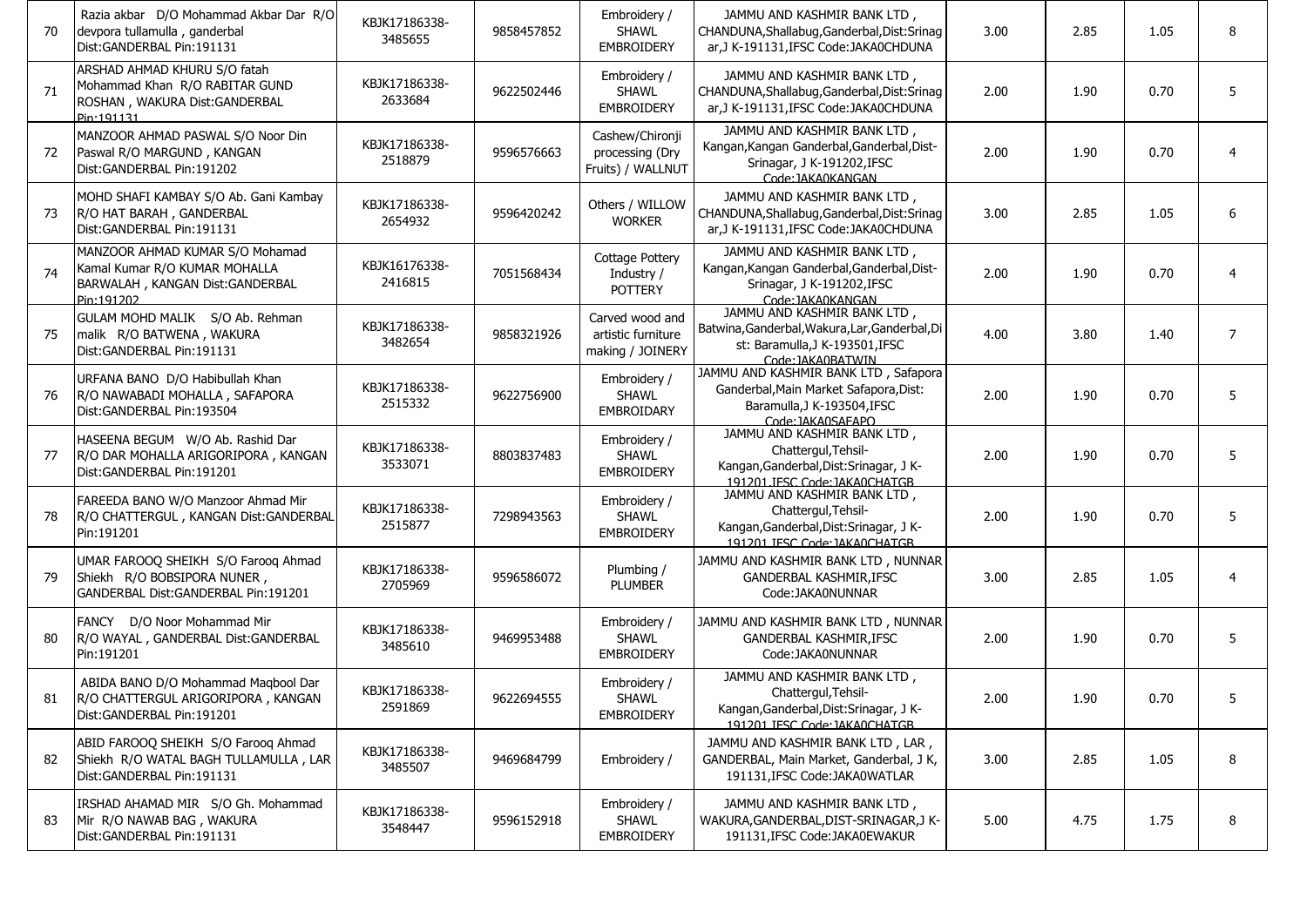| 70 | Razia akbar D/O Mohammad Akbar Dar R/O devpora tullamulla , ganderbal Dist:GANDERBAL Pin:191131 | KBJK17186338-3485655 | 9858457852 | Embroidery / SHAWL EMBROIDERY | JAMMU AND KASHMIR BANK LTD , CHANDUNA,Shallabug,Ganderbal,Dist:Srinagar,J K-191131,IFSC Code:JAKA0CHDUNA | 3.00 | 2.85 | 1.05 | 8 |
|---|---|---|---|---|---|---|---|---|---|
| 71 | ARSHAD AHMAD KHURU S/O fatah Mohammad Khan R/O RABITAR GUND ROSHAN , WAKURA Dist:GANDERBAL Pin:191131 | KBJK17186338-2633684 | 9622502446 | Embroidery / SHAWL EMBROIDERY | JAMMU AND KASHMIR BANK LTD , CHANDUNA,Shallabug,Ganderbal,Dist:Srinagar,J K-191131,IFSC Code:JAKA0CHDUNA | 2.00 | 1.90 | 0.70 | 5 |
| 72 | MANZOOR AHMAD PASWAL S/O Noor Din Paswal R/O MARGUND , KANGAN Dist:GANDERBAL Pin:191202 | KBJK17186338-2518879 | 9596576663 | Cashew/Chironji processing (Dry Fruits) / WALLNUT | JAMMU AND KASHMIR BANK LTD , Kangan,Kangan Ganderbal,Ganderbal,Dist-Srinagar, J K-191202,IFSC Code:JAKA0KANGAN | 2.00 | 1.90 | 0.70 | 4 |
| 73 | MOHD SHAFI KAMBAY S/O Ab. Gani Kambay R/O HAT BARAH , GANDERBAL Dist:GANDERBAL Pin:191131 | KBJK17186338-2654932 | 9596420242 | Others / WILLOW WORKER | JAMMU AND KASHMIR BANK LTD , CHANDUNA,Shallabug,Ganderbal,Dist:Srinagar,J K-191131,IFSC Code:JAKA0CHDUNA | 3.00 | 2.85 | 1.05 | 6 |
| 74 | MANZOOR AHMAD KUMAR S/O Mohamad Kamal Kumar R/O KUMAR MOHALLA BARWALAH , KANGAN Dist:GANDERBAL Pin:191202 | KBJK16176338-2416815 | 7051568434 | Cottage Pottery Industry / POTTERY | JAMMU AND KASHMIR BANK LTD , Kangan,Kangan Ganderbal,Ganderbal,Dist-Srinagar, J K-191202,IFSC Code:JAKA0KANGAN | 2.00 | 1.90 | 0.70 | 4 |
| 75 | GULAM MOHD MALIK S/O Ab. Rehman malik R/O BATWENA , WAKURA Dist:GANDERBAL Pin:191131 | KBJK17186338-3482654 | 9858321926 | Carved wood and artistic furniture making / JOINERY | JAMMU AND KASHMIR BANK LTD , Batwina,Ganderbal,Wakura,Lar,Ganderbal,Dist: Baramulla,J K-193501,IFSC Code:JAKA0BATWIN | 4.00 | 3.80 | 1.40 | 7 |
| 76 | URFANA BANO D/O Habibullah Khan R/O NAWABADI MOHALLA , SAFAPORA Dist:GANDERBAL Pin:193504 | KBJK17186338-2515332 | 9622756900 | Embroidery / SHAWL EMBROIDARY | JAMMU AND KASHMIR BANK LTD , Safapora Ganderbal,Main Market Safapora,Dist: Baramulla,J K-193504,IFSC Code:JAKA0SAFAPO | 2.00 | 1.90 | 0.70 | 5 |
| 77 | HASEENA BEGUM W/O Ab. Rashid Dar R/O DAR MOHALLA ARIGORIPORA , KANGAN Dist:GANDERBAL Pin:191201 | KBJK17186338-3533071 | 8803837483 | Embroidery / SHAWL EMBROIDERY | JAMMU AND KASHMIR BANK LTD , Chattergul,Tehsil-Kangan,Ganderbal,Dist:Srinagar, J K-191201,IFSC Code:JAKA0CHATGB | 2.00 | 1.90 | 0.70 | 5 |
| 78 | FAREEDA BANO W/O Manzoor Ahmad Mir R/O CHATTERGUL , KANGAN Dist:GANDERBAL Pin:191201 | KBJK17186338-2515877 | 7298943563 | Embroidery / SHAWL EMBROIDERY | JAMMU AND KASHMIR BANK LTD , Chattergul,Tehsil-Kangan,Ganderbal,Dist:Srinagar, J K-191201,IFSC Code:JAKA0CHATGB | 2.00 | 1.90 | 0.70 | 5 |
| 79 | UMAR FAROOQ SHEIKH S/O Farooq Ahmad Shiekh R/O BOBSIPORA NUNER , GANDERBAL Dist:GANDERBAL Pin:191201 | KBJK17186338-2705969 | 9596586072 | Plumbing / PLUMBER | JAMMU AND KASHMIR BANK LTD , NUNNAR GANDERBAL KASHMIR,IFSC Code:JAKA0NUNNAR | 3.00 | 2.85 | 1.05 | 4 |
| 80 | FANCY D/O Noor Mohammad Mir R/O WAYAL , GANDERBAL Dist:GANDERBAL Pin:191201 | KBJK17186338-3485610 | 9469953488 | Embroidery / SHAWL EMBROIDERY | JAMMU AND KASHMIR BANK LTD , NUNNAR GANDERBAL KASHMIR,IFSC Code:JAKA0NUNNAR | 2.00 | 1.90 | 0.70 | 5 |
| 81 | ABIDA BANO D/O Mohammad Maqbool Dar R/O CHATTERGUL ARIGORIPORA , KANGAN Dist:GANDERBAL Pin:191201 | KBJK17186338-2591869 | 9622694555 | Embroidery / SHAWL EMBROIDERY | JAMMU AND KASHMIR BANK LTD , Chattergul,Tehsil-Kangan,Ganderbal,Dist:Srinagar, J K-191201,IFSC Code:JAKA0CHATGB | 2.00 | 1.90 | 0.70 | 5 |
| 82 | ABID FAROOQ SHEIKH S/O Farooq Ahmad Shiekh R/O WATAL BAGH TULLAMULLA , LAR Dist:GANDERBAL Pin:191131 | KBJK17186338-3485507 | 9469684799 | Embroidery / | JAMMU AND KASHMIR BANK LTD , LAR , GANDERBAL, Main Market, Ganderbal, J K, 191131,IFSC Code:JAKA0WATLAR | 3.00 | 2.85 | 1.05 | 8 |
| 83 | IRSHAD AHAMAD MIR S/O Gh. Mohammad Mir R/O NAWAB BAG , WAKURA Dist:GANDERBAL Pin:191131 | KBJK17186338-3548447 | 9596152918 | Embroidery / SHAWL EMBROIDERY | JAMMU AND KASHMIR BANK LTD , WAKURA,GANDERBAL,DIST-SRINAGAR,J K-191131,IFSC Code:JAKA0EWAKUR | 5.00 | 4.75 | 1.75 | 8 |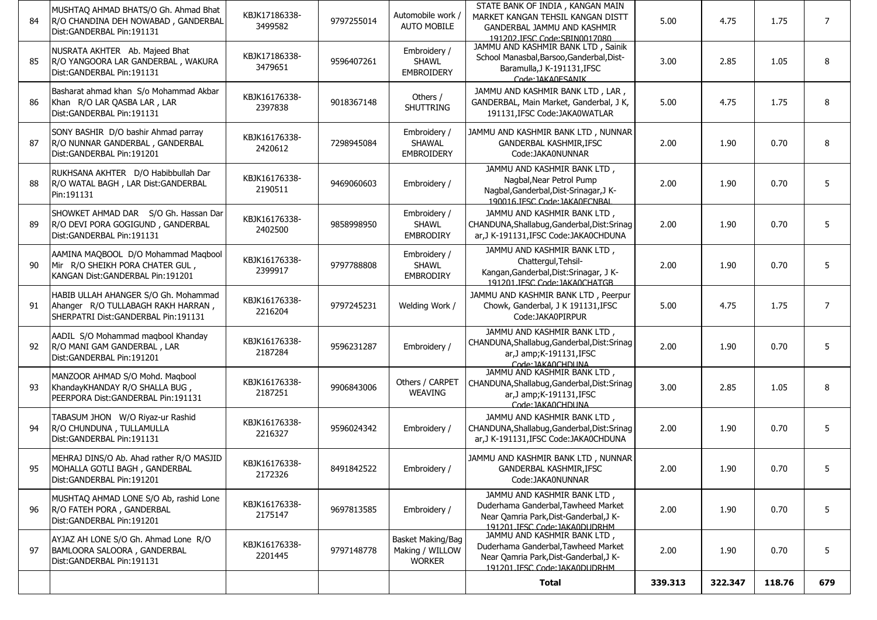| 84 | MUSHTAQ AHMAD BHATS/O Gh. Ahmad Bhat R/O CHANDINA DEH NOWABAD , GANDERBAL Dist:GANDERBAL Pin:191131 | KBJK17186338-3499582 | 9797255014 | Automobile work / AUTO MOBILE | STATE BANK OF INDIA , KANGAN MAIN MARKET KANGAN TEHSIL KANGAN DISTT GANDERBAL JAMMU AND KASHMIR 191202,IFSC Code:SBIN0017080 | 5.00 | 4.75 | 1.75 | 7 |
|---|---|---|---|---|---|---|---|---|---|
| 85 | NUSRATA AKHTER Ab. Majeed Bhat R/O YANGOORA LAR GANDERBAL , WAKURA Dist:GANDERBAL Pin:191131 | KBJK17186338-3479651 | 9596407261 | Embroidery / SHAWL EMBROIDERY | JAMMU AND KASHMIR BANK LTD , Sainik School Manasbal,Barsoo,Ganderbal,Dist-Baramulla,J K-191131,IFSC Code:JAKA0ESANIK | 3.00 | 2.85 | 1.05 | 8 |
| 86 | Basharat ahmad khan S/o Mohammad Akbar Khan R/O LAR QASBA LAR , LAR Dist:GANDERBAL Pin:191131 | KBJK16176338-2397838 | 9018367148 | Others / SHUTTRING | JAMMU AND KASHMIR BANK LTD , LAR , GANDERBAL, Main Market, Ganderbal, J K, 191131,IFSC Code:JAKA0WATLAR | 5.00 | 4.75 | 1.75 | 8 |
| 87 | SONY BASHIR D/O bashir Ahmad parray R/O NUNNAR GANDERBAL , GANDERBAL Dist:GANDERBAL Pin:191201 | KBJK16176338-2420612 | 7298945084 | Embroidery / SHAWAL EMBROIDERY | JAMMU AND KASHMIR BANK LTD , NUNNAR GANDERBAL KASHMIR,IFSC Code:JAKA0NUNNAR | 2.00 | 1.90 | 0.70 | 8 |
| 88 | RUKHSANA AKHTER D/O Habibbullah Dar R/O WATAL BAGH , LAR Dist:GANDERBAL Pin:191131 | KBJK16176338-2190511 | 9469060603 | Embroidery / | JAMMU AND KASHMIR BANK LTD , Nagbal,Near Petrol Pump Nagbal,Ganderbal,Dist-Srinagar,J K-190016,IFSC Code:JAKA0ECNBAL | 2.00 | 1.90 | 0.70 | 5 |
| 89 | SHOWKET AHMAD DAR S/O Gh. Hassan Dar R/O DEVI PORA GOGIGUND , GANDERBAL Dist:GANDERBAL Pin:191131 | KBJK16176338-2402500 | 9858998950 | Embroidery / SHAWL EMBRODIRY | JAMMU AND KASHMIR BANK LTD , CHANDUNA,Shallabug,Ganderbal,Dist:Srinagar,J K-191131,IFSC Code:JAKA0CHDUNA | 2.00 | 1.90 | 0.70 | 5 |
| 90 | AAMINA MAQBOOL D/O Mohammad Maqbool Mir R/O SHEIKH PORA CHATER GUL , KANGAN Dist:GANDERBAL Pin:191201 | KBJK16176338-2399917 | 9797788808 | Embroidery / SHAWL EMBRODIRY | JAMMU AND KASHMIR BANK LTD , Chattergul,Tehsil-Kangan,Ganderbal,Dist:Srinagar, J K-191201,IFSC Code:JAKA0CHATGB | 2.00 | 1.90 | 0.70 | 5 |
| 91 | HABIB ULLAH AHANGER S/O Gh. Mohammad Ahanger R/O TULLABAGH RAKH HARRAN , SHERPATRI Dist:GANDERBAL Pin:191131 | KBJK16176338-2216204 | 9797245231 | Welding Work / | JAMMU AND KASHMIR BANK LTD , Peerpur Chowk, Ganderbal, J K 191131,IFSC Code:JAKA0PIRPUR | 5.00 | 4.75 | 1.75 | 7 |
| 92 | AADIL S/O Mohammad maqbool Khanday R/O MANI GAM GANDERBAL , LAR Dist:GANDERBAL Pin:191201 | KBJK16176338-2187284 | 9596231287 | Embroidery / | JAMMU AND KASHMIR BANK LTD , CHANDUNA,Shallabug,Ganderbal,Dist:Srinagar,J amp;K-191131,IFSC Code:JAKA0CHDUNA | 2.00 | 1.90 | 0.70 | 5 |
| 93 | MANZOOR AHMAD S/O Mohd. Maqbool KhandayKHANDAY R/O SHALLA BUG , PEERPORA Dist:GANDERBAL Pin:191131 | KBJK16176338-2187251 | 9906843006 | Others / CARPET WEAVING | JAMMU AND KASHMIR BANK LTD , CHANDUNA,Shallabug,Ganderbal,Dist:Srinagar,J amp;K-191131,IFSC Code:JAKA0CHDUNA | 3.00 | 2.85 | 1.05 | 8 |
| 94 | TABASUM JHON W/O Riyaz-ur Rashid R/O CHUNDUNA , TULLAMULLA Dist:GANDERBAL Pin:191131 | KBJK16176338-2216327 | 9596024342 | Embroidery / | JAMMU AND KASHMIR BANK LTD , CHANDUNA,Shallabug,Ganderbal,Dist:Srinagar,J K-191131,IFSC Code:JAKA0CHDUNA | 2.00 | 1.90 | 0.70 | 5 |
| 95 | MEHRAJ DINS/O Ab. Ahad rather R/O MASJID MOHALLA GOTLI BAGH , GANDERBAL Dist:GANDERBAL Pin:191201 | KBJK16176338-2172326 | 8491842522 | Embroidery / | JAMMU AND KASHMIR BANK LTD , NUNNAR GANDERBAL KASHMIR,IFSC Code:JAKA0NUNNAR | 2.00 | 1.90 | 0.70 | 5 |
| 96 | MUSHTAQ AHMAD LONE S/O Ab, rashid Lone R/O FATEH PORA , GANDERBAL Dist:GANDERBAL Pin:191201 | KBJK16176338-2175147 | 9697813585 | Embroidery / | JAMMU AND KASHMIR BANK LTD , Duderhama Ganderbal,Tawheed Market Near Qamria Park,Dist-Ganderbal,J K-191201,IFSC Code:JAKA0DUDRHM | 2.00 | 1.90 | 0.70 | 5 |
| 97 | AYJAZ AH LONE S/O Gh. Ahmad Lone R/O BAMLOORA SALOORA , GANDERBAL Dist:GANDERBAL Pin:191131 | KBJK16176338-2201445 | 9797148778 | Basket Making/Bag Making / WILLOW WORKER | JAMMU AND KASHMIR BANK LTD , Duderhama Ganderbal,Tawheed Market Near Qamria Park,Dist-Ganderbal,J K-191201,IFSC Code:JAKA0DUDRHM | 2.00 | 1.90 | 0.70 | 5 |
| | | | | | **Total** | **339.313** | **322.347** | **118.76** | **679** |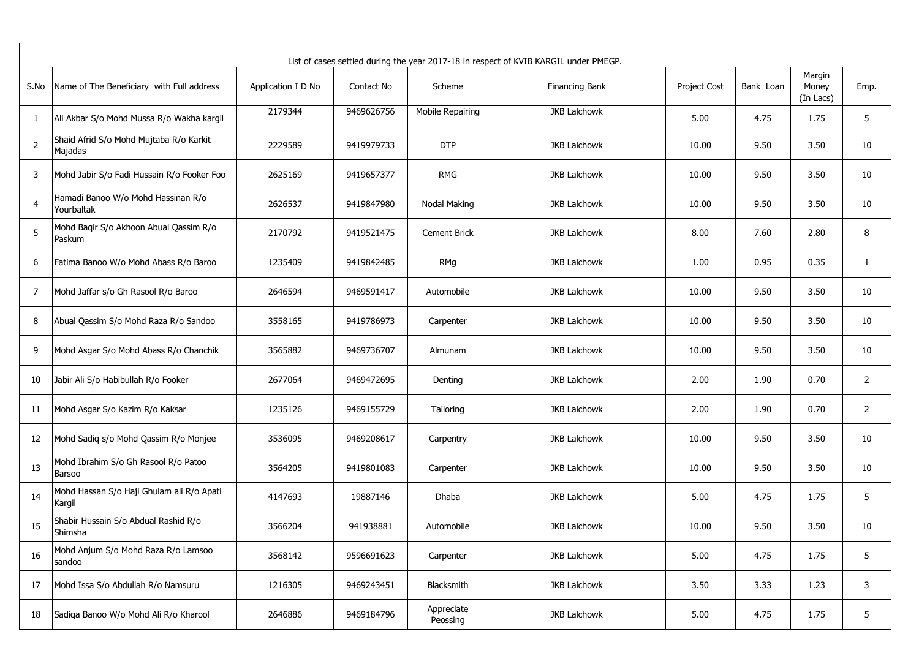List of cases settled during the year 2017-18 in respect of KVIB KARGIL under PMEGP.

| S.No | Name of The Beneficiary with Full address | Application I D No | Contact No | Scheme | Financing Bank | Project Cost | Bank Loan | Margin Money (In Lacs) | Emp. |
|---|---|---|---|---|---|---|---|---|---|
| 1 | Ali Akbar S/o Mohd Mussa R/o Wakha kargil | 2179344 | 9469626756 | Mobile Repairing | JKB Lalchowk | 5.00 | 4.75 | 1.75 | 5 |
| 2 | Shaid Afrid S/o Mohd Mujtaba R/o Karkit Majadas | 2229589 | 9419979733 | DTP | JKB Lalchowk | 10.00 | 9.50 | 3.50 | 10 |
| 3 | Mohd Jabir S/o Fadi Hussain R/o Fooker Foo | 2625169 | 9419657377 | RMG | JKB Lalchowk | 10.00 | 9.50 | 3.50 | 10 |
| 4 | Hamadi Banoo W/o Mohd Hassinan R/o Yourbaltak | 2626537 | 9419847980 | Nodal Making | JKB Lalchowk | 10.00 | 9.50 | 3.50 | 10 |
| 5 | Mohd Baqir S/o Akhoon Abual Qassim R/o Paskum | 2170792 | 9419521475 | Cement Brick | JKB Lalchowk | 8.00 | 7.60 | 2.80 | 8 |
| 6 | Fatima Banoo W/o Mohd Abass R/o Baroo | 1235409 | 9419842485 | RMg | JKB Lalchowk | 1.00 | 0.95 | 0.35 | 1 |
| 7 | Mohd Jaffar s/o Gh Rasool R/o Baroo | 2646594 | 9469591417 | Automobile | JKB Lalchowk | 10.00 | 9.50 | 3.50 | 10 |
| 8 | Abual Qassim S/o Mohd Raza R/o Sandoo | 3558165 | 9419786973 | Carpenter | JKB Lalchowk | 10.00 | 9.50 | 3.50 | 10 |
| 9 | Mohd Asgar S/o Mohd Abass R/o Chanchik | 3565882 | 9469736707 | Almunam | JKB Lalchowk | 10.00 | 9.50 | 3.50 | 10 |
| 10 | Jabir Ali S/o Habibullah R/o Fooker | 2677064 | 9469472695 | Denting | JKB Lalchowk | 2.00 | 1.90 | 0.70 | 2 |
| 11 | Mohd Asgar S/o Kazim R/o Kaksar | 1235126 | 9469155729 | Tailoring | JKB Lalchowk | 2.00 | 1.90 | 0.70 | 2 |
| 12 | Mohd Sadiq s/o Mohd Qassim R/o Monjee | 3536095 | 9469208617 | Carpentry | JKB Lalchowk | 10.00 | 9.50 | 3.50 | 10 |
| 13 | Mohd Ibrahim S/o Gh Rasool R/o Patoo Barsoo | 3564205 | 9419801083 | Carpenter | JKB Lalchowk | 10.00 | 9.50 | 3.50 | 10 |
| 14 | Mohd Hassan S/o Haji Ghulam ali R/o Apati Kargil | 4147693 | 19887146 | Dhaba | JKB Lalchowk | 5.00 | 4.75 | 1.75 | 5 |
| 15 | Shabir Hussain S/o Abdual Rashid R/o Shimsha | 3566204 | 941938881 | Automobile | JKB Lalchowk | 10.00 | 9.50 | 3.50 | 10 |
| 16 | Mohd Anjum S/o Mohd Raza R/o Lamsoo sandoo | 3568142 | 9596691623 | Carpenter | JKB Lalchowk | 5.00 | 4.75 | 1.75 | 5 |
| 17 | Mohd Issa S/o Abdullah R/o Namsuru | 1216305 | 9469243451 | Blacksmith | JKB Lalchowk | 3.50 | 3.33 | 1.23 | 3 |
| 18 | Sadiqa Banoo W/o Mohd Ali R/o Kharool | 2646886 | 9469184796 | Appreciate Peossing | JKB Lalchowk | 5.00 | 4.75 | 1.75 | 5 |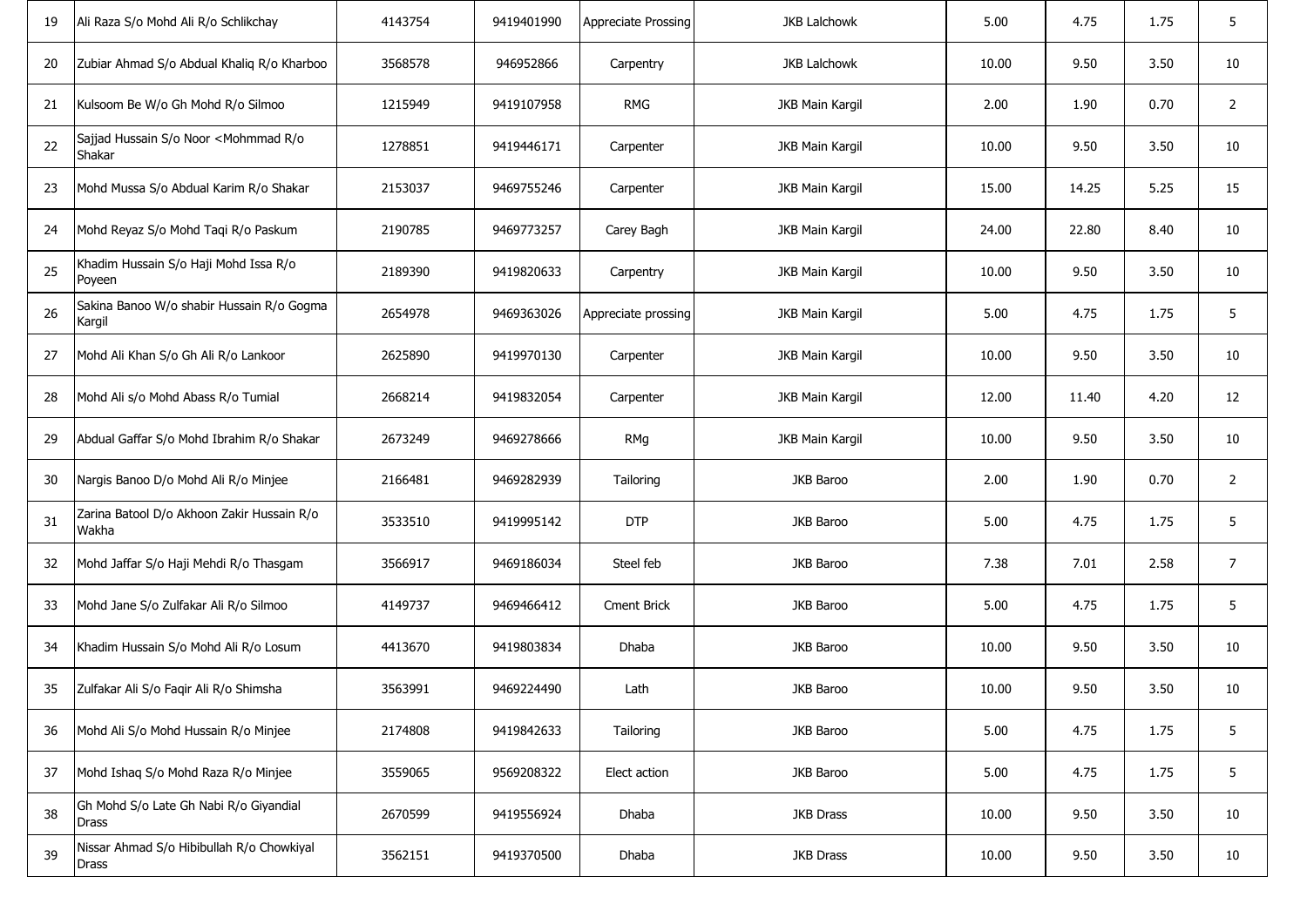| | | | | | | | | | |
|---|---|---|---|---|---|---|---|---|---|
| 19 | Ali Raza S/o Mohd Ali R/o Schlikchay | 4143754 | 9419401990 | Appreciate Prossing | JKB Lalchowk | 5.00 | 4.75 | 1.75 | 5 |
| 20 | Zubiar Ahmad S/o Abdual Khaliq R/o Kharboo | 3568578 | 946952866 | Carpentry | JKB Lalchowk | 10.00 | 9.50 | 3.50 | 10 |
| 21 | Kulsoom Be W/o Gh Mohd R/o Silmoo | 1215949 | 9419107958 | RMG | JKB Main Kargil | 2.00 | 1.90 | 0.70 | 2 |
| 22 | Sajjad Hussain S/o Noor <Mohmmad R/o Shakar | 1278851 | 9419446171 | Carpenter | JKB Main Kargil | 10.00 | 9.50 | 3.50 | 10 |
| 23 | Mohd Mussa S/o Abdual Karim R/o Shakar | 2153037 | 9469755246 | Carpenter | JKB Main Kargil | 15.00 | 14.25 | 5.25 | 15 |
| 24 | Mohd Reyaz S/o Mohd Taqi R/o Paskum | 2190785 | 9469773257 | Carey Bagh | JKB Main Kargil | 24.00 | 22.80 | 8.40 | 10 |
| 25 | Khadim Hussain S/o Haji Mohd Issa R/o Poyeen | 2189390 | 9419820633 | Carpentry | JKB Main Kargil | 10.00 | 9.50 | 3.50 | 10 |
| 26 | Sakina Banoo W/o shabir Hussain R/o Gogma Kargil | 2654978 | 9469363026 | Appreciate prossing | JKB Main Kargil | 5.00 | 4.75 | 1.75 | 5 |
| 27 | Mohd Ali Khan S/o Gh Ali R/o Lankoor | 2625890 | 9419970130 | Carpenter | JKB Main Kargil | 10.00 | 9.50 | 3.50 | 10 |
| 28 | Mohd Ali s/o Mohd Abass R/o Tumial | 2668214 | 9419832054 | Carpenter | JKB Main Kargil | 12.00 | 11.40 | 4.20 | 12 |
| 29 | Abdual Gaffar S/o Mohd Ibrahim R/o Shakar | 2673249 | 9469278666 | RMg | JKB Main Kargil | 10.00 | 9.50 | 3.50 | 10 |
| 30 | Nargis Banoo D/o Mohd Ali R/o Minjee | 2166481 | 9469282939 | Tailoring | JKB Baroo | 2.00 | 1.90 | 0.70 | 2 |
| 31 | Zarina Batool D/o Akhoon Zakir Hussain R/o Wakha | 3533510 | 9419995142 | DTP | JKB Baroo | 5.00 | 4.75 | 1.75 | 5 |
| 32 | Mohd Jaffar S/o Haji Mehdi R/o Thasgam | 3566917 | 9469186034 | Steel feb | JKB Baroo | 7.38 | 7.01 | 2.58 | 7 |
| 33 | Mohd Jane S/o Zulfakar Ali R/o Silmoo | 4149737 | 9469466412 | Cment Brick | JKB Baroo | 5.00 | 4.75 | 1.75 | 5 |
| 34 | Khadim Hussain S/o Mohd Ali R/o Losum | 4413670 | 9419803834 | Dhaba | JKB Baroo | 10.00 | 9.50 | 3.50 | 10 |
| 35 | Zulfakar Ali S/o Faqir Ali R/o Shimsha | 3563991 | 9469224490 | Lath | JKB Baroo | 10.00 | 9.50 | 3.50 | 10 |
| 36 | Mohd Ali S/o Mohd Hussain R/o Minjee | 2174808 | 9419842633 | Tailoring | JKB Baroo | 5.00 | 4.75 | 1.75 | 5 |
| 37 | Mohd Ishaq S/o Mohd Raza R/o Minjee | 3559065 | 9569208322 | Elect action | JKB Baroo | 5.00 | 4.75 | 1.75 | 5 |
| 38 | Gh Mohd S/o Late Gh Nabi R/o Giyandial Drass | 2670599 | 9419556924 | Dhaba | JKB Drass | 10.00 | 9.50 | 3.50 | 10 |
| 39 | Nissar Ahmad S/o Hibibullah R/o Chowkiyal Drass | 3562151 | 9419370500 | Dhaba | JKB Drass | 10.00 | 9.50 | 3.50 | 10 |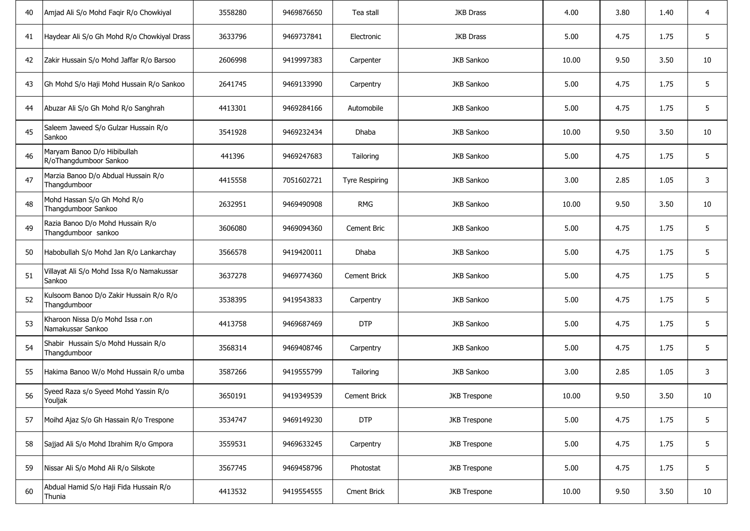| | | | | | | | | | |
|---|---|---|---|---|---|---|---|---|---|
| 40 | Amjad Ali S/o Mohd Faqir R/o Chowkiyal | 3558280 | 9469876650 | Tea stall | JKB Drass | 4.00 | 3.80 | 1.40 | 4 |
| 41 | Haydear Ali S/o Gh Mohd R/o Chowkiyal Drass | 3633796 | 9469737841 | Electronic | JKB Drass | 5.00 | 4.75 | 1.75 | 5 |
| 42 | Zakir Hussain S/o Mohd Jaffar R/o Barsoo | 2606998 | 9419997383 | Carpenter | JKB Sankoo | 10.00 | 9.50 | 3.50 | 10 |
| 43 | Gh Mohd S/o Haji Mohd Hussain R/o Sankoo | 2641745 | 9469133990 | Carpentry | JKB Sankoo | 5.00 | 4.75 | 1.75 | 5 |
| 44 | Abuzar Ali S/o Gh Mohd R/o Sanghrah | 4413301 | 9469284166 | Automobile | JKB Sankoo | 5.00 | 4.75 | 1.75 | 5 |
| 45 | Saleem Jaweed S/o Gulzar Hussain R/o Sankoo | 3541928 | 9469232434 | Dhaba | JKB Sankoo | 10.00 | 9.50 | 3.50 | 10 |
| 46 | Maryam Banoo D/o Hibibullah R/oThangdumboor Sankoo | 441396 | 9469247683 | Tailoring | JKB Sankoo | 5.00 | 4.75 | 1.75 | 5 |
| 47 | Marzia Banoo D/o Abdual Hussain R/o Thangdumboor | 4415558 | 7051602721 | Tyre Respiring | JKB Sankoo | 3.00 | 2.85 | 1.05 | 3 |
| 48 | Mohd Hassan S/o Gh Mohd R/o Thangdumboor Sankoo | 2632951 | 9469490908 | RMG | JKB Sankoo | 10.00 | 9.50 | 3.50 | 10 |
| 49 | Razia Banoo D/o Mohd Hussain R/o Thangdumboor sankoo | 3606080 | 9469094360 | Cement Bric | JKB Sankoo | 5.00 | 4.75 | 1.75 | 5 |
| 50 | Habobullah S/o Mohd Jan R/o Lankarchay | 3566578 | 9419420011 | Dhaba | JKB Sankoo | 5.00 | 4.75 | 1.75 | 5 |
| 51 | Villayat Ali S/o Mohd Issa R/o Namakussar Sankoo | 3637278 | 9469774360 | Cement Brick | JKB Sankoo | 5.00 | 4.75 | 1.75 | 5 |
| 52 | Kulsoom Banoo D/o Zakir Hussain R/o R/o Thangdumboor | 3538395 | 9419543833 | Carpentry | JKB Sankoo | 5.00 | 4.75 | 1.75 | 5 |
| 53 | Kharoon Nissa D/o Mohd Issa r.on Namakussar Sankoo | 4413758 | 9469687469 | DTP | JKB Sankoo | 5.00 | 4.75 | 1.75 | 5 |
| 54 | Shabir Hussain S/o Mohd Hussain R/o Thangdumboor | 3568314 | 9469408746 | Carpentry | JKB Sankoo | 5.00 | 4.75 | 1.75 | 5 |
| 55 | Hakima Banoo W/o Mohd Hussain R/o umba | 3587266 | 9419555799 | Tailoring | JKB Sankoo | 3.00 | 2.85 | 1.05 | 3 |
| 56 | Syeed Raza s/o Syeed Mohd Yassin R/o Youljak | 3650191 | 9419349539 | Cement Brick | JKB Trespone | 10.00 | 9.50 | 3.50 | 10 |
| 57 | Moihd Ajaz S/o Gh Hassain R/o Trespone | 3534747 | 9469149230 | DTP | JKB Trespone | 5.00 | 4.75 | 1.75 | 5 |
| 58 | Sajjad Ali S/o Mohd Ibrahim R/o Gmpora | 3559531 | 9469633245 | Carpentry | JKB Trespone | 5.00 | 4.75 | 1.75 | 5 |
| 59 | Nissar Ali S/o Mohd Ali R/o Silskote | 3567745 | 9469458796 | Photostat | JKB Trespone | 5.00 | 4.75 | 1.75 | 5 |
| 60 | Abdual Hamid S/o Haji Fida Hussain R/o Thunia | 4413532 | 9419554555 | Cment Brick | JKB Trespone | 10.00 | 9.50 | 3.50 | 10 |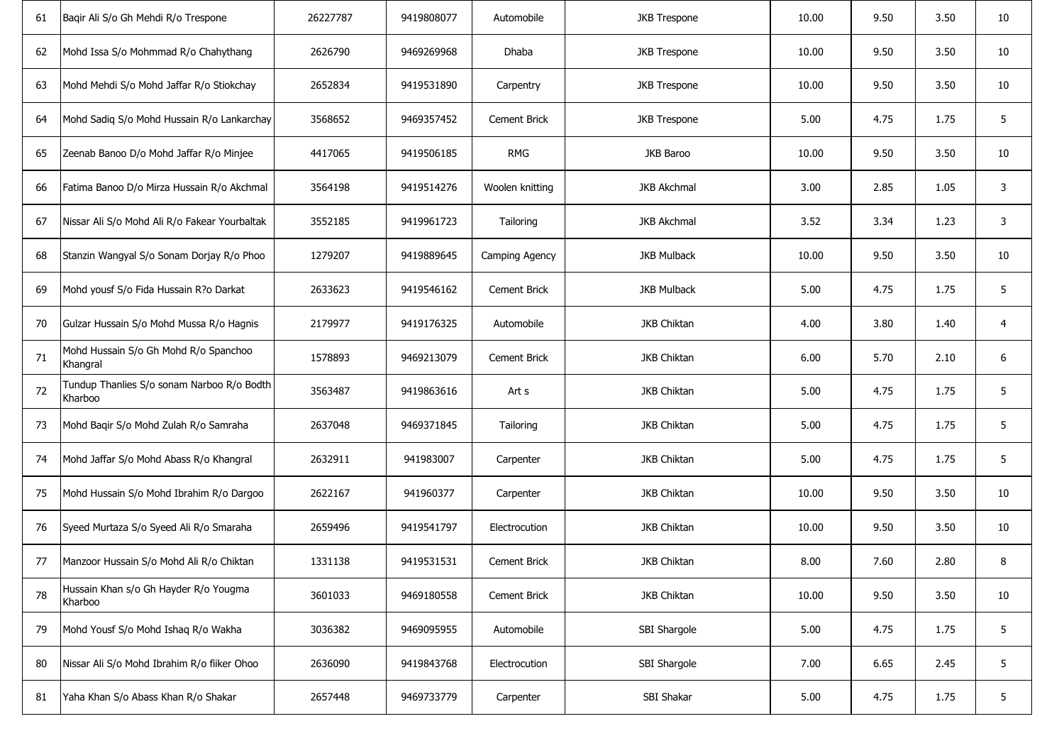| | | | | | | | | | |
|---|---|---|---|---|---|---|---|---|---|
| 61 | Baqir Ali S/o Gh Mehdi R/o Trespone | 26227787 | 9419808077 | Automobile | JKB Trespone | 10.00 | 9.50 | 3.50 | 10 |
| 62 | Mohd Issa S/o Mohmmad R/o Chahythang | 2626790 | 9469269968 | Dhaba | JKB Trespone | 10.00 | 9.50 | 3.50 | 10 |
| 63 | Mohd Mehdi S/o Mohd Jaffar R/o Stiokchay | 2652834 | 9419531890 | Carpentry | JKB Trespone | 10.00 | 9.50 | 3.50 | 10 |
| 64 | Mohd Sadiq S/o Mohd Hussain R/o Lankarchay | 3568652 | 9469357452 | Cement Brick | JKB Trespone | 5.00 | 4.75 | 1.75 | 5 |
| 65 | Zeenab Banoo D/o Mohd Jaffar R/o Minjee | 4417065 | 9419506185 | RMG | JKB Baroo | 10.00 | 9.50 | 3.50 | 10 |
| 66 | Fatima Banoo D/o Mirza Hussain R/o Akchmal | 3564198 | 9419514276 | Woolen knitting | JKB Akchmal | 3.00 | 2.85 | 1.05 | 3 |
| 67 | Nissar Ali S/o Mohd Ali R/o Fakear Yourbaltak | 3552185 | 9419961723 | Tailoring | JKB Akchmal | 3.52 | 3.34 | 1.23 | 3 |
| 68 | Stanzin Wangyal S/o Sonam Dorjay R/o Phoo | 1279207 | 9419889645 | Camping Agency | JKB Mulback | 10.00 | 9.50 | 3.50 | 10 |
| 69 | Mohd yousf S/o Fida Hussain R?o Darkat | 2633623 | 9419546162 | Cement Brick | JKB Mulback | 5.00 | 4.75 | 1.75 | 5 |
| 70 | Gulzar Hussain S/o Mohd Mussa R/o Hagnis | 2179977 | 9419176325 | Automobile | JKB Chiktan | 4.00 | 3.80 | 1.40 | 4 |
| 71 | Mohd Hussain S/o Gh Mohd R/o Spanchoo Khangral | 1578893 | 9469213079 | Cement Brick | JKB Chiktan | 6.00 | 5.70 | 2.10 | 6 |
| 72 | Tundup Thanlies S/o sonam Narboo R/o Bodth Kharboo | 3563487 | 9419863616 | Art s | JKB Chiktan | 5.00 | 4.75 | 1.75 | 5 |
| 73 | Mohd Baqir S/o Mohd Zulah R/o Samraha | 2637048 | 9469371845 | Tailoring | JKB Chiktan | 5.00 | 4.75 | 1.75 | 5 |
| 74 | Mohd Jaffar S/o Mohd Abass R/o Khangral | 2632911 | 941983007 | Carpenter | JKB Chiktan | 5.00 | 4.75 | 1.75 | 5 |
| 75 | Mohd Hussain S/o Mohd Ibrahim R/o Dargoo | 2622167 | 941960377 | Carpenter | JKB Chiktan | 10.00 | 9.50 | 3.50 | 10 |
| 76 | Syeed Murtaza S/o Syeed Ali R/o Smaraha | 2659496 | 9419541797 | Electrocution | JKB Chiktan | 10.00 | 9.50 | 3.50 | 10 |
| 77 | Manzoor Hussain S/o Mohd Ali R/o Chiktan | 1331138 | 9419531531 | Cement Brick | JKB Chiktan | 8.00 | 7.60 | 2.80 | 8 |
| 78 | Hussain Khan s/o Gh Hayder R/o Yougma Kharboo | 3601033 | 9469180558 | Cement Brick | JKB Chiktan | 10.00 | 9.50 | 3.50 | 10 |
| 79 | Mohd Yousf S/o Mohd Ishaq R/o Wakha | 3036382 | 9469095955 | Automobile | SBI Shargole | 5.00 | 4.75 | 1.75 | 5 |
| 80 | Nissar Ali S/o Mohd Ibrahim R/o fiiker Ohoo | 2636090 | 9419843768 | Electrocution | SBI Shargole | 7.00 | 6.65 | 2.45 | 5 |
| 81 | Yaha Khan S/o Abass Khan R/o Shakar | 2657448 | 9469733779 | Carpenter | SBI Shakar | 5.00 | 4.75 | 1.75 | 5 |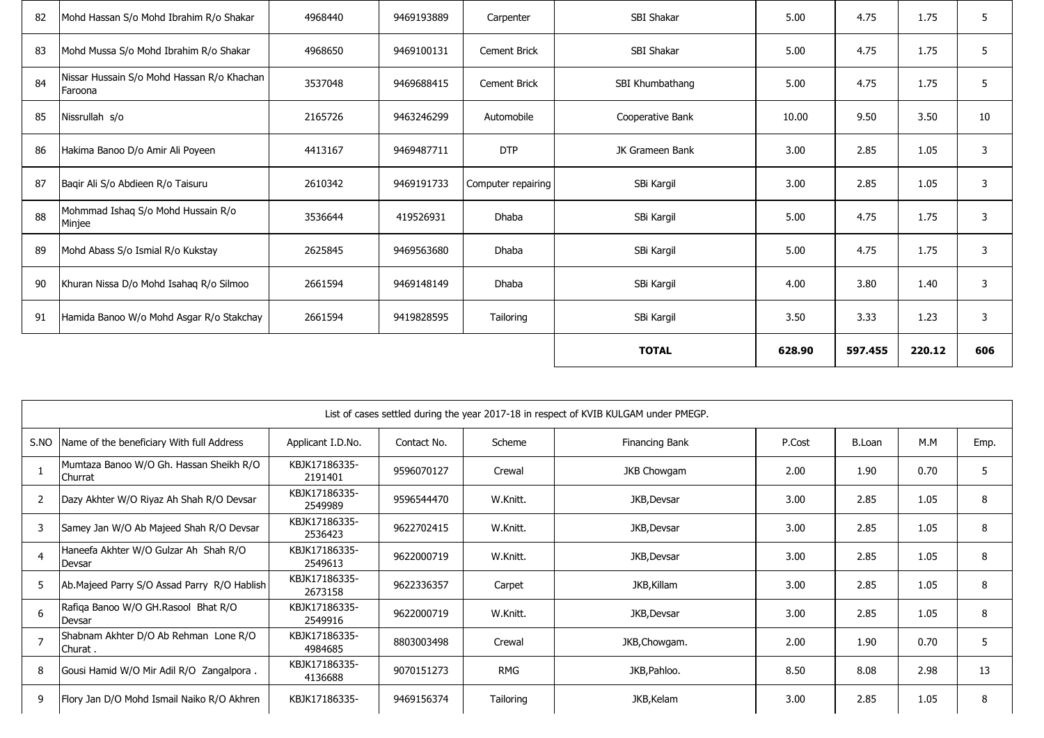| 82 | Mohd Hassan S/o Mohd Ibrahim R/o Shakar | 4968440 | 9469193889 | Carpenter | SBI Shakar | 5.00 | 4.75 | 1.75 | 5 |
|---|---|---|---|---|---|---|---|---|---|
| 83 | Mohd Mussa S/o Mohd Ibrahim R/o Shakar | 4968650 | 9469100131 | Cement Brick | SBI Shakar | 5.00 | 4.75 | 1.75 | 5 |
| 84 | Nissar Hussain S/o Mohd Hassan R/o Khachan Faroona | 3537048 | 9469688415 | Cement Brick | SBI Khumbathang | 5.00 | 4.75 | 1.75 | 5 |
| 85 | Nissrullah s/o | 2165726 | 9463246299 | Automobile | Cooperative Bank | 10.00 | 9.50 | 3.50 | 10 |
| 86 | Hakima Banoo D/o Amir Ali Poyeen | 4413167 | 9469487711 | DTP | JK Grameen Bank | 3.00 | 2.85 | 1.05 | 3 |
| 87 | Baqir Ali S/o Abdieen R/o Taisuru | 2610342 | 9469191733 | Computer repairing | SBi Kargil | 3.00 | 2.85 | 1.05 | 3 |
| 88 | Mohmmad Ishaq S/o Mohd Hussain R/o Minjee | 3536644 | 419526931 | Dhaba | SBi Kargil | 5.00 | 4.75 | 1.75 | 3 |
| 89 | Mohd Abass S/o Ismial R/o Kukstay | 2625845 | 9469563680 | Dhaba | SBi Kargil | 5.00 | 4.75 | 1.75 | 3 |
| 90 | Khuran Nissa D/o Mohd Isahaq R/o Silmoo | 2661594 | 9469148149 | Dhaba | SBi Kargil | 4.00 | 3.80 | 1.40 | 3 |
| 91 | Hamida Banoo W/o Mohd Asgar R/o Stakchay | 2661594 | 9419828595 | Tailoring | SBi Kargil | 3.50 | 3.33 | 1.23 | 3 |
| | | | | | **TOTAL** | **628.90** | **597.455** | **220.12** | **606** |

List of cases settled during the year 2017-18 in respect of KVIB KULGAM under PMEGP.

| S.NO | Name of the beneficiary With full Address | Applicant I.D.No. | Contact No. | Scheme | Financing Bank | P.Cost | B.Loan | M.M | Emp. |
|---|---|---|---|---|---|---|---|---|---|
| 1 | Mumtaza Banoo W/O Gh. Hassan Sheikh R/O Churrat | KBJK17186335-2191401 | 9596070127 | Crewal | JKB Chowgam | 2.00 | 1.90 | 0.70 | 5 |
| 2 | Dazy Akhter W/O Riyaz Ah Shah R/O Devsar | KBJK17186335-2549989 | 9596544470 | W.Knitt. | JKB,Devsar | 3.00 | 2.85 | 1.05 | 8 |
| 3 | Samey Jan W/O Ab Majeed Shah R/O Devsar | KBJK17186335-2536423 | 9622702415 | W.Knitt. | JKB,Devsar | 3.00 | 2.85 | 1.05 | 8 |
| 4 | Haneefa Akhter W/O Gulzar Ah Shah R/O Devsar | KBJK17186335-2549613 | 9622000719 | W.Knitt. | JKB,Devsar | 3.00 | 2.85 | 1.05 | 8 |
| 5 | Ab.Majeed Parry S/O Assad Parry R/O Hablish | KBJK17186335-2673158 | 9622336357 | Carpet | JKB,Killam | 3.00 | 2.85 | 1.05 | 8 |
| 6 | Rafiqa Banoo W/O GH.Rasool Bhat R/O Devsar | KBJK17186335-2549916 | 9622000719 | W.Knitt. | JKB,Devsar | 3.00 | 2.85 | 1.05 | 8 |
| 7 | Shabnam Akhter D/O Ab Rehman Lone R/O Churat . | KBJK17186335-4984685 | 8803003498 | Crewal | JKB,Chowgam. | 2.00 | 1.90 | 0.70 | 5 |
| 8 | Gousi Hamid W/O Mir Adil R/O Zangalpora . | KBJK17186335-4136688 | 9070151273 | RMG | JKB,Pahloo. | 8.50 | 8.08 | 2.98 | 13 |
| 9 | Flory Jan D/O Mohd Ismail Naiko R/O Akhren | KBJK17186335- | 9469156374 | Tailoring | JKB,Kelam | 3.00 | 2.85 | 1.05 | 8 |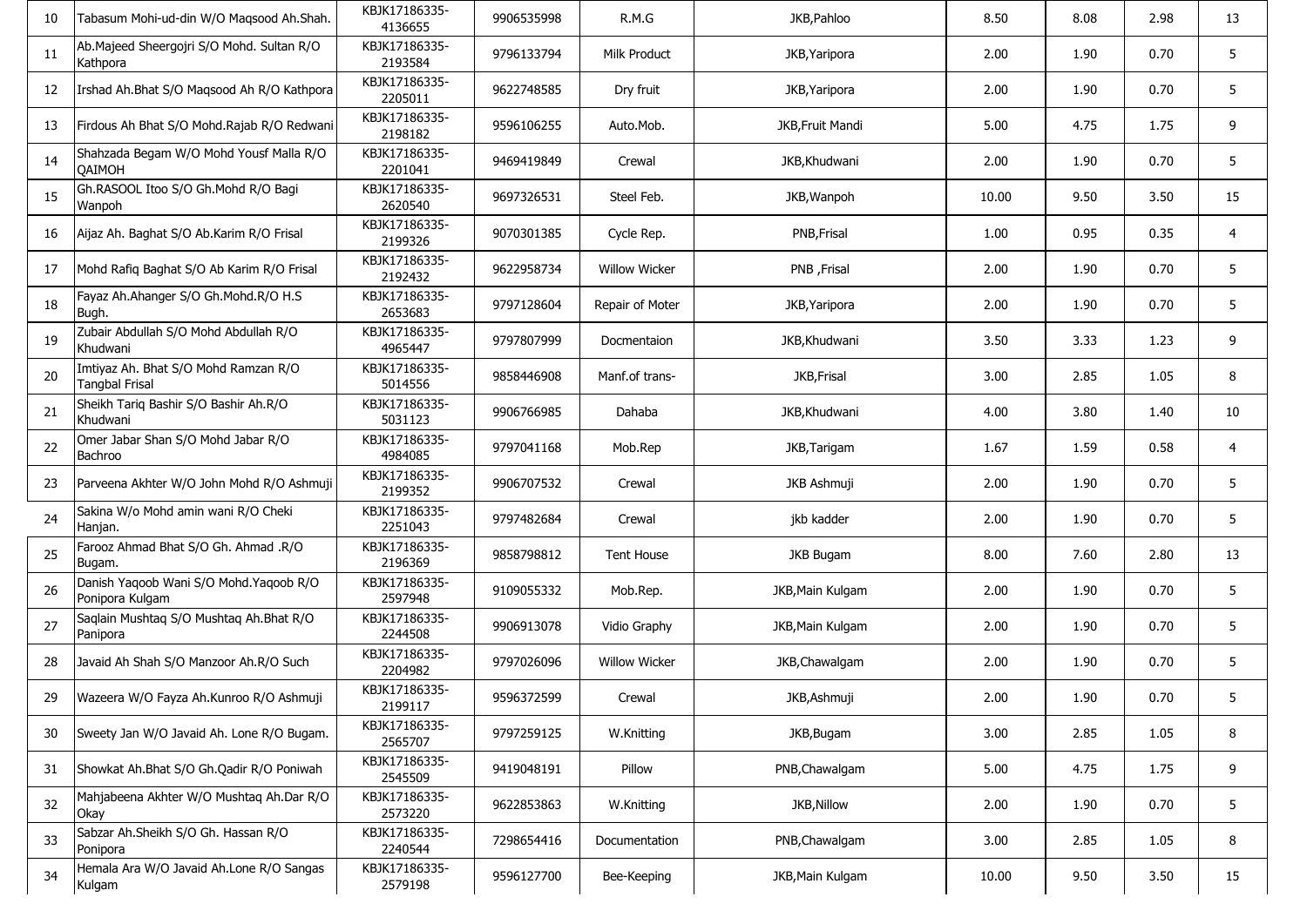| 10 | Tabasum Mohi-ud-din W/O Maqsood Ah.Shah. | KBJK17186335-4136655 | 9906535998 | R.M.G | JKB,Pahloo | 8.50 | 8.08 | 2.98 | 13 |
|---|---|---|---|---|---|---|---|---|---|
| 11 | Ab.Majeed Sheergojri S/O Mohd. Sultan R/O Kathpora | KBJK17186335-2193584 | 9796133794 | Milk Product | JKB,Yaripora | 2.00 | 1.90 | 0.70 | 5 |
| 12 | Irshad Ah.Bhat S/O Maqsood Ah R/O Kathpora | KBJK17186335-2205011 | 9622748585 | Dry fruit | JKB,Yaripora | 2.00 | 1.90 | 0.70 | 5 |
| 13 | Firdous Ah Bhat S/O Mohd.Rajab R/O Redwani | KBJK17186335-2198182 | 9596106255 | Auto.Mob. | JKB,Fruit Mandi | 5.00 | 4.75 | 1.75 | 9 |
| 14 | Shahzada Begam W/O Mohd Yousf Malla R/O QAIMOH | KBJK17186335-2201041 | 9469419849 | Crewal | JKB,Khudwani | 2.00 | 1.90 | 0.70 | 5 |
| 15 | Gh.RASOOL Itoo S/O Gh.Mohd R/O Bagi Wanpoh | KBJK17186335-2620540 | 9697326531 | Steel Feb. | JKB,Wanpoh | 10.00 | 9.50 | 3.50 | 15 |
| 16 | Aijaz Ah. Baghat S/O Ab.Karim R/O Frisal | KBJK17186335-2199326 | 9070301385 | Cycle Rep. | PNB,Frisal | 1.00 | 0.95 | 0.35 | 4 |
| 17 | Mohd Rafiq Baghat S/O Ab Karim R/O Frisal | KBJK17186335-2192432 | 9622958734 | Willow Wicker | PNB ,Frisal | 2.00 | 1.90 | 0.70 | 5 |
| 18 | Fayaz Ah.Ahanger S/O Gh.Mohd.R/O H.S Bugh. | KBJK17186335-2653683 | 9797128604 | Repair of Moter | JKB,Yaripora | 2.00 | 1.90 | 0.70 | 5 |
| 19 | Zubair Abdullah S/O Mohd Abdullah R/O Khudwani | KBJK17186335-4965447 | 9797807999 | Docmentaion | JKB,Khudwani | 3.50 | 3.33 | 1.23 | 9 |
| 20 | Imtiyaz Ah. Bhat S/O Mohd Ramzan R/O Tangbal Frisal | KBJK17186335-5014556 | 9858446908 | Manf.of trans- | JKB,Frisal | 3.00 | 2.85 | 1.05 | 8 |
| 21 | Sheikh Tariq Bashir S/O Bashir Ah.R/O Khudwani | KBJK17186335-5031123 | 9906766985 | Dahaba | JKB,Khudwani | 4.00 | 3.80 | 1.40 | 10 |
| 22 | Omer Jabar Shan S/O Mohd Jabar R/O Bachroo | KBJK17186335-4984085 | 9797041168 | Mob.Rep | JKB,Tarigam | 1.67 | 1.59 | 0.58 | 4 |
| 23 | Parveena Akhter W/O John Mohd R/O Ashmuji | KBJK17186335-2199352 | 9906707532 | Crewal | JKB Ashmuji | 2.00 | 1.90 | 0.70 | 5 |
| 24 | Sakina W/o Mohd amin wani R/O Cheki Hanjan. | KBJK17186335-2251043 | 9797482684 | Crewal | jkb kadder | 2.00 | 1.90 | 0.70 | 5 |
| 25 | Farooz Ahmad Bhat S/O Gh. Ahmad .R/O Bugam. | KBJK17186335-2196369 | 9858798812 | Tent House | JKB Bugam | 8.00 | 7.60 | 2.80 | 13 |
| 26 | Danish Yaqoob Wani S/O Mohd.Yaqoob R/O Ponipora Kulgam | KBJK17186335-2597948 | 9109055332 | Mob.Rep. | JKB,Main Kulgam | 2.00 | 1.90 | 0.70 | 5 |
| 27 | Saqlain Mushtaq S/O Mushtaq Ah.Bhat R/O Panipora | KBJK17186335-2244508 | 9906913078 | Vidio Graphy | JKB,Main Kulgam | 2.00 | 1.90 | 0.70 | 5 |
| 28 | Javaid Ah Shah S/O Manzoor Ah.R/O Such | KBJK17186335-2204982 | 9797026096 | Willow Wicker | JKB,Chawalgam | 2.00 | 1.90 | 0.70 | 5 |
| 29 | Wazeera W/O Fayza Ah.Kunroo R/O Ashmuji | KBJK17186335-2199117 | 9596372599 | Crewal | JKB,Ashmuji | 2.00 | 1.90 | 0.70 | 5 |
| 30 | Sweety Jan W/O Javaid Ah. Lone R/O Bugam. | KBJK17186335-2565707 | 9797259125 | W.Knitting | JKB,Bugam | 3.00 | 2.85 | 1.05 | 8 |
| 31 | Showkat Ah.Bhat S/O Gh.Qadir R/O Poniwah | KBJK17186335-2545509 | 9419048191 | Pillow | PNB,Chawalgam | 5.00 | 4.75 | 1.75 | 9 |
| 32 | Mahjabeena Akhter W/O Mushtaq Ah.Dar R/O Okay | KBJK17186335-2573220 | 9622853863 | W.Knitting | JKB,Nillow | 2.00 | 1.90 | 0.70 | 5 |
| 33 | Sabzar Ah.Sheikh S/O Gh. Hassan R/O Ponipora | KBJK17186335-2240544 | 7298654416 | Documentation | PNB,Chawalgam | 3.00 | 2.85 | 1.05 | 8 |
| 34 | Hemala Ara W/O Javaid Ah.Lone R/O Sangas Kulgam | KBJK17186335-2579198 | 9596127700 | Bee-Keeping | JKB,Main Kulgam | 10.00 | 9.50 | 3.50 | 15 |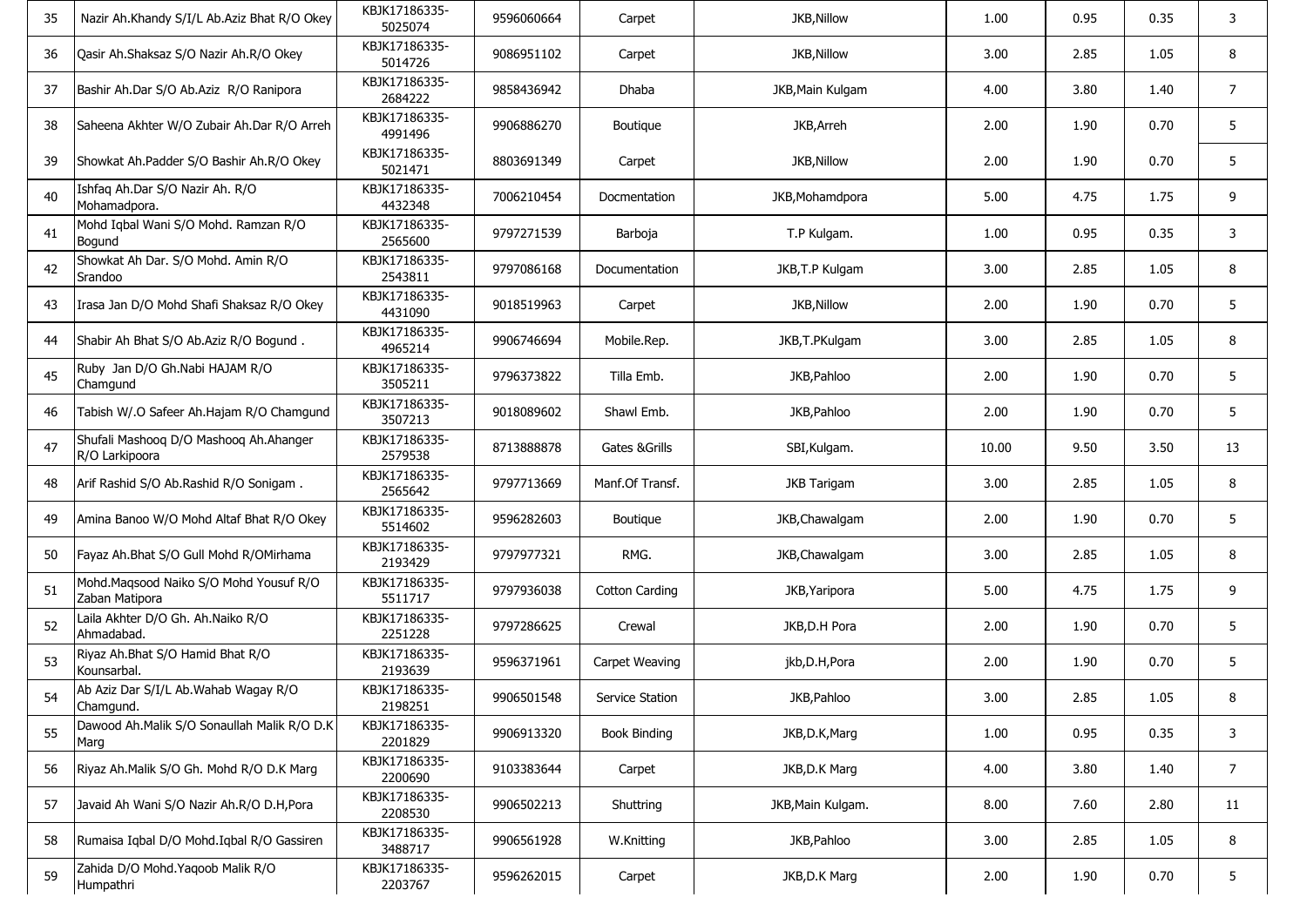| | | | | | | | | | |
|---|---|---|---|---|---|---|---|---|---|
| 35 | Nazir Ah.Khandy S/I/L Ab.Aziz Bhat R/O Okey | KBJK17186335-5025074 | 9596060664 | Carpet | JKB,Nillow | 1.00 | 0.95 | 0.35 | 3 |
| 36 | Qasir Ah.Shaksaz S/O Nazir Ah.R/O Okey | KBJK17186335-5014726 | 9086951102 | Carpet | JKB,Nillow | 3.00 | 2.85 | 1.05 | 8 |
| 37 | Bashir Ah.Dar S/O Ab.Aziz R/O Ranipora | KBJK17186335-2684222 | 9858436942 | Dhaba | JKB,Main Kulgam | 4.00 | 3.80 | 1.40 | 7 |
| 38 | Saheena Akhter W/O Zubair Ah.Dar R/O Arreh | KBJK17186335-4991496 | 9906886270 | Boutique | JKB,Arreh | 2.00 | 1.90 | 0.70 | 5 |
| 39 | Showkat Ah.Padder S/O Bashir Ah.R/O Okey | KBJK17186335-5021471 | 8803691349 | Carpet | JKB,Nillow | 2.00 | 1.90 | 0.70 | 5 |
| 40 | Ishfaq Ah.Dar S/O Nazir Ah. R/O Mohamadpora. | KBJK17186335-4432348 | 7006210454 | Docmentation | JKB,Mohamdpora | 5.00 | 4.75 | 1.75 | 9 |
| 41 | Mohd Iqbal Wani S/O Mohd. Ramzan R/O Bogund | KBJK17186335-2565600 | 9797271539 | Barboja | T.P Kulgam. | 1.00 | 0.95 | 0.35 | 3 |
| 42 | Showkat Ah Dar. S/O Mohd. Amin R/O Srandoo | KBJK17186335-2543811 | 9797086168 | Documentation | JKB,T.P Kulgam | 3.00 | 2.85 | 1.05 | 8 |
| 43 | Irasa Jan D/O Mohd Shafi Shaksaz R/O Okey | KBJK17186335-4431090 | 9018519963 | Carpet | JKB,Nillow | 2.00 | 1.90 | 0.70 | 5 |
| 44 | Shabir Ah Bhat S/O Ab.Aziz R/O Bogund . | KBJK17186335-4965214 | 9906746694 | Mobile.Rep. | JKB,T.PKulgam | 3.00 | 2.85 | 1.05 | 8 |
| 45 | Ruby Jan D/O Gh.Nabi HAJAM R/O Chamgund | KBJK17186335-3505211 | 9796373822 | Tilla Emb. | JKB,Pahloo | 2.00 | 1.90 | 0.70 | 5 |
| 46 | Tabish W/.O Safeer Ah.Hajam R/O Chamgund | KBJK17186335-3507213 | 9018089602 | Shawl Emb. | JKB,Pahloo | 2.00 | 1.90 | 0.70 | 5 |
| 47 | Shufali Mashooq D/O Mashooq Ah.Ahanger R/O Larkipoora | KBJK17186335-2579538 | 8713888878 | Gates &Grills | SBI,Kulgam. | 10.00 | 9.50 | 3.50 | 13 |
| 48 | Arif Rashid S/O Ab.Rashid R/O Sonigam . | KBJK17186335-2565642 | 9797713669 | Manf.Of Transf. | JKB Tarigam | 3.00 | 2.85 | 1.05 | 8 |
| 49 | Amina Banoo W/O Mohd Altaf Bhat R/O Okey | KBJK17186335-5514602 | 9596282603 | Boutique | JKB,Chawalgam | 2.00 | 1.90 | 0.70 | 5 |
| 50 | Fayaz Ah.Bhat S/O Gull Mohd R/OMirhama | KBJK17186335-2193429 | 9797977321 | RMG. | JKB,Chawalgam | 3.00 | 2.85 | 1.05 | 8 |
| 51 | Mohd.Maqsood Naiko S/O Mohd Yousuf R/O Zaban Matipora | KBJK17186335-5511717 | 9797936038 | Cotton Carding | JKB,Yaripora | 5.00 | 4.75 | 1.75 | 9 |
| 52 | Laila Akhter D/O Gh. Ah.Naiko R/O Ahmadabad. | KBJK17186335-2251228 | 9797286625 | Crewal | JKB,D.H Pora | 2.00 | 1.90 | 0.70 | 5 |
| 53 | Riyaz Ah.Bhat S/O Hamid Bhat R/O Kounsarbal. | KBJK17186335-2193639 | 9596371961 | Carpet Weaving | jkb,D.H,Pora | 2.00 | 1.90 | 0.70 | 5 |
| 54 | Ab Aziz Dar S/I/L Ab.Wahab Wagay R/O Chamgund. | KBJK17186335-2198251 | 9906501548 | Service Station | JKB,Pahloo | 3.00 | 2.85 | 1.05 | 8 |
| 55 | Dawood Ah.Malik S/O Sonaullah Malik R/O D.K Marg | KBJK17186335-2201829 | 9906913320 | Book Binding | JKB,D.K,Marg | 1.00 | 0.95 | 0.35 | 3 |
| 56 | Riyaz Ah.Malik S/O Gh. Mohd R/O D.K Marg | KBJK17186335-2200690 | 9103383644 | Carpet | JKB,D.K Marg | 4.00 | 3.80 | 1.40 | 7 |
| 57 | Javaid Ah Wani S/O Nazir Ah.R/O D.H,Pora | KBJK17186335-2208530 | 9906502213 | Shuttring | JKB,Main Kulgam. | 8.00 | 7.60 | 2.80 | 11 |
| 58 | Rumaisa Iqbal D/O Mohd.Iqbal R/O Gassiren | KBJK17186335-3488717 | 9906561928 | W.Knitting | JKB,Pahloo | 3.00 | 2.85 | 1.05 | 8 |
| 59 | Zahida D/O Mohd.Yaqoob Malik R/O Humpathri | KBJK17186335-2203767 | 9596262015 | Carpet | JKB,D.K Marg | 2.00 | 1.90 | 0.70 | 5 |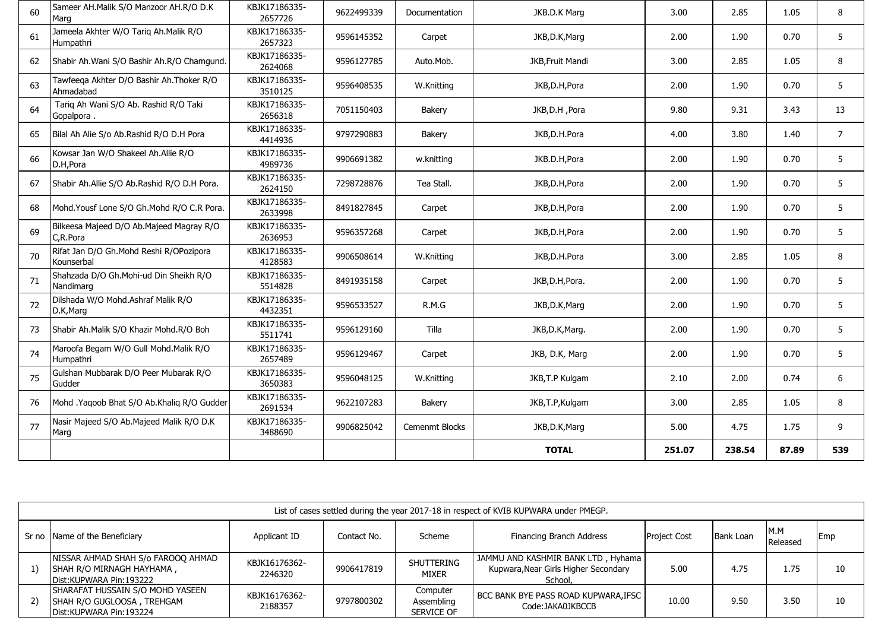| 60 | Sameer AH.Malik S/O Manzoor AH.R/O D.K Marg | KBJK17186335-2657726 | 9622499339 | Documentation | JKB.D.K Marg | 3.00 | 2.85 | 1.05 | 8 |
|---|---|---|---|---|---|---|---|---|---|
| 61 | Jameela Akhter W/O Tariq Ah.Malik R/O Humpathri | KBJK17186335-2657323 | 9596145352 | Carpet | JKB,D.K,Marg | 2.00 | 1.90 | 0.70 | 5 |
| 62 | Shabir Ah.Wani S/O Bashir Ah.R/O Chamgund. | KBJK17186335-2624068 | 9596127785 | Auto.Mob. | JKB,Fruit Mandi | 3.00 | 2.85 | 1.05 | 8 |
| 63 | Tawfeeqa Akhter D/O Bashir Ah.Thoker R/O Ahmadabad | KBJK17186335-3510125 | 9596408535 | W.Knitting | JKB,D.H,Pora | 2.00 | 1.90 | 0.70 | 5 |
| 64 | Tariq Ah Wani S/O Ab. Rashid R/O Taki Gopalpora . | KBJK17186335-2656318 | 7051150403 | Bakery | JKB,D.H ,Pora | 9.80 | 9.31 | 3.43 | 13 |
| 65 | Bilal Ah Alie S/o Ab.Rashid R/O D.H Pora | KBJK17186335-4414936 | 9797290883 | Bakery | JKB,D.H.Pora | 4.00 | 3.80 | 1.40 | 7 |
| 66 | Kowsar Jan W/O Shakeel Ah.Allie R/O D.H,Pora | KBJK17186335-4989736 | 9906691382 | w.knitting | JKB.D.H,Pora | 2.00 | 1.90 | 0.70 | 5 |
| 67 | Shabir Ah.Allie S/O Ab.Rashid R/O D.H Pora. | KBJK17186335-2624150 | 7298728876 | Tea Stall. | JKB,D.H,Pora | 2.00 | 1.90 | 0.70 | 5 |
| 68 | Mohd.Yousf Lone S/O Gh.Mohd R/O C.R Pora. | KBJK17186335-2633998 | 8491827845 | Carpet | JKB,D.H,Pora | 2.00 | 1.90 | 0.70 | 5 |
| 69 | Bilkeesa Majeed D/O Ab.Majeed Magray R/O C,R.Pora | KBJK17186335-2636953 | 9596357268 | Carpet | JKB,D.H,Pora | 2.00 | 1.90 | 0.70 | 5 |
| 70 | Rifat Jan D/O Gh.Mohd Reshi R/OPozipora Kounserbal | KBJK17186335-4128583 | 9906508614 | W.Knitting | JKB,D.H.Pora | 3.00 | 2.85 | 1.05 | 8 |
| 71 | Shahzada D/O Gh.Mohi-ud Din Sheikh R/O Nandimarg | KBJK17186335-5514828 | 8491935158 | Carpet | JKB,D.H,Pora. | 2.00 | 1.90 | 0.70 | 5 |
| 72 | Dilshada W/O Mohd.Ashraf Malik R/O D.K,Marg | KBJK17186335-4432351 | 9596533527 | R.M.G | JKB,D.K,Marg | 2.00 | 1.90 | 0.70 | 5 |
| 73 | Shabir Ah.Malik S/O Khazir Mohd.R/O Boh | KBJK17186335-5511741 | 9596129160 | Tilla | JKB,D.K,Marg. | 2.00 | 1.90 | 0.70 | 5 |
| 74 | Maroofa Begam W/O Gull Mohd.Malik R/O Humpathri | KBJK17186335-2657489 | 9596129467 | Carpet | JKB, D.K, Marg | 2.00 | 1.90 | 0.70 | 5 |
| 75 | Gulshan Mubbarak D/O Peer Mubarak R/O Gudder | KBJK17186335-3650383 | 9596048125 | W.Knitting | JKB,T.P Kulgam | 2.10 | 2.00 | 0.74 | 6 |
| 76 | Mohd .Yaqoob Bhat S/O Ab.Khaliq R/O Gudder | KBJK17186335-2691534 | 9622107283 | Bakery | JKB,T.P,Kulgam | 3.00 | 2.85 | 1.05 | 8 |
| 77 | Nasir Majeed S/O Ab.Majeed Malik R/O D.K Marg | KBJK17186335-3488690 | 9906825042 | Cemenmt Blocks | JKB,D.K,Marg | 5.00 | 4.75 | 1.75 | 9 |
| | | | | | **TOTAL** | **251.07** | **238.54** | **87.89** | **539** |

List of cases settled during the year 2017-18 in respect of KVIB KUPWARA under PMEGP.

| Sr no | Name of the Beneficiary | Applicant ID | Contact No. | Scheme | Financing Branch Address | Project Cost | Bank Loan | M.M Released | Emp |
|---|---|---|---|---|---|---|---|---|---|
| 1) | NISSAR AHMAD SHAH S/o FAROOQ AHMAD SHAH R/O MIRNAGH HAYHAMA , Dist:KUPWARA Pin:193222 | KBJK16176362-2246320 | 9906417819 | SHUTTERING MIXER | JAMMU AND KASHMIR BANK LTD , Hyhama Kupwara,Near Girls Higher Secondary School, | 5.00 | 4.75 | 1.75 | 10 |
| 2) | SHARAFAT HUSSAIN S/O MOHD YASEEN SHAH R/O GUGLOOSA , TREHGAM Dist:KUPWARA Pin:193224 | KBJK16176362-2188357 | 9797800302 | Computer Assembling SERVICE OF | BCC BANK BYE PASS ROAD KUPWARA,IFSC Code:JAKA0JKBCCB | 10.00 | 9.50 | 3.50 | 10 |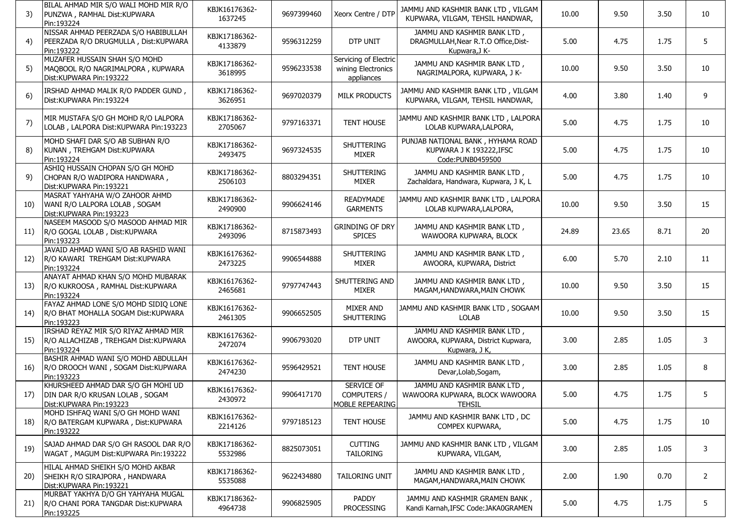| | | | | | | | | | |
|---|---|---|---|---|---|---|---|---|---|
| 3) | BILAL AHMAD MIR S/O WALI MOHD MIR R/O PUNZWA , RAMHAL Dist:KUPWARA Pin:193224 | KBJK16176362-1637245 | 9697399460 | Xeorx Centre / DTP | JAMMU AND KASHMIR BANK LTD , VILGAM KUPWARA, VILGAM, TEHSIL HANDWAR, | 10.00 | 9.50 | 3.50 | 10 |
| 4) | NISSAR AHMAD PEERZADA S/O HABIBULLAH PEERZADA R/O DRUGMULLA , Dist:KUPWARA Pin:193222 | KBJK17186362-4133879 | 9596312259 | DTP UNIT | JAMMU AND KASHMIR BANK LTD , DRAGMULLAH,Near R.T.O Office,Dist-Kupwara,J K- | 5.00 | 4.75 | 1.75 | 5 |
| 5) | MUZAFER HUSSAIN SHAH S/O MOHD MAQBOOL R/O NAGRIMALPORA , KUPWARA Dist:KUPWARA Pin:193222 | KBJK17186362-3618995 | 9596233538 | Servicing of Electric wining Electronics appliances | JAMMU AND KASHMIR BANK LTD , NAGRIMALPORA, KUPWARA, J K- | 10.00 | 9.50 | 3.50 | 10 |
| 6) | IRSHAD AHMAD MALIK R/O PADDER GUND , Dist:KUPWARA Pin:193224 | KBJK17186362-3626951 | 9697020379 | MILK PRODUCTS | JAMMU AND KASHMIR BANK LTD , VILGAM KUPWARA, VILGAM, TEHSIL HANDWAR, | 4.00 | 3.80 | 1.40 | 9 |
| 7) | MIR MUSTAFA S/O GH MOHD R/O LALPORA LOLAB , LALPORA Dist:KUPWARA Pin:193223 | KBJK17186362-2705067 | 9797163371 | TENT HOUSE | JAMMU AND KASHMIR BANK LTD , LALPORA LOLAB KUPWARA,LALPORA, | 5.00 | 4.75 | 1.75 | 10 |
| 8) | MOHD SHAFI DAR S/O AB SUBHAN R/O KUNAN , TREHGAM Dist:KUPWARA Pin:193224 | KBJK17186362-2493475 | 9697324535 | SHUTTERING MIXER | PUNJAB NATIONAL BANK , HYHAMA ROAD KUPWARA J K 193222,IFSC Code:PUNB0459500 | 5.00 | 4.75 | 1.75 | 10 |
| 9) | ASHIQ HUSSAIN CHOPAN S/O GH MOHD CHOPAN R/O WADIPORA HANDWARA , Dist:KUPWARA Pin:193221 | KBJK17186362-2506103 | 8803294351 | SHUTTERING MIXER | JAMMU AND KASHMIR BANK LTD , Zachaldara, Handwara, Kupwara, J K, L | 5.00 | 4.75 | 1.75 | 10 |
| 10) | MASRAT YAHYAHA W/O ZAHOOR AHMD WANI R/O LALPORA LOLAB , SOGAM Dist:KUPWARA Pin:193223 | KBJK17186362-2490900 | 9906624146 | READYMADE GARMENTS | JAMMU AND KASHMIR BANK LTD , LALPORA LOLAB KUPWARA,LALPORA, | 10.00 | 9.50 | 3.50 | 15 |
| 11) | NASEEM MASOOD S/O MASOOD AHMAD MIR R/O GOGAL LOLAB , Dist:KUPWARA Pin:193223 | KBJK17186362-2493096 | 8715873493 | GRINDING OF DRY SPICES | JAMMU AND KASHMIR BANK LTD , WAWOORA KUPWARA, BLOCK | 24.89 | 23.65 | 8.71 | 20 |
| 12) | JAVAID AHMAD WANI S/O AB RASHID WANI R/O KAWARI TREHGAM Dist:KUPWARA Pin:193224 | KBJK16176362-2473225 | 9906544888 | SHUTTERING MIXER | JAMMU AND KASHMIR BANK LTD , AWOORA, KUPWARA, District | 6.00 | 5.70 | 2.10 | 11 |
| 13) | ANAYAT AHMAD KHAN S/O MOHD MUBARAK R/O KUKROOSA , RAMHAL Dist:KUPWARA Pin:193224 | KBJK16176362-2465681 | 9797747443 | SHUTTERING AND MIXER | JAMMU AND KASHMIR BANK LTD , MAGAM,HANDWARA,MAIN CHOWK | 10.00 | 9.50 | 3.50 | 15 |
| 14) | FAYAZ AHMAD LONE S/O MOHD SIDIQ LONE R/O BHAT MOHALLA SOGAM Dist:KUPWARA Pin:193223 | KBJK16176362-2461305 | 9906652505 | MIXER AND SHUTTERING | JAMMU AND KASHMIR BANK LTD , SOGAAM LOLAB | 10.00 | 9.50 | 3.50 | 15 |
| 15) | IRSHAD REYAZ MIR S/O RIYAZ AHMAD MIR R/O ALLACHIZAB , TREHGAM Dist:KUPWARA Pin:193224 | KBJK16176362-2472074 | 9906793020 | DTP UNIT | JAMMU AND KASHMIR BANK LTD , AWOORA, KUPWARA, District Kupwara, Kupwara, J K, | 3.00 | 2.85 | 1.05 | 3 |
| 16) | BASHIR AHMAD WANI S/O MOHD ABDULLAH R/O DROOCH WANI , SOGAM Dist:KUPWARA Pin:193223 | KBJK16176362-2474230 | 9596429521 | TENT HOUSE | JAMMU AND KASHMIR BANK LTD , Devar,Lolab,Sogam, | 3.00 | 2.85 | 1.05 | 8 |
| 17) | KHURSHEED AHMAD DAR S/O GH MOHI UD DIN DAR R/O KRUSAN LOLAB , SOGAM Dist:KUPWARA Pin:193223 | KBJK16176362-2430972 | 9906417170 | SERVICE OF COMPUTERS / MOBLE REPEARING | JAMMU AND KASHMIR BANK LTD , WAWOORA KUPWARA, BLOCK WAWOORA TEHSIL | 5.00 | 4.75 | 1.75 | 5 |
| 18) | MOHD ISHFAQ WANI S/O GH MOHD WANI R/O BATERGAM KUPWARA , Dist:KUPWARA Pin:193222 | KBJK16176362-2214126 | 9797185123 | TENT HOUSE | JAMMU AND KASHMIR BANK LTD , DC COMPEX KUPWARA, | 5.00 | 4.75 | 1.75 | 10 |
| 19) | SAJAD AHMAD DAR S/O GH RASOOL DAR R/O WAGAT , MAGUM Dist:KUPWARA Pin:193222 | KBJK17186362-5532986 | 8825073051 | CUTTING TAILORING | JAMMU AND KASHMIR BANK LTD , VILGAM KUPWARA, VILGAM, | 3.00 | 2.85 | 1.05 | 3 |
| 20) | HILAL AHMAD SHEIKH S/O MOHD AKBAR SHEIKH R/O SIRAJPORA , HANDWARA Dist:KUPWARA Pin:193221 | KBJK17186362-5535088 | 9622434880 | TAILORING UNIT | JAMMU AND KASHMIR BANK LTD , MAGAM,HANDWARA,MAIN CHOWK | 2.00 | 1.90 | 0.70 | 2 |
| 21) | MURBAT YAKHYA D/O GH YAHYAHA MUGAL R/O CHANI PORA TANGDAR Dist:KUPWARA Pin:193225 | KBJK17186362-4964738 | 9906825905 | PADDY PROCESSING | JAMMU AND KASHMIR GRAMEN BANK , Kandi Karnah,IFSC Code:JAKA0GRAMEN | 5.00 | 4.75 | 1.75 | 5 |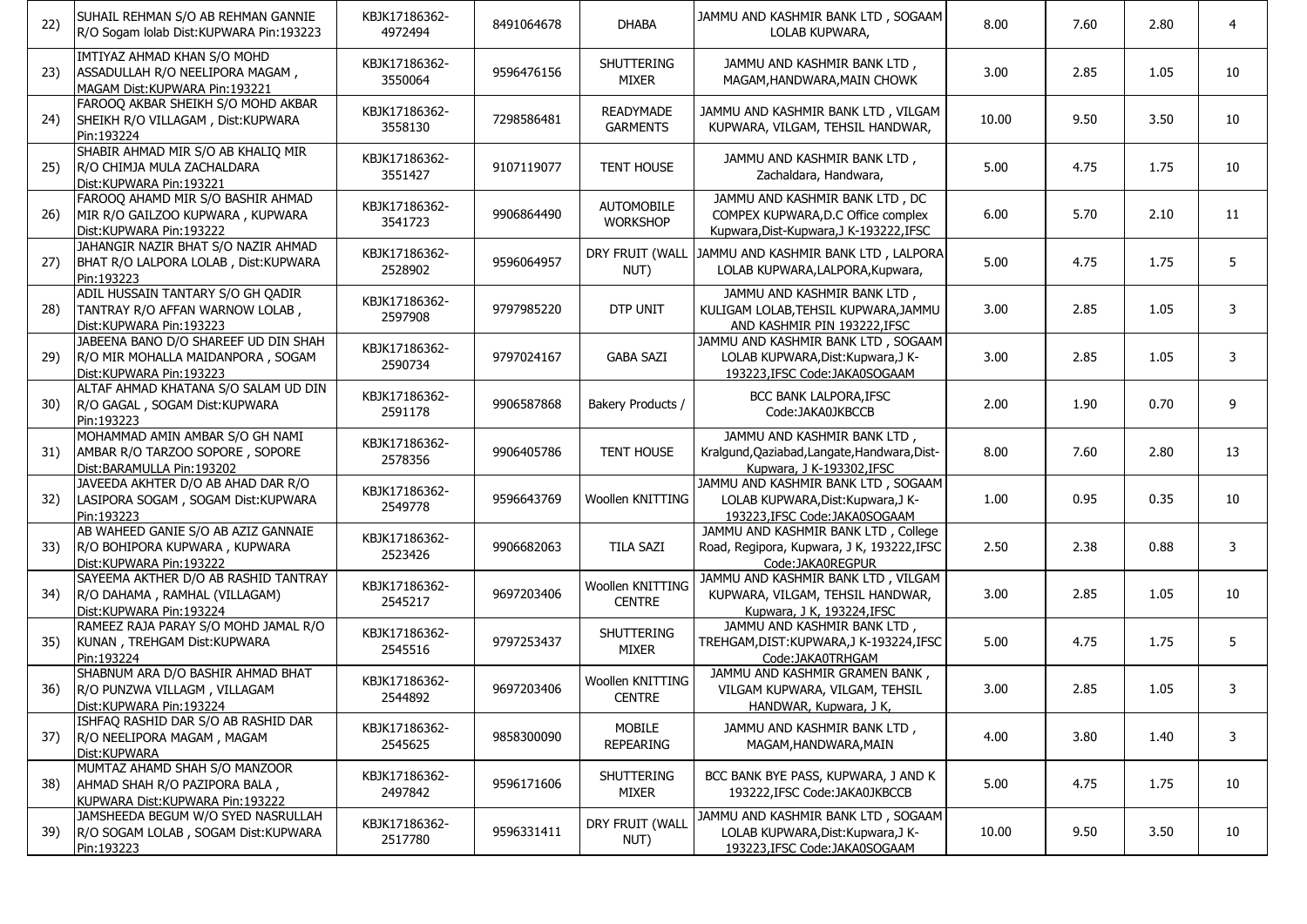| | | | | | | | | | |
|---|---|---|---|---|---|---|---|---|---|
| 22) | SUHAIL REHMAN S/O AB REHMAN GANNIE R/O Sogam lolab Dist:KUPWARA Pin:193223 | KBJK17186362-4972494 | 8491064678 | DHABA | JAMMU AND KASHMIR BANK LTD , SOGAAM LOLAB KUPWARA, | 8.00 | 7.60 | 2.80 | 4 |
| 23) | IMTIYAZ AHMAD KHAN S/O MOHD ASSADULLAH R/O NEELIPORA MAGAM , MAGAM Dist:KUPWARA Pin:193221 | KBJK17186362-3550064 | 9596476156 | SHUTTERING MIXER | JAMMU AND KASHMIR BANK LTD , MAGAM,HANDWARA,MAIN CHOWK | 3.00 | 2.85 | 1.05 | 10 |
| 24) | FAROOQ AKBAR SHEIKH S/O MOHD AKBAR SHEIKH R/O VILLAGAM , Dist:KUPWARA Pin:193224 | KBJK17186362-3558130 | 7298586481 | READYMADE GARMENTS | JAMMU AND KASHMIR BANK LTD , VILGAM KUPWARA, VILGAM, TEHSIL HANDWAR, | 10.00 | 9.50 | 3.50 | 10 |
| 25) | SHABIR AHMAD MIR S/O AB KHALIQ MIR R/O CHIMJA MULA ZACHALDARA Dist:KUPWARA Pin:193221 | KBJK17186362-3551427 | 9107119077 | TENT HOUSE | JAMMU AND KASHMIR BANK LTD , Zachaldara, Handwara, | 5.00 | 4.75 | 1.75 | 10 |
| 26) | FAROOQ AHAMD MIR S/O BASHIR AHMAD MIR R/O GAILZOO KUPWARA , KUPWARA Dist:KUPWARA Pin:193222 | KBJK17186362-3541723 | 9906864490 | AUTOMOBILE WORKSHOP | JAMMU AND KASHMIR BANK LTD , DC COMPEX KUPWARA,D.C Office complex Kupwara,Dist-Kupwara,J K-193222,IFSC | 6.00 | 5.70 | 2.10 | 11 |
| 27) | JAHANGIR NAZIR BHAT S/O NAZIR AHMAD BHAT R/O LALPORA LOLAB , Dist:KUPWARA Pin:193223 | KBJK17186362-2528902 | 9596064957 | DRY FRUIT (WALL NUT) | JAMMU AND KASHMIR BANK LTD , LALPORA LOLAB KUPWARA,LALPORA,Kupwara, | 5.00 | 4.75 | 1.75 | 5 |
| 28) | ADIL HUSSAIN TANTARY S/O GH QADIR TANTRAY R/O AFFAN WARNOW LOLAB , Dist:KUPWARA Pin:193223 | KBJK17186362-2597908 | 9797985220 | DTP UNIT | JAMMU AND KASHMIR BANK LTD , KULIGAM LOLAB,TEHSIL KUPWARA,JAMMU AND KASHMIR PIN 193222,IFSC | 3.00 | 2.85 | 1.05 | 3 |
| 29) | JABEENA BANO D/O SHAREEF UD DIN SHAH R/O MIR MOHALLA MAIDANPORA , SOGAM Dist:KUPWARA Pin:193223 | KBJK17186362-2590734 | 9797024167 | GABA SAZI | JAMMU AND KASHMIR BANK LTD , SOGAAM LOLAB KUPWARA,Dist:Kupwara,J K-193223,IFSC Code:JAKA0SOGAAM | 3.00 | 2.85 | 1.05 | 3 |
| 30) | ALTAF AHMAD KHATANA S/O SALAM UD DIN R/O GAGAL , SOGAM Dist:KUPWARA Pin:193223 | KBJK17186362-2591178 | 9906587868 | Bakery Products / | BCC BANK LALPORA,IFSC Code:JAKA0JKBCCB | 2.00 | 1.90 | 0.70 | 9 |
| 31) | MOHAMMAD AMIN AMBAR S/O GH NAMI AMBAR R/O TARZOO SOPORE , SOPORE Dist:BARAMULLA Pin:193202 | KBJK17186362-2578356 | 9906405786 | TENT HOUSE | JAMMU AND KASHMIR BANK LTD , Kralgund,Qaziabad,Langate,Handwara,Dist-Kupwara, J K-193302,IFSC | 8.00 | 7.60 | 2.80 | 13 |
| 32) | JAVEEDA AKHTER D/O AB AHAD DAR R/O LASIPORA SOGAM , SOGAM Dist:KUPWARA Pin:193223 | KBJK17186362-2549778 | 9596643769 | Woollen KNITTING | JAMMU AND KASHMIR BANK LTD , SOGAAM LOLAB KUPWARA,Dist:Kupwara,J K-193223,IFSC Code:JAKA0SOGAAM | 1.00 | 0.95 | 0.35 | 10 |
| 33) | AB WAHEED GANIE S/O AB AZIZ GANNAIE R/O BOHIPORA KUPWARA , KUPWARA Dist:KUPWARA Pin:193222 | KBJK17186362-2523426 | 9906682063 | TILA SAZI | JAMMU AND KASHMIR BANK LTD , College Road, Regipora, Kupwara, J K, 193222,IFSC Code:JAKA0REGPUR | 2.50 | 2.38 | 0.88 | 3 |
| 34) | SAYEEMA AKTHER D/O AB RASHID TANTRAY R/O DAHAMA , RAMHAL (VILLAGAM) Dist:KUPWARA Pin:193224 | KBJK17186362-2545217 | 9697203406 | Woollen KNITTING CENTRE | JAMMU AND KASHMIR BANK LTD , VILGAM KUPWARA, VILGAM, TEHSIL HANDWAR, Kupwara, J K, 193224,IFSC | 3.00 | 2.85 | 1.05 | 10 |
| 35) | RAMEEZ RAJA PARAY S/O MOHD JAMAL R/O KUNAN , TREHGAM Dist:KUPWARA Pin:193224 | KBJK17186362-2545516 | 9797253437 | SHUTTERING MIXER | JAMMU AND KASHMIR BANK LTD , TREHGAM,DIST:KUPWARA,J K-193224,IFSC Code:JAKA0TRHGAM | 5.00 | 4.75 | 1.75 | 5 |
| 36) | SHABNUM ARA D/O BASHIR AHMAD BHAT R/O PUNZWA VILLAGM , VILLAGAM Dist:KUPWARA Pin:193224 | KBJK17186362-2544892 | 9697203406 | Woollen KNITTING CENTRE | JAMMU AND KASHMIR GRAMEN BANK , VILGAM KUPWARA, VILGAM, TEHSIL HANDWAR, Kupwara, J K, | 3.00 | 2.85 | 1.05 | 3 |
| 37) | ISHFAQ RASHID DAR S/O AB RASHID DAR R/O NEELIPORA MAGAM , MAGAM Dist:KUPWARA | KBJK17186362-2545625 | 9858300090 | MOBILE REPEARING | JAMMU AND KASHMIR BANK LTD , MAGAM,HANDWARA,MAIN | 4.00 | 3.80 | 1.40 | 3 |
| 38) | MUMTAZ AHAMD SHAH S/O MANZOOR AHMAD SHAH R/O PAZIPORA BALA , KUPWARA Dist:KUPWARA Pin:193222 | KBJK17186362-2497842 | 9596171606 | SHUTTERING MIXER | BCC BANK BYE PASS, KUPWARA, J AND K 193222,IFSC Code:JAKA0JKBCCB | 5.00 | 4.75 | 1.75 | 10 |
| 39) | JAMSHEEDA BEGUM W/O SYED NASRULLAH R/O SOGAM LOLAB , SOGAM Dist:KUPWARA Pin:193223 | KBJK17186362-2517780 | 9596331411 | DRY FRUIT (WALL NUT) | JAMMU AND KASHMIR BANK LTD , SOGAAM LOLAB KUPWARA,Dist:Kupwara,J K-193223,IFSC Code:JAKA0SOGAAM | 10.00 | 9.50 | 3.50 | 10 |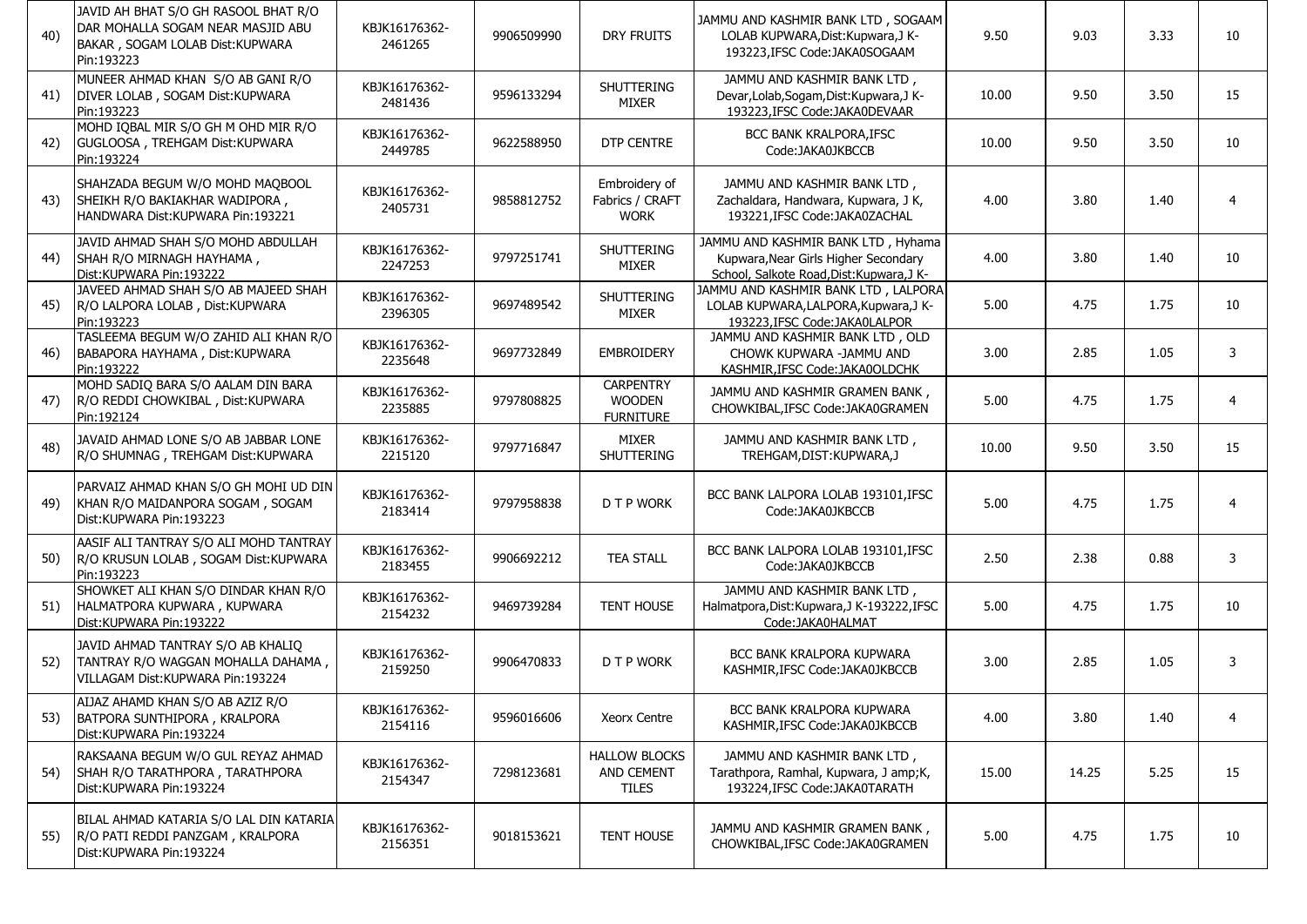| | | | | | | | | | |
|---|---|---|---|---|---|---|---|---|---|
| 40) | JAVID AH BHAT S/O GH RASOOL BHAT R/O DAR MOHALLA SOGAM NEAR MASJID ABU BAKAR , SOGAM LOLAB Dist:KUPWARA Pin:193223 | KBJK16176362-2461265 | 9906509990 | DRY FRUITS | JAMMU AND KASHMIR BANK LTD , SOGAAM LOLAB KUPWARA,Dist:Kupwara,J K-193223,IFSC Code:JAKA0SOGAAM | 9.50 | 9.03 | 3.33 | 10 |
| 41) | MUNEER AHMAD KHAN S/O AB GANI R/O DIVER LOLAB , SOGAM Dist:KUPWARA Pin:193223 | KBJK16176362-2481436 | 9596133294 | SHUTTERING MIXER | JAMMU AND KASHMIR BANK LTD , Devar,Lolab,Sogam,Dist:Kupwara,J K-193223,IFSC Code:JAKA0DEVAAR | 10.00 | 9.50 | 3.50 | 15 |
| 42) | MOHD IQBAL MIR S/O GH M OHD MIR R/O GUGLOOSA , TREHGAM Dist:KUPWARA Pin:193224 | KBJK16176362-2449785 | 9622588950 | DTP CENTRE | BCC BANK KRALPORA,IFSC Code:JAKA0JKBCCB | 10.00 | 9.50 | 3.50 | 10 |
| 43) | SHAHZADA BEGUM W/O MOHD MAQBOOL SHEIKH R/O BAKIAKHAR WADIPORA , HANDWARA Dist:KUPWARA Pin:193221 | KBJK16176362-2405731 | 9858812752 | Embroidery of Fabrics / CRAFT WORK | JAMMU AND KASHMIR BANK LTD , Zachaldara, Handwara, Kupwara, J K, 193221,IFSC Code:JAKA0ZACHAL | 4.00 | 3.80 | 1.40 | 4 |
| 44) | JAVID AHMAD SHAH S/O MOHD ABDULLAH SHAH R/O MIRNAGH HAYHAMA , Dist:KUPWARA Pin:193222 | KBJK16176362-2247253 | 9797251741 | SHUTTERING MIXER | JAMMU AND KASHMIR BANK LTD , Hyhama Kupwara,Near Girls Higher Secondary School, Salkote Road,Dist:Kupwara,J K- | 4.00 | 3.80 | 1.40 | 10 |
| 45) | JAVEED AHMAD SHAH S/O AB MAJEED SHAH R/O LALPORA LOLAB , Dist:KUPWARA Pin:193223 | KBJK16176362-2396305 | 9697489542 | SHUTTERING MIXER | JAMMU AND KASHMIR BANK LTD , LALPORA LOLAB KUPWARA,LALPORA,Kupwara,J K-193223,IFSC Code:JAKA0LALPOR | 5.00 | 4.75 | 1.75 | 10 |
| 46) | TASLEEMA BEGUM W/O ZAHID ALI KHAN R/O BABAPORA HAYHAMA , Dist:KUPWARA Pin:193222 | KBJK16176362-2235648 | 9697732849 | EMBROIDERY | JAMMU AND KASHMIR BANK LTD , OLD CHOWK KUPWARA -JAMMU AND KASHMIR,IFSC Code:JAKA0OLDCHK | 3.00 | 2.85 | 1.05 | 3 |
| 47) | MOHD SADIQ BARA S/O AALAM DIN BARA R/O REDDI CHOWKIBAL , Dist:KUPWARA Pin:192124 | KBJK16176362-2235885 | 9797808825 | CARPENTRY WOODEN FURNITURE | JAMMU AND KASHMIR GRAMEN BANK , CHOWKIBAL,IFSC Code:JAKA0GRAMEN | 5.00 | 4.75 | 1.75 | 4 |
| 48) | JAVAID AHMAD LONE S/O AB JABBAR LONE R/O SHUMNAG , TREHGAM Dist:KUPWARA | KBJK16176362-2215120 | 9797716847 | MIXER SHUTTERING | JAMMU AND KASHMIR BANK LTD , TREHGAM,DIST:KUPWARA,J | 10.00 | 9.50 | 3.50 | 15 |
| 49) | PARVAIZ AHMAD KHAN S/O GH MOHI UD DIN KHAN R/O MAIDANPORA SOGAM , SOGAM Dist:KUPWARA Pin:193223 | KBJK16176362-2183414 | 9797958838 | D T P WORK | BCC BANK LALPORA LOLAB 193101,IFSC Code:JAKA0JKBCCB | 5.00 | 4.75 | 1.75 | 4 |
| 50) | AASIF ALI TANTRAY S/O ALI MOHD TANTRAY R/O KRUSUN LOLAB , SOGAM Dist:KUPWARA Pin:193223 | KBJK16176362-2183455 | 9906692212 | TEA STALL | BCC BANK LALPORA LOLAB 193101,IFSC Code:JAKA0JKBCCB | 2.50 | 2.38 | 0.88 | 3 |
| 51) | SHOWKET ALI KHAN S/O DINDAR KHAN R/O HALMATPORA KUPWARA , KUPWARA Dist:KUPWARA Pin:193222 | KBJK16176362-2154232 | 9469739284 | TENT HOUSE | JAMMU AND KASHMIR BANK LTD , Halmatpora,Dist:Kupwara,J K-193222,IFSC Code:JAKA0HALMAT | 5.00 | 4.75 | 1.75 | 10 |
| 52) | JAVID AHMAD TANTRAY S/O AB KHALIQ TANTRAY R/O WAGGAN MOHALLA DAHAMA , VILLAGAM Dist:KUPWARA Pin:193224 | KBJK16176362-2159250 | 9906470833 | D T P WORK | BCC BANK KRALPORA KUPWARA KASHMIR,IFSC Code:JAKA0JKBCCB | 3.00 | 2.85 | 1.05 | 3 |
| 53) | AIJAZ AHAMD KHAN S/O AB AZIZ R/O BATPORA SUNTHIPORA , KRALPORA Dist:KUPWARA Pin:193224 | KBJK16176362-2154116 | 9596016606 | Xeorx Centre | BCC BANK KRALPORA KUPWARA KASHMIR,IFSC Code:JAKA0JKBCCB | 4.00 | 3.80 | 1.40 | 4 |
| 54) | RAKSAANA BEGUM W/O GUL REYAZ AHMAD SHAH R/O TARATHPORA , TARATHPORA Dist:KUPWARA Pin:193224 | KBJK16176362-2154347 | 7298123681 | HALLOW BLOCKS AND CEMENT TILES | JAMMU AND KASHMIR BANK LTD , Tarathpora, Ramhal, Kupwara, J amp;K, 193224,IFSC Code:JAKA0TARATH | 15.00 | 14.25 | 5.25 | 15 |
| 55) | BILAL AHMAD KATARIA S/O LAL DIN KATARIA R/O PATI REDDI PANZGAM , KRALPORA Dist:KUPWARA Pin:193224 | KBJK16176362-2156351 | 9018153621 | TENT HOUSE | JAMMU AND KASHMIR GRAMEN BANK , CHOWKIBAL,IFSC Code:JAKA0GRAMEN | 5.00 | 4.75 | 1.75 | 10 |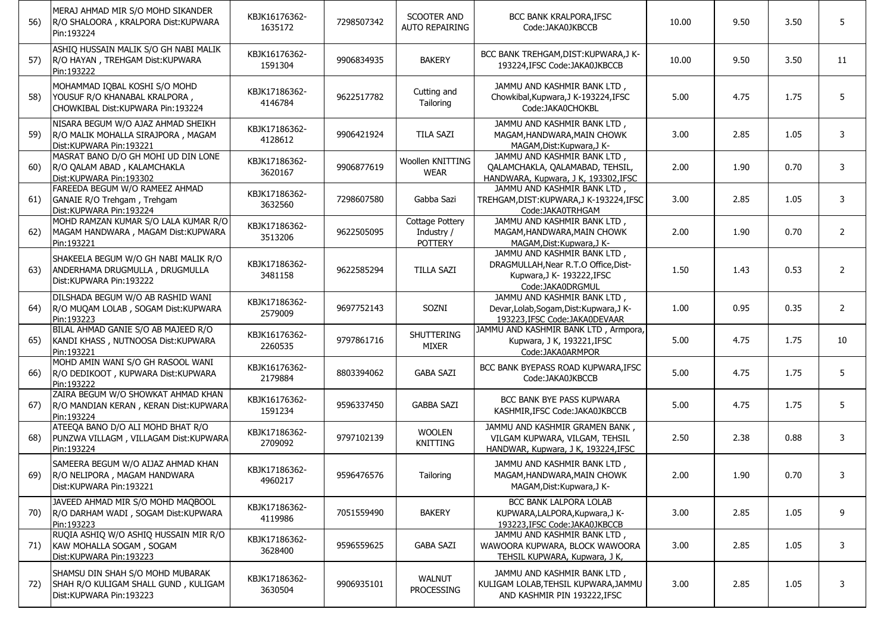| 56) | MERAJ AHMAD MIR S/O MOHD SIKANDER R/O SHALOORA , KRALPORA Dist:KUPWARA Pin:193224 | KBJK16176362-1635172 | 7298507342 | SCOOTER AND AUTO REPAIRING | BCC BANK KRALPORA,IFSC Code:JAKA0JKBCCB | 10.00 | 9.50 | 3.50 | 5 |
|---|---|---|---|---|---|---|---|---|---|
| 57) | ASHIQ HUSSAIN MALIK S/O GH NABI MALIK R/O HAYAN , TREHGAM Dist:KUPWARA Pin:193222 | KBJK16176362-1591304 | 9906834935 | BAKERY | BCC BANK TREHGAM,DIST:KUPWARA,J K-193224,IFSC Code:JAKA0JKBCCB | 10.00 | 9.50 | 3.50 | 11 |
| 58) | MOHAMMAD IQBAL KOSHI S/O MOHD YOUSUF R/O KHANABAL KRALPORA , CHOWKIBAL Dist:KUPWARA Pin:193224 | KBJK17186362-4146784 | 9622517782 | Cutting and Tailoring | JAMMU AND KASHMIR BANK LTD , Chowkibal,Kupwara,J K-193224,IFSC Code:JAKA0CHOKBL | 5.00 | 4.75 | 1.75 | 5 |
| 59) | NISARA BEGUM W/O AJAZ AHMAD SHEIKH R/O MALIK MOHALLA SIRAJPORA , MAGAM Dist:KUPWARA Pin:193221 | KBJK17186362-4128612 | 9906421924 | TILA SAZI | JAMMU AND KASHMIR BANK LTD , MAGAM,HANDWARA,MAIN CHOWK MAGAM,Dist:Kupwara,J K- | 3.00 | 2.85 | 1.05 | 3 |
| 60) | MASRAT BANO D/O GH MOHI UD DIN LONE R/O QALAM ABAD , KALAMCHAKLA Dist:KUPWARA Pin:193302 | KBJK17186362-3620167 | 9906877619 | Woollen KNITTING WEAR | JAMMU AND KASHMIR BANK LTD , QALAMCHAKLA, QALAMABAD, TEHSIL, HANDWARA, Kupwara, J K, 193302,IFSC | 2.00 | 1.90 | 0.70 | 3 |
| 61) | FAREEDA BEGUM W/O RAMEEZ AHMAD GANAIE R/O Trehgam , Trehgam Dist:KUPWARA Pin:193224 | KBJK17186362-3632560 | 7298607580 | Gabba Sazi | JAMMU AND KASHMIR BANK LTD , TREHGAM,DIST:KUPWARA,J K-193224,IFSC Code:JAKA0TRHGAM | 3.00 | 2.85 | 1.05 | 3 |
| 62) | MOHD RAMZAN KUMAR S/O LALA KUMAR R/O MAGAM HANDWARA , MAGAM Dist:KUPWARA Pin:193221 | KBJK17186362-3513206 | 9622505095 | Cottage Pottery Industry / POTTERY | JAMMU AND KASHMIR BANK LTD , MAGAM,HANDWARA,MAIN CHOWK MAGAM,Dist:Kupwara,J K- | 2.00 | 1.90 | 0.70 | 2 |
| 63) | SHAKEELA BEGUM W/O GH NABI MALIK R/O ANDERHAMA DRUGMULLA , DRUGMULLA Dist:KUPWARA Pin:193222 | KBJK17186362-3481158 | 9622585294 | TILLA SAZI | JAMMU AND KASHMIR BANK LTD , DRAGMULLAH,Near R.T.O Office,Dist-Kupwara,J K- 193222,IFSC Code:JAKA0DRGMUL | 1.50 | 1.43 | 0.53 | 2 |
| 64) | DILSHADA BEGUM W/O AB RASHID WANI R/O MUQAM LOLAB , SOGAM Dist:KUPWARA Pin:193223 | KBJK17186362-2579009 | 9697752143 | SOZNI | JAMMU AND KASHMIR BANK LTD , Devar,Lolab,Sogam,Dist:Kupwara,J K-193223,IFSC Code:JAKA0DEVAAR | 1.00 | 0.95 | 0.35 | 2 |
| 65) | BILAL AHMAD GANIE S/O AB MAJEED R/O KANDI KHASS , NUTNOOSA Dist:KUPWARA Pin:193221 | KBJK16176362-2260535 | 9797861716 | SHUTTERING MIXER | JAMMU AND KASHMIR BANK LTD , Armpora, Kupwara, J K, 193221,IFSC Code:JAKA0ARMPOR | 5.00 | 4.75 | 1.75 | 10 |
| 66) | MOHD AMIN WANI S/O GH RASOOL WANI R/O DEDIKOOT , KUPWARA Dist:KUPWARA Pin:193222 | KBJK16176362-2179884 | 8803394062 | GABA SAZI | BCC BANK BYEPASS ROAD KUPWARA,IFSC Code:JAKA0JKBCCB | 5.00 | 4.75 | 1.75 | 5 |
| 67) | ZAIRA BEGUM W/O SHOWKAT AHMAD KHAN R/O MANDIAN KERAN , KERAN Dist:KUPWARA Pin:193224 | KBJK16176362-1591234 | 9596337450 | GABBA SAZI | BCC BANK BYE PASS KUPWARA KASHMIR,IFSC Code:JAKA0JKBCCB | 5.00 | 4.75 | 1.75 | 5 |
| 68) | ATEEQA BANO D/O ALI MOHD BHAT R/O PUNZWA VILLAGM , VILLAGAM Dist:KUPWARA Pin:193224 | KBJK17186362-2709092 | 9797102139 | WOOLEN KNITTING | JAMMU AND KASHMIR GRAMEN BANK , VILGAM KUPWARA, VILGAM, TEHSIL HANDWAR, Kupwara, J K, 193224,IFSC | 2.50 | 2.38 | 0.88 | 3 |
| 69) | SAMEERA BEGUM W/O AIJAZ AHMAD KHAN R/O NELIPORA , MAGAM HANDWARA Dist:KUPWARA Pin:193221 | KBJK17186362-4960217 | 9596476576 | Tailoring | JAMMU AND KASHMIR BANK LTD , MAGAM,HANDWARA,MAIN CHOWK MAGAM,Dist:Kupwara,J K- | 2.00 | 1.90 | 0.70 | 3 |
| 70) | JAVEED AHMAD MIR S/O MOHD MAQBOOL R/O DARHAM WADI , SOGAM Dist:KUPWARA Pin:193223 | KBJK17186362-4119986 | 7051559490 | BAKERY | BCC BANK LALPORA LOLAB KUPWARA,LALPORA,Kupwara,J K-193223,IFSC Code:JAKA0JKBCCB | 3.00 | 2.85 | 1.05 | 9 |
| 71) | RUQIA ASHIQ W/O ASHIQ HUSSAIN MIR R/O KAW MOHALLA SOGAM , SOGAM Dist:KUPWARA Pin:193223 | KBJK17186362-3628400 | 9596559625 | GABA SAZI | JAMMU AND KASHMIR BANK LTD , WAWOORA KUPWARA, BLOCK WAWOORA TEHSIL KUPWARA, Kupwara, J K, | 3.00 | 2.85 | 1.05 | 3 |
| 72) | SHAMSU DIN SHAH S/O MOHD MUBARAK SHAH R/O KULIGAM SHALL GUND , KULIGAM Dist:KUPWARA Pin:193223 | KBJK17186362-3630504 | 9906935101 | WALNUT PROCESSING | JAMMU AND KASHMIR BANK LTD , KULIGAM LOLAB,TEHSIL KUPWARA,JAMMU AND KASHMIR PIN 193222,IFSC | 3.00 | 2.85 | 1.05 | 3 |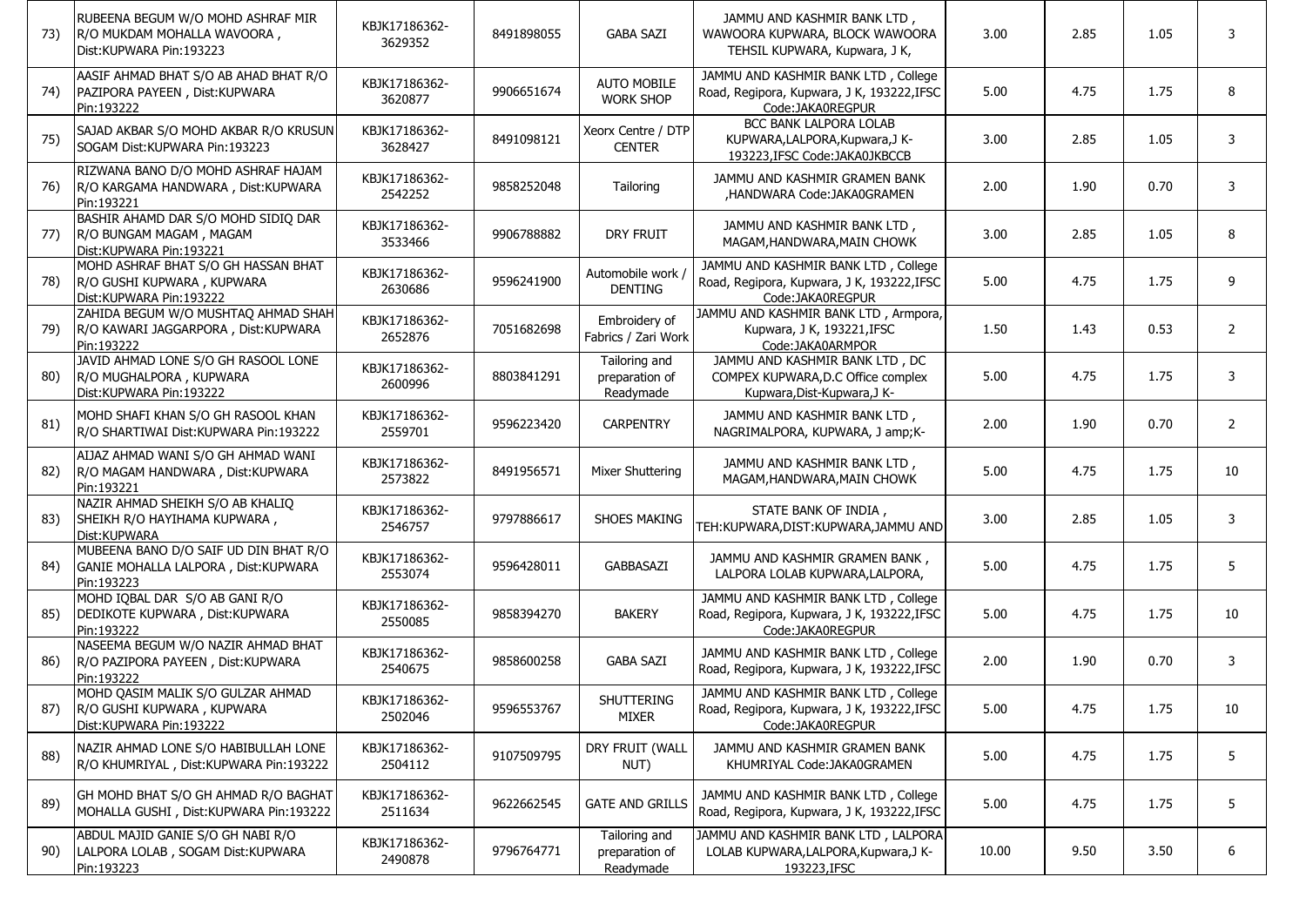| 73) | RUBEENA BEGUM W/O MOHD ASHRAF MIR R/O MUKDAM MOHALLA WAVOORA , Dist:KUPWARA Pin:193223 | KBJK17186362-3629352 | 8491898055 | GABA SAZI | JAMMU AND KASHMIR BANK LTD , WAWOORA KUPWARA, BLOCK WAWOORA TEHSIL KUPWARA, Kupwara, J K, | 3.00 | 2.85 | 1.05 | 3 |
|---|---|---|---|---|---|---|---|---|---|
| 74) | AASIF AHMAD BHAT S/O AB AHAD BHAT R/O PAZIPORA PAYEEN , Dist:KUPWARA Pin:193222 | KBJK17186362-3620877 | 9906651674 | AUTO MOBILE WORK SHOP | JAMMU AND KASHMIR BANK LTD , College Road, Regipora, Kupwara, J K, 193222,IFSC Code:JAKA0REGPUR | 5.00 | 4.75 | 1.75 | 8 |
| 75) | SAJAD AKBAR S/O MOHD AKBAR R/O KRUSUN SOGAM Dist:KUPWARA Pin:193223 | KBJK17186362-3628427 | 8491098121 | Xeorx Centre / DTP CENTER | BCC BANK LALPORA LOLAB KUPWARA,LALPORA,Kupwara,J K-193223,IFSC Code:JAKA0JKBCCB | 3.00 | 2.85 | 1.05 | 3 |
| 76) | RIZWANA BANO D/O MOHD ASHRAF HAJAM R/O KARGAMA HANDWARA , Dist:KUPWARA Pin:193221 | KBJK17186362-2542252 | 9858252048 | Tailoring | JAMMU AND KASHMIR GRAMEN BANK ,HANDWARA Code:JAKA0GRAMEN | 2.00 | 1.90 | 0.70 | 3 |
| 77) | BASHIR AHAMD DAR S/O MOHD SIDIQ DAR R/O BUNGAM MAGAM , MAGAM Dist:KUPWARA Pin:193221 | KBJK17186362-3533466 | 9906788882 | DRY FRUIT | JAMMU AND KASHMIR BANK LTD , MAGAM,HANDWARA,MAIN CHOWK | 3.00 | 2.85 | 1.05 | 8 |
| 78) | MOHD ASHRAF BHAT S/O GH HASSAN BHAT R/O GUSHI KUPWARA , KUPWARA Dist:KUPWARA Pin:193222 | KBJK17186362-2630686 | 9596241900 | Automobile work / DENTING | JAMMU AND KASHMIR BANK LTD , College Road, Regipora, Kupwara, J K, 193222,IFSC Code:JAKA0REGPUR | 5.00 | 4.75 | 1.75 | 9 |
| 79) | ZAHIDA BEGUM W/O MUSHTAQ AHMAD SHAH R/O KAWARI JAGGARPORA , Dist:KUPWARA Pin:193222 | KBJK17186362-2652876 | 7051682698 | Embroidery of Fabrics / Zari Work | JAMMU AND KASHMIR BANK LTD , Armpora, Kupwara, J K, 193221,IFSC Code:JAKA0ARMPOR | 1.50 | 1.43 | 0.53 | 2 |
| 80) | JAVID AHMAD LONE S/O GH RASOOL LONE R/O MUGHALPORA , KUPWARA Dist:KUPWARA Pin:193222 | KBJK17186362-2600996 | 8803841291 | Tailoring and preparation of Readymade | JAMMU AND KASHMIR BANK LTD , DC COMPEX KUPWARA,D.C Office complex Kupwara,Dist-Kupwara,J K- | 5.00 | 4.75 | 1.75 | 3 |
| 81) | MOHD SHAFI KHAN S/O GH RASOOL KHAN R/O SHARTIWAI Dist:KUPWARA Pin:193222 | KBJK17186362-2559701 | 9596223420 | CARPENTRY | JAMMU AND KASHMIR BANK LTD , NAGRIMALPORA, KUPWARA, J amp;K- | 2.00 | 1.90 | 0.70 | 2 |
| 82) | AIJAZ AHMAD WANI S/O GH AHMAD WANI R/O MAGAM HANDWARA , Dist:KUPWARA Pin:193221 | KBJK17186362-2573822 | 8491956571 | Mixer Shuttering | JAMMU AND KASHMIR BANK LTD , MAGAM,HANDWARA,MAIN CHOWK | 5.00 | 4.75 | 1.75 | 10 |
| 83) | NAZIR AHMAD SHEIKH S/O AB KHALIQ SHEIKH R/O HAYIHAMA KUPWARA , Dist:KUPWARA | KBJK17186362-2546757 | 9797886617 | SHOES MAKING | STATE BANK OF INDIA , TEH:KUPWARA,DIST:KUPWARA,JAMMU AND | 3.00 | 2.85 | 1.05 | 3 |
| 84) | MUBEENA BANO D/O SAIF UD DIN BHAT R/O GANIE MOHALLA LALPORA , Dist:KUPWARA Pin:193223 | KBJK17186362-2553074 | 9596428011 | GABBASAZI | JAMMU AND KASHMIR GRAMEN BANK , LALPORA LOLAB KUPWARA,LALPORA, | 5.00 | 4.75 | 1.75 | 5 |
| 85) | MOHD IQBAL DAR S/O AB GANI R/O DEDIKOTE KUPWARA , Dist:KUPWARA Pin:193222 | KBJK17186362-2550085 | 9858394270 | BAKERY | JAMMU AND KASHMIR BANK LTD , College Road, Regipora, Kupwara, J K, 193222,IFSC Code:JAKA0REGPUR | 5.00 | 4.75 | 1.75 | 10 |
| 86) | NASEEMA BEGUM W/O NAZIR AHMAD BHAT R/O PAZIPORA PAYEEN , Dist:KUPWARA Pin:193222 | KBJK17186362-2540675 | 9858600258 | GABA SAZI | JAMMU AND KASHMIR BANK LTD , College Road, Regipora, Kupwara, J K, 193222,IFSC | 2.00 | 1.90 | 0.70 | 3 |
| 87) | MOHD QASIM MALIK S/O GULZAR AHMAD R/O GUSHI KUPWARA , KUPWARA Dist:KUPWARA Pin:193222 | KBJK17186362-2502046 | 9596553767 | SHUTTERING MIXER | JAMMU AND KASHMIR BANK LTD , College Road, Regipora, Kupwara, J K, 193222,IFSC Code:JAKA0REGPUR | 5.00 | 4.75 | 1.75 | 10 |
| 88) | NAZIR AHMAD LONE S/O HABIBULLAH LONE R/O KHUMRIYAL , Dist:KUPWARA Pin:193222 | KBJK17186362-2504112 | 9107509795 | DRY FRUIT (WALL NUT) | JAMMU AND KASHMIR GRAMEN BANK KHUMRIYAL Code:JAKA0GRAMEN | 5.00 | 4.75 | 1.75 | 5 |
| 89) | GH MOHD BHAT S/O GH AHMAD R/O BAGHAT MOHALLA GUSHI , Dist:KUPWARA Pin:193222 | KBJK17186362-2511634 | 9622662545 | GATE AND GRILLS | JAMMU AND KASHMIR BANK LTD , College Road, Regipora, Kupwara, J K, 193222,IFSC | 5.00 | 4.75 | 1.75 | 5 |
| 90) | ABDUL MAJID GANIE S/O GH NABI R/O LALPORA LOLAB , SOGAM Dist:KUPWARA Pin:193223 | KBJK17186362-2490878 | 9796764771 | Tailoring and preparation of Readymade | JAMMU AND KASHMIR BANK LTD , LALPORA LOLAB KUPWARA,LALPORA,Kupwara,J K-193223,IFSC | 10.00 | 9.50 | 3.50 | 6 |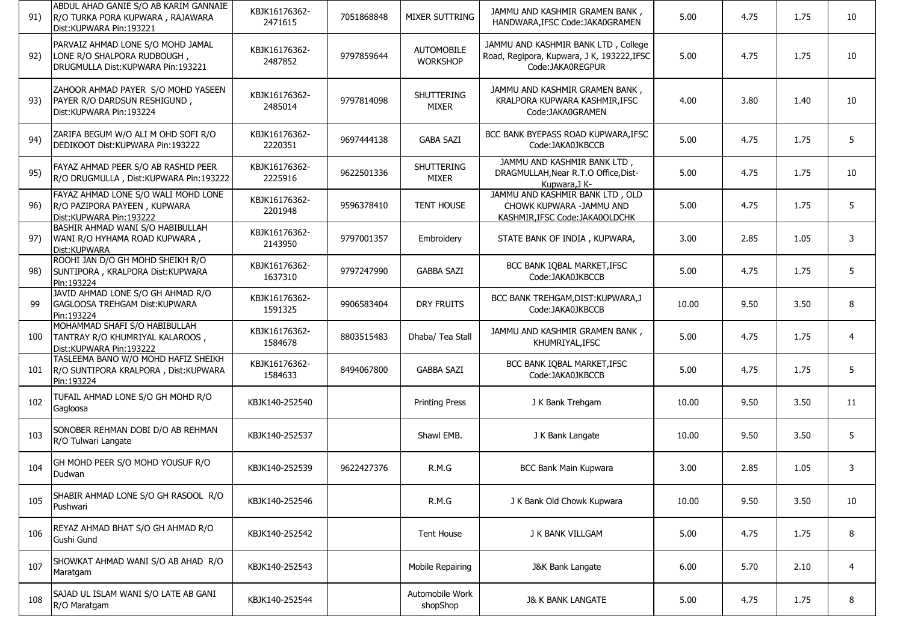| | | | | | | | | | |
|---|---|---|---|---|---|---|---|---|---|
| 91) | ABDUL AHAD GANIE S/O AB KARIM GANNAIE R/O TURKA PORA KUPWARA , RAJAWARA Dist:KUPWARA Pin:193221 | KBJK16176362-2471615 | 7051868848 | MIXER SUTTRING | JAMMU AND KASHMIR GRAMEN BANK , HANDWARA,IFSC Code:JAKA0GRAMEN | 5.00 | 4.75 | 1.75 | 10 |
| 92) | PARVAIZ AHMAD LONE S/O MOHD JAMAL LONE R/O SHALPORA RUDBOUGH , DRUGMULLA Dist:KUPWARA Pin:193221 | KBJK16176362-2487852 | 9797859644 | AUTOMOBILE WORKSHOP | JAMMU AND KASHMIR BANK LTD , College Road, Regipora, Kupwara, J K, 193222,IFSC Code:JAKA0REGPUR | 5.00 | 4.75 | 1.75 | 10 |
| 93) | ZAHOOR AHMAD PAYER S/O MOHD YASEEN PAYER R/O DARDSUN RESHIGUND , Dist:KUPWARA Pin:193224 | KBJK16176362-2485014 | 9797814098 | SHUTTERING MIXER | JAMMU AND KASHMIR GRAMEN BANK , KRALPORA KUPWARA KASHMIR,IFSC Code:JAKA0GRAMEN | 4.00 | 3.80 | 1.40 | 10 |
| 94) | ZARIFA BEGUM W/O ALI M OHD SOFI R/O DEDIKOOT Dist:KUPWARA Pin:193222 | KBJK16176362-2220351 | 9697444138 | GABA SAZI | BCC BANK BYEPASS ROAD KUPWARA,IFSC Code:JAKA0JKBCCB | 5.00 | 4.75 | 1.75 | 5 |
| 95) | FAYAZ AHMAD PEER S/O AB RASHID PEER R/O DRUGMULLA , Dist:KUPWARA Pin:193222 | KBJK16176362-2225916 | 9622501336 | SHUTTERING MIXER | JAMMU AND KASHMIR BANK LTD , DRAGMULLAH,Near R.T.O Office,Dist-Kupwara,J K- | 5.00 | 4.75 | 1.75 | 10 |
| 96) | FAYAZ AHMAD LONE S/O WALI MOHD LONE R/O PAZIPORA PAYEEN , KUPWARA Dist:KUPWARA Pin:193222 | KBJK16176362-2201948 | 9596378410 | TENT HOUSE | JAMMU AND KASHMIR BANK LTD , OLD CHOWK KUPWARA -JAMMU AND KASHMIR,IFSC Code:JAKA0OLDCHK | 5.00 | 4.75 | 1.75 | 5 |
| 97) | BASHIR AHMAD WANI S/O HABIBULLAH WANI R/O HYHAMA ROAD KUPWARA , Dist:KUPWARA | KBJK16176362-2143950 | 9797001357 | Embroidery | STATE BANK OF INDIA , KUPWARA, | 3.00 | 2.85 | 1.05 | 3 |
| 98) | ROOHI JAN D/O GH MOHD SHEIKH R/O SUNTIPORA , KRALPORA Dist:KUPWARA Pin:193224 | KBJK16176362-1637310 | 9797247990 | GABBA SAZI | BCC BANK IQBAL MARKET,IFSC Code:JAKA0JKBCCB | 5.00 | 4.75 | 1.75 | 5 |
| 99 | JAVID AHMAD LONE S/O GH AHMAD R/O GAGLOOSA TREHGAM Dist:KUPWARA Pin:193224 | KBJK16176362-1591325 | 9906583404 | DRY FRUITS | BCC BANK TREHGAM,DIST:KUPWARA,J Code:JAKA0JKBCCB | 10.00 | 9.50 | 3.50 | 8 |
| 100 | MOHAMMAD SHAFI S/O HABIBULLAH TANTRAY R/O KHUMRIYAL KALAROOS , Dist:KUPWARA Pin:193222 | KBJK16176362-1584678 | 8803515483 | Dhaba/ Tea Stall | JAMMU AND KASHMIR GRAMEN BANK , KHUMRIYAL,IFSC | 5.00 | 4.75 | 1.75 | 4 |
| 101 | TASLEEMA BANO W/O MOHD HAFIZ SHEIKH R/O SUNTIPORA KRALPORA , Dist:KUPWARA Pin:193224 | KBJK16176362-1584633 | 8494067800 | GABBA SAZI | BCC BANK IQBAL MARKET,IFSC Code:JAKA0JKBCCB | 5.00 | 4.75 | 1.75 | 5 |
| 102 | TUFAIL AHMAD LONE S/O GH MOHD R/O Gagloosa | KBJK140-252540 | | Printing Press | J K Bank Trehgam | 10.00 | 9.50 | 3.50 | 11 |
| 103 | SONOBER REHMAN DOBI D/O AB REHMAN R/O Tulwari Langate | KBJK140-252537 | | Shawl EMB. | J K Bank Langate | 10.00 | 9.50 | 3.50 | 5 |
| 104 | GH MOHD PEER S/O MOHD YOUSUF R/O Dudwan | KBJK140-252539 | 9622427376 | R.M.G | BCC Bank Main Kupwara | 3.00 | 2.85 | 1.05 | 3 |
| 105 | SHABIR AHMAD LONE S/O GH RASOOL R/O Pushwari | KBJK140-252546 | | R.M.G | J K Bank Old Chowk Kupwara | 10.00 | 9.50 | 3.50 | 10 |
| 106 | REYAZ AHMAD BHAT S/O GH AHMAD R/O Gushi Gund | KBJK140-252542 | | Tent House | J K BANK VILLGAM | 5.00 | 4.75 | 1.75 | 8 |
| 107 | SHOWKAT AHMAD WANI S/O AB AHAD R/O Maratgam | KBJK140-252543 | | Mobile Repairing | J&K Bank Langate | 6.00 | 5.70 | 2.10 | 4 |
| 108 | SAJAD UL ISLAM WANI S/O LATE AB GANI R/O Maratgam | KBJK140-252544 | | Automobile Work shopShop | J& K BANK LANGATE | 5.00 | 4.75 | 1.75 | 8 |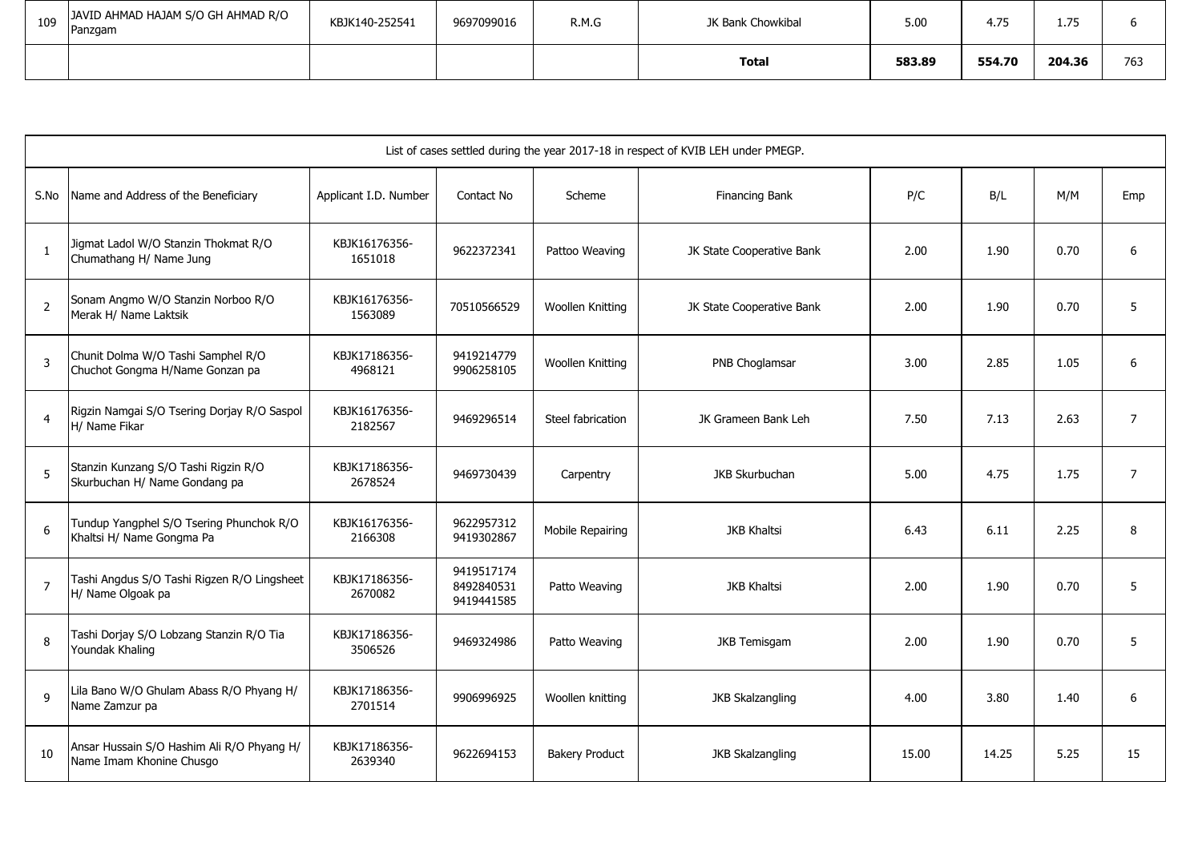| 109 | JAVID AHMAD HAJAM S/O GH AHMAD R/O Panzgam | KBJK140-252541 | 9697099016 | R.M.G | JK Bank Chowkibal | 5.00 | 4.75 | 1.75 | 6 |
|---|---|---|---|---|---|---|---|---|---|
| | | | | | **Total** | **583.89** | **554.70** | **204.36** | 763 |

List of cases settled during the year 2017-18 in respect of KVIB LEH under PMEGP.

| S.No | Name and Address of the Beneficiary | Applicant I.D. Number | Contact No | Scheme | Financing Bank | P/C | B/L | M/M | Emp |
|---|---|---|---|---|---|---|---|---|---|
| 1 | Jigmat Ladol W/O Stanzin Thokmat R/O Chumathang H/ Name Jung | KBJK16176356-1651018 | 9622372341 | Pattoo Weaving | JK State Cooperative Bank | 2.00 | 1.90 | 0.70 | 6 |
| 2 | Sonam Angmo W/O Stanzin Norboo R/O Merak H/ Name Laktsik | KBJK16176356-1563089 | 70510566529 | Woollen Knitting | JK State Cooperative Bank | 2.00 | 1.90 | 0.70 | 5 |
| 3 | Chunit Dolma W/O Tashi Samphel R/O Chuchot Gongma H/Name Gonzan pa | KBJK17186356-4968121 | 9419214779 9906258105 | Woollen Knitting | PNB Choglamsar | 3.00 | 2.85 | 1.05 | 6 |
| 4 | Rigzin Namgai S/O Tsering Dorjay R/O Saspol H/ Name Fikar | KBJK16176356-2182567 | 9469296514 | Steel fabrication | JK Grameen Bank Leh | 7.50 | 7.13 | 2.63 | 7 |
| 5 | Stanzin Kunzang S/O Tashi Rigzin R/O Skurbuchan H/ Name Gondang pa | KBJK17186356-2678524 | 9469730439 | Carpentry | JKB Skurbuchan | 5.00 | 4.75 | 1.75 | 7 |
| 6 | Tundup Yangphel S/O Tsering Phunchok R/O Khaltsi H/ Name Gongma Pa | KBJK16176356-2166308 | 9622957312 9419302867 | Mobile Repairing | JKB Khaltsi | 6.43 | 6.11 | 2.25 | 8 |
| 7 | Tashi Angdus S/O Tashi Rigzen R/O Lingsheet H/ Name Olgoak pa | KBJK17186356-2670082 | 9419517174 8492840531 9419441585 | Patto Weaving | JKB Khaltsi | 2.00 | 1.90 | 0.70 | 5 |
| 8 | Tashi Dorjay S/O Lobzang Stanzin R/O Tia Youndak Khaling | KBJK17186356-3506526 | 9469324986 | Patto Weaving | JKB Temisgam | 2.00 | 1.90 | 0.70 | 5 |
| 9 | Lila Bano W/O Ghulam Abass R/O Phyang H/ Name Zamzur pa | KBJK17186356-2701514 | 9906996925 | Woollen knitting | JKB Skalzangling | 4.00 | 3.80 | 1.40 | 6 |
| 10 | Ansar Hussain S/O Hashim Ali R/O Phyang H/ Name Imam Khonine Chusgo | KBJK17186356-2639340 | 9622694153 | Bakery Product | JKB Skalzangling | 15.00 | 14.25 | 5.25 | 15 |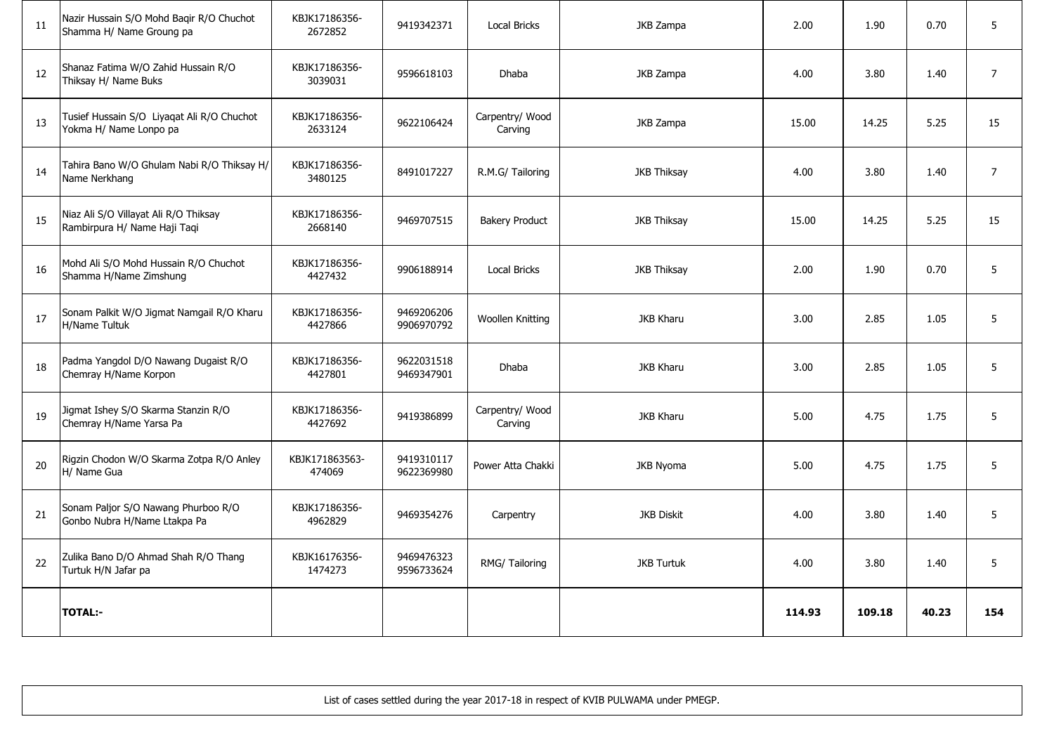| 11 | Nazir Hussain S/O Mohd Baqir R/O Chuchot Shamma H/ Name Groung pa | KBJK17186356-2672852 | 9419342371 | Local Bricks | JKB Zampa | 2.00 | 1.90 | 0.70 | 5 |
|---|---|---|---|---|---|---|---|---|---|
| 12 | Shanaz Fatima W/O Zahid Hussain R/O Thiksay H/ Name Buks | KBJK17186356-3039031 | 9596618103 | Dhaba | JKB Zampa | 4.00 | 3.80 | 1.40 | 7 |
| 13 | Tusief Hussain S/O Liyaqat Ali R/O Chuchot Yokma H/ Name Lonpo pa | KBJK17186356-2633124 | 9622106424 | Carpentry/ Wood Carving | JKB Zampa | 15.00 | 14.25 | 5.25 | 15 |
| 14 | Tahira Bano W/O Ghulam Nabi R/O Thiksay H/ Name Nerkhang | KBJK17186356-3480125 | 8491017227 | R.M.G/ Tailoring | JKB Thiksay | 4.00 | 3.80 | 1.40 | 7 |
| 15 | Niaz Ali S/O Villayat Ali R/O Thiksay Rambirpura H/ Name Haji Taqi | KBJK17186356-2668140 | 9469707515 | Bakery Product | JKB Thiksay | 15.00 | 14.25 | 5.25 | 15 |
| 16 | Mohd Ali S/O Mohd Hussain R/O Chuchot Shamma H/Name Zimshung | KBJK17186356-4427432 | 9906188914 | Local Bricks | JKB Thiksay | 2.00 | 1.90 | 0.70 | 5 |
| 17 | Sonam Palkit W/O Jigmat Namgail R/O Kharu H/Name Tultuk | KBJK17186356-4427866 | 9469206206 9906970792 | Woollen Knitting | JKB Kharu | 3.00 | 2.85 | 1.05 | 5 |
| 18 | Padma Yangdol D/O Nawang Dugaist R/O Chemray H/Name Korpon | KBJK17186356-4427801 | 9622031518 9469347901 | Dhaba | JKB Kharu | 3.00 | 2.85 | 1.05 | 5 |
| 19 | Jigmat Ishey S/O Skarma Stanzin R/O Chemray H/Name Yarsa Pa | KBJK17186356-4427692 | 9419386899 | Carpentry/ Wood Carving | JKB Kharu | 5.00 | 4.75 | 1.75 | 5 |
| 20 | Rigzin Chodon W/O Skarma Zotpa R/O Anley H/ Name Gua | KBJK171863563-474069 | 9419310117 9622369980 | Power Atta Chakki | JKB Nyoma | 5.00 | 4.75 | 1.75 | 5 |
| 21 | Sonam Paljor S/O Nawang Phurboo R/O Gonbo Nubra H/Name Ltakpa Pa | KBJK17186356-4962829 | 9469354276 | Carpentry | JKB Diskit | 4.00 | 3.80 | 1.40 | 5 |
| 22 | Zulika Bano D/O Ahmad Shah R/O Thang Turtuk H/N Jafar pa | KBJK16176356-1474273 | 9469476323 9596733624 | RMG/ Tailoring | JKB Turtuk | 4.00 | 3.80 | 1.40 | 5 |
| | **TOTAL:-** | | | | | **114.93** | **109.18** | **40.23** | **154** |

List of cases settled during the year 2017-18 in respect of KVIB PULWAMA under PMEGP.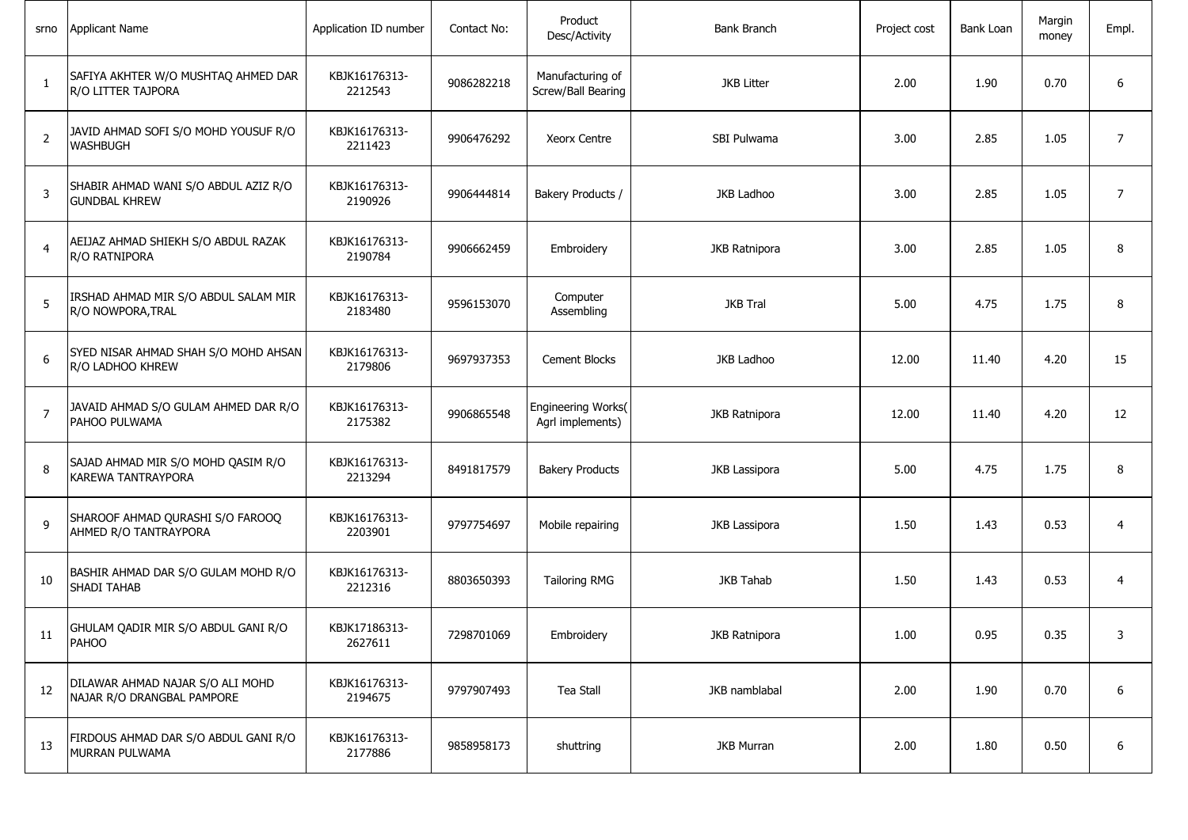| srno | Applicant Name | Application ID number | Contact No: | Product Desc/Activity | Bank Branch | Project cost | Bank Loan | Margin money | Empl. |
|---|---|---|---|---|---|---|---|---|---|
| 1 | SAFIYA AKHTER W/O MUSHTAQ AHMED DAR R/O LITTER TAJPORA | KBJK16176313-2212543 | 9086282218 | Manufacturing of Screw/Ball Bearing | JKB Litter | 2.00 | 1.90 | 0.70 | 6 |
| 2 | JAVID AHMAD SOFI S/O MOHD YOUSUF R/O WASHBUGH | KBJK16176313-2211423 | 9906476292 | Xeorx Centre | SBI Pulwama | 3.00 | 2.85 | 1.05 | 7 |
| 3 | SHABIR AHMAD WANI S/O ABDUL AZIZ R/O GUNDBAL KHREW | KBJK16176313-2190926 | 9906444814 | Bakery Products / | JKB Ladhoo | 3.00 | 2.85 | 1.05 | 7 |
| 4 | AEIJAZ AHMAD SHIEKH S/O ABDUL RAZAK R/O RATNIPORA | KBJK16176313-2190784 | 9906662459 | Embroidery | JKB Ratnipora | 3.00 | 2.85 | 1.05 | 8 |
| 5 | IRSHAD AHMAD MIR S/O ABDUL SALAM MIR R/O NOWPORA,TRAL | KBJK16176313-2183480 | 9596153070 | Computer Assembling | JKB Tral | 5.00 | 4.75 | 1.75 | 8 |
| 6 | SYED NISAR AHMAD SHAH S/O MOHD AHSAN R/O LADHOO KHREW | KBJK16176313-2179806 | 9697937353 | Cement Blocks | JKB Ladhoo | 12.00 | 11.40 | 4.20 | 15 |
| 7 | JAVAID AHMAD S/O GULAM AHMED DAR R/O PAHOO PULWAMA | KBJK16176313-2175382 | 9906865548 | Engineering Works( Agrl implements) | JKB Ratnipora | 12.00 | 11.40 | 4.20 | 12 |
| 8 | SAJAD AHMAD MIR S/O MOHD QASIM R/O KAREWA TANTRAYPORA | KBJK16176313-2213294 | 8491817579 | Bakery Products | JKB Lassipora | 5.00 | 4.75 | 1.75 | 8 |
| 9 | SHAROOF AHMAD QURASHI S/O FAROOQ AHMED R/O TANTRAYPORA | KBJK16176313-2203901 | 9797754697 | Mobile repairing | JKB Lassipora | 1.50 | 1.43 | 0.53 | 4 |
| 10 | BASHIR AHMAD DAR S/O GULAM MOHD R/O SHADI TAHAB | KBJK16176313-2212316 | 8803650393 | Tailoring RMG | JKB Tahab | 1.50 | 1.43 | 0.53 | 4 |
| 11 | GHULAM QADIR MIR S/O ABDUL GANI R/O PAHOO | KBJK17186313-2627611 | 7298701069 | Embroidery | JKB Ratnipora | 1.00 | 0.95 | 0.35 | 3 |
| 12 | DILAWAR AHMAD NAJAR S/O ALI MOHD NAJAR R/O DRANGBAL PAMPORE | KBJK16176313-2194675 | 9797907493 | Tea Stall | JKB namblabal | 2.00 | 1.90 | 0.70 | 6 |
| 13 | FIRDOUS AHMAD DAR S/O ABDUL GANI R/O MURRAN PULWAMA | KBJK16176313-2177886 | 9858958173 | shuttring | JKB Murran | 2.00 | 1.80 | 0.50 | 6 |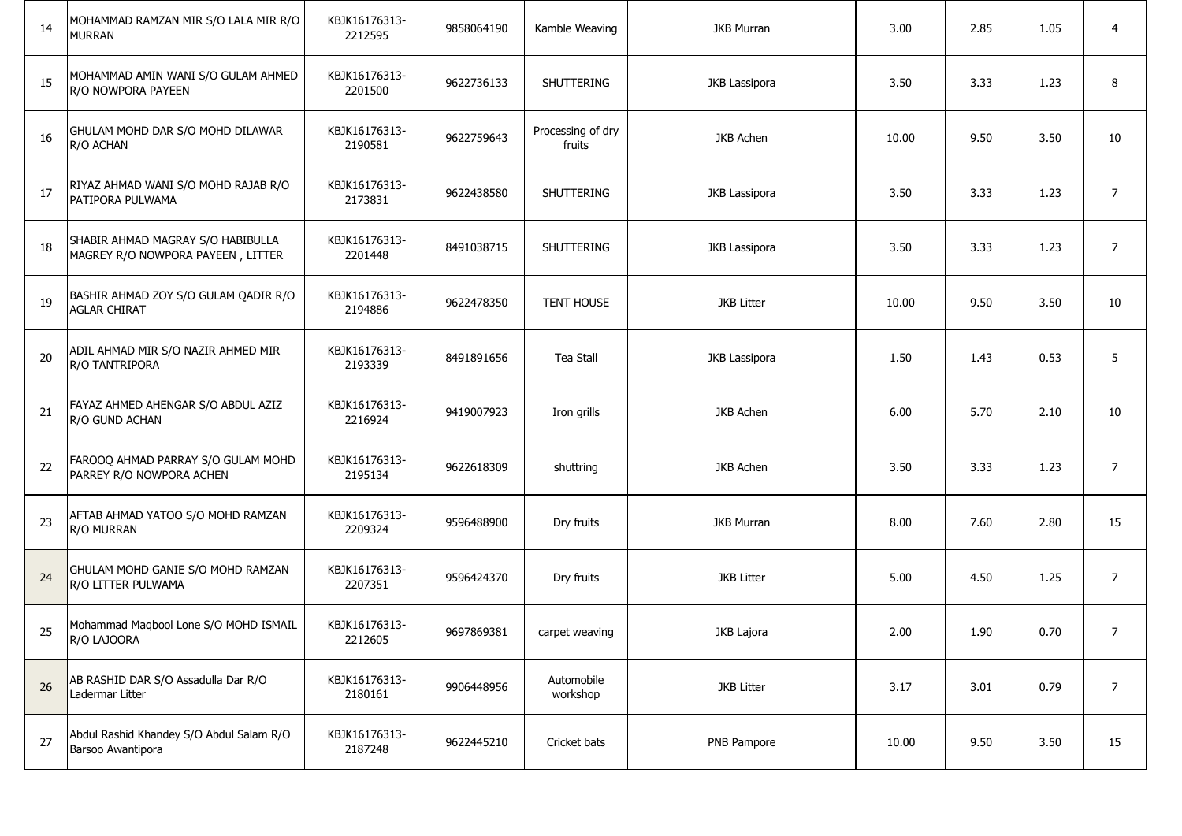| 14 | MOHAMMAD RAMZAN MIR S/O LALA MIR R/O MURRAN | KBJK16176313-2212595 | 9858064190 | Kamble Weaving | JKB Murran | 3.00 | 2.85 | 1.05 | 4 |
|---|---|---|---|---|---|---|---|---|---|
| 15 | MOHAMMAD AMIN WANI S/O GULAM AHMED R/O NOWPORA PAYEEN | KBJK16176313-2201500 | 9622736133 | SHUTTERING | JKB Lassipora | 3.50 | 3.33 | 1.23 | 8 |
| 16 | GHULAM MOHD DAR S/O MOHD DILAWAR R/O ACHAN | KBJK16176313-2190581 | 9622759643 | Processing of dry fruits | JKB Achen | 10.00 | 9.50 | 3.50 | 10 |
| 17 | RIYAZ AHMAD WANI S/O MOHD RAJAB R/O PATIPORA PULWAMA | KBJK16176313-2173831 | 9622438580 | SHUTTERING | JKB Lassipora | 3.50 | 3.33 | 1.23 | 7 |
| 18 | SHABIR AHMAD MAGRAY S/O HABIBULLA MAGREY R/O NOWPORA PAYEEN , LITTER | KBJK16176313-2201448 | 8491038715 | SHUTTERING | JKB Lassipora | 3.50 | 3.33 | 1.23 | 7 |
| 19 | BASHIR AHMAD ZOY S/O GULAM QADIR R/O AGLAR CHIRAT | KBJK16176313-2194886 | 9622478350 | TENT HOUSE | JKB Litter | 10.00 | 9.50 | 3.50 | 10 |
| 20 | ADIL AHMAD MIR S/O NAZIR AHMED MIR R/O TANTRIPORA | KBJK16176313-2193339 | 8491891656 | Tea Stall | JKB Lassipora | 1.50 | 1.43 | 0.53 | 5 |
| 21 | FAYAZ AHMED AHENGAR S/O ABDUL AZIZ R/O GUND ACHAN | KBJK16176313-2216924 | 9419007923 | Iron grills | JKB Achen | 6.00 | 5.70 | 2.10 | 10 |
| 22 | FAROOQ AHMAD PARRAY S/O GULAM MOHD PARREY R/O NOWPORA ACHEN | KBJK16176313-2195134 | 9622618309 | shuttring | JKB Achen | 3.50 | 3.33 | 1.23 | 7 |
| 23 | AFTAB AHMAD YATOO S/O MOHD RAMZAN R/O MURRAN | KBJK16176313-2209324 | 9596488900 | Dry fruits | JKB Murran | 8.00 | 7.60 | 2.80 | 15 |
| 24 | GHULAM MOHD GANIE S/O MOHD RAMZAN R/O LITTER PULWAMA | KBJK16176313-2207351 | 9596424370 | Dry fruits | JKB Litter | 5.00 | 4.50 | 1.25 | 7 |
| 25 | Mohammad Maqbool Lone S/O MOHD ISMAIL R/O LAJOORA | KBJK16176313-2212605 | 9697869381 | carpet weaving | JKB Lajora | 2.00 | 1.90 | 0.70 | 7 |
| 26 | AB RASHID DAR S/O Assadulla Dar R/O Ladermar Litter | KBJK16176313-2180161 | 9906448956 | Automobile workshop | JKB Litter | 3.17 | 3.01 | 0.79 | 7 |
| 27 | Abdul Rashid Khandey S/O Abdul Salam R/O Barsoo Awantipora | KBJK16176313-2187248 | 9622445210 | Cricket bats | PNB Pampore | 10.00 | 9.50 | 3.50 | 15 |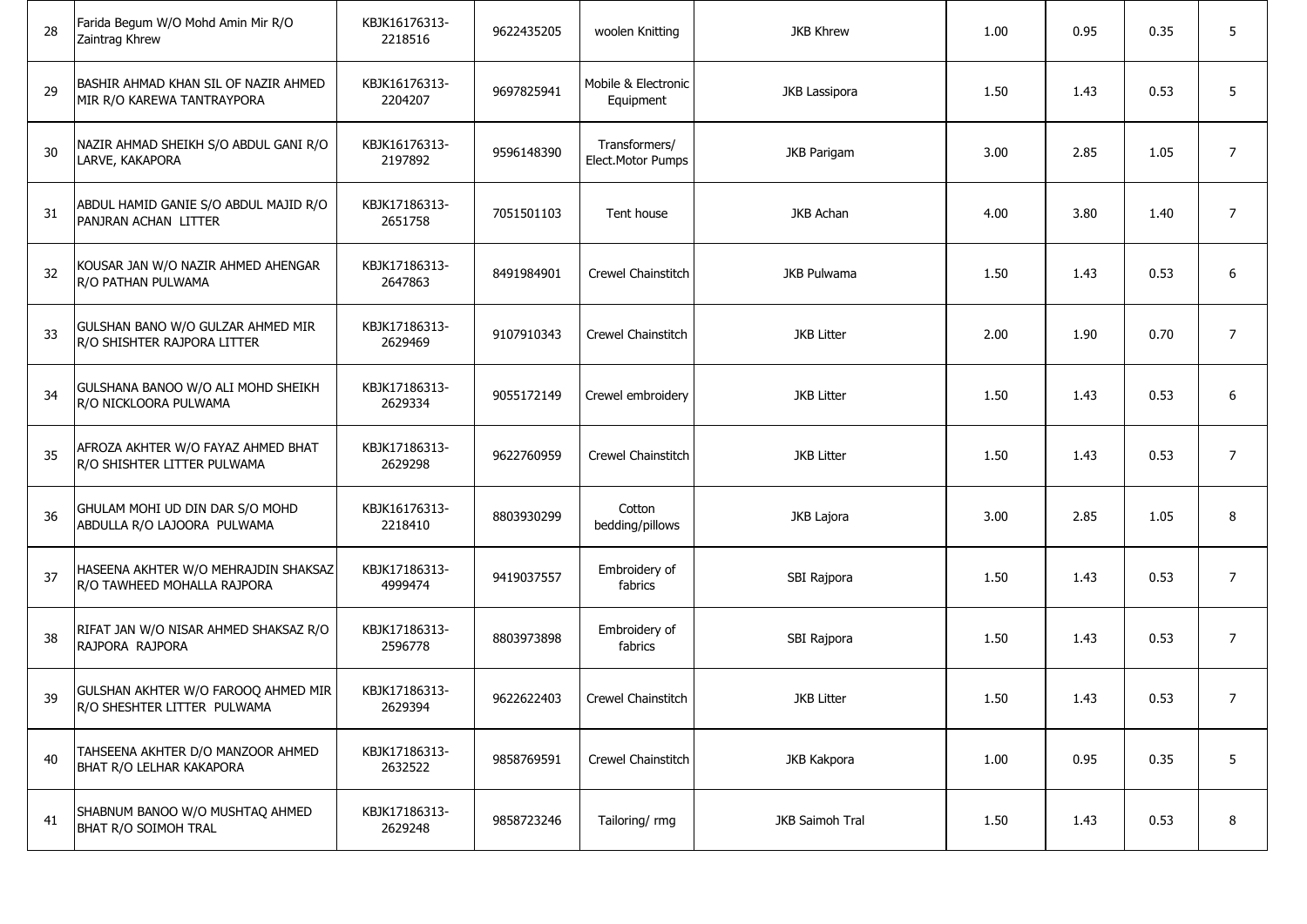| | | | | | | | | | |
|---|---|---|---|---|---|---|---|---|---|
| 28 | Farida Begum W/O Mohd Amin Mir R/O Zaintrag Khrew | KBJK16176313-2218516 | 9622435205 | woolen Knitting | JKB Khrew | 1.00 | 0.95 | 0.35 | 5 |
| 29 | BASHIR AHMAD KHAN SIL OF NAZIR AHMED MIR R/O KAREWA TANTRAYPORA | KBJK16176313-2204207 | 9697825941 | Mobile & Electronic Equipment | JKB Lassipora | 1.50 | 1.43 | 0.53 | 5 |
| 30 | NAZIR AHMAD SHEIKH S/O ABDUL GANI R/O LARVE, KAKAPORA | KBJK16176313-2197892 | 9596148390 | Transformers/ Elect.Motor Pumps | JKB Parigam | 3.00 | 2.85 | 1.05 | 7 |
| 31 | ABDUL HAMID GANIE S/O ABDUL MAJID R/O PANJRAN ACHAN LITTER | KBJK17186313-2651758 | 7051501103 | Tent house | JKB Achan | 4.00 | 3.80 | 1.40 | 7 |
| 32 | KOUSAR JAN W/O NAZIR AHMED AHENGAR R/O PATHAN PULWAMA | KBJK17186313-2647863 | 8491984901 | Crewel Chainstitch | JKB Pulwama | 1.50 | 1.43 | 0.53 | 6 |
| 33 | GULSHAN BANO W/O GULZAR AHMED MIR R/O SHISHTER RAJPORA LITTER | KBJK17186313-2629469 | 9107910343 | Crewel Chainstitch | JKB Litter | 2.00 | 1.90 | 0.70 | 7 |
| 34 | GULSHANA BANOO W/O ALI MOHD SHEIKH R/O NICKLOORA PULWAMA | KBJK17186313-2629334 | 9055172149 | Crewel embroidery | JKB Litter | 1.50 | 1.43 | 0.53 | 6 |
| 35 | AFROZA AKHTER W/O FAYAZ AHMED BHAT R/O SHISHTER LITTER PULWAMA | KBJK17186313-2629298 | 9622760959 | Crewel Chainstitch | JKB Litter | 1.50 | 1.43 | 0.53 | 7 |
| 36 | GHULAM MOHI UD DIN DAR S/O MOHD ABDULLA R/O LAJOORA PULWAMA | KBJK16176313-2218410 | 8803930299 | Cotton bedding/pillows | JKB Lajora | 3.00 | 2.85 | 1.05 | 8 |
| 37 | HASEENA AKHTER W/O MEHRAJDIN SHAKSAZ R/O TAWHEED MOHALLA RAJPORA | KBJK17186313-4999474 | 9419037557 | Embroidery of fabrics | SBI Rajpora | 1.50 | 1.43 | 0.53 | 7 |
| 38 | RIFAT JAN W/O NISAR AHMED SHAKSAZ R/O RAJPORA RAJPORA | KBJK17186313-2596778 | 8803973898 | Embroidery of fabrics | SBI Rajpora | 1.50 | 1.43 | 0.53 | 7 |
| 39 | GULSHAN AKHTER W/O FAROOQ AHMED MIR R/O SHESHTER LITTER PULWAMA | KBJK17186313-2629394 | 9622622403 | Crewel Chainstitch | JKB Litter | 1.50 | 1.43 | 0.53 | 7 |
| 40 | TAHSEENA AKHTER D/O MANZOOR AHMED BHAT R/O LELHAR KAKAPORA | KBJK17186313-2632522 | 9858769591 | Crewel Chainstitch | JKB Kakpora | 1.00 | 0.95 | 0.35 | 5 |
| 41 | SHABNUM BANOO W/O MUSHTAQ AHMED BHAT R/O SOIMOH TRAL | KBJK17186313-2629248 | 9858723246 | Tailoring/ rmg | JKB Saimoh Tral | 1.50 | 1.43 | 0.53 | 8 |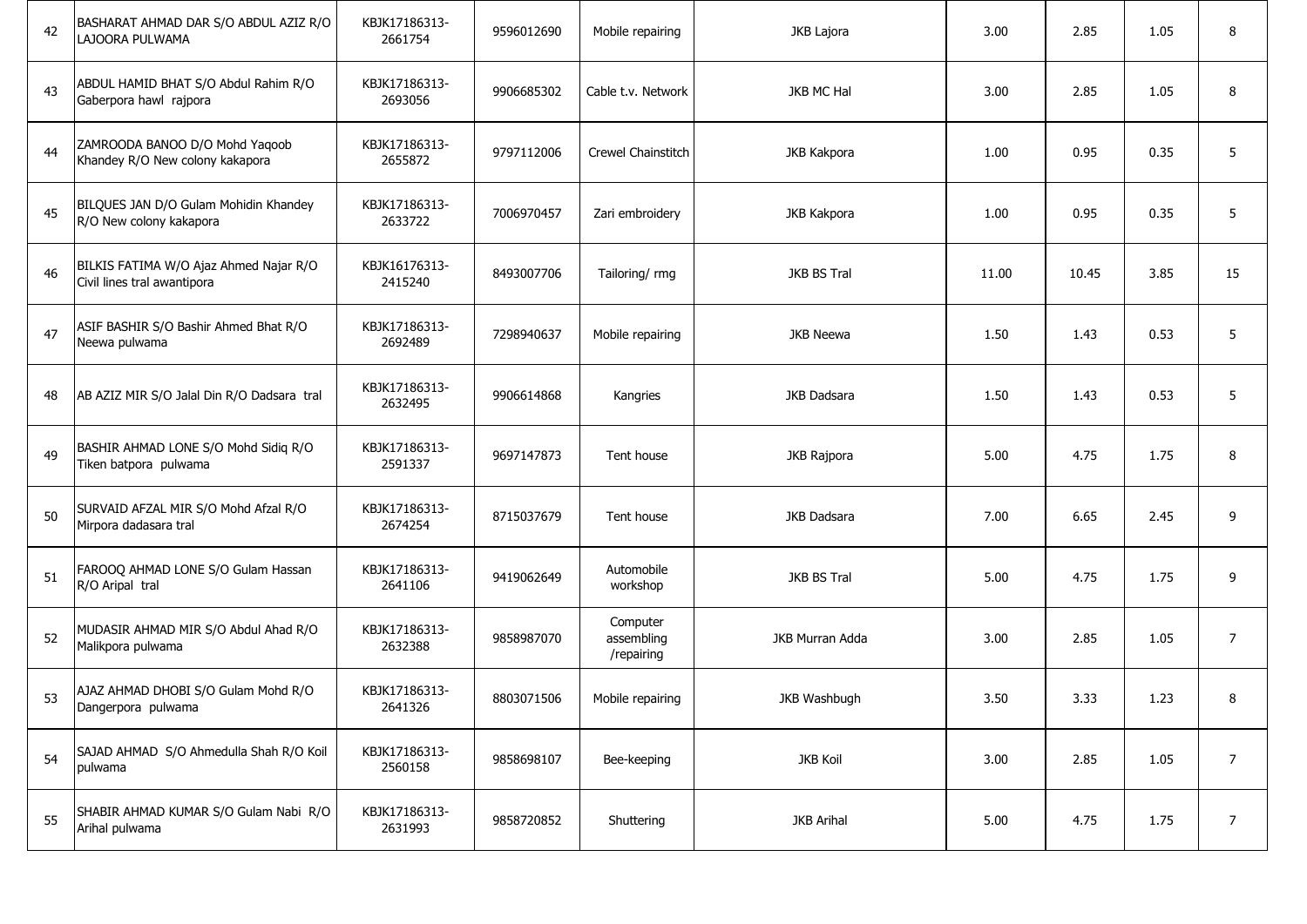| | | | | | | | | | |
|---|---|---|---|---|---|---|---|---|---|
| 42 | BASHARAT AHMAD DAR S/O ABDUL AZIZ R/O LAJOORA PULWAMA | KBJK17186313-2661754 | 9596012690 | Mobile repairing | JKB Lajora | 3.00 | 2.85 | 1.05 | 8 |
| 43 | ABDUL HAMID BHAT S/O Abdul Rahim R/O Gaberpora hawl rajpora | KBJK17186313-2693056 | 9906685302 | Cable t.v. Network | JKB MC Hal | 3.00 | 2.85 | 1.05 | 8 |
| 44 | ZAMROODA BANOO D/O Mohd Yaqoob Khandey R/O New colony kakapora | KBJK17186313-2655872 | 9797112006 | Crewel Chainstitch | JKB Kakpora | 1.00 | 0.95 | 0.35 | 5 |
| 45 | BILQUES JAN D/O Gulam Mohidin Khandey R/O New colony kakapora | KBJK17186313-2633722 | 7006970457 | Zari embroidery | JKB Kakpora | 1.00 | 0.95 | 0.35 | 5 |
| 46 | BILKIS FATIMA W/O Ajaz Ahmed Najar R/O Civil lines tral awantipora | KBJK16176313-2415240 | 8493007706 | Tailoring/ rmg | JKB BS Tral | 11.00 | 10.45 | 3.85 | 15 |
| 47 | ASIF BASHIR S/O Bashir Ahmed Bhat R/O Neewa pulwama | KBJK17186313-2692489 | 7298940637 | Mobile repairing | JKB Neewa | 1.50 | 1.43 | 0.53 | 5 |
| 48 | AB AZIZ MIR S/O Jalal Din R/O Dadsara tral | KBJK17186313-2632495 | 9906614868 | Kangries | JKB Dadsara | 1.50 | 1.43 | 0.53 | 5 |
| 49 | BASHIR AHMAD LONE S/O Mohd Sidiq R/O Tiken batpora pulwama | KBJK17186313-2591337 | 9697147873 | Tent house | JKB Rajpora | 5.00 | 4.75 | 1.75 | 8 |
| 50 | SURVAID AFZAL MIR S/O Mohd Afzal R/O Mirpora dadasara tral | KBJK17186313-2674254 | 8715037679 | Tent house | JKB Dadsara | 7.00 | 6.65 | 2.45 | 9 |
| 51 | FAROOQ AHMAD LONE S/O Gulam Hassan R/O Aripal tral | KBJK17186313-2641106 | 9419062649 | Automobile workshop | JKB BS Tral | 5.00 | 4.75 | 1.75 | 9 |
| 52 | MUDASIR AHMAD MIR S/O Abdul Ahad R/O Malikpora pulwama | KBJK17186313-2632388 | 9858987070 | Computer assembling /repairing | JKB Murran Adda | 3.00 | 2.85 | 1.05 | 7 |
| 53 | AJAZ AHMAD DHOBI S/O Gulam Mohd R/O Dangerpora pulwama | KBJK17186313-2641326 | 8803071506 | Mobile repairing | JKB Washbugh | 3.50 | 3.33 | 1.23 | 8 |
| 54 | SAJAD AHMAD S/O Ahmedulla Shah R/O Koil pulwama | KBJK17186313-2560158 | 9858698107 | Bee-keeping | JKB Koil | 3.00 | 2.85 | 1.05 | 7 |
| 55 | SHABIR AHMAD KUMAR S/O Gulam Nabi R/O Arihal pulwama | KBJK17186313-2631993 | 9858720852 | Shuttering | JKB Arihal | 5.00 | 4.75 | 1.75 | 7 |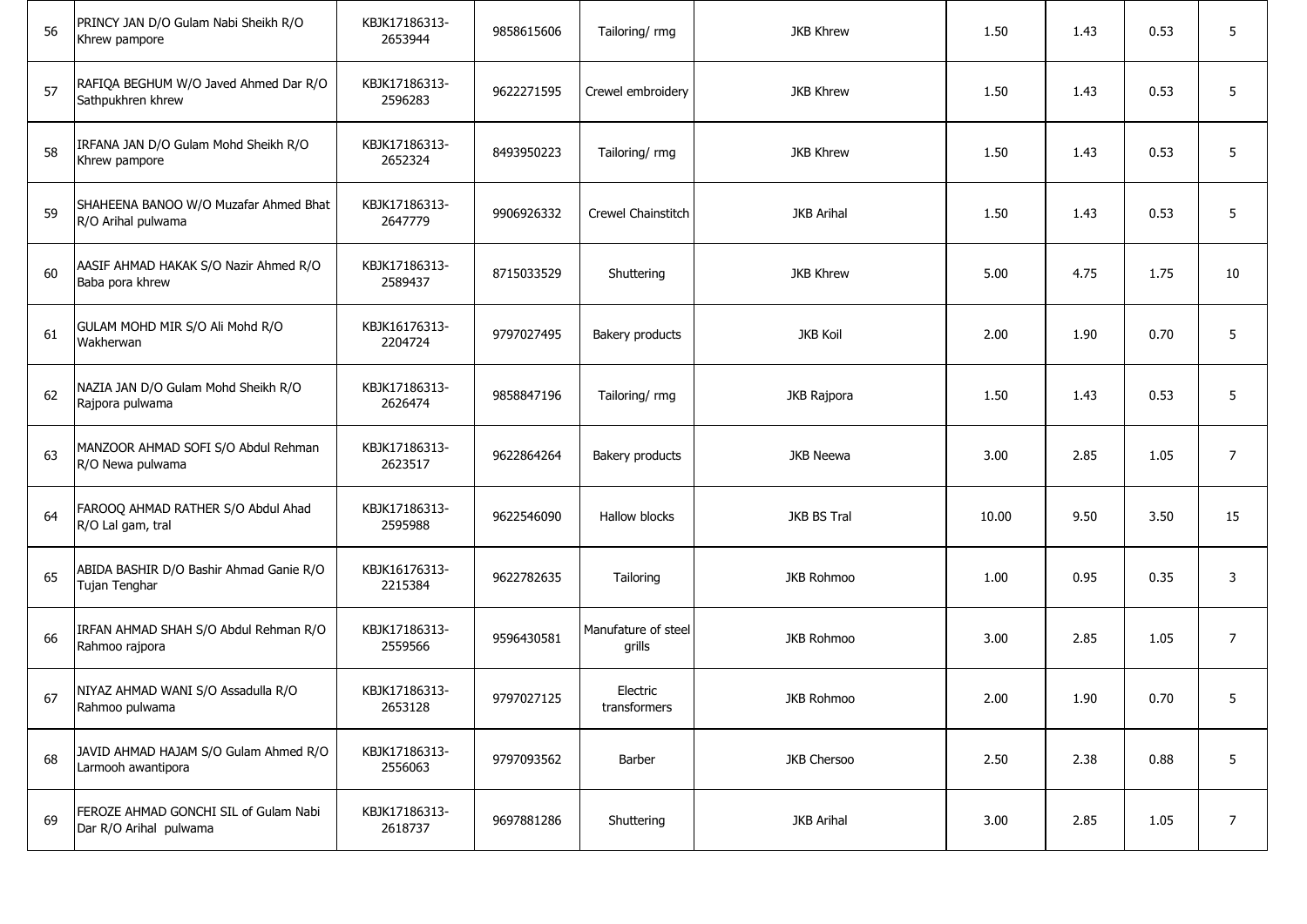| | | | | | | | | |
|---|---|---|---|---|---|---|---|---|
| 56 | PRINCY JAN D/O Gulam Nabi Sheikh R/O Khrew pampore | KBJK17186313-2653944 | 9858615606 | Tailoring/ rmg | JKB Khrew | 1.50 | 1.43 | 0.53 | 5 |
| 57 | RAFIQA BEGHUM W/O Javed Ahmed Dar R/O Sathpukhren khrew | KBJK17186313-2596283 | 9622271595 | Crewel embroidery | JKB Khrew | 1.50 | 1.43 | 0.53 | 5 |
| 58 | IRFANA JAN D/O Gulam Mohd Sheikh R/O Khrew pampore | KBJK17186313-2652324 | 8493950223 | Tailoring/ rmg | JKB Khrew | 1.50 | 1.43 | 0.53 | 5 |
| 59 | SHAHEENA BANOO W/O Muzafar Ahmed Bhat R/O Arihal pulwama | KBJK17186313-2647779 | 9906926332 | Crewel Chainstitch | JKB Arihal | 1.50 | 1.43 | 0.53 | 5 |
| 60 | AASIF AHMAD HAKAK S/O Nazir Ahmed R/O Baba pora khrew | KBJK17186313-2589437 | 8715033529 | Shuttering | JKB Khrew | 5.00 | 4.75 | 1.75 | 10 |
| 61 | GULAM MOHD MIR S/O Ali Mohd R/O Wakherwan | KBJK16176313-2204724 | 9797027495 | Bakery products | JKB Koil | 2.00 | 1.90 | 0.70 | 5 |
| 62 | NAZIA JAN D/O Gulam Mohd Sheikh R/O Rajpora pulwama | KBJK17186313-2626474 | 9858847196 | Tailoring/ rmg | JKB Rajpora | 1.50 | 1.43 | 0.53 | 5 |
| 63 | MANZOOR AHMAD SOFI S/O Abdul Rehman R/O Newa pulwama | KBJK17186313-2623517 | 9622864264 | Bakery products | JKB Neewa | 3.00 | 2.85 | 1.05 | 7 |
| 64 | FAROOQ AHMAD RATHER S/O Abdul Ahad R/O Lal gam, tral | KBJK17186313-2595988 | 9622546090 | Hallow blocks | JKB BS Tral | 10.00 | 9.50 | 3.50 | 15 |
| 65 | ABIDA BASHIR D/O Bashir Ahmad Ganie R/O Tujan Tenghar | KBJK16176313-2215384 | 9622782635 | Tailoring | JKB Rohmoo | 1.00 | 0.95 | 0.35 | 3 |
| 66 | IRFAN AHMAD SHAH S/O Abdul Rehman R/O Rahmoo rajpora | KBJK17186313-2559566 | 9596430581 | Manufature of steel grills | JKB Rohmoo | 3.00 | 2.85 | 1.05 | 7 |
| 67 | NIYAZ AHMAD WANI S/O Assadulla R/O Rahmoo pulwama | KBJK17186313-2653128 | 9797027125 | Electric transformers | JKB Rohmoo | 2.00 | 1.90 | 0.70 | 5 |
| 68 | JAVID AHMAD HAJAM S/O Gulam Ahmed R/O Larmooh awantipora | KBJK17186313-2556063 | 9797093562 | Barber | JKB Chersoo | 2.50 | 2.38 | 0.88 | 5 |
| 69 | FEROZE AHMAD GONCHI SIL of Gulam Nabi Dar R/O Arihal pulwama | KBJK17186313-2618737 | 9697881286 | Shuttering | JKB Arihal | 3.00 | 2.85 | 1.05 | 7 |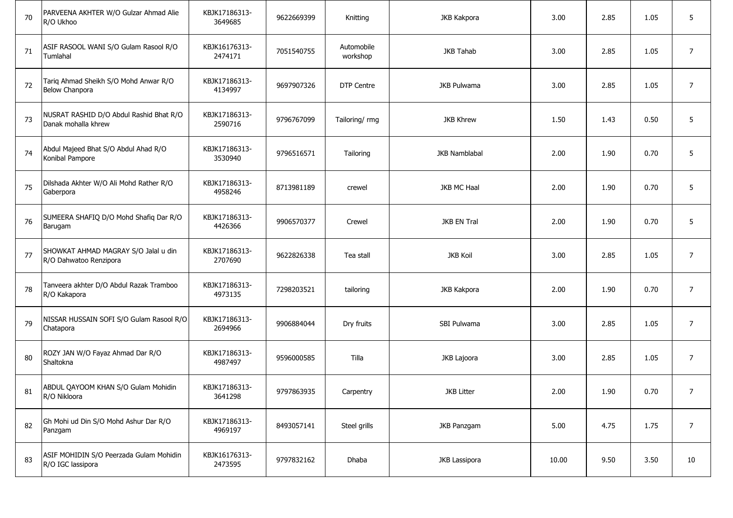| | | | | | | | | | |
|---|---|---|---|---|---|---|---|---|---|
| 70 | PARVEENA AKHTER W/O Gulzar Ahmad Alie R/O Ukhoo | KBJK17186313-3649685 | 9622669399 | Knitting | JKB Kakpora | 3.00 | 2.85 | 1.05 | 5 |
| 71 | ASIF RASOOL WANI S/O Gulam Rasool R/O Tumlahal | KBJK16176313-2474171 | 7051540755 | Automobile workshop | JKB Tahab | 3.00 | 2.85 | 1.05 | 7 |
| 72 | Tariq Ahmad Sheikh S/O Mohd Anwar R/O Below Chanpora | KBJK17186313-4134997 | 9697907326 | DTP Centre | JKB Pulwama | 3.00 | 2.85 | 1.05 | 7 |
| 73 | NUSRAT RASHID D/O Abdul Rashid Bhat R/O Danak mohalla khrew | KBJK17186313-2590716 | 9796767099 | Tailoring/ rmg | JKB Khrew | 1.50 | 1.43 | 0.50 | 5 |
| 74 | Abdul Majeed Bhat S/O Abdul Ahad R/O Konibal Pampore | KBJK17186313-3530940 | 9796516571 | Tailoring | JKB Namblabal | 2.00 | 1.90 | 0.70 | 5 |
| 75 | Dilshada Akhter W/O Ali Mohd Rather R/O Gaberpora | KBJK17186313-4958246 | 8713981189 | crewel | JKB MC Haal | 2.00 | 1.90 | 0.70 | 5 |
| 76 | SUMEERA SHAFIQ D/O Mohd Shafiq Dar R/O Barugam | KBJK17186313-4426366 | 9906570377 | Crewel | JKB EN Tral | 2.00 | 1.90 | 0.70 | 5 |
| 77 | SHOWKAT AHMAD MAGRAY S/O Jalal u din R/O Dahwatoo Renzipora | KBJK17186313-2707690 | 9622826338 | Tea stall | JKB Koil | 3.00 | 2.85 | 1.05 | 7 |
| 78 | Tanveera akhter D/O Abdul Razak Tramboo R/O Kakapora | KBJK17186313-4973135 | 7298203521 | tailoring | JKB Kakpora | 2.00 | 1.90 | 0.70 | 7 |
| 79 | NISSAR HUSSAIN SOFI S/O Gulam Rasool R/O Chatapora | KBJK17186313-2694966 | 9906884044 | Dry fruits | SBI Pulwama | 3.00 | 2.85 | 1.05 | 7 |
| 80 | ROZY JAN W/O Fayaz Ahmad Dar R/O Shaltokna | KBJK17186313-4987497 | 9596000585 | Tilla | JKB Lajoora | 3.00 | 2.85 | 1.05 | 7 |
| 81 | ABDUL QAYOOM KHAN S/O Gulam Mohidin R/O Nikloora | KBJK17186313-3641298 | 9797863935 | Carpentry | JKB Litter | 2.00 | 1.90 | 0.70 | 7 |
| 82 | Gh Mohi ud Din S/O Mohd Ashur Dar R/O Panzgam | KBJK17186313-4969197 | 8493057141 | Steel grills | JKB Panzgam | 5.00 | 4.75 | 1.75 | 7 |
| 83 | ASIF MOHIDIN S/O Peerzada Gulam Mohidin R/O IGC lassipora | KBJK16176313-2473595 | 9797832162 | Dhaba | JKB Lassipora | 10.00 | 9.50 | 3.50 | 10 |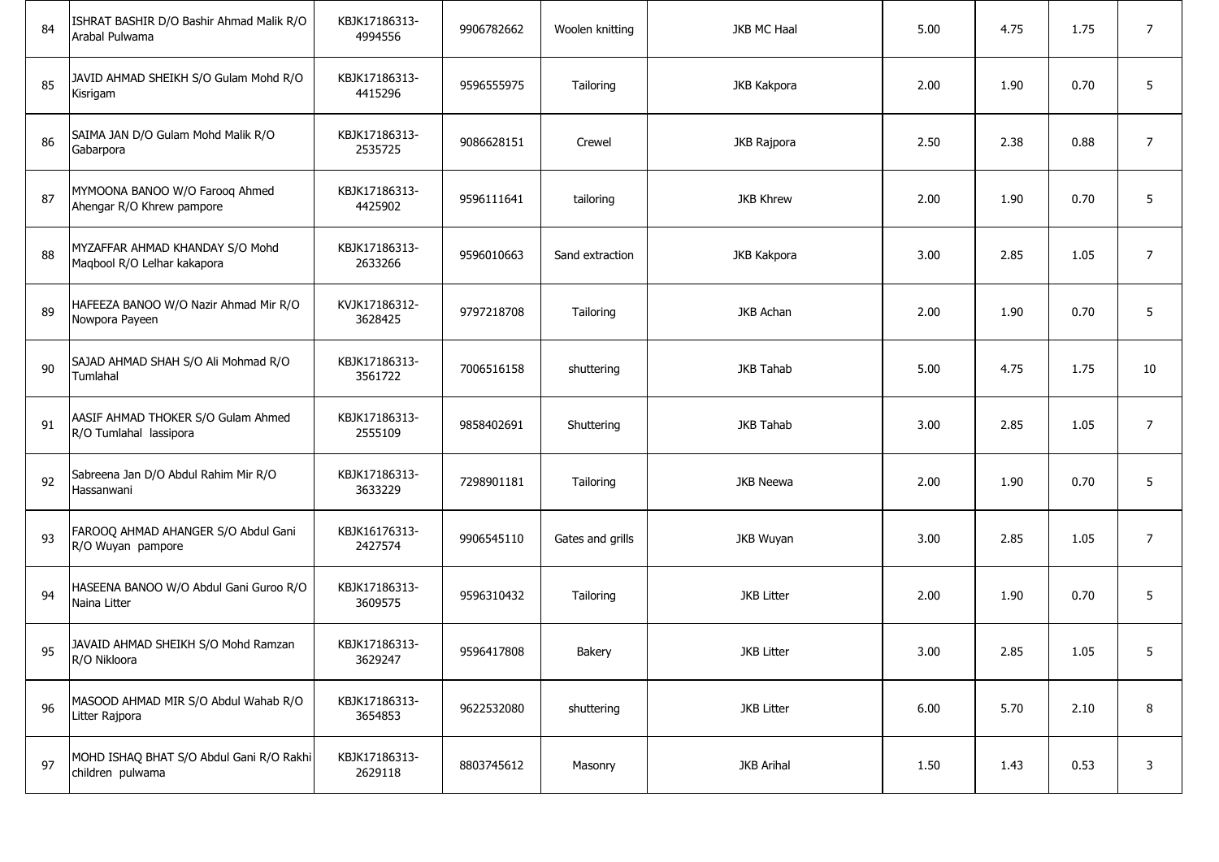| | | | | | | | | | |
|---|---|---|---|---|---|---|---|---|---|
| 84 | ISHRAT BASHIR D/O Bashir Ahmad Malik R/O Arabal Pulwama | KBJK17186313-4994556 | 9906782662 | Woolen knitting | JKB MC Haal | 5.00 | 4.75 | 1.75 | 7 |
| 85 | JAVID AHMAD SHEIKH S/O Gulam Mohd R/O Kisrigam | KBJK17186313-4415296 | 9596555975 | Tailoring | JKB Kakpora | 2.00 | 1.90 | 0.70 | 5 |
| 86 | SAIMA JAN D/O Gulam Mohd Malik R/O Gabarpora | KBJK17186313-2535725 | 9086628151 | Crewel | JKB Rajpora | 2.50 | 2.38 | 0.88 | 7 |
| 87 | MYMOONA BANOO W/O Farooq Ahmed Ahengar R/O Khrew pampore | KBJK17186313-4425902 | 9596111641 | tailoring | JKB Khrew | 2.00 | 1.90 | 0.70 | 5 |
| 88 | MYZAFFAR AHMAD KHANDAY S/O Mohd Maqbool R/O Lelhar kakapora | KBJK17186313-2633266 | 9596010663 | Sand extraction | JKB Kakpora | 3.00 | 2.85 | 1.05 | 7 |
| 89 | HAFEEZA BANOO W/O Nazir Ahmad Mir R/O Nowpora Payeen | KVJK17186312-3628425 | 9797218708 | Tailoring | JKB Achan | 2.00 | 1.90 | 0.70 | 5 |
| 90 | SAJAD AHMAD SHAH S/O Ali Mohmad R/O Tumlahal | KBJK17186313-3561722 | 7006516158 | shuttering | JKB Tahab | 5.00 | 4.75 | 1.75 | 10 |
| 91 | AASIF AHMAD THOKER S/O Gulam Ahmed R/O Tumlahal lassipora | KBJK17186313-2555109 | 9858402691 | Shuttering | JKB Tahab | 3.00 | 2.85 | 1.05 | 7 |
| 92 | Sabreena Jan D/O Abdul Rahim Mir R/O Hassanwani | KBJK17186313-3633229 | 7298901181 | Tailoring | JKB Neewa | 2.00 | 1.90 | 0.70 | 5 |
| 93 | FAROOQ AHMAD AHANGER S/O Abdul Gani R/O Wuyan pampore | KBJK16176313-2427574 | 9906545110 | Gates and grills | JKB Wuyan | 3.00 | 2.85 | 1.05 | 7 |
| 94 | HASEENA BANOO W/O Abdul Gani Guroo R/O Naina Litter | KBJK17186313-3609575 | 9596310432 | Tailoring | JKB Litter | 2.00 | 1.90 | 0.70 | 5 |
| 95 | JAVAID AHMAD SHEIKH S/O Mohd Ramzan R/O Nikloora | KBJK17186313-3629247 | 9596417808 | Bakery | JKB Litter | 3.00 | 2.85 | 1.05 | 5 |
| 96 | MASOOD AHMAD MIR S/O Abdul Wahab R/O Litter Rajpora | KBJK17186313-3654853 | 9622532080 | shuttering | JKB Litter | 6.00 | 5.70 | 2.10 | 8 |
| 97 | MOHD ISHAQ BHAT S/O Abdul Gani R/O Rakhi children pulwama | KBJK17186313-2629118 | 8803745612 | Masonry | JKB Arihal | 1.50 | 1.43 | 0.53 | 3 |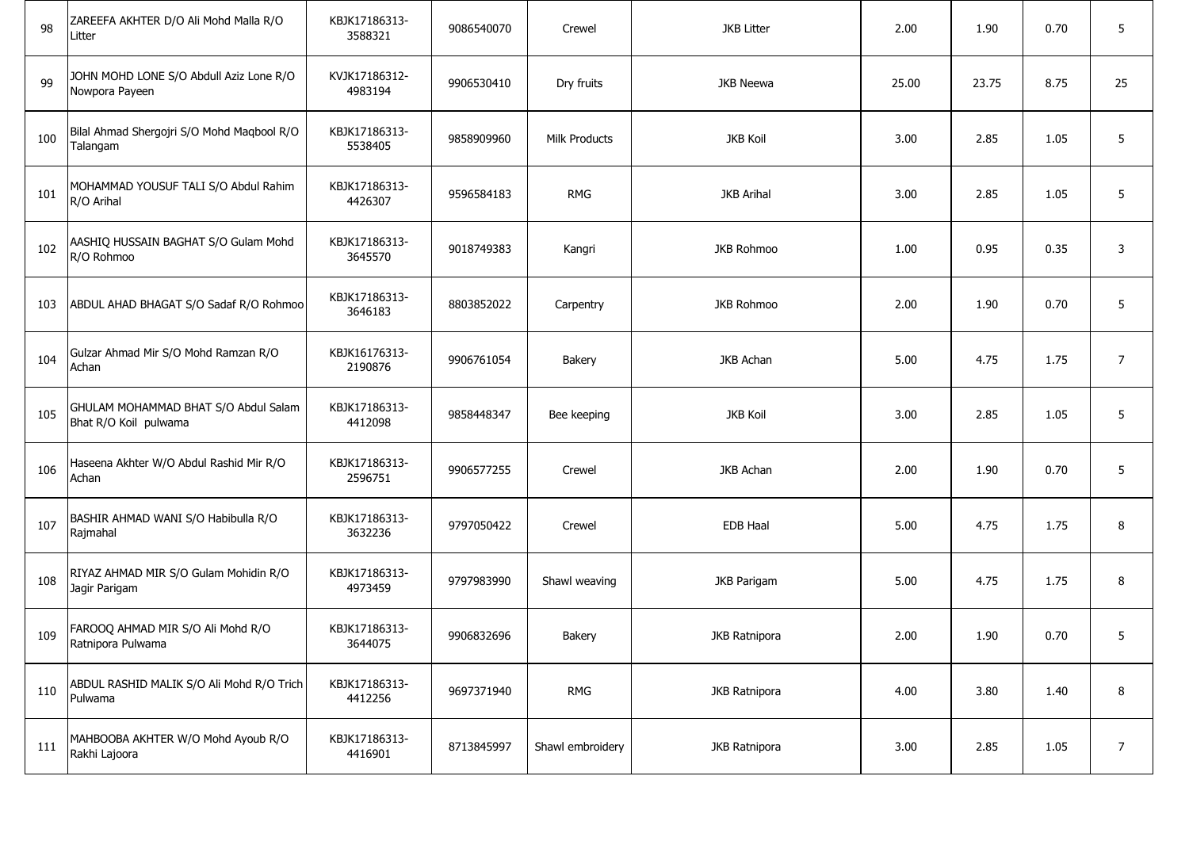| 98 | ZAREEFA AKHTER D/O Ali Mohd Malla R/O Litter | KBJK17186313-3588321 | 9086540070 | Crewel | JKB Litter | 2.00 | 1.90 | 0.70 | 5 |
|---|---|---|---|---|---|---|---|---|---|
| 99 | JOHN MOHD LONE S/O Abdull Aziz Lone R/O Nowpora Payeen | KVJK17186312-4983194 | 9906530410 | Dry fruits | JKB Neewa | 25.00 | 23.75 | 8.75 | 25 |
| 100 | Bilal Ahmad Shergojri S/O Mohd Maqbool R/O Talangam | KBJK17186313-5538405 | 9858909960 | Milk Products | JKB Koil | 3.00 | 2.85 | 1.05 | 5 |
| 101 | MOHAMMAD YOUSUF TALI S/O Abdul Rahim R/O Arihal | KBJK17186313-4426307 | 9596584183 | RMG | JKB Arihal | 3.00 | 2.85 | 1.05 | 5 |
| 102 | AASHIQ HUSSAIN BAGHAT S/O Gulam Mohd R/O Rohmoo | KBJK17186313-3645570 | 9018749383 | Kangri | JKB Rohmoo | 1.00 | 0.95 | 0.35 | 3 |
| 103 | ABDUL AHAD BHAGAT S/O Sadaf R/O Rohmoo | KBJK17186313-3646183 | 8803852022 | Carpentry | JKB Rohmoo | 2.00 | 1.90 | 0.70 | 5 |
| 104 | Gulzar Ahmad Mir S/O Mohd Ramzan R/O Achan | KBJK16176313-2190876 | 9906761054 | Bakery | JKB Achan | 5.00 | 4.75 | 1.75 | 7 |
| 105 | GHULAM MOHAMMAD BHAT S/O Abdul Salam Bhat R/O Koil pulwama | KBJK17186313-4412098 | 9858448347 | Bee keeping | JKB Koil | 3.00 | 2.85 | 1.05 | 5 |
| 106 | Haseena Akhter W/O Abdul Rashid Mir R/O Achan | KBJK17186313-2596751 | 9906577255 | Crewel | JKB Achan | 2.00 | 1.90 | 0.70 | 5 |
| 107 | BASHIR AHMAD WANI S/O Habibulla R/O Rajmahal | KBJK17186313-3632236 | 9797050422 | Crewel | EDB Haal | 5.00 | 4.75 | 1.75 | 8 |
| 108 | RIYAZ AHMAD MIR S/O Gulam Mohidin R/O Jagir Parigam | KBJK17186313-4973459 | 9797983990 | Shawl weaving | JKB Parigam | 5.00 | 4.75 | 1.75 | 8 |
| 109 | FAROOQ AHMAD MIR S/O Ali Mohd R/O Ratnipora Pulwama | KBJK17186313-3644075 | 9906832696 | Bakery | JKB Ratnipora | 2.00 | 1.90 | 0.70 | 5 |
| 110 | ABDUL RASHID MALIK S/O Ali Mohd R/O Trich Pulwama | KBJK17186313-4412256 | 9697371940 | RMG | JKB Ratnipora | 4.00 | 3.80 | 1.40 | 8 |
| 111 | MAHBOOBA AKHTER W/O Mohd Ayoub R/O Rakhi Lajoora | KBJK17186313-4416901 | 8713845997 | Shawl embroidery | JKB Ratnipora | 3.00 | 2.85 | 1.05 | 7 |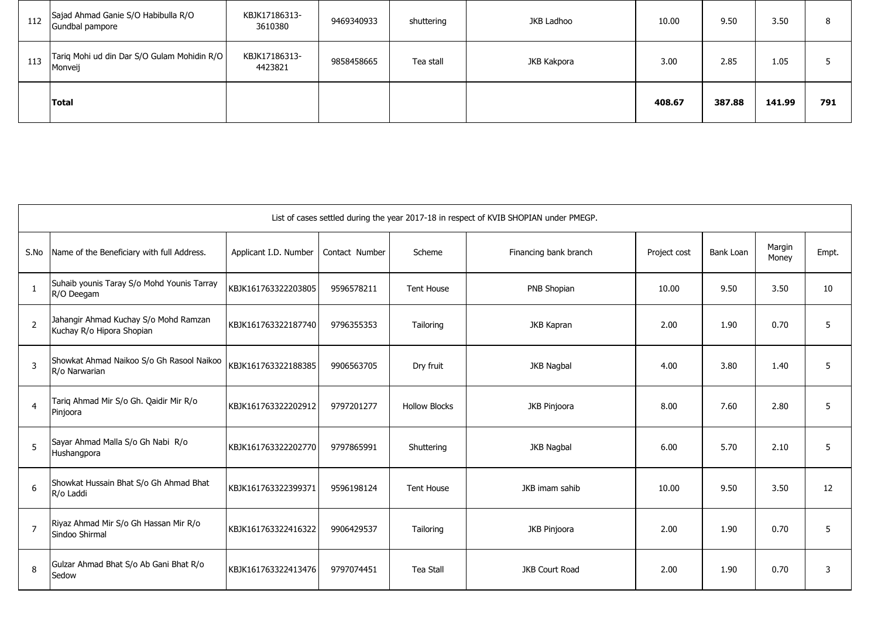| | | | | | | | | | |
|---|---|---|---|---|---|---|---|---|---|
| 112 | Sajad Ahmad Ganie S/O Habibulla R/O Gundbal pampore | KBJK17186313-3610380 | 9469340933 | shuttering | JKB Ladhoo | 10.00 | 9.50 | 3.50 | 8 |
| 113 | Tariq Mohi ud din Dar S/O Gulam Mohidin R/O Monveij | KBJK17186313-4423821 | 9858458665 | Tea stall | JKB Kakpora | 3.00 | 2.85 | 1.05 | 5 |
| | **Total** | | | | | **408.67** | **387.88** | **141.99** | **791** |

List of cases settled during the year 2017-18 in respect of KVIB SHOPIAN under PMEGP.

| S.No | Name of the Beneficiary with full Address. | Applicant I.D. Number | Contact Number | Scheme | Financing bank branch | Project cost | Bank Loan | Margin Money | Empt. |
|---|---|---|---|---|---|---|---|---|---|
| 1 | Suhaib younis Taray S/o Mohd Younis Tarray R/O Deegam | KBJK161763322203805 | 9596578211 | Tent House | PNB Shopian | 10.00 | 9.50 | 3.50 | 10 |
| 2 | Jahangir Ahmad Kuchay S/o Mohd Ramzan Kuchay R/o Hipora Shopian | KBJK161763322187740 | 9796355353 | Tailoring | JKB Kapran | 2.00 | 1.90 | 0.70 | 5 |
| 3 | Showkat Ahmad Naikoo S/o Gh Rasool Naikoo R/o Narwarian | KBJK161763322188385 | 9906563705 | Dry fruit | JKB Nagbal | 4.00 | 3.80 | 1.40 | 5 |
| 4 | Tariq Ahmad Mir S/o Gh. Qaidir Mir R/o Pinjoora | KBJK161763322202912 | 9797201277 | Hollow Blocks | JKB Pinjoora | 8.00 | 7.60 | 2.80 | 5 |
| 5 | Sayar Ahmad Malla S/o Gh Nabi R/o Hushangpora | KBJK161763322202770 | 9797865991 | Shuttering | JKB Nagbal | 6.00 | 5.70 | 2.10 | 5 |
| 6 | Showkat Hussain Bhat S/o Gh Ahmad Bhat R/o Laddi | KBJK161763322399371 | 9596198124 | Tent House | JKB imam sahib | 10.00 | 9.50 | 3.50 | 12 |
| 7 | Riyaz Ahmad Mir S/o Gh Hassan Mir R/o Sindoo Shirmal | KBJK161763322416322 | 9906429537 | Tailoring | JKB Pinjoora | 2.00 | 1.90 | 0.70 | 5 |
| 8 | Gulzar Ahmad Bhat S/o Ab Gani Bhat R/o Sedow | KBJK161763322413476 | 9797074451 | Tea Stall | JKB Court Road | 2.00 | 1.90 | 0.70 | 3 |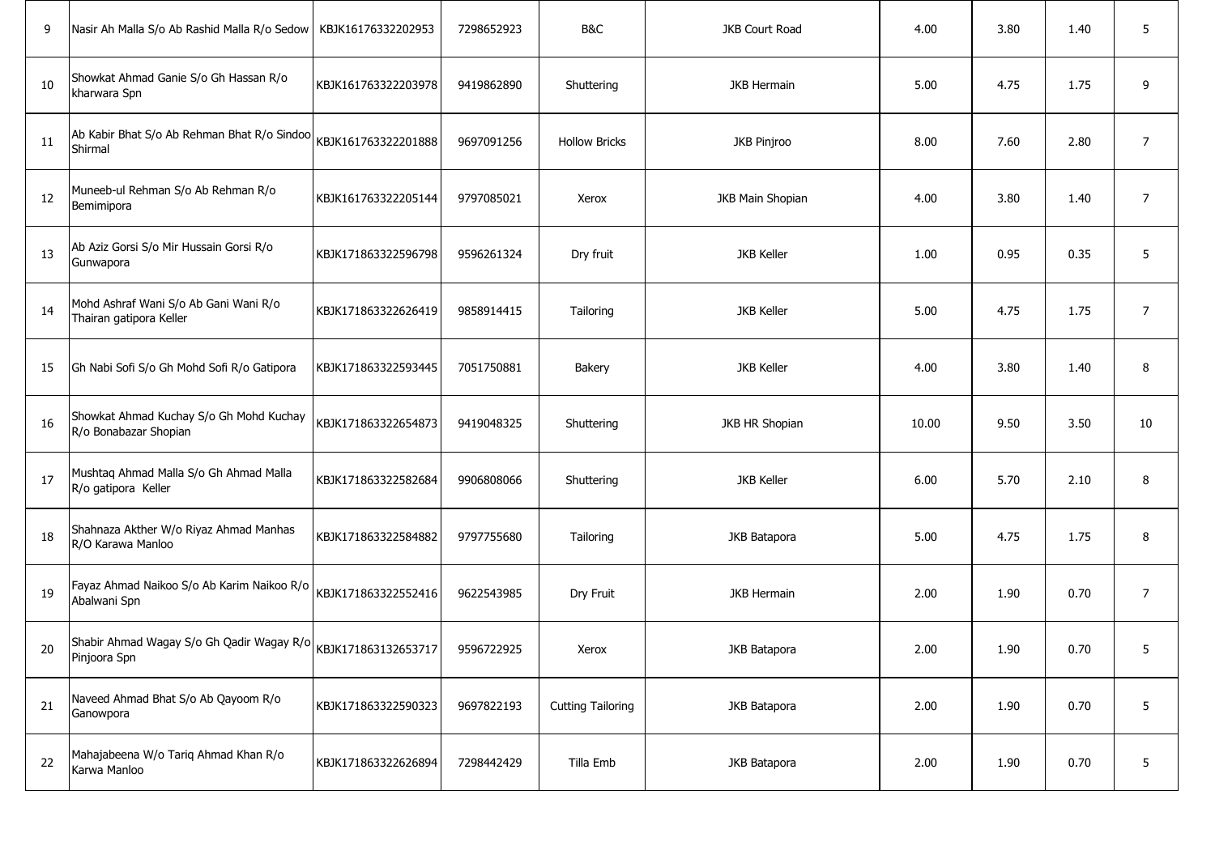| | | | | | | | | | |
|---|---|---|---|---|---|---|---|---|---|
| 9 | Nasir Ah Malla S/o Ab Rashid Malla R/o Sedow | KBJK16176332202953 | 7298652923 | B&C | JKB Court Road | 4.00 | 3.80 | 1.40 | 5 |
| 10 | Showkat Ahmad Ganie S/o Gh Hassan R/o kharwara Spn | KBJK161763322203978 | 9419862890 | Shuttering | JKB Hermain | 5.00 | 4.75 | 1.75 | 9 |
| 11 | Ab Kabir Bhat S/o Ab Rehman Bhat R/o Sindoo Shirmal | KBJK161763322201888 | 9697091256 | Hollow Bricks | JKB Pinjroo | 8.00 | 7.60 | 2.80 | 7 |
| 12 | Muneeb-ul Rehman S/o Ab Rehman R/o Bemimipora | KBJK161763322205144 | 9797085021 | Xerox | JKB Main Shopian | 4.00 | 3.80 | 1.40 | 7 |
| 13 | Ab Aziz Gorsi S/o Mir Hussain Gorsi R/o Gunwapora | KBJK171863322596798 | 9596261324 | Dry fruit | JKB Keller | 1.00 | 0.95 | 0.35 | 5 |
| 14 | Mohd Ashraf Wani S/o Ab Gani Wani R/o Thairan gatipora Keller | KBJK171863322626419 | 9858914415 | Tailoring | JKB Keller | 5.00 | 4.75 | 1.75 | 7 |
| 15 | Gh Nabi Sofi S/o Gh Mohd Sofi R/o Gatipora | KBJK171863322593445 | 7051750881 | Bakery | JKB Keller | 4.00 | 3.80 | 1.40 | 8 |
| 16 | Showkat Ahmad Kuchay S/o Gh Mohd Kuchay R/o Bonabazar Shopian | KBJK171863322654873 | 9419048325 | Shuttering | JKB HR Shopian | 10.00 | 9.50 | 3.50 | 10 |
| 17 | Mushtaq Ahmad Malla S/o Gh Ahmad Malla R/o gatipora Keller | KBJK171863322582684 | 9906808066 | Shuttering | JKB Keller | 6.00 | 5.70 | 2.10 | 8 |
| 18 | Shahnaza Akther W/o Riyaz Ahmad Manhas R/O Karawa Manloo | KBJK171863322584882 | 9797755680 | Tailoring | JKB Batapora | 5.00 | 4.75 | 1.75 | 8 |
| 19 | Fayaz Ahmad Naikoo S/o Ab Karim Naikoo R/o Abalwani Spn | KBJK171863322552416 | 9622543985 | Dry Fruit | JKB Hermain | 2.00 | 1.90 | 0.70 | 7 |
| 20 | Shabir Ahmad Wagay S/o Gh Qadir Wagay R/o Pinjoora Spn | KBJK171863132653717 | 9596722925 | Xerox | JKB Batapora | 2.00 | 1.90 | 0.70 | 5 |
| 21 | Naveed Ahmad Bhat S/o Ab Qayoom R/o Ganowpora | KBJK171863322590323 | 9697822193 | Cutting Tailoring | JKB Batapora | 2.00 | 1.90 | 0.70 | 5 |
| 22 | Mahajabeena W/o Tariq Ahmad Khan R/o Karwa Manloo | KBJK171863322626894 | 7298442429 | Tilla Emb | JKB Batapora | 2.00 | 1.90 | 0.70 | 5 |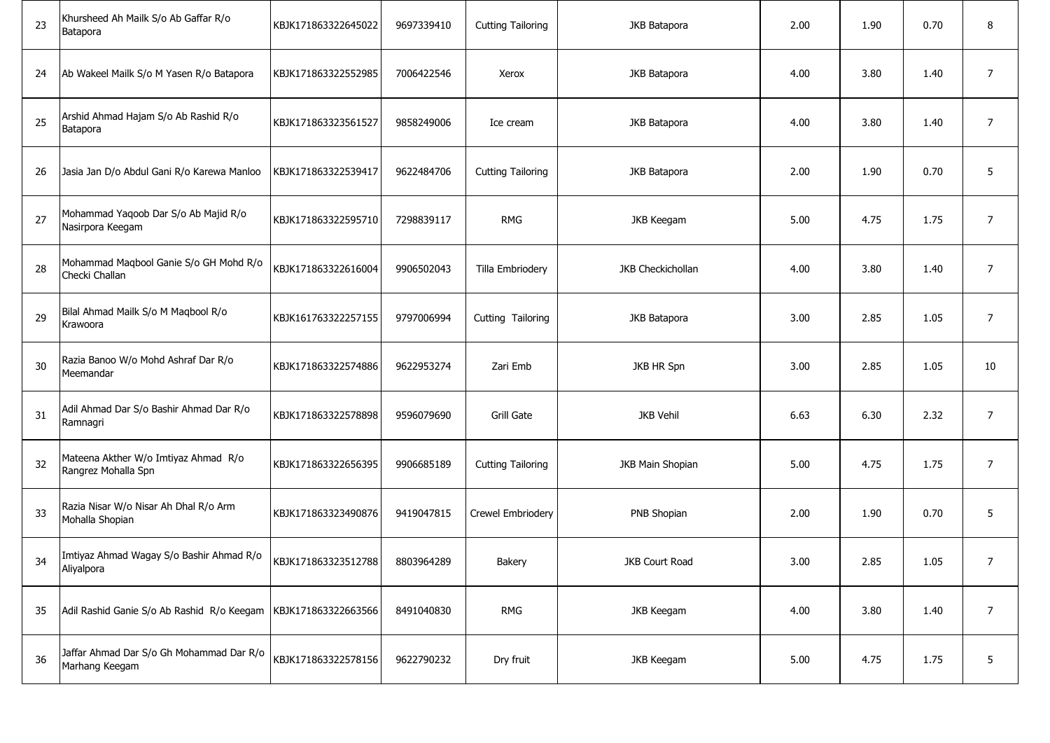| | | | | | | | | | |
|---|---|---|---|---|---|---|---|---|---|
| 23 | Khursheed Ah Mailk S/o Ab Gaffar R/o Batapora | KBJK171863322645022 | 9697339410 | Cutting Tailoring | JKB Batapora | 2.00 | 1.90 | 0.70 | 8 |
| 24 | Ab Wakeel Mailk S/o M Yasen R/o Batapora | KBJK171863322552985 | 7006422546 | Xerox | JKB Batapora | 4.00 | 3.80 | 1.40 | 7 |
| 25 | Arshid Ahmad Hajam S/o Ab Rashid R/o Batapora | KBJK171863323561527 | 9858249006 | Ice cream | JKB Batapora | 4.00 | 3.80 | 1.40 | 7 |
| 26 | Jasia Jan D/o Abdul Gani R/o Karewa Manloo | KBJK171863322539417 | 9622484706 | Cutting Tailoring | JKB Batapora | 2.00 | 1.90 | 0.70 | 5 |
| 27 | Mohammad Yaqoob Dar S/o Ab Majid R/o Nasirpora Keegam | KBJK171863322595710 | 7298839117 | RMG | JKB Keegam | 5.00 | 4.75 | 1.75 | 7 |
| 28 | Mohammad Maqbool Ganie S/o GH Mohd R/o Checki Challan | KBJK171863322616004 | 9906502043 | Tilla Embriodery | JKB Checkichollan | 4.00 | 3.80 | 1.40 | 7 |
| 29 | Bilal Ahmad Mailk S/o M Maqbool R/o Krawoora | KBJK161763322257155 | 9797006994 | Cutting Tailoring | JKB Batapora | 3.00 | 2.85 | 1.05 | 7 |
| 30 | Razia Banoo W/o Mohd Ashraf Dar R/o Meemandar | KBJK171863322574886 | 9622953274 | Zari Emb | JKB HR Spn | 3.00 | 2.85 | 1.05 | 10 |
| 31 | Adil Ahmad Dar S/o Bashir Ahmad Dar R/o Ramnagri | KBJK171863322578898 | 9596079690 | Grill Gate | JKB Vehil | 6.63 | 6.30 | 2.32 | 7 |
| 32 | Mateena Akther W/o Imtiyaz Ahmad R/o Rangrez Mohalla Spn | KBJK171863322656395 | 9906685189 | Cutting Tailoring | JKB Main Shopian | 5.00 | 4.75 | 1.75 | 7 |
| 33 | Razia Nisar W/o Nisar Ah Dhal R/o Arm Mohalla Shopian | KBJK171863323490876 | 9419047815 | Crewel Embriodery | PNB Shopian | 2.00 | 1.90 | 0.70 | 5 |
| 34 | Imtiyaz Ahmad Wagay S/o Bashir Ahmad R/o Aliyalpora | KBJK171863323512788 | 8803964289 | Bakery | JKB Court Road | 3.00 | 2.85 | 1.05 | 7 |
| 35 | Adil Rashid Ganie S/o Ab Rashid R/o Keegam | KBJK171863322663566 | 8491040830 | RMG | JKB Keegam | 4.00 | 3.80 | 1.40 | 7 |
| 36 | Jaffar Ahmad Dar S/o Gh Mohammad Dar R/o Marhang Keegam | KBJK171863322578156 | 9622790232 | Dry fruit | JKB Keegam | 5.00 | 4.75 | 1.75 | 5 |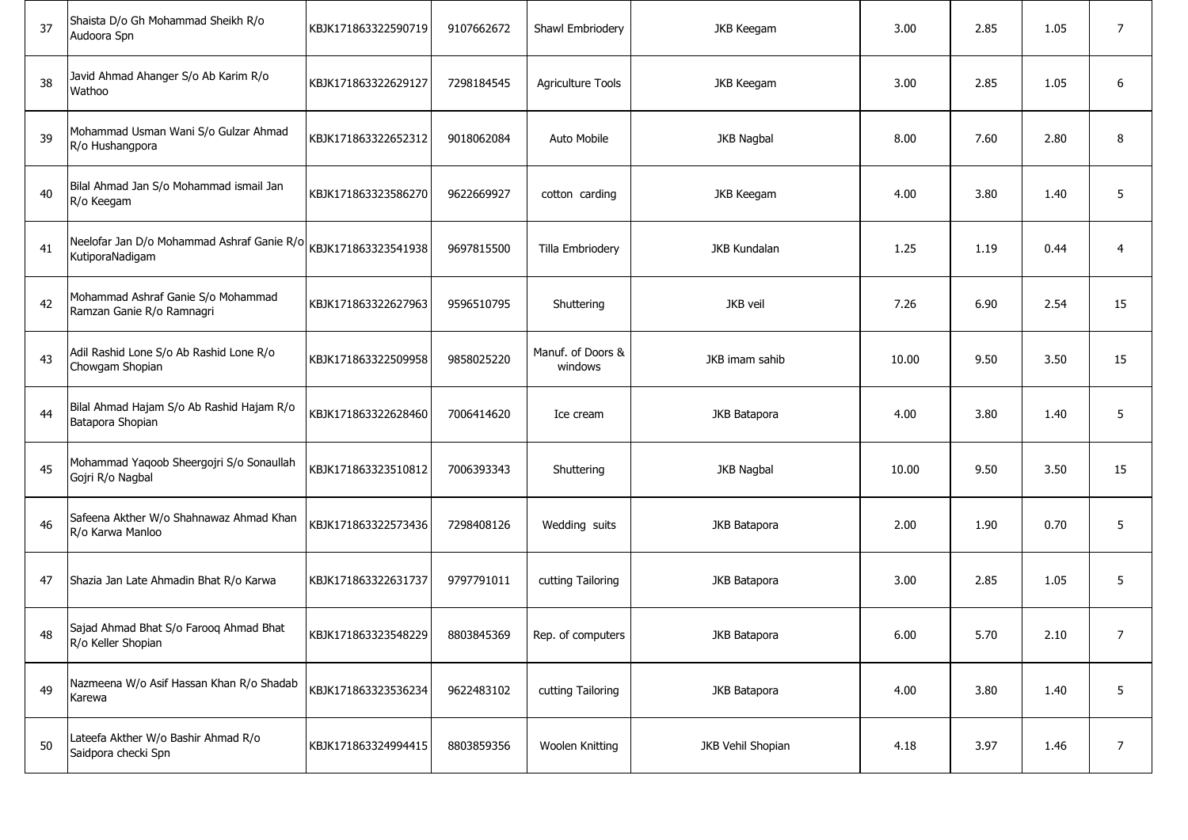| | | | | | | | | |
|---|---|---|---|---|---|---|---|---|
| 37 | Shaista D/o Gh Mohammad Sheikh R/o Audoora Spn | KBJK171863322590719 | 9107662672 | Shawl Embriodery | JKB Keegam | 3.00 | 2.85 | 1.05 | 7 |
| 38 | Javid Ahmad Ahanger S/o Ab Karim R/o Wathoo | KBJK171863322629127 | 7298184545 | Agriculture Tools | JKB Keegam | 3.00 | 2.85 | 1.05 | 6 |
| 39 | Mohammad Usman Wani S/o Gulzar Ahmad R/o Hushangpora | KBJK171863322652312 | 9018062084 | Auto Mobile | JKB Nagbal | 8.00 | 7.60 | 2.80 | 8 |
| 40 | Bilal Ahmad Jan S/o Mohammad ismail Jan R/o Keegam | KBJK171863323586270 | 9622669927 | cotton carding | JKB Keegam | 4.00 | 3.80 | 1.40 | 5 |
| 41 | Neelofar Jan D/o Mohammad Ashraf Ganie R/o KutiporaNadigam | KBJK171863323541938 | 9697815500 | Tilla Embriodery | JKB Kundalan | 1.25 | 1.19 | 0.44 | 4 |
| 42 | Mohammad Ashraf Ganie S/o Mohammad Ramzan Ganie R/o Ramnagri | KBJK171863322627963 | 9596510795 | Shuttering | JKB veil | 7.26 | 6.90 | 2.54 | 15 |
| 43 | Adil Rashid Lone S/o Ab Rashid Lone R/o Chowgam Shopian | KBJK171863322509958 | 9858025220 | Manuf. of Doors & windows | JKB imam sahib | 10.00 | 9.50 | 3.50 | 15 |
| 44 | Bilal Ahmad Hajam S/o Ab Rashid Hajam R/o Batapora Shopian | KBJK171863322628460 | 7006414620 | Ice cream | JKB Batapora | 4.00 | 3.80 | 1.40 | 5 |
| 45 | Mohammad Yaqoob Sheergojri S/o Sonaullah Gojri R/o Nagbal | KBJK171863323510812 | 7006393343 | Shuttering | JKB Nagbal | 10.00 | 9.50 | 3.50 | 15 |
| 46 | Safeena Akther W/o Shahnawaz Ahmad Khan R/o Karwa Manloo | KBJK171863322573436 | 7298408126 | Wedding suits | JKB Batapora | 2.00 | 1.90 | 0.70 | 5 |
| 47 | Shazia Jan Late Ahmadin Bhat R/o Karwa | KBJK171863322631737 | 9797791011 | cutting Tailoring | JKB Batapora | 3.00 | 2.85 | 1.05 | 5 |
| 48 | Sajad Ahmad Bhat S/o Farooq Ahmad Bhat R/o Keller Shopian | KBJK171863323548229 | 8803845369 | Rep. of computers | JKB Batapora | 6.00 | 5.70 | 2.10 | 7 |
| 49 | Nazmeena W/o Asif Hassan Khan R/o Shadab Karewa | KBJK171863323536234 | 9622483102 | cutting Tailoring | JKB Batapora | 4.00 | 3.80 | 1.40 | 5 |
| 50 | Lateefa Akther W/o Bashir Ahmad R/o Saidpora checki Spn | KBJK171863324994415 | 8803859356 | Woolen Knitting | JKB Vehil Shopian | 4.18 | 3.97 | 1.46 | 7 |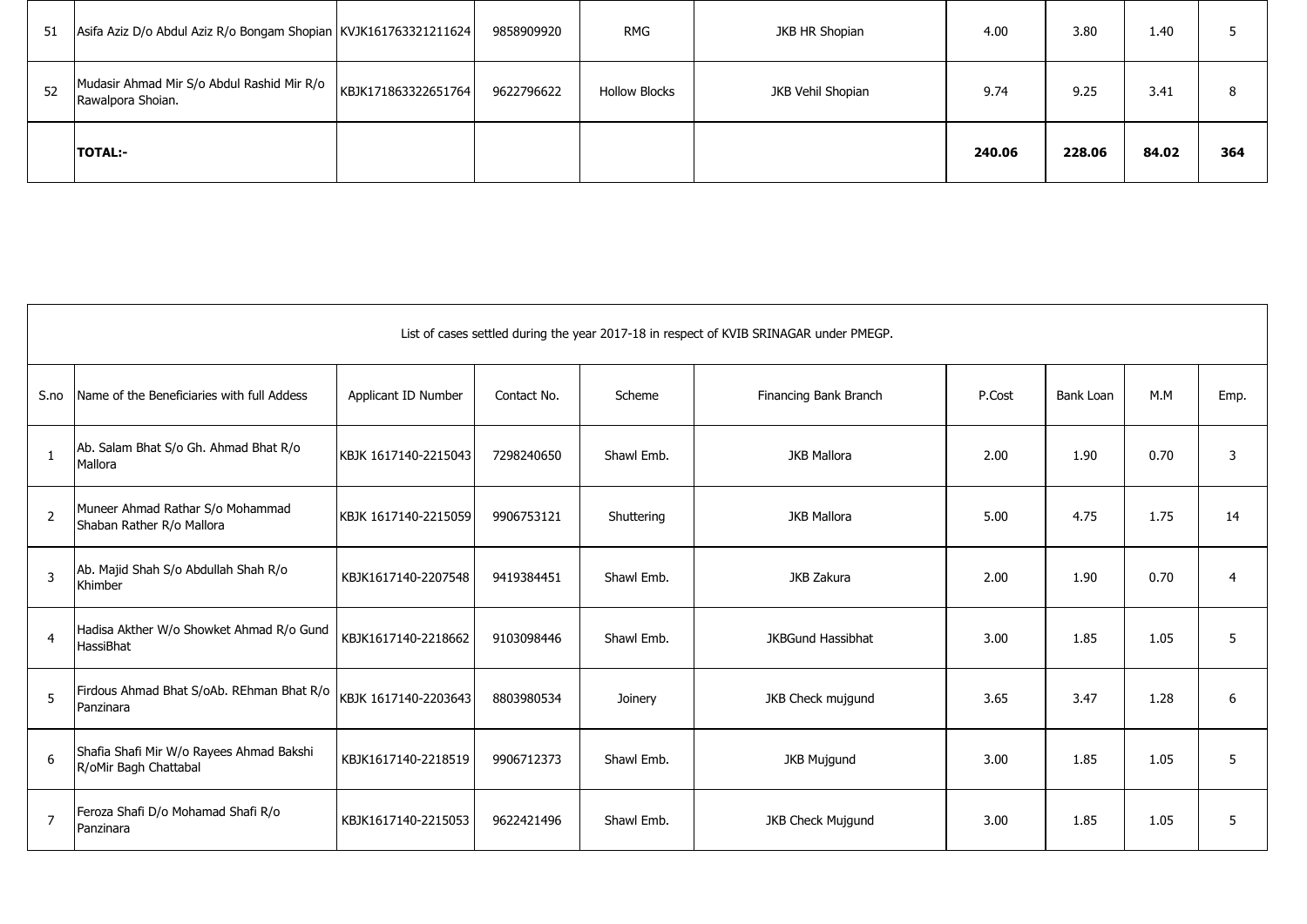| | | | | | | | | | |
|---|---|---|---|---|---|---|---|---|---|
| 51 | Asifa Aziz D/o Abdul Aziz R/o Bongam Shopian | KVJK161763321211624 | 9858909920 | RMG | JKB HR Shopian | 4.00 | 3.80 | 1.40 | 5 |
| 52 | Mudasir Ahmad Mir S/o Abdul Rashid Mir R/o Rawalpora Shoian. | KBJK171863322651764 | 9622796622 | Hollow Blocks | JKB Vehil Shopian | 9.74 | 9.25 | 3.41 | 8 |
| | **TOTAL:-** | | | | | **240.06** | **228.06** | **84.02** | **364** |

List of cases settled during the year 2017-18 in respect of KVIB SRINAGAR under PMEGP.

| S.no | Name of the Beneficiaries with full Addess | Applicant ID Number | Contact No. | Scheme | Financing Bank Branch | P.Cost | Bank Loan | M.M | Emp. |
|---|---|---|---|---|---|---|---|---|---|
| 1 | Ab. Salam Bhat S/o Gh. Ahmad Bhat R/o Mallora | KBJK 1617140-2215043 | 7298240650 | Shawl Emb. | JKB Mallora | 2.00 | 1.90 | 0.70 | 3 |
| 2 | Muneer Ahmad Rathar S/o Mohammad Shaban Rather R/o Mallora | KBJK 1617140-2215059 | 9906753121 | Shuttering | JKB Mallora | 5.00 | 4.75 | 1.75 | 14 |
| 3 | Ab. Majid Shah S/o Abdullah Shah R/o Khimber | KBJK1617140-2207548 | 9419384451 | Shawl Emb. | JKB Zakura | 2.00 | 1.90 | 0.70 | 4 |
| 4 | Hadisa Akther W/o Showket Ahmad R/o Gund HassiBhat | KBJK1617140-2218662 | 9103098446 | Shawl Emb. | JKBGund Hassibhat | 3.00 | 1.85 | 1.05 | 5 |
| 5 | Firdous Ahmad Bhat S/oAb. REhman Bhat R/o Panzinara | KBJK 1617140-2203643 | 8803980534 | Joinery | JKB Check mujgund | 3.65 | 3.47 | 1.28 | 6 |
| 6 | Shafia Shafi Mir W/o Rayees Ahmad Bakshi R/oMir Bagh Chattabal | KBJK1617140-2218519 | 9906712373 | Shawl Emb. | JKB Mujgund | 3.00 | 1.85 | 1.05 | 5 |
| 7 | Feroza Shafi D/o Mohamad Shafi R/o Panzinara | KBJK1617140-2215053 | 9622421496 | Shawl Emb. | JKB Check Mujgund | 3.00 | 1.85 | 1.05 | 5 |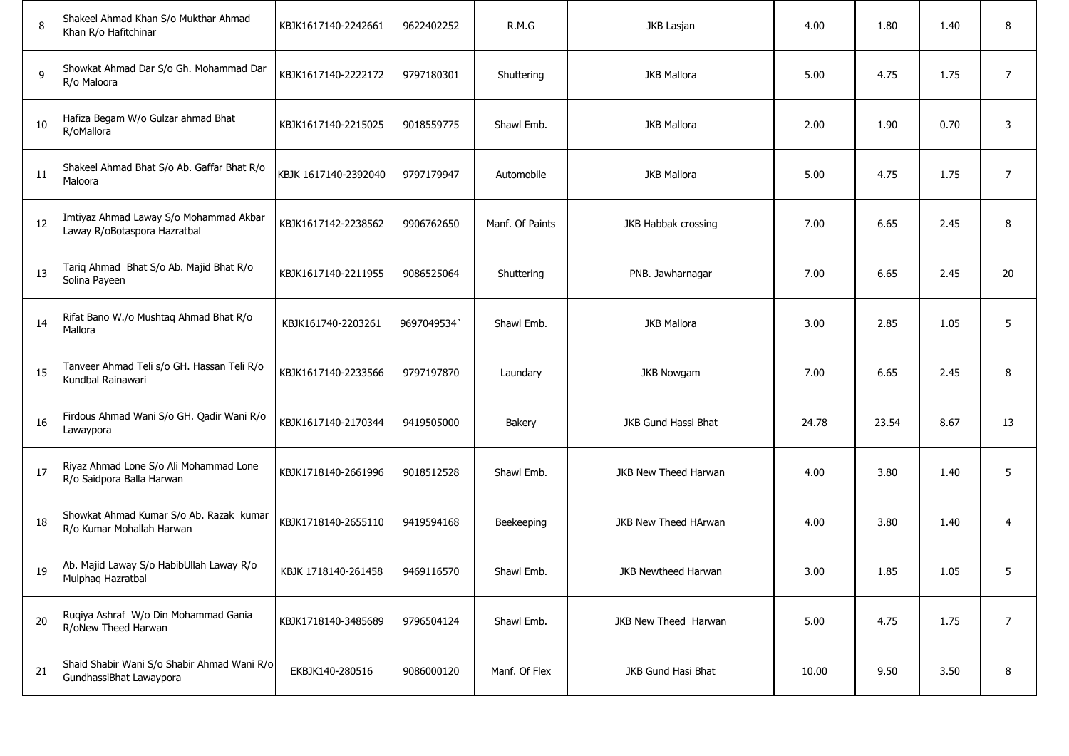| 8 | Shakeel Ahmad Khan S/o Mukthar Ahmad Khan R/o Hafitchinar | KBJK1617140-2242661 | 9622402252 | R.M.G | JKB Lasjan | 4.00 | 1.80 | 1.40 | 8 |
|---|---|---|---|---|---|---|---|---|---|
| 9 | Showkat Ahmad Dar S/o Gh. Mohammad Dar R/o Maloora | KBJK1617140-2222172 | 9797180301 | Shuttering | JKB Mallora | 5.00 | 4.75 | 1.75 | 7 |
| 10 | Hafiza Begam W/o Gulzar ahmad Bhat R/oMallora | KBJK1617140-2215025 | 9018559775 | Shawl Emb. | JKB Mallora | 2.00 | 1.90 | 0.70 | 3 |
| 11 | Shakeel Ahmad Bhat S/o Ab. Gaffar Bhat R/o Maloora | KBJK 1617140-2392040 | 9797179947 | Automobile | JKB Mallora | 5.00 | 4.75 | 1.75 | 7 |
| 12 | Imtiyaz Ahmad Laway S/o Mohammad Akbar Laway R/oBotaspora Hazratbal | KBJK1617142-2238562 | 9906762650 | Manf. Of Paints | JKB Habbak crossing | 7.00 | 6.65 | 2.45 | 8 |
| 13 | Tariq Ahmad Bhat S/o Ab. Majid Bhat R/o Solina Payeen | KBJK1617140-2211955 | 9086525064 | Shuttering | PNB. Jawharnagar | 7.00 | 6.65 | 2.45 | 20 |
| 14 | Rifat Bano W./o Mushtaq Ahmad Bhat R/o Mallora | KBJK161740-2203261 | 9697049534` | Shawl Emb. | JKB Mallora | 3.00 | 2.85 | 1.05 | 5 |
| 15 | Tanveer Ahmad Teli s/o GH. Hassan Teli R/o Kundbal Rainawari | KBJK1617140-2233566 | 9797197870 | Laundary | JKB Nowgam | 7.00 | 6.65 | 2.45 | 8 |
| 16 | Firdous Ahmad Wani S/o GH. Qadir Wani R/o Lawaypora | KBJK1617140-2170344 | 9419505000 | Bakery | JKB Gund Hassi Bhat | 24.78 | 23.54 | 8.67 | 13 |
| 17 | Riyaz Ahmad Lone S/o Ali Mohammad Lone R/o Saidpora Balla Harwan | KBJK1718140-2661996 | 9018512528 | Shawl Emb. | JKB New Theed Harwan | 4.00 | 3.80 | 1.40 | 5 |
| 18 | Showkat Ahmad Kumar S/o Ab. Razak kumar R/o Kumar Mohallah Harwan | KBJK1718140-2655110 | 9419594168 | Beekeeping | JKB New Theed HArwan | 4.00 | 3.80 | 1.40 | 4 |
| 19 | Ab. Majid Laway S/o HabibUllah Laway R/o Mulphaq Hazratbal | KBJK 1718140-261458 | 9469116570 | Shawl Emb. | JKB Newtheed Harwan | 3.00 | 1.85 | 1.05 | 5 |
| 20 | Ruqiya Ashraf W/o Din Mohammad Gania R/oNew Theed Harwan | KBJK1718140-3485689 | 9796504124 | Shawl Emb. | JKB New Theed Harwan | 5.00 | 4.75 | 1.75 | 7 |
| 21 | Shaid Shabir Wani S/o Shabir Ahmad Wani R/o GundhassiBhat Lawaypora | EKBJK140-280516 | 9086000120 | Manf. Of Flex | JKB Gund Hasi Bhat | 10.00 | 9.50 | 3.50 | 8 |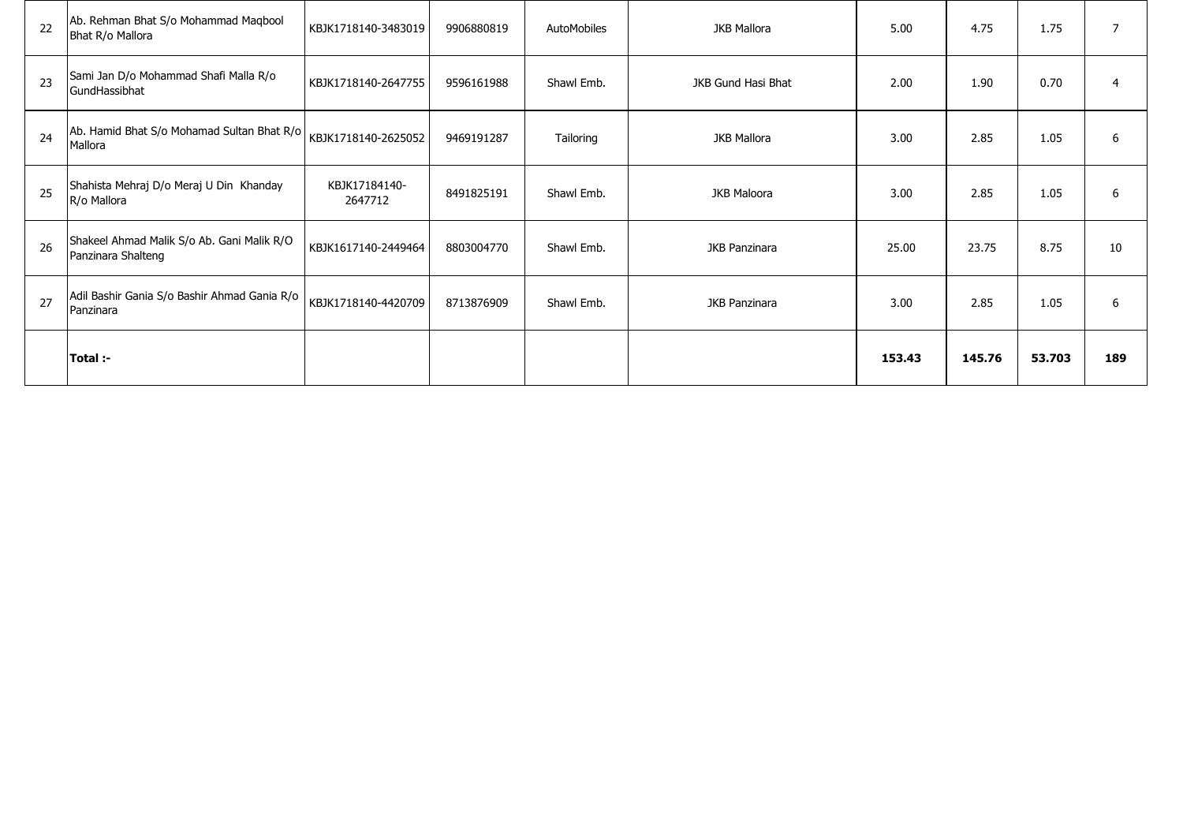| | | | | | | | | | |
|---|---|---|---|---|---|---|---|---|---|
| 22 | Ab. Rehman Bhat S/o Mohammad Maqbool Bhat R/o Mallora | KBJK1718140-3483019 | 9906880819 | AutoMobiles | JKB Mallora | 5.00 | 4.75 | 1.75 | 7 |
| 23 | Sami Jan D/o Mohammad Shafi Malla R/o GundHassibhat | KBJK1718140-2647755 | 9596161988 | Shawl Emb. | JKB Gund Hasi Bhat | 2.00 | 1.90 | 0.70 | 4 |
| 24 | Ab. Hamid Bhat S/o Mohamad Sultan Bhat R/o Mallora | KBJK1718140-2625052 | 9469191287 | Tailoring | JKB Mallora | 3.00 | 2.85 | 1.05 | 6 |
| 25 | Shahista Mehraj D/o Meraj U Din Khanday R/o Mallora | KBJK17184140-2647712 | 8491825191 | Shawl Emb. | JKB Maloora | 3.00 | 2.85 | 1.05 | 6 |
| 26 | Shakeel Ahmad Malik S/o Ab. Gani Malik R/O Panzinara Shalteng | KBJK1617140-2449464 | 8803004770 | Shawl Emb. | JKB Panzinara | 25.00 | 23.75 | 8.75 | 10 |
| 27 | Adil Bashir Gania S/o Bashir Ahmad Gania R/o Panzinara | KBJK1718140-4420709 | 8713876909 | Shawl Emb. | JKB Panzinara | 3.00 | 2.85 | 1.05 | 6 |
| | **Total :-** | | | | | **153.43** | **145.76** | **53.703** | **189** |